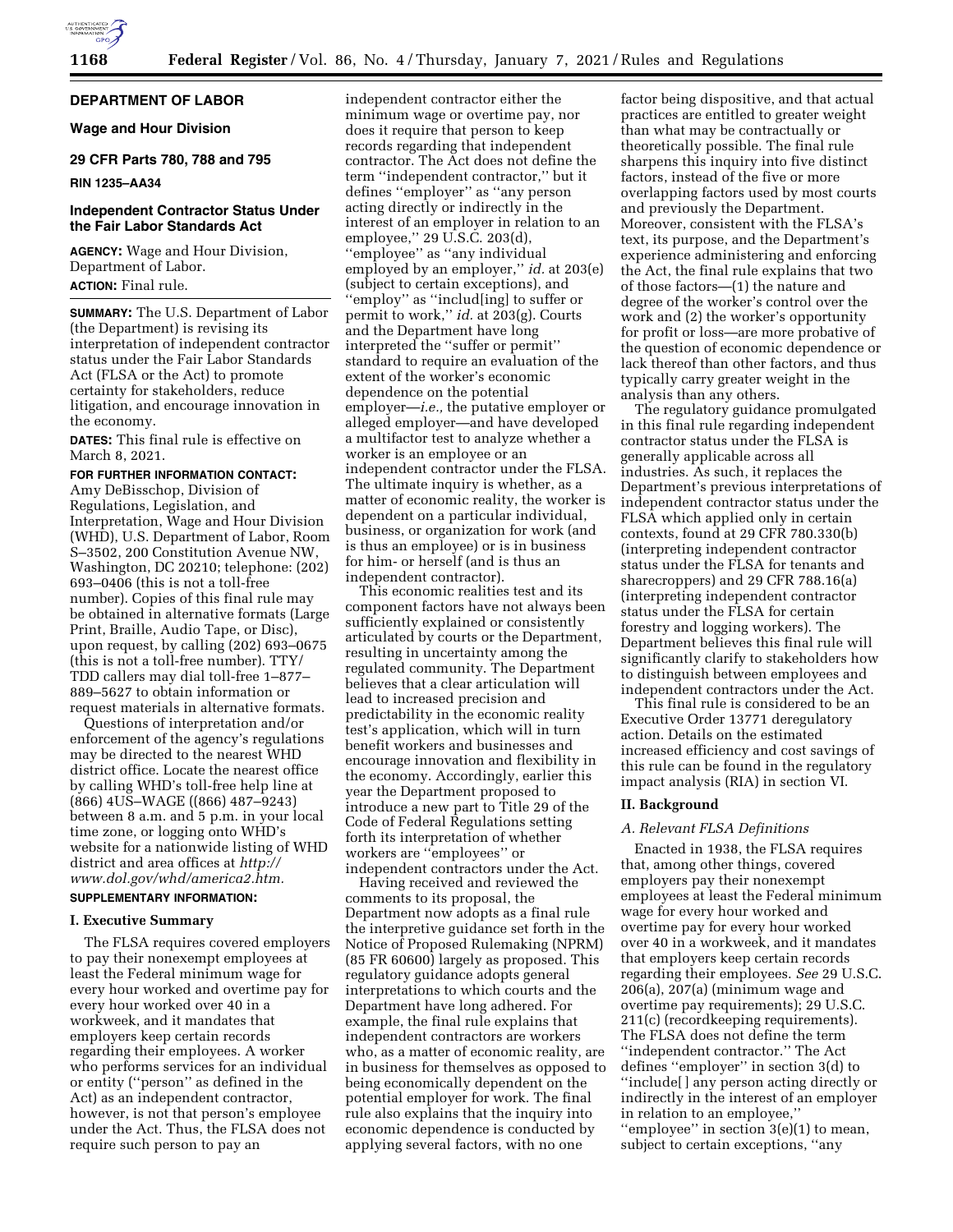**DEPARTMENT OF LABOR**

**Wage and Hour Division**

**29 CFR Parts 780, 788 and 795**

**RIN 1235–AA34**

# Independent Contractor Status Under the Fair Labor Standards Act

**AGENCY:** Wage and Hour Division, Department of Labor.

**ACTION:** Final rule.

**SUMMARY:** The U.S. Department of Labor (the Department) is revising its interpretation of independent contractor status under the Fair Labor Standards Act (FLSA or the Act) to promote certainty for stakeholders, reduce litigation, and encourage innovation in the economy.

**DATES:** This final rule is effective on March 8, 2021.

**FOR FURTHER INFORMATION CONTACT:** Amy DeBisschop, Division of Regulations, Legislation, and Interpretation, Wage and Hour Division (WHD), U.S. Department of Labor, Room S–3502, 200 Constitution Avenue NW, Washington, DC 20210; telephone: (202) 693–0406 (this is not a toll-free number). Copies of this final rule may be obtained in alternative formats (Large Print, Braille, Audio Tape, or Disc), upon request, by calling (202) 693–0675 (this is not a toll-free number). TTY/TDD callers may dial toll-free 1–877–889–5627 to obtain information or request materials in alternative formats.

Questions of interpretation and/or enforcement of the agency's regulations may be directed to the nearest WHD district office. Locate the nearest office by calling WHD's toll-free help line at (866) 4US–WAGE ((866) 487–9243) between 8 a.m. and 5 p.m. in your local time zone, or logging onto WHD's website for a nationwide listing of WHD district and area offices at *http://www.dol.gov/whd/america2.htm.*

**SUPPLEMENTARY INFORMATION:**

## I. Executive Summary

The FLSA requires covered employers to pay their nonexempt employees at least the Federal minimum wage for every hour worked and overtime pay for every hour worked over 40 in a workweek, and it mandates that employers keep certain records regarding their employees. A worker who performs services for an individual or entity (''person'' as defined in the Act) as an independent contractor, however, is not that person's employee under the Act. Thus, the FLSA does not require such person to pay an independent contractor either the minimum wage or overtime pay, nor does it require that person to keep records regarding that independent contractor. The Act does not define the term ''independent contractor,'' but it defines ''employer'' as ''any person acting directly or indirectly in the interest of an employer in relation to an employee,'' 29 U.S.C. 203(d), ''employee'' as ''any individual employed by an employer,'' *id.* at 203(e) (subject to certain exceptions), and ''employ'' as ''includ[ing] to suffer or permit to work,'' *id.* at 203(g). Courts and the Department have long interpreted the ''suffer or permit'' standard to require an evaluation of the extent of the worker's economic dependence on the potential employer—*i.e.,* the putative employer or alleged employer—and have developed a multifactor test to analyze whether a worker is an employee or an independent contractor under the FLSA. The ultimate inquiry is whether, as a matter of economic reality, the worker is dependent on a particular individual, business, or organization for work (and is thus an employee) or is in business for him- or herself (and is thus an independent contractor).

This economic realities test and its component factors have not always been sufficiently explained or consistently articulated by courts or the Department, resulting in uncertainty among the regulated community. The Department believes that a clear articulation will lead to increased precision and predictability in the economic reality test's application, which will in turn benefit workers and businesses and encourage innovation and flexibility in the economy. Accordingly, earlier this year the Department proposed to introduce a new part to Title 29 of the Code of Federal Regulations setting forth its interpretation of whether workers are ''employees'' or independent contractors under the Act.

Having received and reviewed the comments to its proposal, the Department now adopts as a final rule the interpretive guidance set forth in the Notice of Proposed Rulemaking (NPRM) (85 FR 60600) largely as proposed. This regulatory guidance adopts general interpretations to which courts and the Department have long adhered. For example, the final rule explains that independent contractors are workers who, as a matter of economic reality, are in business for themselves as opposed to being economically dependent on the potential employer for work. The final rule also explains that the inquiry into economic dependence is conducted by applying several factors, with no one factor being dispositive, and that actual practices are entitled to greater weight than what may be contractually or theoretically possible. The final rule sharpens this inquiry into five distinct factors, instead of the five or more overlapping factors used by most courts and previously the Department. Moreover, consistent with the FLSA's text, its purpose, and the Department's experience administering and enforcing the Act, the final rule explains that two of those factors—(1) the nature and degree of the worker's control over the work and (2) the worker's opportunity for profit or loss—are more probative of the question of economic dependence or lack thereof than other factors, and thus typically carry greater weight in the analysis than any others.

The regulatory guidance promulgated in this final rule regarding independent contractor status under the FLSA is generally applicable across all industries. As such, it replaces the Department's previous interpretations of independent contractor status under the FLSA which applied only in certain contexts, found at 29 CFR 780.330(b) (interpreting independent contractor status under the FLSA for tenants and sharecroppers) and 29 CFR 788.16(a) (interpreting independent contractor status under the FLSA for certain forestry and logging workers). The Department believes this final rule will significantly clarify to stakeholders how to distinguish between employees and independent contractors under the Act.

This final rule is considered to be an Executive Order 13771 deregulatory action. Details on the estimated increased efficiency and cost savings of this rule can be found in the regulatory impact analysis (RIA) in section VI.

## II. Background

### A. Relevant FLSA Definitions

Enacted in 1938, the FLSA requires that, among other things, covered employers pay their nonexempt employees at least the Federal minimum wage for every hour worked and overtime pay for every hour worked over 40 in a workweek, and it mandates that employers keep certain records regarding their employees. *See* 29 U.S.C. 206(a), 207(a) (minimum wage and overtime pay requirements); 29 U.S.C. 211(c) (recordkeeping requirements). The FLSA does not define the term ''independent contractor.'' The Act defines ''employer'' in section 3(d) to ''include[ ] any person acting directly or indirectly in the interest of an employer in relation to an employee,'' ''employee'' in section 3(e)(1) to mean, subject to certain exceptions, ''any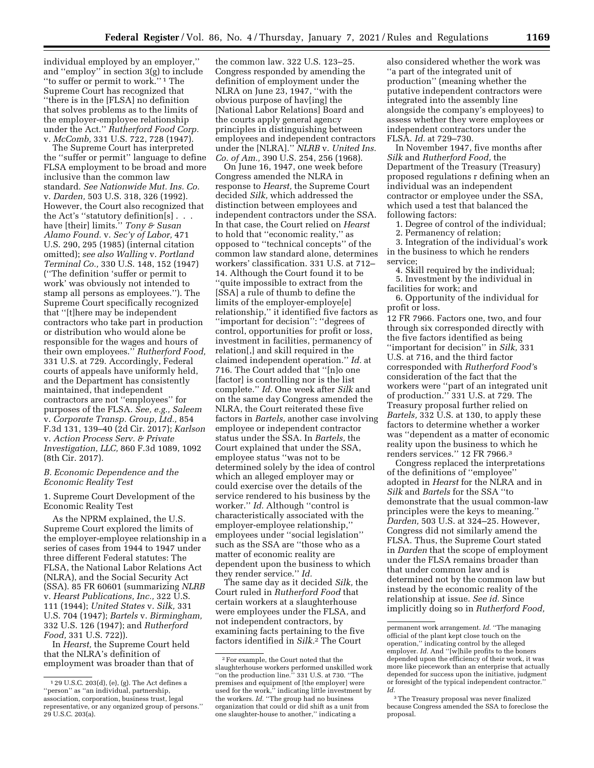individual employed by an employer," and "employ" in section 3(g) to include "to suffer or permit to work." [1] The Supreme Court has recognized that "there is in the [FLSA] no definition that solves problems as to the limits of the employer-employee relationship under the Act." *Rutherford Food Corp.* v. *McComb,* 331 U.S. 722, 728 (1947).

The Supreme Court has interpreted the "suffer or permit" language to define FLSA employment to be broad and more inclusive than the common law standard. *See Nationwide Mut. Ins. Co.* v. *Darden,* 503 U.S. 318, 326 (1992). However, the Court also recognized that the Act's "statutory definition[s] . . . have [their] limits." *Tony & Susan Alamo Found.* v. *Sec'y of Labor,* 471 U.S. 290, 295 (1985) (internal citation omitted); *see also Walling* v. *Portland Terminal Co.,* 330 U.S. 148, 152 (1947) ("The definition 'suffer or permit to work' was obviously not intended to stamp all persons as employees."). The Supreme Court specifically recognized that "[t]here may be independent contractors who take part in production or distribution who would alone be responsible for the wages and hours of their own employees." *Rutherford Food,* 331 U.S. at 729. Accordingly, Federal courts of appeals have uniformly held, and the Department has consistently maintained, that independent contractors are not "employees" for purposes of the FLSA. *See, e.g., Saleem* v. *Corporate Transp. Group, Ltd.,* 854 F.3d 131, 139–40 (2d Cir. 2017); *Karlson* v. *Action Process Serv. & Private Investigation, LLC,* 860 F.3d 1089, 1092 (8th Cir. 2017).

### *B. Economic Dependence and the Economic Reality Test*

1. Supreme Court Development of the Economic Reality Test

As the NPRM explained, the U.S. Supreme Court explored the limits of the employer-employee relationship in a series of cases from 1944 to 1947 under three different Federal statutes: The FLSA, the National Labor Relations Act (NLRA), and the Social Security Act (SSA). 85 FR 60601 (summarizing *NLRB* v. *Hearst Publications, Inc.,* 322 U.S. 111 (1944); *United States* v. *Silk,* 331 U.S. 704 (1947); *Bartels* v. *Birmingham,* 332 U.S. 126 (1947); and *Rutherford Food,* 331 U.S. 722)).

In *Hearst,* the Supreme Court held that the NLRA's definition of employment was broader than that of the common law. 322 U.S. 123–25. Congress responded by amending the definition of employment under the NLRA on June 23, 1947, "with the obvious purpose of hav[ing] the [National Labor Relations] Board and the courts apply general agency principles in distinguishing between employees and independent contractors under the [NLRA]." *NLRB* v. *United Ins. Co. of Am.,* 390 U.S. 254, 256 (1968).

On June 16, 1947, one week before Congress amended the NLRA in response to *Hearst,* the Supreme Court decided *Silk,* which addressed the distinction between employees and independent contractors under the SSA. In that case, the Court relied on *Hearst* to hold that "economic reality," as opposed to "technical concepts" of the common law standard alone, determines workers' classification. 331 U.S. at 712–14. Although the Court found it to be "quite impossible to extract from the [SSA] a rule of thumb to define the limits of the employer-employe[e] relationship," it identified five factors as "important for decision": "degrees of control, opportunities for profit or loss, investment in facilities, permanency of relation[,] and skill required in the claimed independent operation." *Id.* at 716. The Court added that "[n]o one [factor] is controlling nor is the list complete." *Id.* One week after *Silk* and on the same day Congress amended the NLRA, the Court reiterated these five factors in *Bartels,* another case involving employee or independent contractor status under the SSA. In *Bartels,* the Court explained that under the SSA, employee status "was not to be determined solely by the idea of control which an alleged employer may or could exercise over the details of the service rendered to his business by the worker." *Id.* Although "control is characteristically associated with the employer-employee relationship," employees under "social legislation" such as the SSA are "those who as a matter of economic reality are dependent upon the business to which they render service." *Id.*

The same day as it decided *Silk,* the Court ruled in *Rutherford Food* that certain workers at a slaughterhouse were employees under the FLSA, and not independent contractors, by examining facts pertaining to the five factors identified in *Silk.*[2] The Court also considered whether the work was "a part of the integrated unit of production" (meaning whether the putative independent contractors were integrated into the assembly line alongside the company's employees) to assess whether they were employees or independent contractors under the FLSA. *Id.* at 729–730.

In November 1947, five months after *Silk* and *Rutherford Food,* the Department of the Treasury (Treasury) proposed regulations r defining when an individual was an independent contractor or employee under the SSA, which used a test that balanced the following factors:

1. Degree of control of the individual;
2. Permanency of relation;
3. Integration of the individual's work in the business to which he renders service;
4. Skill required by the individual;
5. Investment by the individual in facilities for work; and
6. Opportunity of the individual for profit or loss.

12 FR 7966. Factors one, two, and four through six corresponded directly with the five factors identified as being "important for decision" in *Silk,* 331 U.S. at 716, and the third factor corresponded with *Rutherford Food'*s consideration of the fact that the workers were "part of an integrated unit of production." 331 U.S. at 729. The Treasury proposal further relied on *Bartels,* 332 U.S. at 130, to apply these factors to determine whether a worker was "dependent as a matter of economic reality upon the business to which he renders services." 12 FR 7966.[3]

Congress replaced the interpretations of the definitions of "employee" adopted in *Hearst* for the NLRA and in *Silk* and *Bartels* for the SSA "to demonstrate that the usual common-law principles were the keys to meaning." *Darden,* 503 U.S. at 324–25. However, Congress did not similarly amend the FLSA. Thus, the Supreme Court stated in *Darden* that the scope of employment under the FLSA remains broader than that under common law and is determined not by the common law but instead by the economic reality of the relationship at issue. *See id.* Since implicitly doing so in *Rutherford Food,*

---

[1] 29 U.S.C. 203(d), (e), (g). The Act defines a "person" as "an individual, partnership, association, corporation, business trust, legal representative, or any organized group of persons." 29 U.S.C. 203(a).

[2] For example, the Court noted that the slaughterhouse workers performed unskilled work "on the production line." 331 U.S. at 730. "The premises and equipment of [the employer] were used for the work," indicating little investment by the workers. *Id.* "The group had no business organization that could or did shift as a unit from one slaughter-house to another," indicating a permanent work arrangement. *Id.* "The managing official of the plant kept close touch on the operation," indicating control by the alleged employer. *Id.* And "[w]hile profits to the boners depended upon the efficiency of their work, it was more like piecework than an enterprise that actually depended for success upon the initiative, judgment or foresight of the typical independent contractor." *Id.*

[3] The Treasury proposal was never finalized because Congress amended the SSA to foreclose the proposal.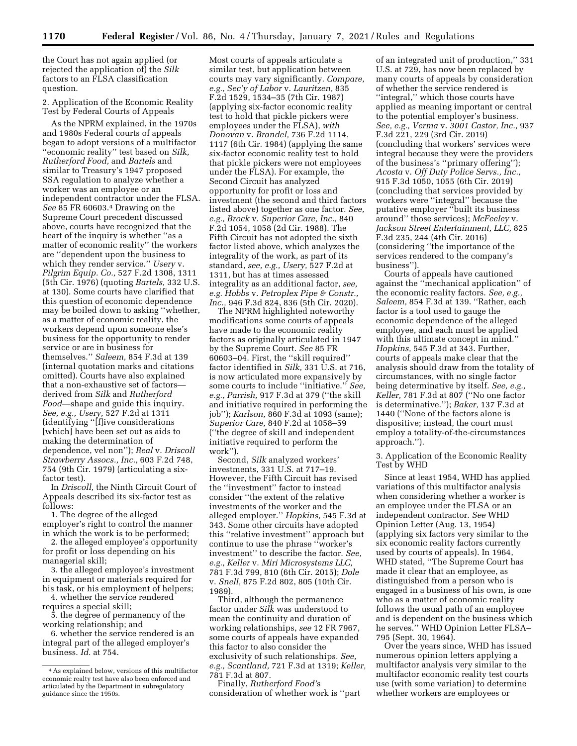the Court has not again applied (or rejected the application of) the *Silk* factors to an FLSA classification question.

2. Application of the Economic Reality Test by Federal Courts of Appeals

As the NPRM explained, in the 1970s and 1980s Federal courts of appeals began to adopt versions of a multifactor ''economic reality'' test based on *Silk, Rutherford Food,* and *Bartels* and similar to Treasury's 1947 proposed SSA regulation to analyze whether a worker was an employee or an independent contractor under the FLSA. *See* 85 FR 60603.[4] Drawing on the Supreme Court precedent discussed above, courts have recognized that the heart of the inquiry is whether ''as a matter of economic reality'' the workers are ''dependent upon the business to which they render service.'' *Usery* v. *Pilgrim Equip. Co.,* 527 F.2d 1308, 1311 (5th Cir. 1976) (quoting *Bartels,* 332 U.S. at 130). Some courts have clarified that this question of economic dependence may be boiled down to asking ''whether, as a matter of economic reality, the workers depend upon someone else's business for the opportunity to render service or are in business for themselves.'' *Saleem,* 854 F.3d at 139 (internal quotation marks and citations omitted). Courts have also explained that a non-exhaustive set of factors—derived from *Silk* and *Rutherford Food*—shape and guide this inquiry. *See, e.g., Usery,* 527 F.2d at 1311 (identifying ''[f]ive considerations [which] have been set out as aids to making the determination of dependence, vel non''); *Real* v. *Driscoll Strawberry Assocs., Inc.,* 603 F.2d 748, 754 (9th Cir. 1979) (articulating a six-factor test).

In *Driscoll,* the Ninth Circuit Court of Appeals described its six-factor test as follows:

1. The degree of the alleged employer's right to control the manner in which the work is to be performed;
2. the alleged employee's opportunity for profit or loss depending on his managerial skill;
3. the alleged employee's investment in equipment or materials required for his task, or his employment of helpers;
4. whether the service rendered requires a special skill;
5. the degree of permanency of the working relationship; and
6. whether the service rendered is an integral part of the alleged employer's business. *Id.* at 754.

Most courts of appeals articulate a similar test, but application between courts may vary significantly. *Compare, e.g., Sec'y of Labor* v. *Lauritzen,* 835 F.2d 1529, 1534–35 (7th Cir. 1987) (applying six-factor economic reality test to hold that pickle pickers were employees under the FLSA), *with Donovan* v. *Brandel,* 736 F.2d 1114, 1117 (6th Cir. 1984) (applying the same six-factor economic reality test to hold that pickle pickers were not employees under the FLSA). For example, the Second Circuit has analyzed opportunity for profit or loss and investment (the second and third factors listed above) together as one factor. *See, e.g., Brock* v. *Superior Care, Inc.,* 840 F.2d 1054, 1058 (2d Cir. 1988). The Fifth Circuit has not adopted the sixth factor listed above, which analyzes the integrality of the work, as part of its standard, *see, e.g., Usery,* 527 F.2d at 1311, but has at times assessed integrality as an additional factor, *see, e.g. Hobbs* v. *Petroplex Pipe & Constr., Inc.,* 946 F.3d 824, 836 (5th Cir. 2020).

The NPRM highlighted noteworthy modifications some courts of appeals have made to the economic reality factors as originally articulated in 1947 by the Supreme Court. *See* 85 FR 60603–04. First, the ''skill required'' factor identified in *Silk,* 331 U.S. at 716, is now articulated more expansively by some courts to include ''initiative.'' *See, e.g., Parrish,* 917 F.3d at 379 (''the skill and initiative required in performing the job''); *Karlson,* 860 F.3d at 1093 (same); *Superior Care,* 840 F.2d at 1058–59 (''the degree of skill and independent initiative required to perform the work'').

Second, *Silk* analyzed workers' investments, 331 U.S. at 717–19. However, the Fifth Circuit has revised the ''investment'' factor to instead consider ''the extent of the relative investments of the worker and the alleged employer.'' *Hopkins,* 545 F.3d at 343. Some other circuits have adopted this ''relative investment'' approach but continue to use the phrase ''worker's investment'' to describe the factor. *See, e.g., Keller* v. *Miri Microsystems LLC,* 781 F.3d 799, 810 (6th Cir. 2015); *Dole* v. *Snell,* 875 F.2d 802, 805 (10th Cir. 1989).

Third, although the permanence factor under *Silk* was understood to mean the continuity and duration of working relationships, *see* 12 FR 7967, some courts of appeals have expanded this factor to also consider the exclusivity of such relationships. *See, e.g., Scantland,* 721 F.3d at 1319; *Keller,* 781 F.3d at 807.

Finally, *Rutherford Food'*s consideration of whether work is ''part of an integrated unit of production,'' 331 U.S. at 729, has now been replaced by many courts of appeals by consideration of whether the service rendered is ''integral,'' which those courts have applied as meaning important or central to the potential employer's business. *See, e.g., Verma* v. *3001 Castor, Inc.,* 937 F.3d 221, 229 (3rd Cir. 2019) (concluding that workers' services were integral because they were the providers of the business's ''primary offering''); *Acosta* v. *Off Duty Police Servs., Inc.,* 915 F.3d 1050, 1055 (6th Cir. 2019) (concluding that services provided by workers were ''integral'' because the putative employer ''built its business around'' those services); *McFeeley* v. *Jackson Street Entertainment, LLC,* 825 F.3d 235, 244 (4th Cir. 2016) (considering ''the importance of the services rendered to the company's business'').

Courts of appeals have cautioned against the ''mechanical application'' of the economic reality factors. *See, e.g., Saleem,* 854 F.3d at 139. ''Rather, each factor is a tool used to gauge the economic dependence of the alleged employee, and each must be applied with this ultimate concept in mind.'' *Hopkins,* 545 F.3d at 343. Further, courts of appeals make clear that the analysis should draw from the totality of circumstances, with no single factor being determinative by itself. *See, e.g., Keller,* 781 F.3d at 807 (''No one factor is determinative.''); *Baker,* 137 F.3d at 1440 (''None of the factors alone is dispositive; instead, the court must employ a totality-of-the-circumstances approach.'').

3. Application of the Economic Reality Test by WHD

Since at least 1954, WHD has applied variations of this multifactor analysis when considering whether a worker is an employee under the FLSA or an independent contractor. *See* WHD Opinion Letter (Aug. 13, 1954) (applying six factors very similar to the six economic reality factors currently used by courts of appeals). In 1964, WHD stated, ''The Supreme Court has made it clear that an employee, as distinguished from a person who is engaged in a business of his own, is one who as a matter of economic reality follows the usual path of an employee and is dependent on the business which he serves.'' WHD Opinion Letter FLSA–795 (Sept. 30, 1964).

Over the years since, WHD has issued numerous opinion letters applying a multifactor analysis very similar to the multifactor economic reality test courts use (with some variation) to determine whether workers are employees or

---

[4] As explained below, versions of this multifactor economic realty test have also been enforced and articulated by the Department in subregulatory guidance since the 1950s.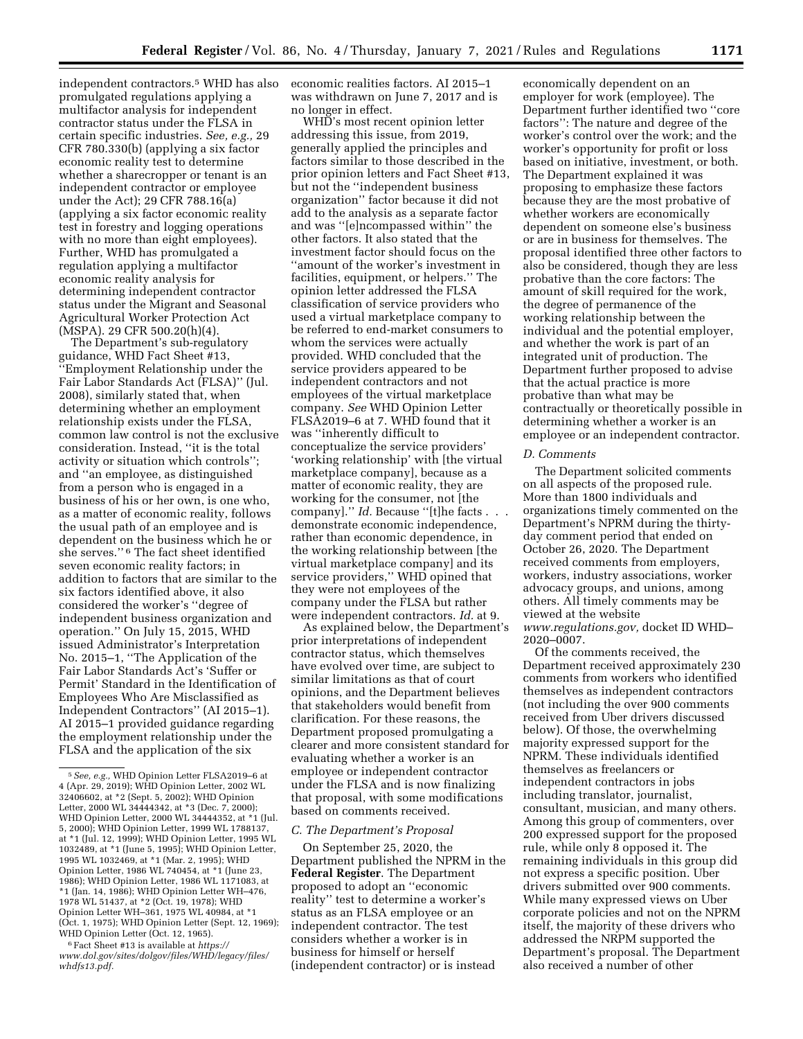independent contractors.[5] WHD has also promulgated regulations applying a multifactor analysis for independent contractor status under the FLSA in certain specific industries. *See, e.g.,* 29 CFR 780.330(b) (applying a six factor economic reality test to determine whether a sharecropper or tenant is an independent contractor or employee under the Act); 29 CFR 788.16(a) (applying a six factor economic reality test in forestry and logging operations with no more than eight employees). Further, WHD has promulgated a regulation applying a multifactor economic reality analysis for determining independent contractor status under the Migrant and Seasonal Agricultural Worker Protection Act (MSPA). 29 CFR 500.20(h)(4).

The Department's sub-regulatory guidance, WHD Fact Sheet #13, ''Employment Relationship under the Fair Labor Standards Act (FLSA)'' (Jul. 2008), similarly stated that, when determining whether an employment relationship exists under the FLSA, common law control is not the exclusive consideration. Instead, ''it is the total activity or situation which controls''; and ''an employee, as distinguished from a person who is engaged in a business of his or her own, is one who, as a matter of economic reality, follows the usual path of an employee and is dependent on the business which he or she serves.'' [6] The fact sheet identified seven economic reality factors; in addition to factors that are similar to the six factors identified above, it also considered the worker's ''degree of independent business organization and operation.'' On July 15, 2015, WHD issued Administrator's Interpretation No. 2015–1, ''The Application of the Fair Labor Standards Act's 'Suffer or Permit' Standard in the Identification of Employees Who Are Misclassified as Independent Contractors'' (AI 2015–1). AI 2015–1 provided guidance regarding the employment relationship under the FLSA and the application of the six economic realities factors. AI 2015–1 was withdrawn on June 7, 2017 and is no longer in effect.

WHD's most recent opinion letter addressing this issue, from 2019, generally applied the principles and factors similar to those described in the prior opinion letters and Fact Sheet #13, but not the ''independent business organization'' factor because it did not add to the analysis as a separate factor and was ''[e]ncompassed within'' the other factors. It also stated that the investment factor should focus on the ''amount of the worker's investment in facilities, equipment, or helpers.'' The opinion letter addressed the FLSA classification of service providers who used a virtual marketplace company to be referred to end-market consumers to whom the services were actually provided. WHD concluded that the service providers appeared to be independent contractors and not employees of the virtual marketplace company. *See* WHD Opinion Letter FLSA2019–6 at 7. WHD found that it was ''inherently difficult to conceptualize the service providers' 'working relationship' with [the virtual marketplace company], because as a matter of economic reality, they are working for the consumer, not [the company].'' *Id.* Because ''[t]he facts . . . demonstrate economic independence, rather than economic dependence, in the working relationship between [the virtual marketplace company] and its service providers,'' WHD opined that they were not employees of the company under the FLSA but rather were independent contractors. *Id.* at 9.

As explained below, the Department's prior interpretations of independent contractor status, which themselves have evolved over time, are subject to similar limitations as that of court opinions, and the Department believes that stakeholders would benefit from clarification. For these reasons, the Department proposed promulgating a clearer and more consistent standard for evaluating whether a worker is an employee or independent contractor under the FLSA and is now finalizing that proposal, with some modifications based on comments received.

### *C. The Department's Proposal*

On September 25, 2020, the Department published the NPRM in the **Federal Register**. The Department proposed to adopt an ''economic reality'' test to determine a worker's status as an FLSA employee or an independent contractor. The test considers whether a worker is in business for himself or herself (independent contractor) or is instead economically dependent on an employer for work (employee). The Department further identified two ''core factors'': The nature and degree of the worker's control over the work; and the worker's opportunity for profit or loss based on initiative, investment, or both. The Department explained it was proposing to emphasize these factors because they are the most probative of whether workers are economically dependent on someone else's business or are in business for themselves. The proposal identified three other factors to also be considered, though they are less probative than the core factors: The amount of skill required for the work, the degree of permanence of the working relationship between the individual and the potential employer, and whether the work is part of an integrated unit of production. The Department further proposed to advise that the actual practice is more probative than what may be contractually or theoretically possible in determining whether a worker is an employee or an independent contractor.

### *D. Comments*

The Department solicited comments on all aspects of the proposed rule. More than 1800 individuals and organizations timely commented on the Department's NPRM during the thirty-day comment period that ended on October 26, 2020. The Department received comments from employers, workers, industry associations, worker advocacy groups, and unions, among others. All timely comments may be viewed at the website *www.regulations.gov,* docket ID WHD–2020–0007.

Of the comments received, the Department received approximately 230 comments from workers who identified themselves as independent contractors (not including the over 900 comments received from Uber drivers discussed below). Of those, the overwhelming majority expressed support for the NPRM. These individuals identified themselves as freelancers or independent contractors in jobs including translator, journalist, consultant, musician, and many others. Among this group of commenters, over 200 expressed support for the proposed rule, while only 8 opposed it. The remaining individuals in this group did not express a specific position. Uber drivers submitted over 900 comments. While many expressed views on Uber corporate policies and not on the NPRM itself, the majority of these drivers who addressed the NRPM supported the Department's proposal. The Department also received a number of other

---

[5] *See, e.g.,* WHD Opinion Letter FLSA2019–6 at 4 (Apr. 29, 2019); WHD Opinion Letter, 2002 WL 32406602, at *2 (Sept. 5, 2002); WHD Opinion Letter, 2000 WL 34444352, at *3 (Dec. 7, 2000); WHD Opinion Letter, 2000 WL 34444342, at *1 (Jul. 5, 2000); WHD Opinion Letter, 1999 WL 1788137, at *1 (Jul. 12, 1999); WHD Opinion Letter, 1995 WL 1032489, at *1 (June 5, 1995); WHD Opinion Letter, 1995 WL 1032469, at *1 (Mar. 2, 1995); WHD Opinion Letter, 1986 WL 740454, at *1 (June 23, 1986); WHD Opinion Letter, 1986 WL 1171083, at *1 (Jan. 14, 1986); WHD Opinion Letter WH–476, 1978 WL 51437, at *2 (Oct. 19, 1978); WHD Opinion Letter WH–361, 1975 WL 40984, at *1 (Oct. 1, 1975); WHD Opinion Letter (Sept. 12, 1969); WHD Opinion Letter (Oct. 12, 1965).

[6] Fact Sheet #13 is available at *https://www.dol.gov/sites/dolgov/files/WHD/legacy/files/whdfs13.pdf.*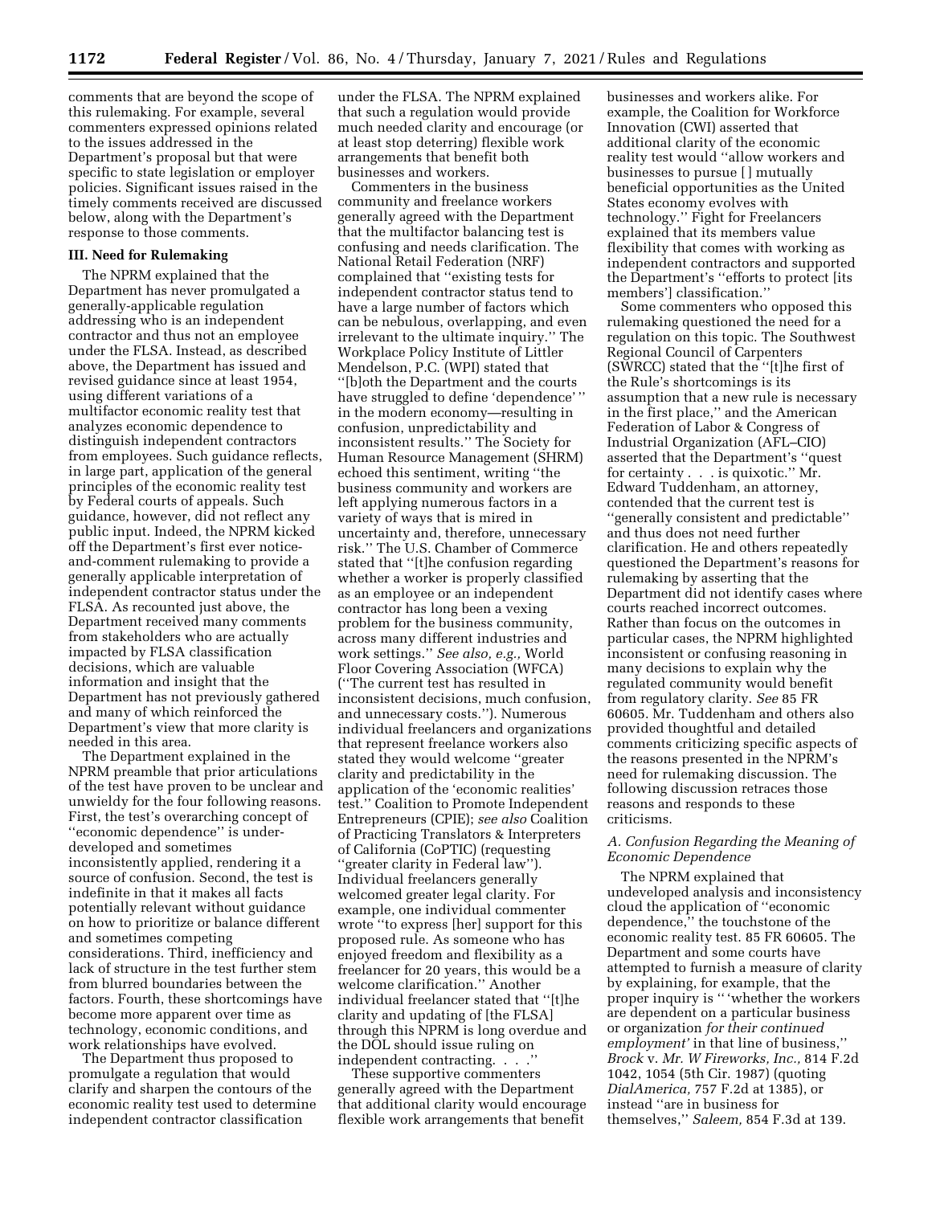comments that are beyond the scope of this rulemaking. For example, several commenters expressed opinions related to the issues addressed in the Department's proposal but that were specific to state legislation or employer policies. Significant issues raised in the timely comments received are discussed below, along with the Department's response to those comments.

### III. Need for Rulemaking

The NPRM explained that the Department has never promulgated a generally-applicable regulation addressing who is an independent contractor and thus not an employee under the FLSA. Instead, as described above, the Department has issued and revised guidance since at least 1954, using different variations of a multifactor economic reality test that analyzes economic dependence to distinguish independent contractors from employees. Such guidance reflects, in large part, application of the general principles of the economic reality test by Federal courts of appeals. Such guidance, however, did not reflect any public input. Indeed, the NPRM kicked off the Department's first ever notice-and-comment rulemaking to provide a generally applicable interpretation of independent contractor status under the FLSA. As recounted just above, the Department received many comments from stakeholders who are actually impacted by FLSA classification decisions, which are valuable information and insight that the Department has not previously gathered and many of which reinforced the Department's view that more clarity is needed in this area.

The Department explained in the NPRM preamble that prior articulations of the test have proven to be unclear and unwieldy for the four following reasons. First, the test's overarching concept of "economic dependence" is under-developed and sometimes inconsistently applied, rendering it a source of confusion. Second, the test is indefinite in that it makes all facts potentially relevant without guidance on how to prioritize or balance different and sometimes competing considerations. Third, inefficiency and lack of structure in the test further stem from blurred boundaries between the factors. Fourth, these shortcomings have become more apparent over time as technology, economic conditions, and work relationships have evolved.

The Department thus proposed to promulgate a regulation that would clarify and sharpen the contours of the economic reality test used to determine independent contractor classification under the FLSA. The NPRM explained that such a regulation would provide much needed clarity and encourage (or at least stop deterring) flexible work arrangements that benefit both businesses and workers.

Commenters in the business community and freelance workers generally agreed with the Department that the multifactor balancing test is confusing and needs clarification. The National Retail Federation (NRF) complained that "existing tests for independent contractor status tend to have a large number of factors which can be nebulous, overlapping, and even irrelevant to the ultimate inquiry." The Workplace Policy Institute of Littler Mendelson, P.C. (WPI) stated that "[b]oth the Department and the courts have struggled to define 'dependence'" in the modern economy—resulting in confusion, unpredictability and inconsistent results." The Society for Human Resource Management (SHRM) echoed this sentiment, writing "the business community and workers are left applying numerous factors in a variety of ways that is mired in uncertainty and, therefore, unnecessary risk." The U.S. Chamber of Commerce stated that "[t]he confusion regarding whether a worker is properly classified as an employee or an independent contractor has long been a vexing problem for the business community, across many different industries and work settings." *See also, e.g.,* World Floor Covering Association (WFCA) ("The current test has resulted in inconsistent decisions, much confusion, and unnecessary costs."). Numerous individual freelancers and organizations that represent freelance workers also stated they would welcome "greater clarity and predictability in the application of the 'economic realities' test." Coalition to Promote Independent Entrepreneurs (CPIE); *see also* Coalition of Practicing Translators & Interpreters of California (CoPTIC) (requesting "greater clarity in Federal law"). Individual freelancers generally welcomed greater legal clarity. For example, one individual commenter wrote "to express [her] support for this proposed rule. As someone who has enjoyed freedom and flexibility as a freelancer for 20 years, this would be a welcome clarification." Another individual freelancer stated that "[t]he clarity and updating of [the FLSA] through this NPRM is long overdue and the DOL should issue ruling on independent contracting. . . ."

These supportive commenters generally agreed with the Department that additional clarity would encourage flexible work arrangements that benefit businesses and workers alike. For example, the Coalition for Workforce Innovation (CWI) asserted that additional clarity of the economic reality test would "allow workers and businesses to pursue [ ] mutually beneficial opportunities as the United States economy evolves with technology." Fight for Freelancers explained that its members value flexibility that comes with working as independent contractors and supported the Department's "efforts to protect [its members'] classification."

Some commenters who opposed this rulemaking questioned the need for a regulation on this topic. The Southwest Regional Council of Carpenters (SWRCC) stated that the "[t]he first of the Rule's shortcomings is its assumption that a new rule is necessary in the first place," and the American Federation of Labor & Congress of Industrial Organization (AFL–CIO) asserted that the Department's "quest for certainty . . . is quixotic." Mr. Edward Tuddenham, an attorney, contended that the current test is "generally consistent and predictable" and thus does not need further clarification. He and others repeatedly questioned the Department's reasons for rulemaking by asserting that the Department did not identify cases where courts reached incorrect outcomes. Rather than focus on the outcomes in particular cases, the NPRM highlighted inconsistent or confusing reasoning in many decisions to explain why the regulated community would benefit from regulatory clarity. *See* 85 FR 60605. Mr. Tuddenham and others also provided thoughtful and detailed comments criticizing specific aspects of the reasons presented in the NPRM's need for rulemaking discussion. The following discussion retraces those reasons and responds to these criticisms.

#### *A. Confusion Regarding the Meaning of Economic Dependence*

The NPRM explained that undeveloped analysis and inconsistency cloud the application of "economic dependence," the touchstone of the economic reality test. 85 FR 60605. The Department and some courts have attempted to furnish a measure of clarity by explaining, for example, that the proper inquiry is "'whether the workers are dependent on a particular business or organization *for their continued employment'* in that line of business," *Brock* v. *Mr. W Fireworks, Inc.,* 814 F.2d 1042, 1054 (5th Cir. 1987) (quoting *DialAmerica,* 757 F.2d at 1385), or instead "are in business for themselves," *Saleem,* 854 F.3d at 139.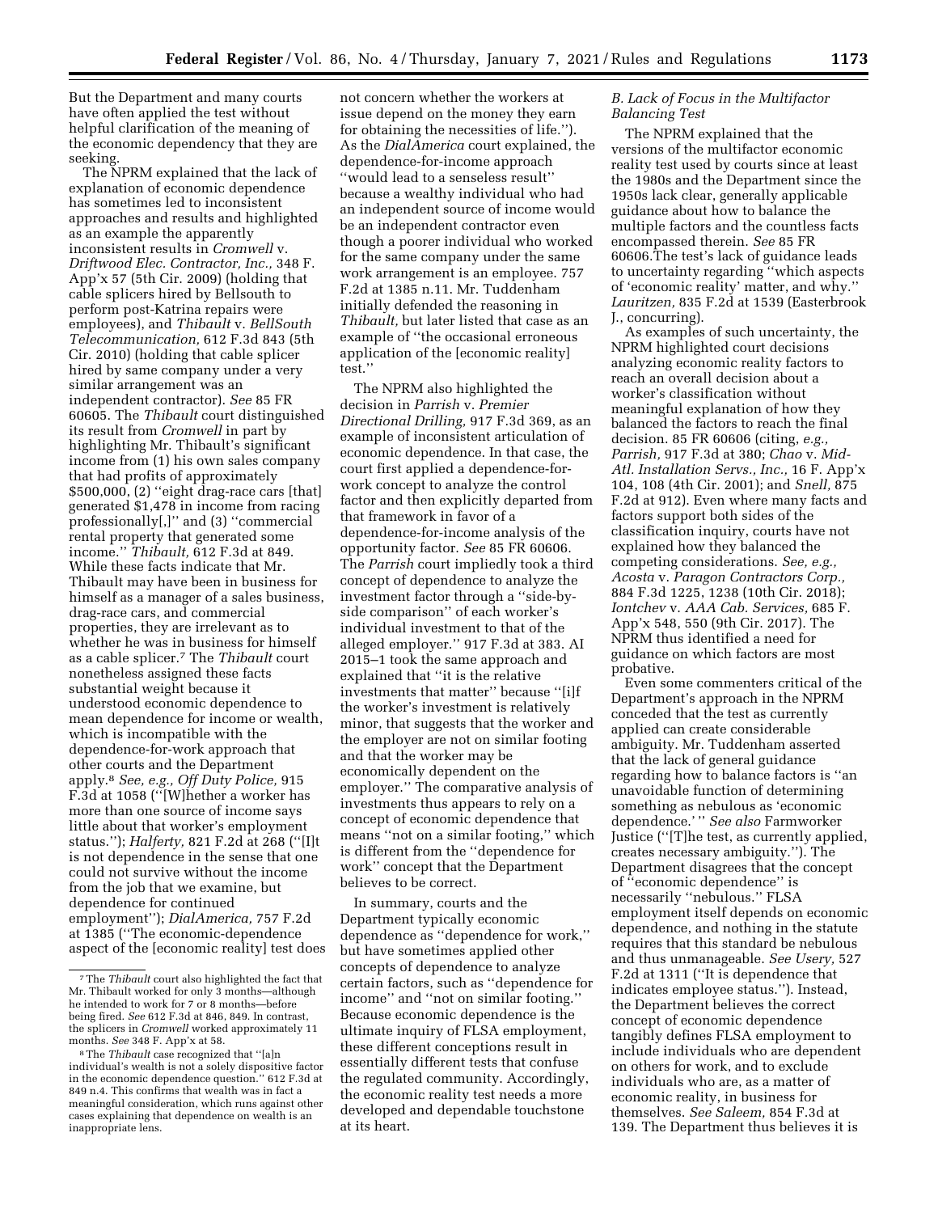But the Department and many courts have often applied the test without helpful clarification of the meaning of the economic dependency that they are seeking.

The NPRM explained that the lack of explanation of economic dependence has sometimes led to inconsistent approaches and results and highlighted as an example the apparently inconsistent results in *Cromwell* v. *Driftwood Elec. Contractor, Inc.,* 348 F. App'x 57 (5th Cir. 2009) (holding that cable splicers hired by Bellsouth to perform post-Katrina repairs were employees), and *Thibault* v. *BellSouth Telecommunication,* 612 F.3d 843 (5th Cir. 2010) (holding that cable splicer hired by same company under a very similar arrangement was an independent contractor). *See* 85 FR 60605. The *Thibault* court distinguished its result from *Cromwell* in part by highlighting Mr. Thibault's significant income from (1) his own sales company that had profits of approximately $500,000, (2) ''eight drag-race cars [that] generated $1,478 in income from racing professionally[,]'' and (3) ''commercial rental property that generated some income.'' *Thibault,* 612 F.3d at 849. While these facts indicate that Mr. Thibault may have been in business for himself as a manager of a sales business, drag-race cars, and commercial properties, they are irrelevant as to whether he was in business for himself as a cable splicer.[7] The *Thibault* court nonetheless assigned these facts substantial weight because it understood economic dependence to mean dependence for income or wealth, which is incompatible with the dependence-for-work approach that other courts and the Department apply.[8] *See, e.g., Off Duty Police,* 915 F.3d at 1058 (''[W]hether a worker has more than one source of income says little about that worker's employment status.''); *Halferty,* 821 F.2d at 268 (''[I]t is not dependence in the sense that one could not survive without the income from the job that we examine, but dependence for continued employment''); *DialAmerica,* 757 F.2d at 1385 (''The economic-dependence aspect of the [economic reality] test does not concern whether the workers at issue depend on the money they earn for obtaining the necessities of life.''). As the *DialAmerica* court explained, the dependence-for-income approach ''would lead to a senseless result'' because a wealthy individual who had an independent source of income would be an independent contractor even though a poorer individual who worked for the same company under the same work arrangement is an employee. 757 F.2d at 1385 n.11. Mr. Tuddenham initially defended the reasoning in *Thibault,* but later listed that case as an example of ''the occasional erroneous application of the [economic reality] test.''

The NPRM also highlighted the decision in *Parrish* v. *Premier Directional Drilling,* 917 F.3d 369, as an example of inconsistent articulation of economic dependence. In that case, the court first applied a dependence-for-work concept to analyze the control factor and then explicitly departed from that framework in favor of a dependence-for-income analysis of the opportunity factor. *See* 85 FR 60606. The *Parrish* court impliedly took a third concept of dependence to analyze the investment factor through a ''side-by-side comparison'' of each worker's individual investment to that of the alleged employer.'' 917 F.3d at 383. AI 2015–1 took the same approach and explained that ''it is the relative investments that matter'' because ''[i]f the worker's investment is relatively minor, that suggests that the worker and the employer are not on similar footing and that the worker may be economically dependent on the employer.'' The comparative analysis of investments thus appears to rely on a concept of economic dependence that means ''not on a similar footing,'' which is different from the ''dependence for work'' concept that the Department believes to be correct.

In summary, courts and the Department typically economic dependence as ''dependence for work,'' but have sometimes applied other concepts of dependence to analyze certain factors, such as ''dependence for income'' and ''not on similar footing.'' Because economic dependence is the ultimate inquiry of FLSA employment, these different conceptions result in essentially different tests that confuse the regulated community. Accordingly, the economic reality test needs a more developed and dependable touchstone at its heart.

### *B. Lack of Focus in the Multifactor Balancing Test*

The NPRM explained that the versions of the multifactor economic reality test used by courts since at least the 1980s and the Department since the 1950s lack clear, generally applicable guidance about how to balance the multiple factors and the countless facts encompassed therein. *See* 85 FR 60606.The test's lack of guidance leads to uncertainty regarding ''which aspects of 'economic reality' matter, and why.'' *Lauritzen,* 835 F.2d at 1539 (Easterbrook J., concurring).

As examples of such uncertainty, the NPRM highlighted court decisions analyzing economic reality factors to reach an overall decision about a worker's classification without meaningful explanation of how they balanced the factors to reach the final decision. 85 FR 60606 (citing, *e.g., Parrish,* 917 F.3d at 380; *Chao* v. *Mid-Atl. Installation Servs., Inc.,* 16 F. App'x 104, 108 (4th Cir. 2001); and *Snell,* 875 F.2d at 912). Even where many facts and factors support both sides of the classification inquiry, courts have not explained how they balanced the competing considerations. *See, e.g., Acosta* v. *Paragon Contractors Corp.,* 884 F.3d 1225, 1238 (10th Cir. 2018); *Iontchev* v. *AAA Cab. Services,* 685 F. App'x 548, 550 (9th Cir. 2017). The NPRM thus identified a need for guidance on which factors are most probative.

Even some commenters critical of the Department's approach in the NPRM conceded that the test as currently applied can create considerable ambiguity. Mr. Tuddenham asserted that the lack of general guidance regarding how to balance factors is ''an unavoidable function of determining something as nebulous as 'economic dependence.' '' *See also* Farmworker Justice (''[T]he test, as currently applied, creates necessary ambiguity.''). The Department disagrees that the concept of ''economic dependence'' is necessarily ''nebulous.'' FLSA employment itself depends on economic dependence, and nothing in the statute requires that this standard be nebulous and thus unmanageable. *See Usery,* 527 F.2d at 1311 (''It is dependence that indicates employee status.''). Instead, the Department believes the correct concept of economic dependence tangibly defines FLSA employment to include individuals who are dependent on others for work, and to exclude individuals who are, as a matter of economic reality, in business for themselves. *See Saleem,* 854 F.3d at 139. The Department thus believes it is

---

[7] The *Thibault* court also highlighted the fact that Mr. Thibault worked for only 3 months—although he intended to work for 7 or 8 months—before being fired. *See* 612 F.3d at 846, 849. In contrast, the splicers in *Cromwell* worked approximately 11 months. *See* 348 F. App'x at 58.

[8] The *Thibault* case recognized that ''[a]n individual's wealth is not a solely dispositive factor in the economic dependence question.'' 612 F.3d at 849 n.4. This confirms that wealth was in fact a meaningful consideration, which runs against other cases explaining that dependence on wealth is an inappropriate lens.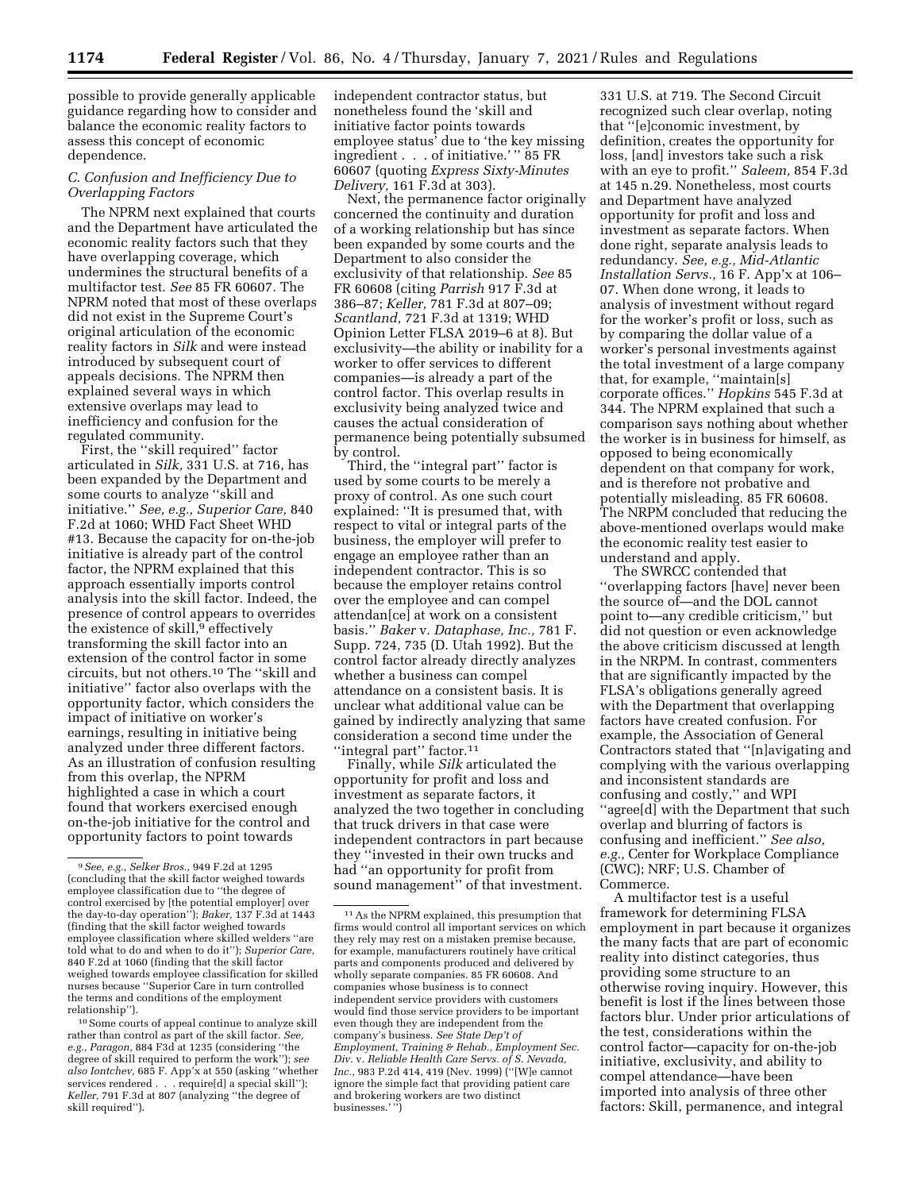possible to provide generally applicable guidance regarding how to consider and balance the economic reality factors to assess this concept of economic dependence.

### C. Confusion and Inefficiency Due to Overlapping Factors

The NPRM next explained that courts and the Department have articulated the economic reality factors such that they have overlapping coverage, which undermines the structural benefits of a multifactor test. *See* 85 FR 60607. The NPRM noted that most of these overlaps did not exist in the Supreme Court's original articulation of the economic reality factors in *Silk* and were instead introduced by subsequent court of appeals decisions. The NPRM then explained several ways in which extensive overlaps may lead to inefficiency and confusion for the regulated community.

First, the ''skill required'' factor articulated in *Silk,* 331 U.S. at 716, has been expanded by the Department and some courts to analyze ''skill and initiative.'' *See, e.g., Superior Care,* 840 F.2d at 1060; WHD Fact Sheet WHD #13. Because the capacity for on-the-job initiative is already part of the control factor, the NPRM explained that this approach essentially imports control analysis into the skill factor. Indeed, the presence of control appears to overrides the existence of skill,[9] effectively transforming the skill factor into an extension of the control factor in some circuits, but not others.[10] The ''skill and initiative'' factor also overlaps with the opportunity factor, which considers the impact of initiative on worker's earnings, resulting in initiative being analyzed under three different factors. As an illustration of confusion resulting from this overlap, the NPRM highlighted a case in which a court found that workers exercised enough on-the-job initiative for the control and opportunity factors to point towards independent contractor status, but nonetheless found the 'skill and initiative factor points towards employee status' due to 'the key missing ingredient . . . of initiative.' '' 85 FR 60607 (quoting *Express Sixty-Minutes Delivery,* 161 F.3d at 303).

Next, the permanence factor originally concerned the continuity and duration of a working relationship but has since been expanded by some courts and the Department to also consider the exclusivity of that relationship. *See* 85 FR 60608 (citing *Parrish* 917 F.3d at 386–87; *Keller,* 781 F.3d at 807–09; *Scantland,* 721 F.3d at 1319; WHD Opinion Letter FLSA 2019–6 at 8). But exclusivity—the ability or inability for a worker to offer services to different companies—is already a part of the control factor. This overlap results in exclusivity being analyzed twice and causes the actual consideration of permanence being potentially subsumed by control.

Third, the ''integral part'' factor is used by some courts to be merely a proxy of control. As one such court explained: ''It is presumed that, with respect to vital or integral parts of the business, the employer will prefer to engage an employee rather than an independent contractor. This is so because the employer retains control over the employee and can compel attendan[ce] at work on a consistent basis.'' *Baker* v. *Dataphase, Inc.,* 781 F. Supp. 724, 735 (D. Utah 1992). But the control factor already directly analyzes whether a business can compel attendance on a consistent basis. It is unclear what additional value can be gained by indirectly analyzing that same consideration a second time under the ''integral part'' factor.[11]

Finally, while *Silk* articulated the opportunity for profit and loss and investment as separate factors, it analyzed the two together in concluding that truck drivers in that case were independent contractors in part because they ''invested in their own trucks and had ''an opportunity for profit from sound management'' of that investment. 331 U.S. at 719. The Second Circuit recognized such clear overlap, noting that ''[e]conomic investment, by definition, creates the opportunity for loss, [and] investors take such a risk with an eye to profit.'' *Saleem,* 854 F.3d at 145 n.29. Nonetheless, most courts and Department have analyzed opportunity for profit and loss and investment as separate factors. When done right, separate analysis leads to redundancy. *See, e.g., Mid-Atlantic Installation Servs.,* 16 F. App'x at 106–07. When done wrong, it leads to analysis of investment without regard for the worker's profit or loss, such as by comparing the dollar value of a worker's personal investments against the total investment of a large company that, for example, ''maintain[s] corporate offices.'' *Hopkins* 545 F.3d at 344. The NPRM explained that such a comparison says nothing about whether the worker is in business for himself, as opposed to being economically dependent on that company for work, and is therefore not probative and potentially misleading. 85 FR 60608. The NRPM concluded that reducing the above-mentioned overlaps would make the economic reality test easier to understand and apply.

The SWRCC contended that ''overlapping factors [have] never been the source of—and the DOL cannot point to—any credible criticism,'' but did not question or even acknowledge the above criticism discussed at length in the NRPM. In contrast, commenters that are significantly impacted by the FLSA's obligations generally agreed with the Department that overlapping factors have created confusion. For example, the Association of General Contractors stated that ''[n]avigating and complying with the various overlapping and inconsistent standards are confusing and costly,'' and WPI ''agree[d] with the Department that such overlap and blurring of factors is confusing and inefficient.'' *See also, e.g.,* Center for Workplace Compliance (CWC); NRF; U.S. Chamber of Commerce.

A multifactor test is a useful framework for determining FLSA employment in part because it organizes the many facts that are part of economic reality into distinct categories, thus providing some structure to an otherwise roving inquiry. However, this benefit is lost if the lines between those factors blur. Under prior articulations of the test, considerations within the control factor—capacity for on-the-job initiative, exclusivity, and ability to compel attendance—have been imported into analysis of three other factors: Skill, permanence, and integral

---

[9] *See, e.g., Selker Bros.,* 949 F.2d at 1295 (concluding that the skill factor weighed towards employee classification due to ''the degree of control exercised by [the potential employer] over the day-to-day operation''); *Baker,* 137 F.3d at 1443 (finding that the skill factor weighed towards employee classification where skilled welders ''are told what to do and when to do it''); *Superior Care,* 840 F.2d at 1060 (finding that the skill factor weighed towards employee classification for skilled nurses because ''Superior Care in turn controlled the terms and conditions of the employment relationship'').

[10] Some courts of appeal continue to analyze skill rather than control as part of the skill factor. *See, e.g., Paragon,* 884 F3d at 1235 (considering ''the degree of skill required to perform the work''); *see also Iontchev,* 685 F. App'x at 550 (asking ''whether services rendered . . . require[d] a special skill''); *Keller,* 791 F.3d at 807 (analyzing ''the degree of skill required'').

[11] As the NPRM explained, this presumption that firms would control all important services on which they rely may rest on a mistaken premise because, for example, manufacturers routinely have critical parts and components produced and delivered by wholly separate companies. 85 FR 60608. And companies whose business is to connect independent service providers with customers would find those service providers to be important even though they are independent from the company's business. *See State Dep't of Employment, Training & Rehab., Employment Sec. Div.* v. *Reliable Health Care Servs. of S. Nevada, Inc.,* 983 P.2d 414, 419 (Nev. 1999) (''[W]e cannot ignore the simple fact that providing patient care and brokering workers are two distinct businesses.' '')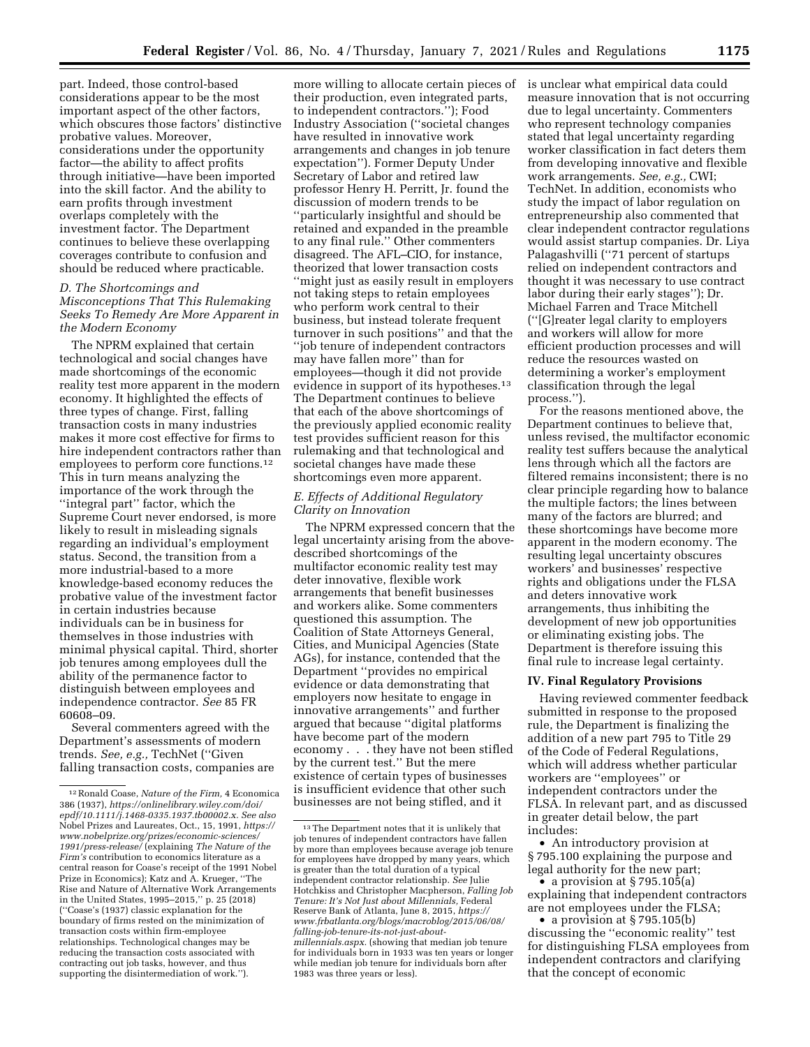part. Indeed, those control-based considerations appear to be the most important aspect of the other factors, which obscures those factors' distinctive probative values. Moreover, considerations under the opportunity factor—the ability to affect profits through initiative—have been imported into the skill factor. And the ability to earn profits through investment overlaps completely with the investment factor. The Department continues to believe these overlapping coverages contribute to confusion and should be reduced where practicable.

### D. The Shortcomings and Misconceptions That This Rulemaking Seeks To Remedy Are More Apparent in the Modern Economy

The NPRM explained that certain technological and social changes have made shortcomings of the economic reality test more apparent in the modern economy. It highlighted the effects of three types of change. First, falling transaction costs in many industries makes it more cost effective for firms to hire independent contractors rather than employees to perform core functions.[12] This in turn means analyzing the importance of the work through the "integral part" factor, which the Supreme Court never endorsed, is more likely to result in misleading signals regarding an individual's employment status. Second, the transition from a more industrial-based to a more knowledge-based economy reduces the probative value of the investment factor in certain industries because individuals can be in business for themselves in those industries with minimal physical capital. Third, shorter job tenures among employees dull the ability of the permanence factor to distinguish between employees and independence contractor. *See* 85 FR 60608–09.

Several commenters agreed with the Department's assessments of modern trends. *See, e.g.,* TechNet ("Given falling transaction costs, companies are more willing to allocate certain pieces of their production, even integrated parts, to independent contractors."); Food Industry Association ("societal changes have resulted in innovative work arrangements and changes in job tenure expectation"). Former Deputy Under Secretary of Labor and retired law professor Henry H. Perritt, Jr. found the discussion of modern trends to be "particularly insightful and should be retained and expanded in the preamble to any final rule." Other commenters disagreed. The AFL–CIO, for instance, theorized that lower transaction costs "might just as easily result in employers not taking steps to retain employees who perform work central to their business, but instead tolerate frequent turnover in such positions" and that the "job tenure of independent contractors may have fallen more" than for employees—though it did not provide evidence in support of its hypotheses.[13] The Department continues to believe that each of the above shortcomings of the previously applied economic reality test provides sufficient reason for this rulemaking and that technological and societal changes have made these shortcomings even more apparent.

### E. Effects of Additional Regulatory Clarity on Innovation

The NPRM expressed concern that the legal uncertainty arising from the above-described shortcomings of the multifactor economic reality test may deter innovative, flexible work arrangements that benefit businesses and workers alike. Some commenters questioned this assumption. The Coalition of State Attorneys General, Cities, and Municipal Agencies (State AGs), for instance, contended that the Department "provides no empirical evidence or data demonstrating that employers now hesitate to engage in innovative arrangements" and further argued that because "digital platforms have become part of the modern economy . . . they have not been stifled by the current test." But the mere existence of certain types of businesses is insufficient evidence that other such businesses are not being stifled, and it is unclear what empirical data could measure innovation that is not occurring due to legal uncertainty. Commenters who represent technology companies stated that legal uncertainty regarding worker classification in fact deters them from developing innovative and flexible work arrangements. *See, e.g.,* CWI; TechNet. In addition, economists who study the impact of labor regulation on entrepreneurship also commented that clear independent contractor regulations would assist startup companies. Dr. Liya Palagashvilli ("71 percent of startups relied on independent contractors and thought it was necessary to use contract labor during their early stages"); Dr. Michael Farren and Trace Mitchell ("[G]reater legal clarity to employers and workers will allow for more efficient production processes and will reduce the resources wasted on determining a worker's employment classification through the legal process.").

For the reasons mentioned above, the Department continues to believe that, unless revised, the multifactor economic reality test suffers because the analytical lens through which all the factors are filtered remains inconsistent; there is no clear principle regarding how to balance the multiple factors; the lines between many of the factors are blurred; and these shortcomings have become more apparent in the modern economy. The resulting legal uncertainty obscures workers' and businesses' respective rights and obligations under the FLSA and deters innovative work arrangements, thus inhibiting the development of new job opportunities or eliminating existing jobs. The Department is therefore issuing this final rule to increase legal certainty.

## IV. Final Regulatory Provisions

Having reviewed commenter feedback submitted in response to the proposed rule, the Department is finalizing the addition of a new part 795 to Title 29 of the Code of Federal Regulations, which will address whether particular workers are "employees" or independent contractors under the FLSA. In relevant part, and as discussed in greater detail below, the part includes:

- An introductory provision at § 795.100 explaining the purpose and legal authority for the new part;
- a provision at § 795.105(a) explaining that independent contractors are not employees under the FLSA;
- a provision at § 795.105(b) discussing the "economic reality" test for distinguishing FLSA employees from independent contractors and clarifying that the concept of economic

---

[12] Ronald Coase, *Nature of the Firm,* 4 Economica 386 (1937), *https://onlinelibrary.wiley.com/doi/epdf/10.1111/j.1468-0335.1937.tb00002.x. See also* Nobel Prizes and Laureates, Oct., 15, 1991, *https://www.nobelprize.org/prizes/economic-sciences/1991/press-release/* (explaining *The Nature of the Firm's* contribution to economics literature as a central reason for Coase's receipt of the 1991 Nobel Prize in Economics); Katz and A. Krueger, "The Rise and Nature of Alternative Work Arrangements in the United States, 1995–2015," p. 25 (2018) ("Coase's (1937) classic explanation for the boundary of firms rested on the minimization of transaction costs within firm-employee relationships. Technological changes may be reducing the transaction costs associated with contracting out job tasks, however, and thus supporting the disintermediation of work.").

[13] The Department notes that it is unlikely that job tenures of independent contractors have fallen by more than employees because average job tenure for employees have dropped by many years, which is greater than the total duration of a typical independent contractor relationship. *See* Julie Hotchkiss and Christopher Macpherson, *Falling Job Tenure: It's Not Just about Millennials,* Federal Reserve Bank of Atlanta, June 8, 2015, *https://www.frbatlanta.org/blogs/macroblog/2015/06/08/falling-job-tenure-its-not-just-about-millennials.aspx.* (showing that median job tenure for individuals born in 1933 was ten years or longer while median job tenure for individuals born after 1983 was three years or less).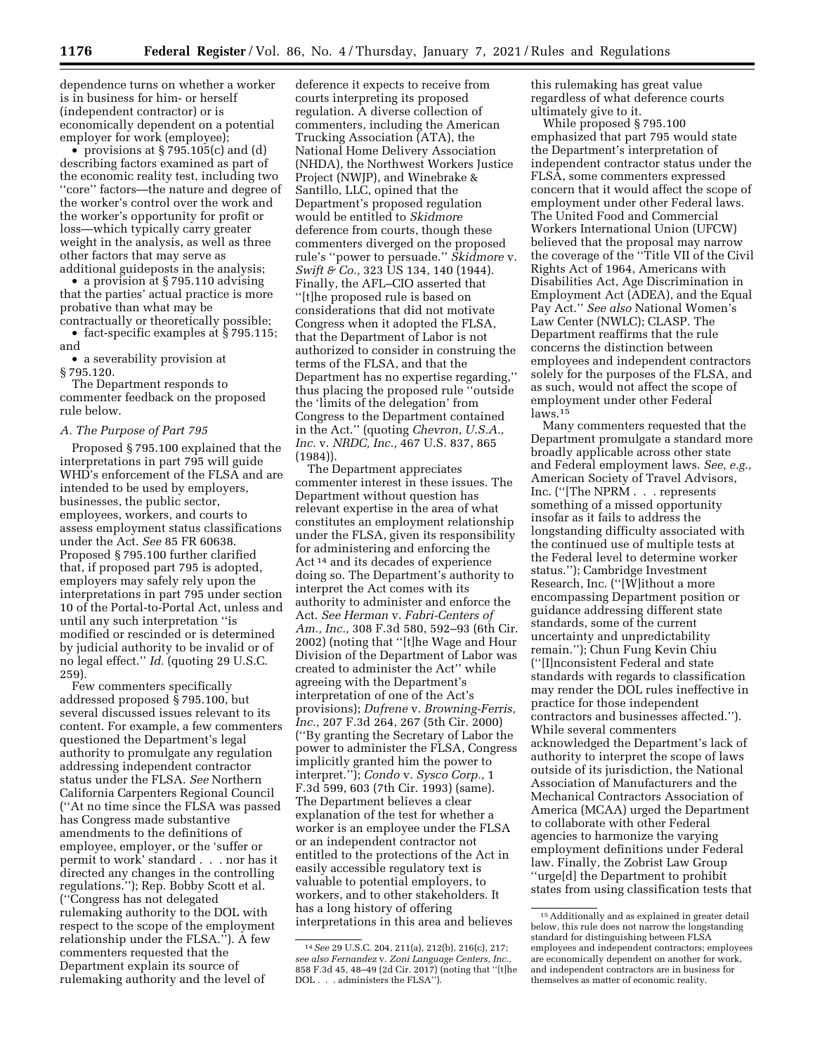dependence turns on whether a worker is in business for him- or herself (independent contractor) or is economically dependent on a potential employer for work (employee);

- provisions at § 795.105(c) and (d) describing factors examined as part of the economic reality test, including two ''core'' factors—the nature and degree of the worker's control over the work and the worker's opportunity for profit or loss—which typically carry greater weight in the analysis, as well as three other factors that may serve as additional guideposts in the analysis;
- a provision at § 795.110 advising that the parties' actual practice is more probative than what may be contractually or theoretically possible;
- fact-specific examples at § 795.115; and
- a severability provision at § 795.120.

The Department responds to commenter feedback on the proposed rule below.

### *A. The Purpose of Part 795*

Proposed § 795.100 explained that the interpretations in part 795 will guide WHD's enforcement of the FLSA and are intended to be used by employers, businesses, the public sector, employees, workers, and courts to assess employment status classifications under the Act. *See* 85 FR 60638. Proposed § 795.100 further clarified that, if proposed part 795 is adopted, employers may safely rely upon the interpretations in part 795 under section 10 of the Portal-to-Portal Act, unless and until any such interpretation ''is modified or rescinded or is determined by judicial authority to be invalid or of no legal effect.'' *Id.* (quoting 29 U.S.C. 259).

Few commenters specifically addressed proposed § 795.100, but several discussed issues relevant to its content. For example, a few commenters questioned the Department's legal authority to promulgate any regulation addressing independent contractor status under the FLSA. *See* Northern California Carpenters Regional Council (''At no time since the FLSA was passed has Congress made substantive amendments to the definitions of employee, employer, or the 'suffer or permit to work' standard . . . nor has it directed any changes in the controlling regulations.''); Rep. Bobby Scott et al. (''Congress has not delegated rulemaking authority to the DOL with respect to the scope of the employment relationship under the FLSA.''). A few commenters requested that the Department explain its source of rulemaking authority and the level of deference it expects to receive from courts interpreting its proposed regulation. A diverse collection of commenters, including the American Trucking Association (ATA), the National Home Delivery Association (NHDA), the Northwest Workers Justice Project (NWJP), and Winebrake & Santillo, LLC, opined that the Department's proposed regulation would be entitled to *Skidmore* deference from courts, though these commenters diverged on the proposed rule's ''power to persuade.'' *Skidmore* v. *Swift & Co.,* 323 US 134, 140 (1944). Finally, the AFL–CIO asserted that ''[t]he proposed rule is based on considerations that did not motivate Congress when it adopted the FLSA, that the Department of Labor is not authorized to consider in construing the terms of the FLSA, and that the Department has no expertise regarding,'' thus placing the proposed rule ''outside the 'limits of the delegation' from Congress to the Department contained in the Act.'' (quoting *Chevron, U.S.A., Inc.* v. *NRDC, Inc.,* 467 U.S. 837, 865 (1984)).

The Department appreciates commenter interest in these issues. The Department without question has relevant expertise in the area of what constitutes an employment relationship under the FLSA, given its responsibility for administering and enforcing the Act [14] and its decades of experience doing so. The Department's authority to interpret the Act comes with its authority to administer and enforce the Act. *See Herman* v. *Fabri-Centers of Am., Inc.,* 308 F.3d 580, 592–93 (6th Cir. 2002) (noting that ''[t]he Wage and Hour Division of the Department of Labor was created to administer the Act'' while agreeing with the Department's interpretation of one of the Act's provisions); *Dufrene* v. *Browning-Ferris, Inc.,* 207 F.3d 264, 267 (5th Cir. 2000) (''By granting the Secretary of Labor the power to administer the FLSA, Congress implicitly granted him the power to interpret.''); *Condo* v. *Sysco Corp.,* 1 F.3d 599, 603 (7th Cir. 1993) (same). The Department believes a clear explanation of the test for whether a worker is an employee under the FLSA or an independent contractor not entitled to the protections of the Act in easily accessible regulatory text is valuable to potential employers, to workers, and to other stakeholders. It has a long history of offering interpretations in this area and believes this rulemaking has great value regardless of what deference courts ultimately give to it.

While proposed § 795.100 emphasized that part 795 would state the Department's interpretation of independent contractor status under the FLSA, some commenters expressed concern that it would affect the scope of employment under other Federal laws. The United Food and Commercial Workers International Union (UFCW) believed that the proposal may narrow the coverage of the ''Title VII of the Civil Rights Act of 1964, Americans with Disabilities Act, Age Discrimination in Employment Act (ADEA), and the Equal Pay Act.'' *See also* National Women's Law Center (NWLC); CLASP. The Department reaffirms that the rule concerns the distinction between employees and independent contractors solely for the purposes of the FLSA, and as such, would not affect the scope of employment under other Federal laws.[15]

Many commenters requested that the Department promulgate a standard more broadly applicable across other state and Federal employment laws. *See, e.g.,* American Society of Travel Advisors, Inc. (''[The NPRM . . . represents something of a missed opportunity insofar as it fails to address the longstanding difficulty associated with the continued use of multiple tests at the Federal level to determine worker status.''); Cambridge Investment Research, Inc. (''[W]ithout a more encompassing Department position or guidance addressing different state standards, some of the current uncertainty and unpredictability remain.''); Chun Fung Kevin Chiu (''[I]nconsistent Federal and state standards with regards to classification may render the DOL rules ineffective in practice for those independent contractors and businesses affected.''). While several commenters acknowledged the Department's lack of authority to interpret the scope of laws outside of its jurisdiction, the National Association of Manufacturers and the Mechanical Contractors Association of America (MCAA) urged the Department to collaborate with other Federal agencies to harmonize the varying employment definitions under Federal law. Finally, the Zobrist Law Group ''urge[d] the Department to prohibit states from using classification tests that

---

[14] *See* 29 U.S.C. 204, 211(a), 212(b), 216(c), 217; *see also Fernandez* v. *Zoni Language Centers, Inc.,* 858 F.3d 45, 48–49 (2d Cir. 2017) (noting that ''[t]he DOL . . . administers the FLSA'').

[15] Additionally and as explained in greater detail below, this rule does not narrow the longstanding standard for distinguishing between FLSA employees and independent contractors; employees are economically dependent on another for work, and independent contractors are in business for themselves as matter of economic reality.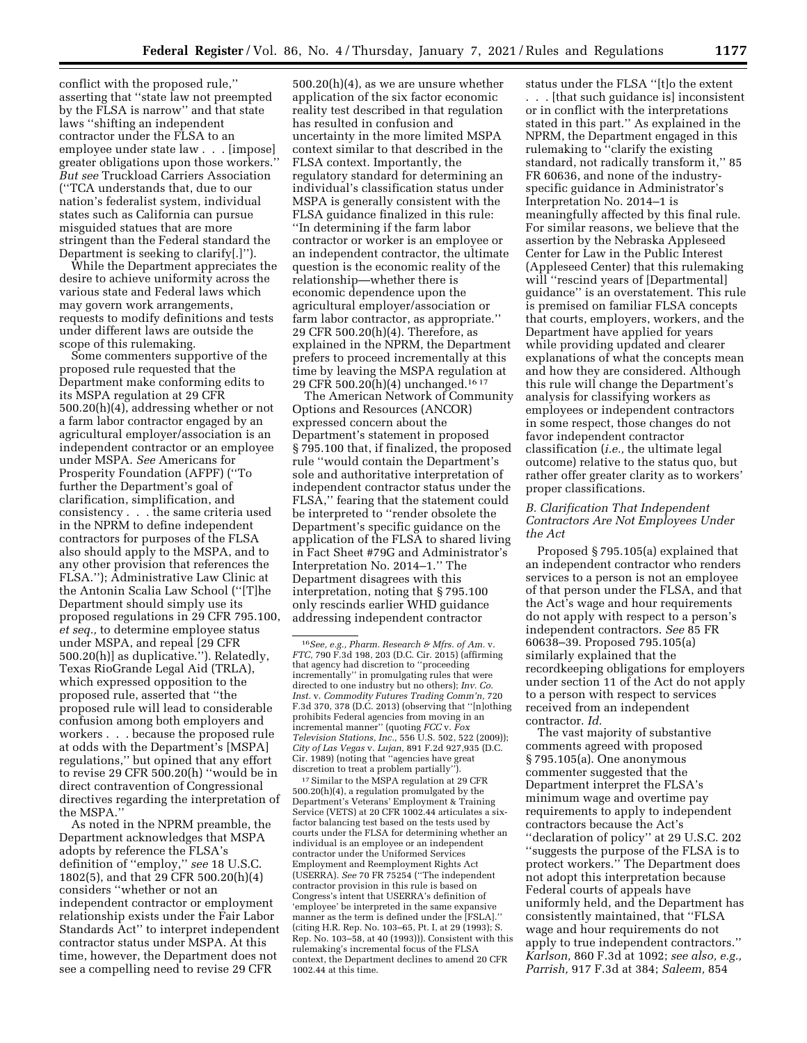conflict with the proposed rule,'' asserting that ''state law not preempted by the FLSA is narrow'' and that state laws ''shifting an independent contractor under the FLSA to an employee under state law . . . [impose] greater obligations upon those workers.'' *But see* Truckload Carriers Association (''TCA understands that, due to our nation's federalist system, individual states such as California can pursue misguided statues that are more stringent than the Federal standard the Department is seeking to clarify[.]'').

While the Department appreciates the desire to achieve uniformity across the various state and Federal laws which may govern work arrangements, requests to modify definitions and tests under different laws are outside the scope of this rulemaking.

Some commenters supportive of the proposed rule requested that the Department make conforming edits to its MSPA regulation at 29 CFR 500.20(h)(4), addressing whether or not a farm labor contractor engaged by an agricultural employer/association is an independent contractor or an employee under MSPA. *See* Americans for Prosperity Foundation (AFPF) (''To further the Department's goal of clarification, simplification, and consistency . . . the same criteria used in the NPRM to define independent contractors for purposes of the FLSA also should apply to the MSPA, and to any other provision that references the FLSA.''); Administrative Law Clinic at the Antonin Scalia Law School (''[T]he Department should simply use its proposed regulations in 29 CFR 795.100, *et seq.,* to determine employee status under MSPA, and repeal [29 CFR 500.20(h)] as duplicative.''). Relatedly, Texas RioGrande Legal Aid (TRLA), which expressed opposition to the proposed rule, asserted that ''the proposed rule will lead to considerable confusion among both employers and workers . . . because the proposed rule at odds with the Department's [MSPA] regulations,'' but opined that any effort to revise 29 CFR 500.20(h) ''would be in direct contravention of Congressional directives regarding the interpretation of the MSPA.''

As noted in the NPRM preamble, the Department acknowledges that MSPA adopts by reference the FLSA's definition of ''employ,'' *see* 18 U.S.C. 1802(5), and that 29 CFR 500.20(h)(4) considers ''whether or not an independent contractor or employment relationship exists under the Fair Labor Standards Act'' to interpret independent contractor status under MSPA. At this time, however, the Department does not see a compelling need to revise 29 CFR 500.20(h)(4), as we are unsure whether application of the six factor economic reality test described in that regulation has resulted in confusion and uncertainty in the more limited MSPA context similar to that described in the FLSA context. Importantly, the regulatory standard for determining an individual's classification status under MSPA is generally consistent with the FLSA guidance finalized in this rule: ''In determining if the farm labor contractor or worker is an employee or an independent contractor, the ultimate question is the economic reality of the relationship—whether there is economic dependence upon the agricultural employer/association or farm labor contractor, as appropriate.'' 29 CFR 500.20(h)(4). Therefore, as explained in the NPRM, the Department prefers to proceed incrementally at this time by leaving the MSPA regulation at 29 CFR 500.20(h)(4) unchanged.[16] [17]

The American Network of Community Options and Resources (ANCOR) expressed concern about the Department's statement in proposed § 795.100 that, if finalized, the proposed rule ''would contain the Department's sole and authoritative interpretation of independent contractor status under the FLSA,'' fearing that the statement could be interpreted to ''render obsolete the Department's specific guidance on the application of the FLSA to shared living in Fact Sheet #79G and Administrator's Interpretation No. 2014–1.'' The Department disagrees with this interpretation, noting that § 795.100 only rescinds earlier WHD guidance addressing independent contractor status under the FLSA ''[t]o the extent . . . [that such guidance is] inconsistent or in conflict with the interpretations stated in this part.'' As explained in the NPRM, the Department engaged in this rulemaking to ''clarify the existing standard, not radically transform it,'' 85 FR 60636, and none of the industry-specific guidance in Administrator's Interpretation No. 2014–1 is meaningfully affected by this final rule. For similar reasons, we believe that the assertion by the Nebraska Appleseed Center for Law in the Public Interest (Appleseed Center) that this rulemaking will ''rescind years of [Departmental] guidance'' is an overstatement. This rule is premised on familiar FLSA concepts that courts, employers, workers, and the Department have applied for years while providing updated and clearer explanations of what the concepts mean and how they are considered. Although this rule will change the Department's analysis for classifying workers as employees or independent contractors in some respect, those changes do not favor independent contractor classification (*i.e.,* the ultimate legal outcome) relative to the status quo, but rather offer greater clarity as to workers' proper classifications.

### B. Clarification That Independent Contractors Are Not Employees Under the Act

Proposed § 795.105(a) explained that an independent contractor who renders services to a person is not an employee of that person under the FLSA, and that the Act's wage and hour requirements do not apply with respect to a person's independent contractors. *See* 85 FR 60638–39. Proposed 795.105(a) similarly explained that the recordkeeping obligations for employers under section 11 of the Act do not apply to a person with respect to services received from an independent contractor. *Id.*

The vast majority of substantive comments agreed with proposed § 795.105(a). One anonymous commenter suggested that the Department interpret the FLSA's minimum wage and overtime pay requirements to apply to independent contractors because the Act's ''declaration of policy'' at 29 U.S.C. 202 ''suggests the purpose of the FLSA is to protect workers.'' The Department does not adopt this interpretation because Federal courts of appeals have uniformly held, and the Department has consistently maintained, that ''FLSA wage and hour requirements do not apply to true independent contractors.'' *Karlson,* 860 F.3d at 1092; *see also, e.g., Parrish,* 917 F.3d at 384; *Saleem,* 854

---

[16] *See, e.g., Pharm. Research & Mfrs. of Am.* v. *FTC,* 790 F.3d 198, 203 (D.C. Cir. 2015) (affirming that agency had discretion to ''proceeding incrementally'' in promulgating rules that were directed to one industry but no others); *Inv. Co. Inst.* v. *Commodity Futures Trading Comm'n,* 720 F.3d 370, 378 (D.C. 2013) (observing that ''[n]othing prohibits Federal agencies from moving in an incremental manner'' (quoting *FCC* v. *Fox Television Stations, Inc.,* 556 U.S. 502, 522 (2009)); *City of Las Vegas* v. *Lujan,* 891 F.2d 927,935 (D.C. Cir. 1989) (noting that ''agencies have great discretion to treat a problem partially'').

[17] Similar to the MSPA regulation at 29 CFR 500.20(h)(4), a regulation promulgated by the Department's Veterans' Employment & Training Service (VETS) at 20 CFR 1002.44 articulates a six-factor balancing test based on the tests used by courts under the FLSA for determining whether an individual is an employee or an independent contractor under the Uniformed Services Employment and Reemployment Rights Act (USERRA). *See* 70 FR 75254 (''The independent contractor provision in this rule is based on Congress's intent that USERRA's definition of 'employee' be interpreted in the same expansive manner as the term is defined under the [FSLA].'' (citing H.R. Rep. No. 103–65, Pt. I, at 29 (1993); S. Rep. No. 103–58, at 40 (1993))). Consistent with this rulemaking's incremental focus of the FLSA context, the Department declines to amend 20 CFR 1002.44 at this time.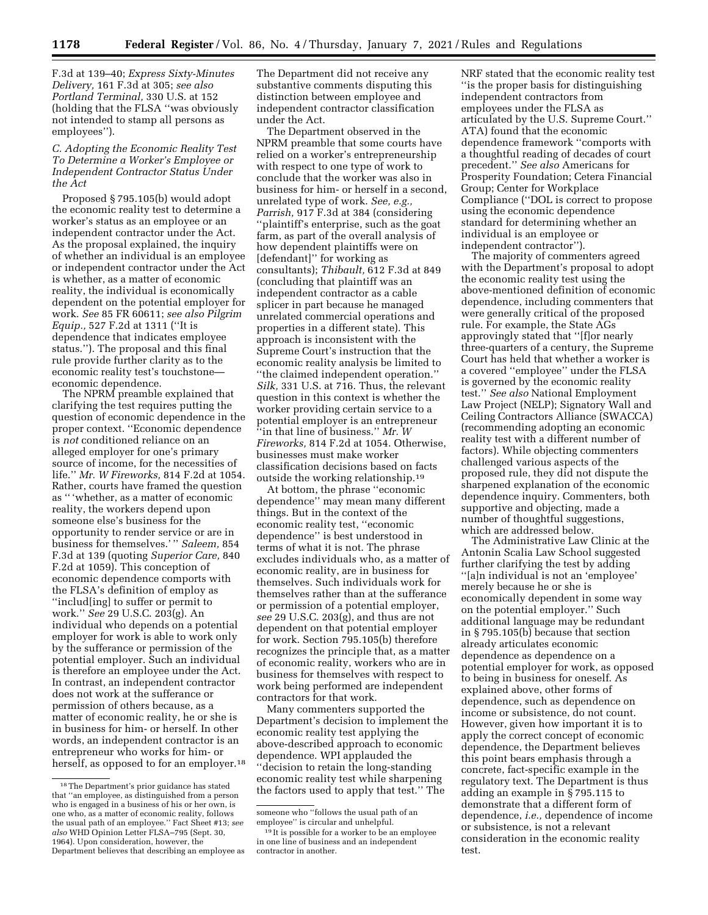F.3d at 139–40; *Express Sixty-Minutes Delivery,* 161 F.3d at 305; *see also Portland Terminal,* 330 U.S. at 152 (holding that the FLSA ''was obviously not intended to stamp all persons as employees'').

### *C. Adopting the Economic Reality Test To Determine a Worker's Employee or Independent Contractor Status Under the Act*

Proposed § 795.105(b) would adopt the economic reality test to determine a worker's status as an employee or an independent contractor under the Act. As the proposal explained, the inquiry of whether an individual is an employee or independent contractor under the Act is whether, as a matter of economic reality, the individual is economically dependent on the potential employer for work. *See* 85 FR 60611; *see also Pilgrim Equip.,* 527 F.2d at 1311 (''It is dependence that indicates employee status.''). The proposal and this final rule provide further clarity as to the economic reality test's touchstone— economic dependence.

The NPRM preamble explained that clarifying the test requires putting the question of economic dependence in the proper context. ''Economic dependence is *not* conditioned reliance on an alleged employer for one's primary source of income, for the necessities of life.'' *Mr. W Fireworks,* 814 F.2d at 1054. Rather, courts have framed the question as '' 'whether, as a matter of economic reality, the workers depend upon someone else's business for the opportunity to render service or are in business for themselves.' '' *Saleem,* 854 F.3d at 139 (quoting *Superior Care,* 840 F.2d at 1059). This conception of economic dependence comports with the FLSA's definition of employ as ''includ[ing] to suffer or permit to work.'' *See* 29 U.S.C. 203(g). An individual who depends on a potential employer for work is able to work only by the sufferance or permission of the potential employer. Such an individual is therefore an employee under the Act. In contrast, an independent contractor does not work at the sufferance or permission of others because, as a matter of economic reality, he or she is in business for him- or herself. In other words, an independent contractor is an entrepreneur who works for him- or herself, as opposed to for an employer.[18]

The Department did not receive any substantive comments disputing this distinction between employee and independent contractor classification under the Act.

The Department observed in the NPRM preamble that some courts have relied on a worker's entrepreneurship with respect to one type of work to conclude that the worker was also in business for him- or herself in a second, unrelated type of work. *See, e.g., Parrish,* 917 F.3d at 384 (considering ''plaintiff's enterprise, such as the goat farm, as part of the overall analysis of how dependent plaintiffs were on [defendant]'' for working as consultants); *Thibault,* 612 F.3d at 849 (concluding that plaintiff was an independent contractor as a cable splicer in part because he managed unrelated commercial operations and properties in a different state). This approach is inconsistent with the Supreme Court's instruction that the economic reality analysis be limited to ''the claimed independent operation.'' *Silk,* 331 U.S. at 716. Thus, the relevant question in this context is whether the worker providing certain service to a potential employer is an entrepreneur ''in that line of business.'' *Mr. W Fireworks,* 814 F.2d at 1054. Otherwise, businesses must make worker classification decisions based on facts outside the working relationship.[19]

At bottom, the phrase ''economic dependence'' may mean many different things. But in the context of the economic reality test, ''economic dependence'' is best understood in terms of what it is not. The phrase excludes individuals who, as a matter of economic reality, are in business for themselves. Such individuals work for themselves rather than at the sufferance or permission of a potential employer, *see* 29 U.S.C. 203(g), and thus are not dependent on that potential employer for work. Section 795.105(b) therefore recognizes the principle that, as a matter of economic reality, workers who are in business for themselves with respect to work being performed are independent contractors for that work.

Many commenters supported the Department's decision to implement the economic reality test applying the above-described approach to economic dependence. WPI applauded the ''decision to retain the long-standing economic reality test while sharpening the factors used to apply that test.'' The NRF stated that the economic reality test ''is the proper basis for distinguishing independent contractors from employees under the FLSA as articulated by the U.S. Supreme Court.'' ATA) found that the economic dependence framework ''comports with a thoughtful reading of decades of court precedent.'' *See also* Americans for Prosperity Foundation; Cetera Financial Group; Center for Workplace Compliance (''DOL is correct to propose using the economic dependence standard for determining whether an individual is an employee or independent contractor'').

The majority of commenters agreed with the Department's proposal to adopt the economic reality test using the above-mentioned definition of economic dependence, including commenters that were generally critical of the proposed rule. For example, the State AGs approvingly stated that ''[f]or nearly three-quarters of a century, the Supreme Court has held that whether a worker is a covered ''employee'' under the FLSA is governed by the economic reality test.'' *See also* National Employment Law Project (NELP); Signatory Wall and Ceiling Contractors Alliance (SWACCA) (recommending adopting an economic reality test with a different number of factors). While objecting commenters challenged various aspects of the proposed rule, they did not dispute the sharpened explanation of the economic dependence inquiry. Commenters, both supportive and objecting, made a number of thoughtful suggestions, which are addressed below.

The Administrative Law Clinic at the Antonin Scalia Law School suggested further clarifying the test by adding ''[a]n individual is not an 'employee' merely because he or she is economically dependent in some way on the potential employer.'' Such additional language may be redundant in § 795.105(b) because that section already articulates economic dependence as dependence on a potential employer for work, as opposed to being in business for oneself. As explained above, other forms of dependence, such as dependence on income or subsistence, do not count. However, given how important it is to apply the correct concept of economic dependence, the Department believes this point bears emphasis through a concrete, fact-specific example in the regulatory text. The Department is thus adding an example in § 795.115 to demonstrate that a different form of dependence, *i.e.,* dependence of income or subsistence, is not a relevant consideration in the economic reality test.

[18] The Department's prior guidance has stated that ''an employee, as distinguished from a person who is engaged in a business of his or her own, is one who, as a matter of economic reality, follows the usual path of an employee.'' Fact Sheet #13; *see also* WHD Opinion Letter FLSA–795 (Sept. 30, 1964). Upon consideration, however, the Department believes that describing an employee as someone who ''follows the usual path of an employee'' is circular and unhelpful.

[19] It is possible for a worker to be an employee in one line of business and an independent contractor in another.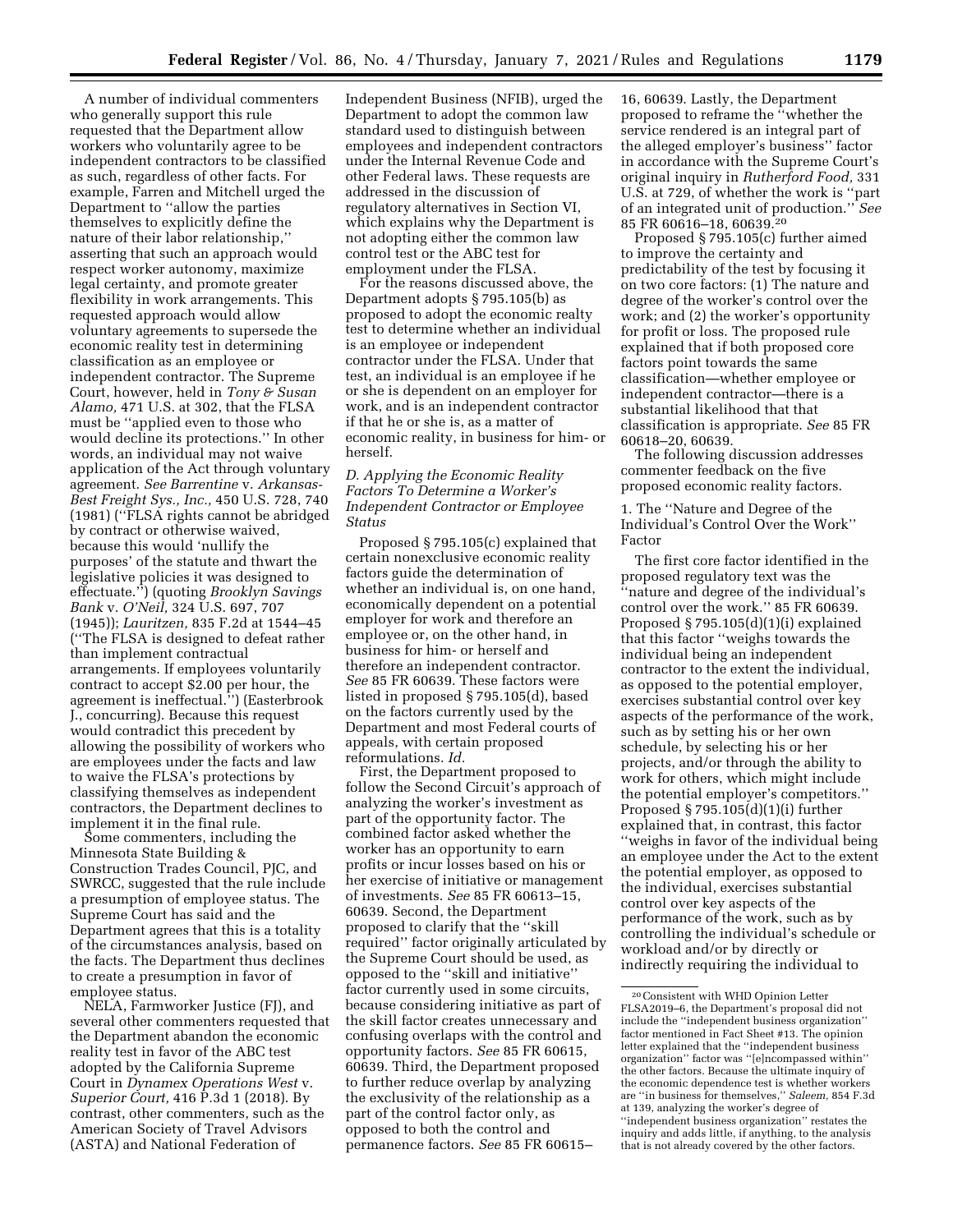A number of individual commenters who generally support this rule requested that the Department allow workers who voluntarily agree to be independent contractors to be classified as such, regardless of other facts. For example, Farren and Mitchell urged the Department to ''allow the parties themselves to explicitly define the nature of their labor relationship,'' asserting that such an approach would respect worker autonomy, maximize legal certainty, and promote greater flexibility in work arrangements. This requested approach would allow voluntary agreements to supersede the economic reality test in determining classification as an employee or independent contractor. The Supreme Court, however, held in *Tony & Susan Alamo,* 471 U.S. at 302, that the FLSA must be ''applied even to those who would decline its protections.'' In other words, an individual may not waive application of the Act through voluntary agreement. *See Barrentine* v. *Arkansas-Best Freight Sys., Inc.,* 450 U.S. 728, 740 (1981) (''FLSA rights cannot be abridged by contract or otherwise waived, because this would 'nullify the purposes' of the statute and thwart the legislative policies it was designed to effectuate.'') (quoting *Brooklyn Savings Bank* v. *O'Neil,* 324 U.S. 697, 707 (1945)); *Lauritzen,* 835 F.2d at 1544–45 (''The FLSA is designed to defeat rather than implement contractual arrangements. If employees voluntarily contract to accept $2.00 per hour, the agreement is ineffectual.'') (Easterbrook J., concurring). Because this request would contradict this precedent by allowing the possibility of workers who are employees under the facts and law to waive the FLSA's protections by classifying themselves as independent contractors, the Department declines to implement it in the final rule.

Some commenters, including the Minnesota State Building & Construction Trades Council, PJC, and SWRCC, suggested that the rule include a presumption of employee status. The Supreme Court has said and the Department agrees that this is a totality of the circumstances analysis, based on the facts. The Department thus declines to create a presumption in favor of employee status.

NELA, Farmworker Justice (FJ), and several other commenters requested that the Department abandon the economic reality test in favor of the ABC test adopted by the California Supreme Court in *Dynamex Operations West* v. *Superior Court,* 416 P.3d 1 (2018). By contrast, other commenters, such as the American Society of Travel Advisors (ASTA) and National Federation of Independent Business (NFIB), urged the Department to adopt the common law standard used to distinguish between employees and independent contractors under the Internal Revenue Code and other Federal laws. These requests are addressed in the discussion of regulatory alternatives in Section VI, which explains why the Department is not adopting either the common law control test or the ABC test for employment under the FLSA.

For the reasons discussed above, the Department adopts § 795.105(b) as proposed to adopt the economic realty test to determine whether an individual is an employee or independent contractor under the FLSA. Under that test, an individual is an employee if he or she is dependent on an employer for work, and is an independent contractor if that he or she is, as a matter of economic reality, in business for him- or herself.

### *D. Applying the Economic Reality Factors To Determine a Worker's Independent Contractor or Employee Status*

Proposed § 795.105(c) explained that certain nonexclusive economic reality factors guide the determination of whether an individual is, on one hand, economically dependent on a potential employer for work and therefore an employee or, on the other hand, in business for him- or herself and therefore an independent contractor. *See* 85 FR 60639. These factors were listed in proposed § 795.105(d), based on the factors currently used by the Department and most Federal courts of appeals, with certain proposed reformulations. *Id.*

First, the Department proposed to follow the Second Circuit's approach of analyzing the worker's investment as part of the opportunity factor. The combined factor asked whether the worker has an opportunity to earn profits or incur losses based on his or her exercise of initiative or management of investments. *See* 85 FR 60613–15, 60639. Second, the Department proposed to clarify that the ''skill required'' factor originally articulated by the Supreme Court should be used, as opposed to the ''skill and initiative'' factor currently used in some circuits, because considering initiative as part of the skill factor creates unnecessary and confusing overlaps with the control and opportunity factors. *See* 85 FR 60615, 60639. Third, the Department proposed to further reduce overlap by analyzing the exclusivity of the relationship as a part of the control factor only, as opposed to both the control and permanence factors. *See* 85 FR 60615–16, 60639. Lastly, the Department proposed to reframe the ''whether the service rendered is an integral part of the alleged employer's business'' factor in accordance with the Supreme Court's original inquiry in *Rutherford Food,* 331 U.S. at 729, of whether the work is ''part of an integrated unit of production.'' *See* 85 FR 60616–18, 60639.[20]

Proposed § 795.105(c) further aimed to improve the certainty and predictability of the test by focusing it on two core factors: (1) The nature and degree of the worker's control over the work; and (2) the worker's opportunity for profit or loss. The proposed rule explained that if both proposed core factors point towards the same classification—whether employee or independent contractor—there is a substantial likelihood that that classification is appropriate. *See* 85 FR 60618–20, 60639.

The following discussion addresses commenter feedback on the five proposed economic reality factors.

#### 1. The ''Nature and Degree of the Individual's Control Over the Work'' Factor

The first core factor identified in the proposed regulatory text was the ''nature and degree of the individual's control over the work.'' 85 FR 60639. Proposed § 795.105(d)(1)(i) explained that this factor ''weighs towards the individual being an independent contractor to the extent the individual, as opposed to the potential employer, exercises substantial control over key aspects of the performance of the work, such as by setting his or her own schedule, by selecting his or her projects, and/or through the ability to work for others, which might include the potential employer's competitors.'' Proposed § 795.105(d)(1)(i) further explained that, in contrast, this factor ''weighs in favor of the individual being an employee under the Act to the extent the potential employer, as opposed to the individual, exercises substantial control over key aspects of the performance of the work, such as by controlling the individual's schedule or workload and/or by directly or indirectly requiring the individual to

[20] Consistent with WHD Opinion Letter FLSA2019–6, the Department's proposal did not include the ''independent business organization'' factor mentioned in Fact Sheet #13. The opinion letter explained that the ''independent business organization'' factor was ''[e]ncompassed within'' the other factors. Because the ultimate inquiry of the economic dependence test is whether workers are ''in business for themselves,'' *Saleem,* 854 F.3d at 139, analyzing the worker's degree of ''independent business organization'' restates the inquiry and adds little, if anything, to the analysis that is not already covered by the other factors.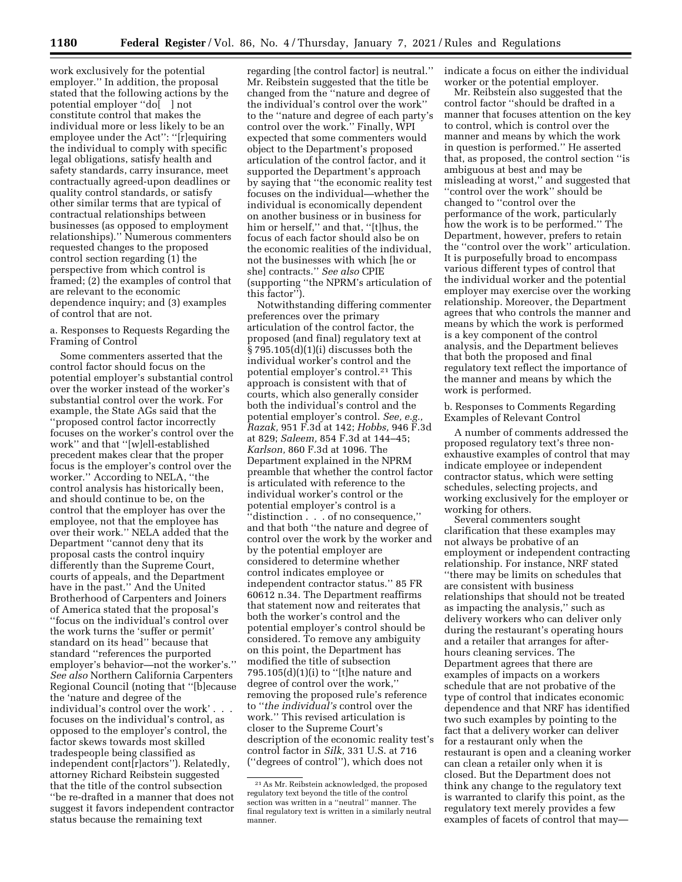work exclusively for the potential employer." In addition, the proposal stated that the following actions by the potential employer "do[ ] not constitute control that makes the individual more or less likely to be an employee under the Act": "[r]equiring the individual to comply with specific legal obligations, satisfy health and safety standards, carry insurance, meet contractually agreed-upon deadlines or quality control standards, or satisfy other similar terms that are typical of contractual relationships between businesses (as opposed to employment relationships)." Numerous commenters requested changes to the proposed control section regarding (1) the perspective from which control is framed; (2) the examples of control that are relevant to the economic dependence inquiry; and (3) examples of control that are not.

a. Responses to Requests Regarding the Framing of Control

Some commenters asserted that the control factor should focus on the potential employer's substantial control over the worker instead of the worker's substantial control over the work. For example, the State AGs said that the "proposed control factor incorrectly focuses on the worker's control over the work" and that "[w]ell-established precedent makes clear that the proper focus is the employer's control over the worker." According to NELA, "the control analysis has historically been, and should continue to be, on the control that the employer has over the employee, not that the employee has over their work." NELA added that the Department "cannot deny that its proposal casts the control inquiry differently than the Supreme Court, courts of appeals, and the Department have in the past." And the United Brotherhood of Carpenters and Joiners of America stated that the proposal's "focus on the individual's control over the work turns the 'suffer or permit' standard on its head" because that standard "references the purported employer's behavior—not the worker's." *See also* Northern California Carpenters Regional Council (noting that "[b]ecause the 'nature and degree of the individual's control over the work' . . . focuses on the individual's control, as opposed to the employer's control, the factor skews towards most skilled tradespeople being classified as independent cont[r]actors"). Relatedly, attorney Richard Reibstein suggested that the title of the control subsection "be re-drafted in a manner that does not suggest it favors independent contractor status because the remaining text regarding [the control factor] is neutral." Mr. Reibstein suggested that the title be changed from the "nature and degree of the individual's control over the work" to the "nature and degree of each party's control over the work." Finally, WPI expected that some commenters would object to the Department's proposed articulation of the control factor, and it supported the Department's approach by saying that "the economic reality test focuses on the individual—whether the individual is economically dependent on another business or in business for him or herself," and that, "[t]hus, the focus of each factor should also be on the economic realities of the individual, not the businesses with which [he or she] contracts." *See also* CPIE (supporting "the NPRM's articulation of this factor").

Notwithstanding differing commenter preferences over the primary articulation of the control factor, the proposed (and final) regulatory text at § 795.105(d)(1)(i) discusses both the individual worker's control and the potential employer's control.[21] This approach is consistent with that of courts, which also generally consider both the individual's control and the potential employer's control. *See, e.g., Razak,* 951 F.3d at 142; *Hobbs,* 946 F.3d at 829; *Saleem,* 854 F.3d at 144–45; *Karlson,* 860 F.3d at 1096. The Department explained in the NPRM preamble that whether the control factor is articulated with reference to the individual worker's control or the potential employer's control is a "distinction . . . of no consequence," and that both "the nature and degree of control over the work by the worker and by the potential employer are considered to determine whether control indicates employee or independent contractor status." 85 FR 60612 n.34. The Department reaffirms that statement now and reiterates that both the worker's control and the potential employer's control should be considered. To remove any ambiguity on this point, the Department has modified the title of subsection 795.105(d)(1)(i) to "[t]he nature and degree of control over the work," removing the proposed rule's reference to "*the individual's* control over the work." This revised articulation is closer to the Supreme Court's description of the economic reality test's control factor in *Silk,* 331 U.S. at 716 ("degrees of control"), which does not indicate a focus on either the individual worker or the potential employer.

Mr. Reibstein also suggested that the control factor "should be drafted in a manner that focuses attention on the key to control, which is control over the manner and means by which the work in question is performed." He asserted that, as proposed, the control section "is ambiguous at best and may be misleading at worst," and suggested that "control over the work" should be changed to "control over the performance of the work, particularly how the work is to be performed." The Department, however, prefers to retain the "control over the work" articulation. It is purposefully broad to encompass various different types of control that the individual worker and the potential employer may exercise over the working relationship. Moreover, the Department agrees that who controls the manner and means by which the work is performed is a key component of the control analysis, and the Department believes that both the proposed and final regulatory text reflect the importance of the manner and means by which the work is performed.

b. Responses to Comments Regarding Examples of Relevant Control

A number of comments addressed the proposed regulatory text's three non-exhaustive examples of control that may indicate employee or independent contractor status, which were setting schedules, selecting projects, and working exclusively for the employer or working for others.

Several commenters sought clarification that these examples may not always be probative of an employment or independent contracting relationship. For instance, NRF stated "there may be limits on schedules that are consistent with business relationships that should not be treated as impacting the analysis," such as delivery workers who can deliver only during the restaurant's operating hours and a retailer that arranges for after-hours cleaning services. The Department agrees that there are examples of impacts on a workers schedule that are not probative of the type of control that indicates economic dependence and that NRF has identified two such examples by pointing to the fact that a delivery worker can deliver for a restaurant only when the restaurant is open and a cleaning worker can clean a retailer only when it is closed. But the Department does not think any change to the regulatory text is warranted to clarify this point, as the regulatory text merely provides a few examples of facets of control that may—

[21] As Mr. Reibstein acknowledged, the proposed regulatory text beyond the title of the control section was written in a "neutral" manner. The final regulatory text is written in a similarly neutral manner.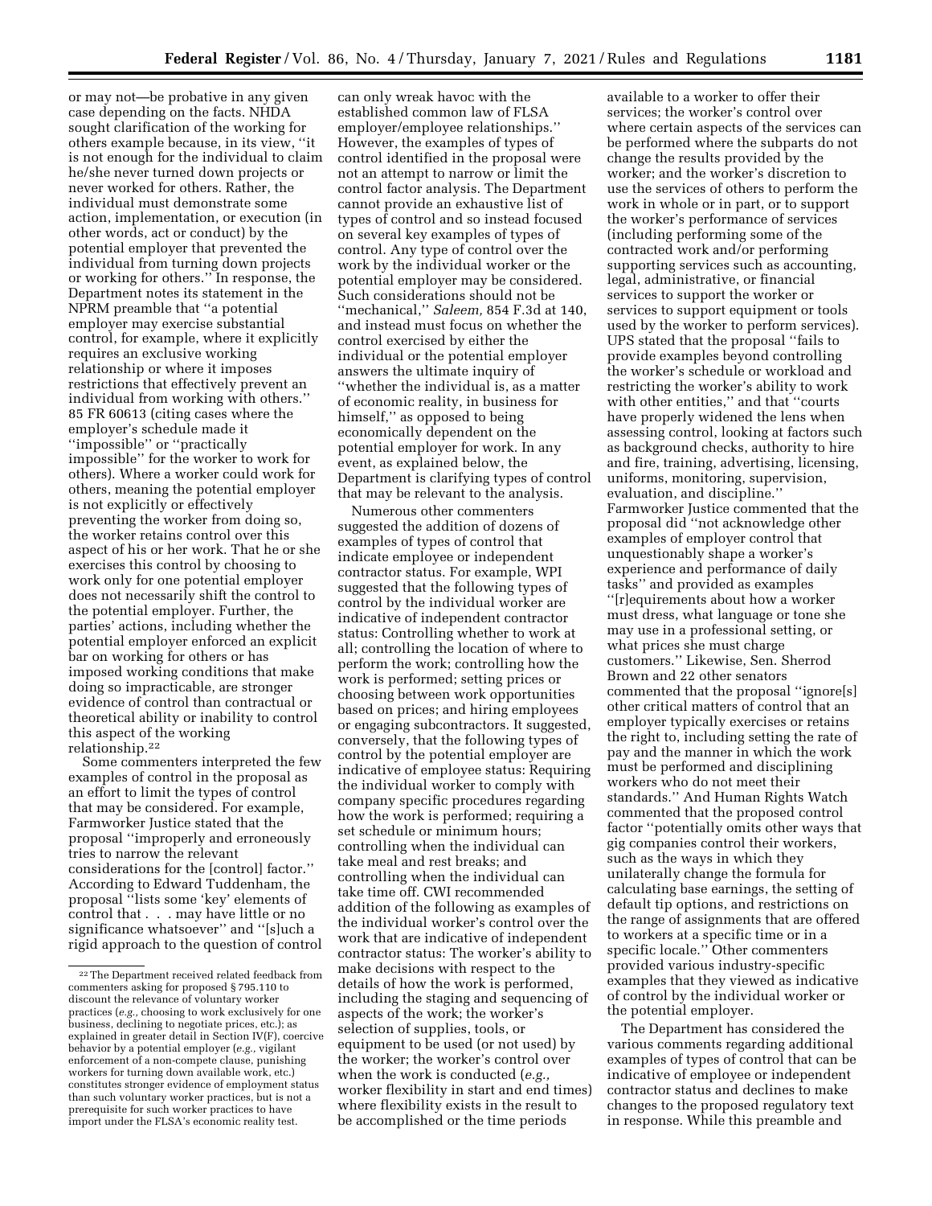or may not—be probative in any given case depending on the facts. NHDA sought clarification of the working for others example because, in its view, "it is not enough for the individual to claim he/she never turned down projects or never worked for others. Rather, the individual must demonstrate some action, implementation, or execution (in other words, act or conduct) by the potential employer that prevented the individual from turning down projects or working for others." In response, the Department notes its statement in the NPRM preamble that "a potential employer may exercise substantial control, for example, where it explicitly requires an exclusive working relationship or where it imposes restrictions that effectively prevent an individual from working with others." 85 FR 60613 (citing cases where the employer's schedule made it "impossible" or "practically impossible" for the worker to work for others). Where a worker could work for others, meaning the potential employer is not explicitly or effectively preventing the worker from doing so, the worker retains control over this aspect of his or her work. That he or she exercises this control by choosing to work only for one potential employer does not necessarily shift the control to the potential employer. Further, the parties' actions, including whether the potential employer enforced an explicit bar on working for others or has imposed working conditions that make doing so impracticable, are stronger evidence of control than contractual or theoretical ability or inability to control this aspect of the working relationship.[22]

Some commenters interpreted the few examples of control in the proposal as an effort to limit the types of control that may be considered. For example, Farmworker Justice stated that the proposal "improperly and erroneously tries to narrow the relevant considerations for the [control] factor." According to Edward Tuddenham, the proposal "lists some 'key' elements of control that . . . may have little or no significance whatsoever" and "[s]uch a rigid approach to the question of control can only wreak havoc with the established common law of FLSA employer/employee relationships." However, the examples of types of control identified in the proposal were not an attempt to narrow or limit the control factor analysis. The Department cannot provide an exhaustive list of types of control and so instead focused on several key examples of types of control. Any type of control over the work by the individual worker or the potential employer may be considered. Such considerations should not be "mechanical," *Saleem,* 854 F.3d at 140, and instead must focus on whether the control exercised by either the individual or the potential employer answers the ultimate inquiry of "whether the individual is, as a matter of economic reality, in business for himself," as opposed to being economically dependent on the potential employer for work. In any event, as explained below, the Department is clarifying types of control that may be relevant to the analysis.

Numerous other commenters suggested the addition of dozens of examples of types of control that indicate employee or independent contractor status. For example, WPI suggested that the following types of control by the individual worker are indicative of independent contractor status: Controlling whether to work at all; controlling the location of where to perform the work; controlling how the work is performed; setting prices or choosing between work opportunities based on prices; and hiring employees or engaging subcontractors. It suggested, conversely, that the following types of control by the potential employer are indicative of employee status: Requiring the individual worker to comply with company specific procedures regarding how the work is performed; requiring a set schedule or minimum hours; controlling when the individual can take meal and rest breaks; and controlling when the individual can take time off. CWI recommended addition of the following as examples of the individual worker's control over the work that are indicative of independent contractor status: The worker's ability to make decisions with respect to the details of how the work is performed, including the staging and sequencing of aspects of the work; the worker's selection of supplies, tools, or equipment to be used (or not used) by the worker; the worker's control over when the work is conducted (*e.g.,* worker flexibility in start and end times) where flexibility exists in the result to be accomplished or the time periods available to a worker to offer their services; the worker's control over where certain aspects of the services can be performed where the subparts do not change the results provided by the worker; and the worker's discretion to use the services of others to perform the work in whole or in part, or to support the worker's performance of services (including performing some of the contracted work and/or performing supporting services such as accounting, legal, administrative, or financial services to support the worker or services to support equipment or tools used by the worker to perform services). UPS stated that the proposal "fails to provide examples beyond controlling the worker's schedule or workload and restricting the worker's ability to work with other entities," and that "courts have properly widened the lens when assessing control, looking at factors such as background checks, authority to hire and fire, training, advertising, licensing, uniforms, monitoring, supervision, evaluation, and discipline." Farmworker Justice commented that the proposal did "not acknowledge other examples of employer control that unquestionably shape a worker's experience and performance of daily tasks" and provided as examples "[r]equirements about how a worker must dress, what language or tone she may use in a professional setting, or what prices she must charge customers." Likewise, Sen. Sherrod Brown and 22 other senators commented that the proposal "ignore[s] other critical matters of control that an employer typically exercises or retains the right to, including setting the rate of pay and the manner in which the work must be performed and disciplining workers who do not meet their standards." And Human Rights Watch commented that the proposed control factor "potentially omits other ways that gig companies control their workers, such as the ways in which they unilaterally change the formula for calculating base earnings, the setting of default tip options, and restrictions on the range of assignments that are offered to workers at a specific time or in a specific locale." Other commenters provided various industry-specific examples that they viewed as indicative of control by the individual worker or the potential employer.

The Department has considered the various comments regarding additional examples of types of control that can be indicative of employee or independent contractor status and declines to make changes to the proposed regulatory text in response. While this preamble and

[22] The Department received related feedback from commenters asking for proposed § 795.110 to discount the relevance of voluntary worker practices (*e.g.,* choosing to work exclusively for one business, declining to negotiate prices, etc.); as explained in greater detail in Section IV(F), coercive behavior by a potential employer (*e.g.,* vigilant enforcement of a non-compete clause, punishing workers for turning down available work, etc.) constitutes stronger evidence of employment status than such voluntary worker practices, but is not a prerequisite for such worker practices to have import under the FLSA's economic reality test.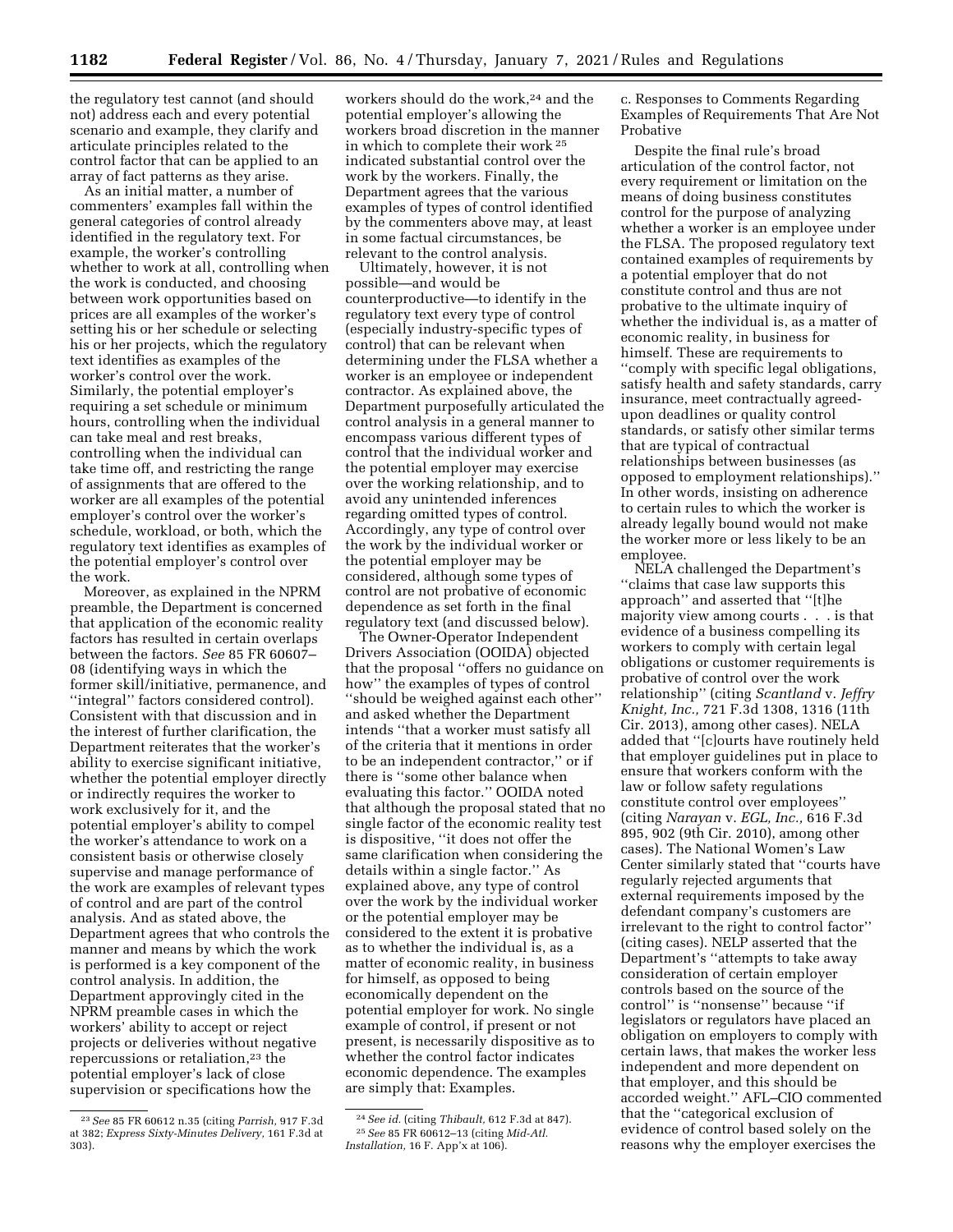the regulatory test cannot (and should not) address each and every potential scenario and example, they clarify and articulate principles related to the control factor that can be applied to an array of fact patterns as they arise.

As an initial matter, a number of commenters' examples fall within the general categories of control already identified in the regulatory text. For example, the worker's controlling whether to work at all, controlling when the work is conducted, and choosing between work opportunities based on prices are all examples of the worker's setting his or her schedule or selecting his or her projects, which the regulatory text identifies as examples of the worker's control over the work. Similarly, the potential employer's requiring a set schedule or minimum hours, controlling when the individual can take meal and rest breaks, controlling when the individual can take time off, and restricting the range of assignments that are offered to the worker are all examples of the potential employer's control over the worker's schedule, workload, or both, which the regulatory text identifies as examples of the potential employer's control over the work.

Moreover, as explained in the NPRM preamble, the Department is concerned that application of the economic reality factors has resulted in certain overlaps between the factors. *See* 85 FR 60607–08 (identifying ways in which the former skill/initiative, permanence, and ''integral'' factors considered control). Consistent with that discussion and in the interest of further clarification, the Department reiterates that the worker's ability to exercise significant initiative, whether the potential employer directly or indirectly requires the worker to work exclusively for it, and the potential employer's ability to compel the worker's attendance to work on a consistent basis or otherwise closely supervise and manage performance of the work are examples of relevant types of control and are part of the control analysis. And as stated above, the Department agrees that who controls the manner and means by which the work is performed is a key component of the control analysis. In addition, the Department approvingly cited in the NPRM preamble cases in which the workers' ability to accept or reject projects or deliveries without negative repercussions or retaliation,[23] the potential employer's lack of close supervision or specifications how the workers should do the work,[24] and the potential employer's allowing the workers broad discretion in the manner in which to complete their work [25] indicated substantial control over the work by the workers. Finally, the Department agrees that the various examples of types of control identified by the commenters above may, at least in some factual circumstances, be relevant to the control analysis.

Ultimately, however, it is not possible—and would be counterproductive—to identify in the regulatory text every type of control (especially industry-specific types of control) that can be relevant when determining under the FLSA whether a worker is an employee or independent contractor. As explained above, the Department purposefully articulated the control analysis in a general manner to encompass various different types of control that the individual worker and the potential employer may exercise over the working relationship, and to avoid any unintended inferences regarding omitted types of control. Accordingly, any type of control over the work by the individual worker or the potential employer may be considered, although some types of control are not probative of economic dependence as set forth in the final regulatory text (and discussed below).

The Owner-Operator Independent Drivers Association (OOIDA) objected that the proposal ''offers no guidance on how'' the examples of types of control ''should be weighed against each other'' and asked whether the Department intends ''that a worker must satisfy all of the criteria that it mentions in order to be an independent contractor,'' or if there is ''some other balance when evaluating this factor.'' OOIDA noted that although the proposal stated that no single factor of the economic reality test is dispositive, ''it does not offer the same clarification when considering the details within a single factor.'' As explained above, any type of control over the work by the individual worker or the potential employer may be considered to the extent it is probative as to whether the individual is, as a matter of economic reality, in business for himself, as opposed to being economically dependent on the potential employer for work. No single example of control, if present or not present, is necessarily dispositive as to whether the control factor indicates economic dependence. The examples are simply that: Examples.

c. Responses to Comments Regarding Examples of Requirements That Are Not Probative

Despite the final rule's broad articulation of the control factor, not every requirement or limitation on the means of doing business constitutes control for the purpose of analyzing whether a worker is an employee under the FLSA. The proposed regulatory text contained examples of requirements by a potential employer that do not constitute control and thus are not probative to the ultimate inquiry of whether the individual is, as a matter of economic reality, in business for himself. These are requirements to ''comply with specific legal obligations, satisfy health and safety standards, carry insurance, meet contractually agreed-upon deadlines or quality control standards, or satisfy other similar terms that are typical of contractual relationships between businesses (as opposed to employment relationships).'' In other words, insisting on adherence to certain rules to which the worker is already legally bound would not make the worker more or less likely to be an employee.

NELA challenged the Department's ''claims that case law supports this approach'' and asserted that ''[t]he majority view among courts . . . is that evidence of a business compelling its workers to comply with certain legal obligations or customer requirements is probative of control over the work relationship'' (citing *Scantland* v. *Jeffry Knight, Inc.,* 721 F.3d 1308, 1316 (11th Cir. 2013), among other cases). NELA added that ''[c]ourts have routinely held that employer guidelines put in place to ensure that workers conform with the law or follow safety regulations constitute control over employees'' (citing *Narayan* v. *EGL, Inc.,* 616 F.3d 895, 902 (9th Cir. 2010), among other cases). The National Women's Law Center similarly stated that ''courts have regularly rejected arguments that external requirements imposed by the defendant company's customers are irrelevant to the right to control factor'' (citing cases). NELP asserted that the Department's ''attempts to take away consideration of certain employer controls based on the source of the control'' is ''nonsense'' because ''if legislators or regulators have placed an obligation on employers to comply with certain laws, that makes the worker less independent and more dependent on that employer, and this should be accorded weight.'' AFL–CIO commented that the ''categorical exclusion of evidence of control based solely on the reasons why the employer exercises the

---

[23] *See* 85 FR 60612 n.35 (citing *Parrish,* 917 F.3d at 382; *Express Sixty-Minutes Delivery,* 161 F.3d at 303).

[24] *See id.* (citing *Thibault,* 612 F.3d at 847).

[25] *See* 85 FR 60612–13 (citing *Mid-Atl. Installation,* 16 F. App'x at 106).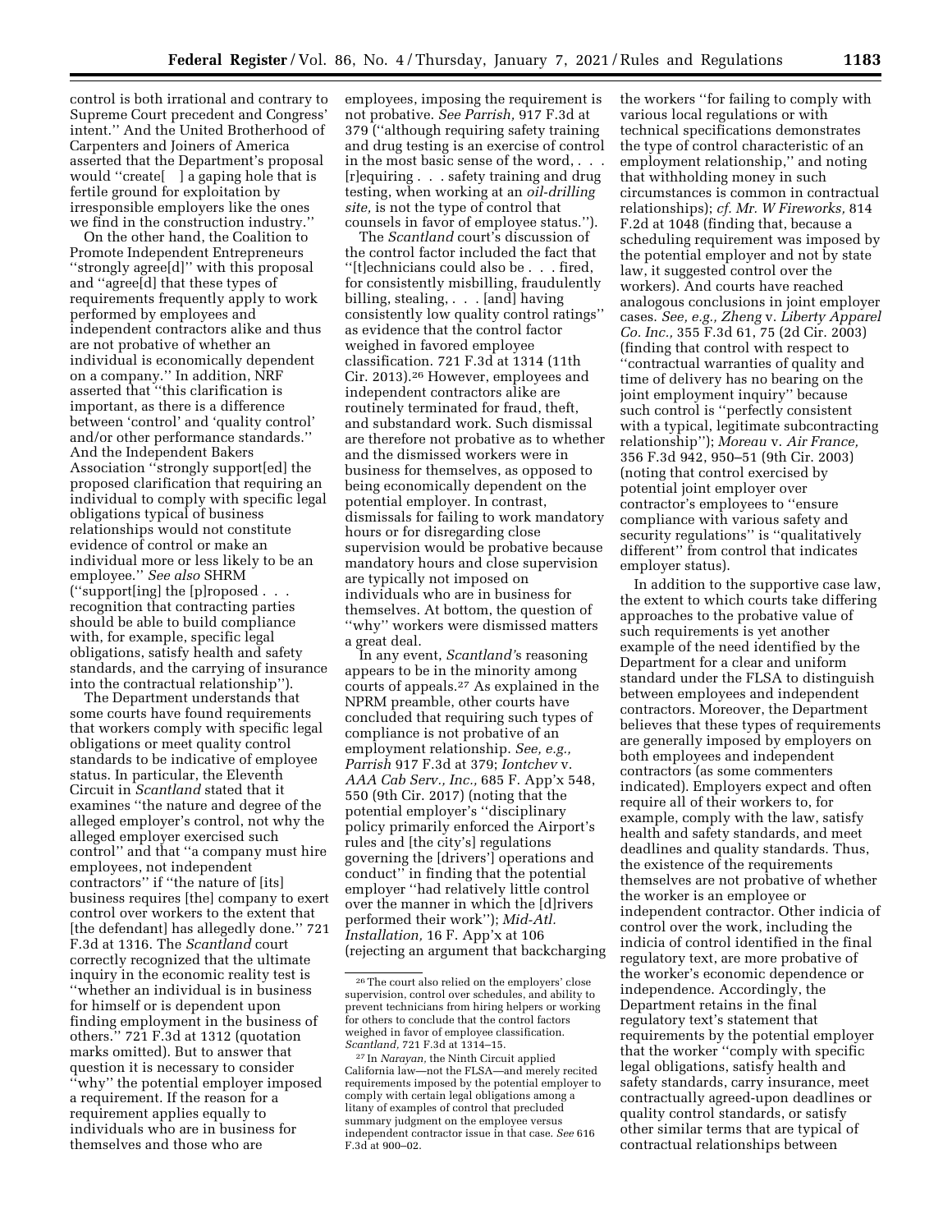control is both irrational and contrary to Supreme Court precedent and Congress' intent.'' And the United Brotherhood of Carpenters and Joiners of America asserted that the Department's proposal would ''create[ ] a gaping hole that is fertile ground for exploitation by irresponsible employers like the ones we find in the construction industry.''

On the other hand, the Coalition to Promote Independent Entrepreneurs ''strongly agree[d]'' with this proposal and ''agree[d] that these types of requirements frequently apply to work performed by employees and independent contractors alike and thus are not probative of whether an individual is economically dependent on a company.'' In addition, NRF asserted that ''this clarification is important, as there is a difference between 'control' and 'quality control' and/or other performance standards.'' And the Independent Bakers Association ''strongly support[ed] the proposed clarification that requiring an individual to comply with specific legal obligations typical of business relationships would not constitute evidence of control or make an individual more or less likely to be an employee.'' *See also* SHRM (''support[ing] the [p]roposed . . . recognition that contracting parties should be able to build compliance with, for example, specific legal obligations, satisfy health and safety standards, and the carrying of insurance into the contractual relationship'').

The Department understands that some courts have found requirements that workers comply with specific legal obligations or meet quality control standards to be indicative of employee status. In particular, the Eleventh Circuit in *Scantland* stated that it examines ''the nature and degree of the alleged employer's control, not why the alleged employer exercised such control'' and that ''a company must hire employees, not independent contractors'' if ''the nature of [its] business requires [the] company to exert control over workers to the extent that [the defendant] has allegedly done.'' 721 F.3d at 1316. The *Scantland* court correctly recognized that the ultimate inquiry in the economic reality test is ''whether an individual is in business for himself or is dependent upon finding employment in the business of others.'' 721 F.3d at 1312 (quotation marks omitted). But to answer that question it is necessary to consider ''why'' the potential employer imposed a requirement. If the reason for a requirement applies equally to individuals who are in business for themselves and those who are employees, imposing the requirement is not probative. *See Parrish,* 917 F.3d at 379 (''although requiring safety training and drug testing is an exercise of control in the most basic sense of the word, . . . [r]equiring . . . safety training and drug testing, when working at an *oil-drilling site,* is not the type of control that counsels in favor of employee status.'').

The *Scantland* court's discussion of the control factor included the fact that ''[t]echnicians could also be . . . fired, for consistently misbilling, fraudulently billing, stealing, . . . [and] having consistently low quality control ratings'' as evidence that the control factor weighed in favored employee classification. 721 F.3d at 1314 (11th Cir. 2013).[26] However, employees and independent contractors alike are routinely terminated for fraud, theft, and substandard work. Such dismissal are therefore not probative as to whether and the dismissed workers were in business for themselves, as opposed to being economically dependent on the potential employer. In contrast, dismissals for failing to work mandatory hours or for disregarding close supervision would be probative because mandatory hours and close supervision are typically not imposed on individuals who are in business for themselves. At bottom, the question of ''why'' workers were dismissed matters a great deal.

In any event, *Scantland's* reasoning appears to be in the minority among courts of appeals.[27] As explained in the NPRM preamble, other courts have concluded that requiring such types of compliance is not probative of an employment relationship. *See, e.g., Parrish* 917 F.3d at 379; *Iontchev* v. *AAA Cab Serv., Inc.,* 685 F. App'x 548, 550 (9th Cir. 2017) (noting that the potential employer's ''disciplinary policy primarily enforced the Airport's rules and [the city's] regulations governing the [drivers'] operations and conduct'' in finding that the potential employer ''had relatively little control over the manner in which the [d]rivers performed their work''); *Mid-Atl. Installation,* 16 F. App'x at 106 (rejecting an argument that backcharging the workers ''for failing to comply with various local regulations or with technical specifications demonstrates the type of control characteristic of an employment relationship,'' and noting that withholding money in such circumstances is common in contractual relationships); *cf. Mr. W Fireworks,* 814 F.2d at 1048 (finding that, because a scheduling requirement was imposed by the potential employer and not by state law, it suggested control over the workers). And courts have reached analogous conclusions in joint employer cases. *See, e.g., Zheng* v. *Liberty Apparel Co. Inc.,* 355 F.3d 61, 75 (2d Cir. 2003) (finding that control with respect to ''contractual warranties of quality and time of delivery has no bearing on the joint employment inquiry'' because such control is ''perfectly consistent with a typical, legitimate subcontracting relationship''); *Moreau* v. *Air France,* 356 F.3d 942, 950–51 (9th Cir. 2003) (noting that control exercised by potential joint employer over contractor's employees to ''ensure compliance with various safety and security regulations'' is ''qualitatively different'' from control that indicates employer status).

In addition to the supportive case law, the extent to which courts take differing approaches to the probative value of such requirements is yet another example of the need identified by the Department for a clear and uniform standard under the FLSA to distinguish between employees and independent contractors. Moreover, the Department believes that these types of requirements are generally imposed by employers on both employees and independent contractors (as some commenters indicated). Employers expect and often require all of their workers to, for example, comply with the law, satisfy health and safety standards, and meet deadlines and quality standards. Thus, the existence of the requirements themselves are not probative of whether the worker is an employee or independent contractor. Other indicia of control over the work, including the indicia of control identified in the final regulatory text, are more probative of the worker's economic dependence or independence. Accordingly, the Department retains in the final regulatory text's statement that requirements by the potential employer that the worker ''comply with specific legal obligations, satisfy health and safety standards, carry insurance, meet contractually agreed-upon deadlines or quality control standards, or satisfy other similar terms that are typical of contractual relationships between

---

[26] The court also relied on the employers' close supervision, control over schedules, and ability to prevent technicians from hiring helpers or working for others to conclude that the control factors weighed in favor of employee classification. *Scantland,* 721 F.3d at 1314–15.

[27] In *Narayan,* the Ninth Circuit applied California law—not the FLSA—and merely recited requirements imposed by the potential employer to comply with certain legal obligations among a litany of examples of control that precluded summary judgment on the employee versus independent contractor issue in that case. *See* 616 F.3d at 900–02.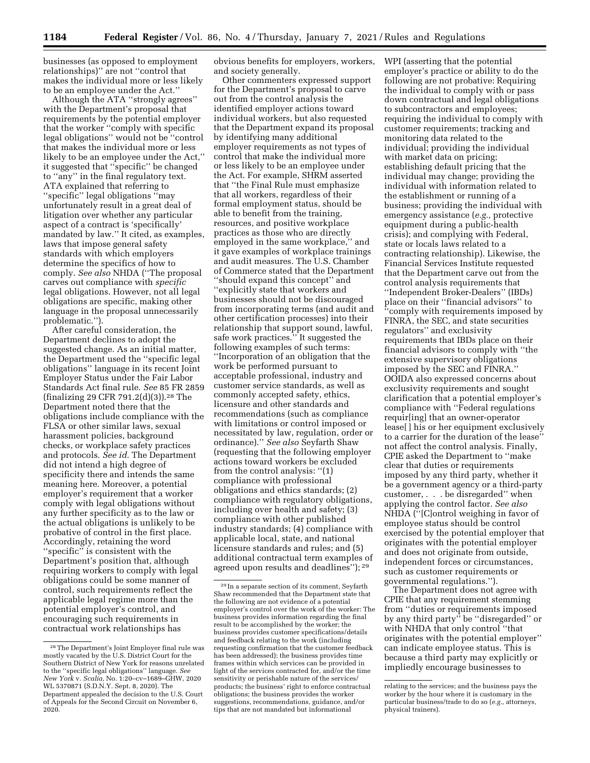businesses (as opposed to employment relationships)'' are not ''control that makes the individual more or less likely to be an employee under the Act.''

Although the ATA ''strongly agrees'' with the Department's proposal that requirements by the potential employer that the worker ''comply with specific legal obligations'' would not be ''control that makes the individual more or less likely to be an employee under the Act,'' it suggested that ''specific'' be changed to ''any'' in the final regulatory text. ATA explained that referring to ''specific'' legal obligations ''may unfortunately result in a great deal of litigation over whether any particular aspect of a contract is 'specifically' mandated by law.'' It cited, as examples, laws that impose general safety standards with which employers determine the specifics of how to comply. *See also* NHDA (''The proposal carves out compliance with *specific* legal obligations. However, not all legal obligations are specific, making other language in the proposal unnecessarily problematic.'').

After careful consideration, the Department declines to adopt the suggested change. As an initial matter, the Department used the ''specific legal obligations'' language in its recent Joint Employer Status under the Fair Labor Standards Act final rule. *See* 85 FR 2859 (finalizing 29 CFR 791.2(d)(3)).[28] The Department noted there that the obligations include compliance with the FLSA or other similar laws, sexual harassment policies, background checks, or workplace safety practices and protocols. *See id.* The Department did not intend a high degree of specificity there and intends the same meaning here. Moreover, a potential employer's requirement that a worker comply with legal obligations without any further specificity as to the law or the actual obligations is unlikely to be probative of control in the first place. Accordingly, retaining the word ''specific'' is consistent with the Department's position that, although requiring workers to comply with legal obligations could be some manner of control, such requirements reflect the applicable legal regime more than the potential employer's control, and encouraging such requirements in contractual work relationships has obvious benefits for employers, workers, and society generally.

Other commenters expressed support for the Department's proposal to carve out from the control analysis the identified employer actions toward individual workers, but also requested that the Department expand its proposal by identifying many additional employer requirements as not types of control that make the individual more or less likely to be an employee under the Act. For example, SHRM asserted that ''the Final Rule must emphasize that all workers, regardless of their formal employment status, should be able to benefit from the training, resources, and positive workplace practices as those who are directly employed in the same workplace,'' and it gave examples of workplace trainings and audit measures. The U.S. Chamber of Commerce stated that the Department ''should expand this concept'' and ''explicitly state that workers and businesses should not be discouraged from incorporating terms (and audit and other certification processes) into their relationship that support sound, lawful, safe work practices.'' It suggested the following examples of such terms: ''Incorporation of an obligation that the work be performed pursuant to acceptable professional, industry and customer service standards, as well as commonly accepted safety, ethics, licensure and other standards and recommendations (such as compliance with limitations or control imposed or necessitated by law, regulation, order or ordinance).'' *See also* Seyfarth Shaw (requesting that the following employer actions toward workers be excluded from the control analysis: ''(1) compliance with professional obligations and ethics standards; (2) compliance with regulatory obligations, including over health and safety; (3) compliance with other published industry standards; (4) compliance with applicable local, state, and national licensure standards and rules; and (5) additional contractual term examples of agreed upon results and deadlines'');[29] WPI (asserting that the potential employer's practice or ability to do the following are not probative: Requiring the individual to comply with or pass down contractual and legal obligations to subcontractors and employees; requiring the individual to comply with customer requirements; tracking and monitoring data related to the individual; providing the individual with market data on pricing; establishing default pricing that the individual may change; providing the individual with information related to the establishment or running of a business; providing the individual with emergency assistance (*e.g.,* protective equipment during a public-health crisis); and complying with Federal, state or locals laws related to a contracting relationship). Likewise, the Financial Services Institute requested that the Department carve out from the control analysis requirements that ''Independent Broker-Dealers'' (IBDs) place on their ''financial advisors'' to ''comply with requirements imposed by FINRA, the SEC, and state securities regulators'' and exclusivity requirements that IBDs place on their financial advisors to comply with ''the extensive supervisory obligations imposed by the SEC and FINRA.'' OOIDA also expressed concerns about exclusivity requirements and sought clarification that a potential employer's compliance with ''Federal regulations requir[ing] that an owner-operator lease[ ] his or her equipment exclusively to a carrier for the duration of the lease'' not affect the control analysis. Finally, CPIE asked the Department to ''make clear that duties or requirements imposed by any third party, whether it be a government agency or a third-party customer, . . . be disregarded'' when applying the control factor. *See also* NHDA (''[C]ontrol weighing in favor of employee status should be control exercised by the potential employer that originates with the potential employer and does not originate from outside, independent forces or circumstances, such as customer requirements or governmental regulations.'').

The Department does not agree with CPIE that any requirement stemming from ''duties or requirements imposed by any third party'' be ''disregarded'' or with NHDA that only control ''that originates with the potential employer'' can indicate employee status. This is because a third party may explicitly or impliedly encourage businesses to

---

[28] The Department's Joint Employer final rule was mostly vacated by the U.S. District Court for the Southern District of New York for reasons unrelated to the ''specific legal obligations'' language. *See New York* v. *Scalia,* No. 1:20–cv–1689–GHW, 2020 WL 5370871 (S.D.N.Y. Sept. 8, 2020). The Department appealed the decision to the U.S. Court of Appeals for the Second Circuit on November 6, 2020.

[29] In a separate section of its comment, Seyfarth Shaw recommended that the Department state that the following are not evidence of a potential employer's control over the work of the worker: The business provides information regarding the final result to be accomplished by the worker; the business provides customer specifications/details and feedback relating to the work (including requesting confirmation that the customer feedback has been addressed); the business provides time frames within which services can be provided in light of the services contracted for, and/or the time sensitivity or perishable nature of the services/products; the business' right to enforce contractual obligations; the business provides the worker suggestions, recommendations, guidance, and/or tips that are not mandated but informational relating to the services; and the business pays the worker by the hour where it is customary in the particular business/trade to do so (*e.g.,* attorneys, physical trainers).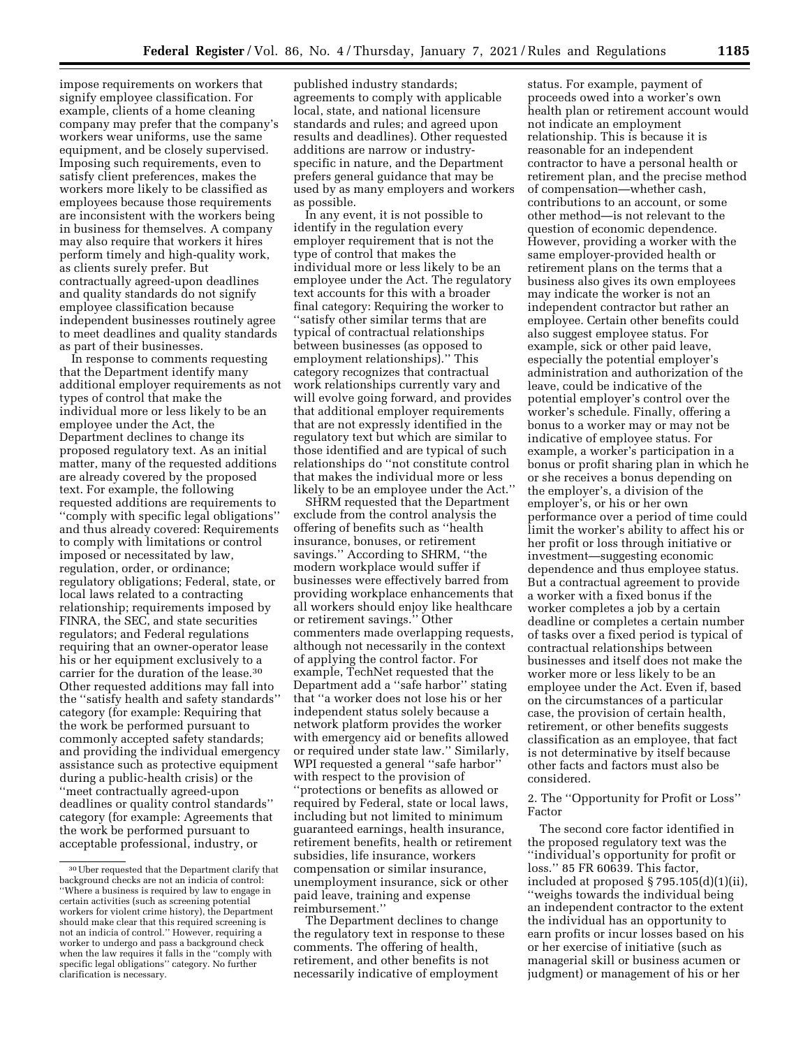impose requirements on workers that signify employee classification. For example, clients of a home cleaning company may prefer that the company's workers wear uniforms, use the same equipment, and be closely supervised. Imposing such requirements, even to satisfy client preferences, makes the workers more likely to be classified as employees because those requirements are inconsistent with the workers being in business for themselves. A company may also require that workers it hires perform timely and high-quality work, as clients surely prefer. But contractually agreed-upon deadlines and quality standards do not signify employee classification because independent businesses routinely agree to meet deadlines and quality standards as part of their businesses.

In response to comments requesting that the Department identify many additional employer requirements as not types of control that make the individual more or less likely to be an employee under the Act, the Department declines to change its proposed regulatory text. As an initial matter, many of the requested additions are already covered by the proposed text. For example, the following requested additions are requirements to ''comply with specific legal obligations'' and thus already covered: Requirements to comply with limitations or control imposed or necessitated by law, regulation, order, or ordinance; regulatory obligations; Federal, state, or local laws related to a contracting relationship; requirements imposed by FINRA, the SEC, and state securities regulators; and Federal regulations requiring that an owner-operator lease his or her equipment exclusively to a carrier for the duration of the lease.[30] Other requested additions may fall into the ''satisfy health and safety standards'' category (for example: Requiring that the work be performed pursuant to commonly accepted safety standards; and providing the individual emergency assistance such as protective equipment during a public-health crisis) or the ''meet contractually agreed-upon deadlines or quality control standards'' category (for example: Agreements that the work be performed pursuant to acceptable professional, industry, or published industry standards; agreements to comply with applicable local, state, and national licensure standards and rules; and agreed upon results and deadlines). Other requested additions are narrow or industry-specific in nature, and the Department prefers general guidance that may be used by as many employers and workers as possible.

In any event, it is not possible to identify in the regulation every employer requirement that is not the type of control that makes the individual more or less likely to be an employee under the Act. The regulatory text accounts for this with a broader final category: Requiring the worker to ''satisfy other similar terms that are typical of contractual relationships between businesses (as opposed to employment relationships).'' This category recognizes that contractual work relationships currently vary and will evolve going forward, and provides that additional employer requirements that are not expressly identified in the regulatory text but which are similar to those identified and are typical of such relationships do ''not constitute control that makes the individual more or less likely to be an employee under the Act.''

SHRM requested that the Department exclude from the control analysis the offering of benefits such as ''health insurance, bonuses, or retirement savings.'' According to SHRM, ''the modern workplace would suffer if businesses were effectively barred from providing workplace enhancements that all workers should enjoy like healthcare or retirement savings.'' Other commenters made overlapping requests, although not necessarily in the context of applying the control factor. For example, TechNet requested that the Department add a ''safe harbor'' stating that ''a worker does not lose his or her independent status solely because a network platform provides the worker with emergency aid or benefits allowed or required under state law.'' Similarly, WPI requested a general ''safe harbor'' with respect to the provision of ''protections or benefits as allowed or required by Federal, state or local laws, including but not limited to minimum guaranteed earnings, health insurance, retirement benefits, health or retirement subsidies, life insurance, workers compensation or similar insurance, unemployment insurance, sick or other paid leave, training and expense reimbursement.''

The Department declines to change the regulatory text in response to these comments. The offering of health, retirement, and other benefits is not necessarily indicative of employment status. For example, payment of proceeds owed into a worker's own health plan or retirement account would not indicate an employment relationship. This is because it is reasonable for an independent contractor to have a personal health or retirement plan, and the precise method of compensation—whether cash, contributions to an account, or some other method—is not relevant to the question of economic dependence. However, providing a worker with the same employer-provided health or retirement plans on the terms that a business also gives its own employees may indicate the worker is not an independent contractor but rather an employee. Certain other benefits could also suggest employee status. For example, sick or other paid leave, especially the potential employer's administration and authorization of the leave, could be indicative of the potential employer's control over the worker's schedule. Finally, offering a bonus to a worker may or may not be indicative of employee status. For example, a worker's participation in a bonus or profit sharing plan in which he or she receives a bonus depending on the employer's, a division of the employer's, or his or her own performance over a period of time could limit the worker's ability to affect his or her profit or loss through initiative or investment—suggesting economic dependence and thus employee status. But a contractual agreement to provide a worker with a fixed bonus if the worker completes a job by a certain deadline or completes a certain number of tasks over a fixed period is typical of contractual relationships between businesses and itself does not make the worker more or less likely to be an employee under the Act. Even if, based on the circumstances of a particular case, the provision of certain health, retirement, or other benefits suggests classification as an employee, that fact is not determinative by itself because other facts and factors must also be considered.

### 2. The ''Opportunity for Profit or Loss'' Factor

The second core factor identified in the proposed regulatory text was the ''individual's opportunity for profit or loss.'' 85 FR 60639. This factor, included at proposed § 795.105(d)(1)(ii), ''weighs towards the individual being an independent contractor to the extent the individual has an opportunity to earn profits or incur losses based on his or her exercise of initiative (such as managerial skill or business acumen or judgment) or management of his or her

---

[30] Uber requested that the Department clarify that background checks are not an indicia of control: ''Where a business is required by law to engage in certain activities (such as screening potential workers for violent crime history), the Department should make clear that this required screening is not an indicia of control.'' However, requiring a worker to undergo and pass a background check when the law requires it falls in the ''comply with specific legal obligations'' category. No further clarification is necessary.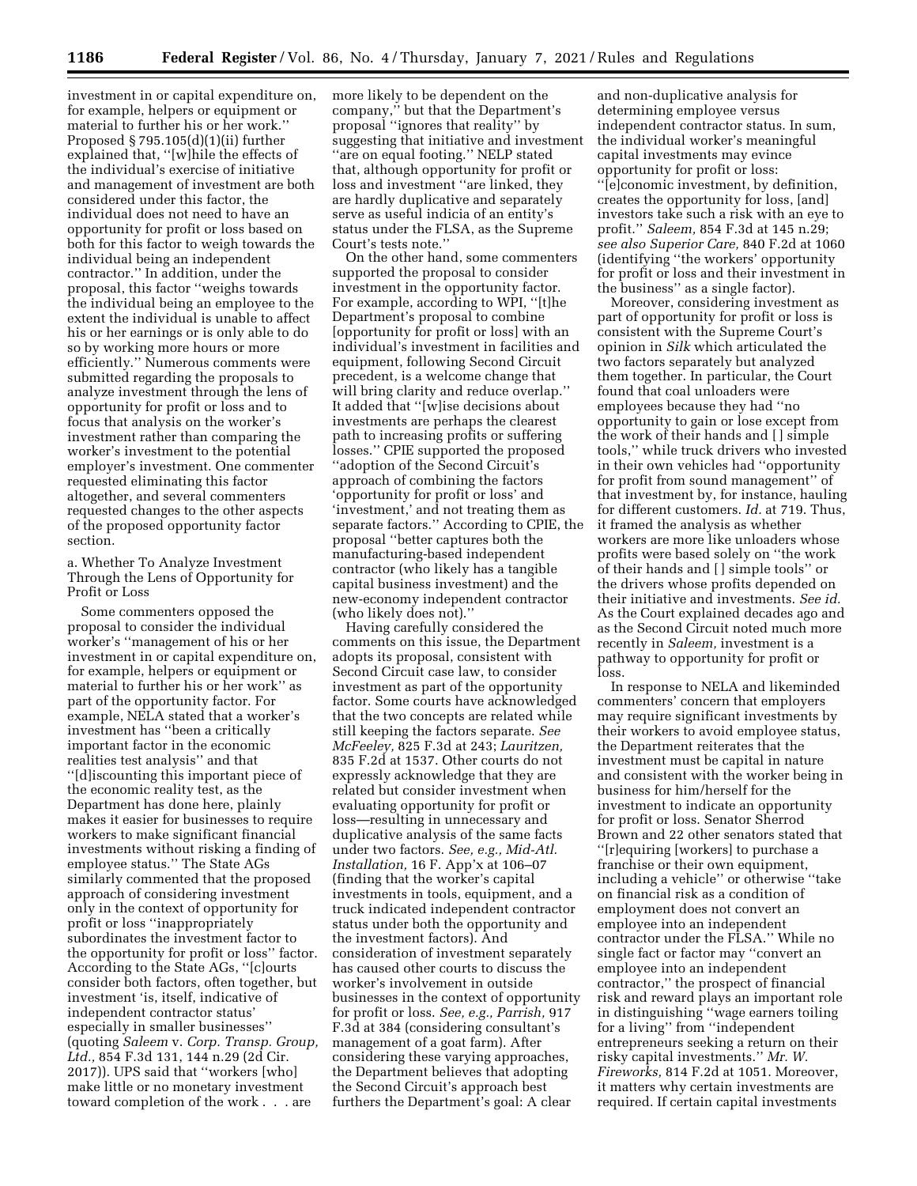investment in or capital expenditure on, for example, helpers or equipment or material to further his or her work.'' Proposed § 795.105(d)(1)(ii) further explained that, ''[w]hile the effects of the individual's exercise of initiative and management of investment are both considered under this factor, the individual does not need to have an opportunity for profit or loss based on both for this factor to weigh towards the individual being an independent contractor.'' In addition, under the proposal, this factor ''weighs towards the individual being an employee to the extent the individual is unable to affect his or her earnings or is only able to do so by working more hours or more efficiently.'' Numerous comments were submitted regarding the proposals to analyze investment through the lens of opportunity for profit or loss and to focus that analysis on the worker's investment rather than comparing the worker's investment to the potential employer's investment. One commenter requested eliminating this factor altogether, and several commenters requested changes to the other aspects of the proposed opportunity factor section.

a. Whether To Analyze Investment Through the Lens of Opportunity for Profit or Loss

Some commenters opposed the proposal to consider the individual worker's ''management of his or her investment in or capital expenditure on, for example, helpers or equipment or material to further his or her work'' as part of the opportunity factor. For example, NELA stated that a worker's investment has ''been a critically important factor in the economic realities test analysis'' and that ''[d]iscounting this important piece of the economic reality test, as the Department has done here, plainly makes it easier for businesses to require workers to make significant financial investments without risking a finding of employee status.'' The State AGs similarly commented that the proposed approach of considering investment only in the context of opportunity for profit or loss ''inappropriately subordinates the investment factor to the opportunity for profit or loss'' factor. According to the State AGs, ''[c]ourts consider both factors, often together, but investment 'is, itself, indicative of independent contractor status' especially in smaller businesses'' (quoting *Saleem* v. *Corp. Transp. Group, Ltd.,* 854 F.3d 131, 144 n.29 (2d Cir. 2017)). UPS said that ''workers [who] make little or no monetary investment toward completion of the work . . . are more likely to be dependent on the company,'' but that the Department's proposal ''ignores that reality'' by suggesting that initiative and investment ''are on equal footing.'' NELP stated that, although opportunity for profit or loss and investment ''are linked, they are hardly duplicative and separately serve as useful indicia of an entity's status under the FLSA, as the Supreme Court's tests note.''

On the other hand, some commenters supported the proposal to consider investment in the opportunity factor. For example, according to WPI, ''[t]he Department's proposal to combine [opportunity for profit or loss] with an individual's investment in facilities and equipment, following Second Circuit precedent, is a welcome change that will bring clarity and reduce overlap.'' It added that ''[w]ise decisions about investments are perhaps the clearest path to increasing profits or suffering losses.'' CPIE supported the proposed ''adoption of the Second Circuit's approach of combining the factors 'opportunity for profit or loss' and 'investment,' and not treating them as separate factors.'' According to CPIE, the proposal ''better captures both the manufacturing-based independent contractor (who likely has a tangible capital business investment) and the new-economy independent contractor (who likely does not).''

Having carefully considered the comments on this issue, the Department adopts its proposal, consistent with Second Circuit case law, to consider investment as part of the opportunity factor. Some courts have acknowledged that the two concepts are related while still keeping the factors separate. *See McFeeley,* 825 F.3d at 243; *Lauritzen,* 835 F.2d at 1537. Other courts do not expressly acknowledge that they are related but consider investment when evaluating opportunity for profit or loss—resulting in unnecessary and duplicative analysis of the same facts under two factors. *See, e.g., Mid-Atl. Installation,* 16 F. App'x at 106–07 (finding that the worker's capital investments in tools, equipment, and a truck indicated independent contractor status under both the opportunity and the investment factors). And consideration of investment separately has caused other courts to discuss the worker's involvement in outside businesses in the context of opportunity for profit or loss. *See, e.g., Parrish,* 917 F.3d at 384 (considering consultant's management of a goat farm). After considering these varying approaches, the Department believes that adopting the Second Circuit's approach best furthers the Department's goal: A clear and non-duplicative analysis for determining employee versus independent contractor status. In sum, the individual worker's meaningful capital investments may evince opportunity for profit or loss: ''[e]conomic investment, by definition, creates the opportunity for loss, [and] investors take such a risk with an eye to profit.'' *Saleem,* 854 F.3d at 145 n.29; *see also Superior Care,* 840 F.2d at 1060 (identifying ''the workers' opportunity for profit or loss and their investment in the business'' as a single factor).

Moreover, considering investment as part of opportunity for profit or loss is consistent with the Supreme Court's opinion in *Silk* which articulated the two factors separately but analyzed them together. In particular, the Court found that coal unloaders were employees because they had ''no opportunity to gain or lose except from the work of their hands and [ ] simple tools,'' while truck drivers who invested in their own vehicles had ''opportunity for profit from sound management'' of that investment by, for instance, hauling for different customers. *Id.* at 719. Thus, it framed the analysis as whether workers are more like unloaders whose profits were based solely on ''the work of their hands and [ ] simple tools'' or the drivers whose profits depended on their initiative and investments. *See id.* As the Court explained decades ago and as the Second Circuit noted much more recently in *Saleem,* investment is a pathway to opportunity for profit or loss.

In response to NELA and likeminded commenters' concern that employers may require significant investments by their workers to avoid employee status, the Department reiterates that the investment must be capital in nature and consistent with the worker being in business for him/herself for the investment to indicate an opportunity for profit or loss. Senator Sherrod Brown and 22 other senators stated that ''[r]equiring [workers] to purchase a franchise or their own equipment, including a vehicle'' or otherwise ''take on financial risk as a condition of employment does not convert an employee into an independent contractor under the FLSA.'' While no single fact or factor may ''convert an employee into an independent contractor,'' the prospect of financial risk and reward plays an important role in distinguishing ''wage earners toiling for a living'' from ''independent entrepreneurs seeking a return on their risky capital investments.'' *Mr. W. Fireworks,* 814 F.2d at 1051. Moreover, it matters why certain investments are required. If certain capital investments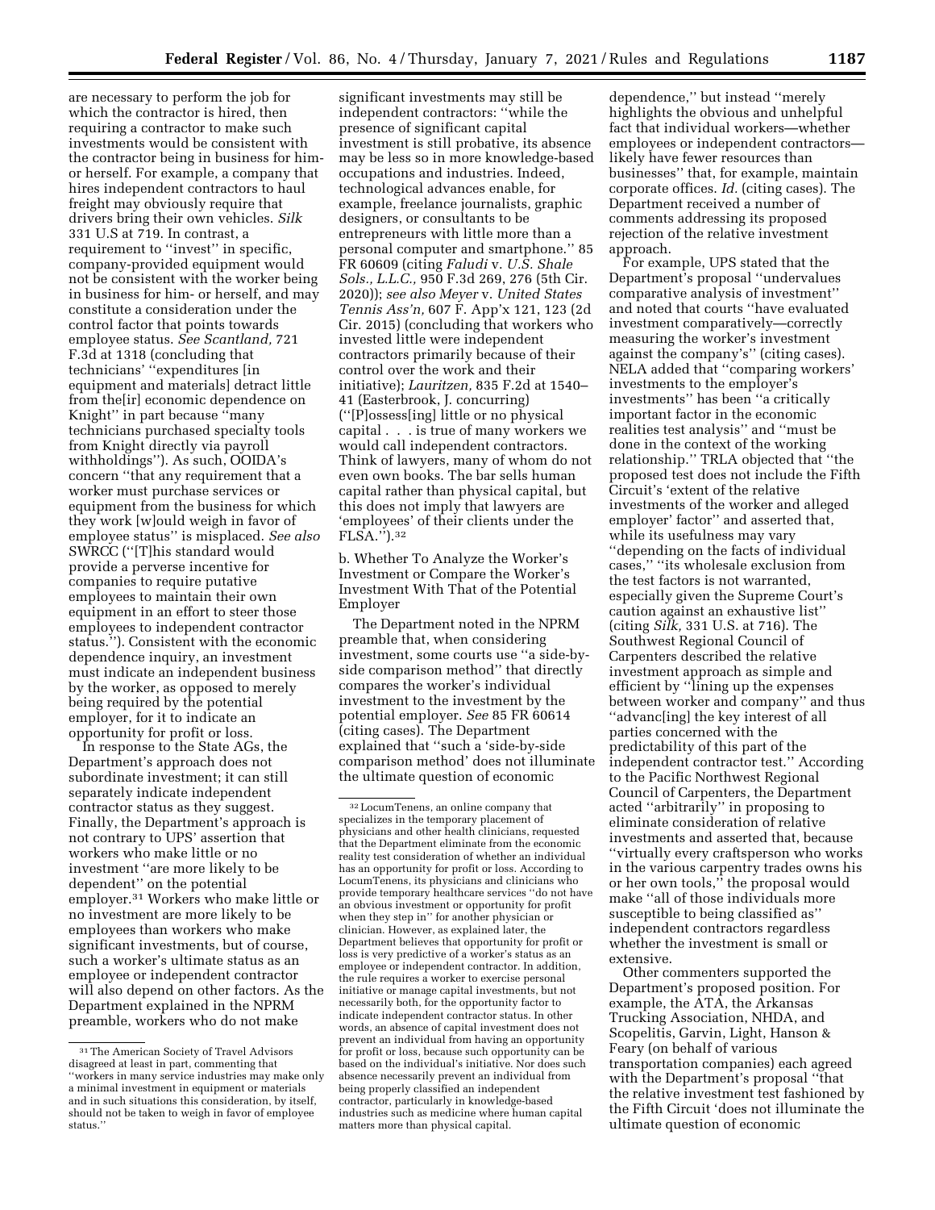are necessary to perform the job for which the contractor is hired, then requiring a contractor to make such investments would be consistent with the contractor being in business for him- or herself. For example, a company that hires independent contractors to haul freight may obviously require that drivers bring their own vehicles. *Silk* 331 U.S at 719. In contrast, a requirement to "invest" in specific, company-provided equipment would not be consistent with the worker being in business for him- or herself, and may constitute a consideration under the control factor that points towards employee status. *See Scantland,* 721 F.3d at 1318 (concluding that technicians' "expenditures [in equipment and materials] detract little from the[ir] economic dependence on Knight" in part because "many technicians purchased specialty tools from Knight directly via payroll withholdings"). As such, OOIDA's concern "that any requirement that a worker must purchase services or equipment from the business for which they work [w]ould weigh in favor of employee status" is misplaced. *See also* SWRCC ("[T]his standard would provide a perverse incentive for companies to require putative employees to maintain their own equipment in an effort to steer those employees to independent contractor status."). Consistent with the economic dependence inquiry, an investment must indicate an independent business by the worker, as opposed to merely being required by the potential employer, for it to indicate an opportunity for profit or loss.

In response to the State AGs, the Department's approach does not subordinate investment; it can still separately indicate independent contractor status as they suggest. Finally, the Department's approach is not contrary to UPS' assertion that workers who make little or no investment "are more likely to be dependent" on the potential employer.[31] Workers who make little or no investment are more likely to be employees than workers who make significant investments, but of course, such a worker's ultimate status as an employee or independent contractor will also depend on other factors. As the Department explained in the NPRM preamble, workers who do not make significant investments may still be independent contractors: "while the presence of significant capital investment is still probative, its absence may be less so in more knowledge-based occupations and industries. Indeed, technological advances enable, for example, freelance journalists, graphic designers, or consultants to be entrepreneurs with little more than a personal computer and smartphone." 85 FR 60609 (citing *Faludi* v. *U.S. Shale Sols., L.L.C.,* 950 F.3d 269, 276 (5th Cir. 2020)); *see also Meyer* v. *United States Tennis Ass'n,* 607 F. App'x 121, 123 (2d Cir. 2015) (concluding that workers who invested little were independent contractors primarily because of their control over the work and their initiative); *Lauritzen,* 835 F.2d at 1540–41 (Easterbrook, J. concurring) ("[P]ossess[ing] little or no physical capital . . . is true of many workers we would call independent contractors. Think of lawyers, many of whom do not even own books. The bar sells human capital rather than physical capital, but this does not imply that lawyers are 'employees' of their clients under the FLSA.").[32]

b. Whether To Analyze the Worker's Investment or Compare the Worker's Investment With That of the Potential Employer

The Department noted in the NPRM preamble that, when considering investment, some courts use "a side-by-side comparison method" that directly compares the worker's individual investment to the investment by the potential employer. *See* 85 FR 60614 (citing cases). The Department explained that "such a 'side-by-side comparison method' does not illuminate the ultimate question of economic dependence," but instead "merely highlights the obvious and unhelpful fact that individual workers—whether employees or independent contractors—likely have fewer resources than businesses" that, for example, maintain corporate offices. *Id.* (citing cases). The Department received a number of comments addressing its proposed rejection of the relative investment approach.

For example, UPS stated that the Department's proposal "undervalues comparative analysis of investment" and noted that courts "have evaluated investment comparatively—correctly measuring the worker's investment against the company's" (citing cases). NELA added that "comparing workers' investments to the employer's investments" has been "a critically important factor in the economic realities test analysis" and "must be done in the context of the working relationship." TRLA objected that "the proposed test does not include the Fifth Circuit's 'extent of the relative investments of the worker and alleged employer' factor" and asserted that, while its usefulness may vary "depending on the facts of individual cases," "its wholesale exclusion from the test factors is not warranted, especially given the Supreme Court's caution against an exhaustive list" (citing *Silk,* 331 U.S. at 716). The Southwest Regional Council of Carpenters described the relative investment approach as simple and efficient by "lining up the expenses between worker and company" and thus "advanc[ing] the key interest of all parties concerned with the predictability of this part of the independent contractor test." According to the Pacific Northwest Regional Council of Carpenters, the Department acted "arbitrarily" in proposing to eliminate consideration of relative investments and asserted that, because "virtually every craftsperson who works in the various carpentry trades owns his or her own tools," the proposal would make "all of those individuals more susceptible to being classified as" independent contractors regardless whether the investment is small or extensive.

Other commenters supported the Department's proposed position. For example, the ATA, the Arkansas Trucking Association, NHDA, and Scopelitis, Garvin, Light, Hanson & Feary (on behalf of various transportation companies) each agreed with the Department's proposal "that the relative investment test fashioned by the Fifth Circuit 'does not illuminate the ultimate question of economic

---

[31] The American Society of Travel Advisors disagreed at least in part, commenting that "workers in many service industries may make only a minimal investment in equipment or materials and in such situations this consideration, by itself, should not be taken to weigh in favor of employee status."

[32] LocumTenens, an online company that specializes in the temporary placement of physicians and other health clinicians, requested that the Department eliminate from the economic reality test consideration of whether an individual has an opportunity for profit or loss. According to LocumTenens, its physicians and clinicians who provide temporary healthcare services "do not have an obvious investment or opportunity for profit when they step in" for another physician or clinician. However, as explained later, the Department believes that opportunity for profit or loss is very predictive of a worker's status as an employee or independent contractor. In addition, the rule requires a worker to exercise personal initiative or manage capital investments, but not necessarily both, for the opportunity factor to indicate independent contractor status. In other words, an absence of capital investment does not prevent an individual from having an opportunity for profit or loss, because such opportunity can be based on the individual's initiative. Nor does such absence necessarily prevent an individual from being properly classified an independent contractor, particularly in knowledge-based industries such as medicine where human capital matters more than physical capital.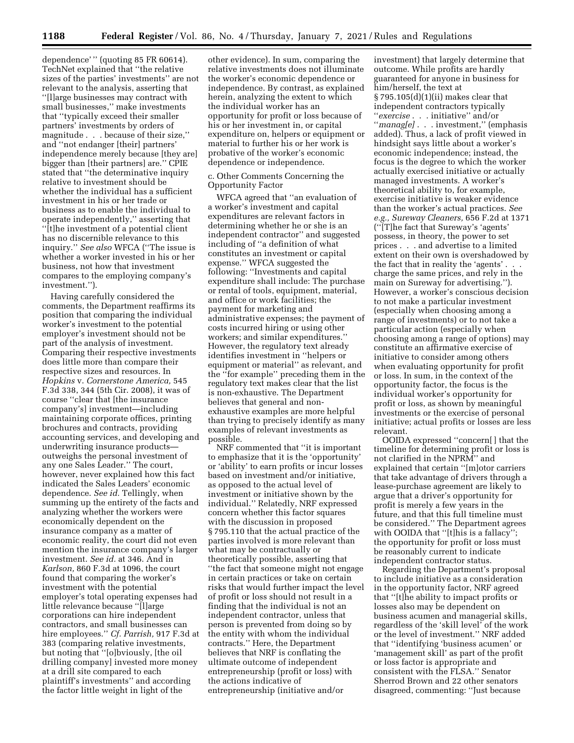dependence' " (quoting 85 FR 60614). TechNet explained that "the relative sizes of the parties' investments" are not relevant to the analysis, asserting that "[l]arge businesses may contract with small businesses," make investments that "typically exceed their smaller partners' investments by orders of magnitude . . . because of their size," and "not endanger [their] partners' independence merely because [they are] bigger than [their partners] are." CPIE stated that "the determinative inquiry relative to investment should be whether the individual has a sufficient investment in his or her trade or business as to enable the individual to operate independently," asserting that "[t]he investment of a potential client has no discernible relevance to this inquiry." *See also* WFCA ("The issue is whether a worker invested in his or her business, not how that investment compares to the employing company's investment.").

Having carefully considered the comments, the Department reaffirms its position that comparing the individual worker's investment to the potential employer's investment should not be part of the analysis of investment. Comparing their respective investments does little more than compare their respective sizes and resources. In *Hopkins* v. *Cornerstone America,* 545 F.3d 338, 344 (5th Cir. 2008), it was of course "clear that [the insurance company's] investment—including maintaining corporate offices, printing brochures and contracts, providing accounting services, and developing and underwriting insurance products—outweighs the personal investment of any one Sales Leader." The court, however, never explained how this fact indicated the Sales Leaders' economic dependence. *See id.* Tellingly, when summing up the entirety of the facts and analyzing whether the workers were economically dependent on the insurance company as a matter of economic reality, the court did not even mention the insurance company's larger investment. *See id.* at 346. And in *Karlson,* 860 F.3d at 1096, the court found that comparing the worker's investment with the potential employer's total operating expenses had little relevance because "[l]arge corporations can hire independent contractors, and small businesses can hire employees." *Cf. Parrish,* 917 F.3d at 383 (comparing relative investments, but noting that "[o]bviously, [the oil drilling company] invested more money at a drill site compared to each plaintiff's investments" and according the factor little weight in light of the other evidence). In sum, comparing the relative investments does not illuminate the worker's economic dependence or independence. By contrast, as explained herein, analyzing the extent to which the individual worker has an opportunity for profit or loss because of his or her investment in, or capital expenditure on, helpers or equipment or material to further his or her work is probative of the worker's economic dependence or independence.

c. Other Comments Concerning the Opportunity Factor

WFCA agreed that "an evaluation of a worker's investment and capital expenditures are relevant factors in determining whether he or she is an independent contractor" and suggested including of "a definition of what constitutes an investment or capital expense." WFCA suggested the following: "Investments and capital expenditure shall include: The purchase or rental of tools, equipment, material, and office or work facilities; the payment for marketing and administrative expenses; the payment of costs incurred hiring or using other workers; and similar expenditures." However, the regulatory text already identifies investment in "helpers or equipment or material" as relevant, and the "for example" preceding them in the regulatory text makes clear that the list is non-exhaustive. The Department believes that general and non-exhaustive examples are more helpful than trying to precisely identify as many examples of relevant investments as possible.

NRF commented that "it is important to emphasize that it is the 'opportunity' or 'ability' to earn profits or incur losses based on investment and/or initiative, as opposed to the actual level of investment or initiative shown by the individual." Relatedly, NRF expressed concern whether this factor squares with the discussion in proposed § 795.110 that the actual practice of the parties involved is more relevant than what may be contractually or theoretically possible, asserting that "the fact that someone might not engage in certain practices or take on certain risks that would further impact the level of profit or loss should not result in a finding that the individual is not an independent contractor, unless that person is prevented from doing so by the entity with whom the individual contracts." Here, the Department believes that NRF is conflating the ultimate outcome of independent entrepreneurship (profit or loss) with the actions indicative of entrepreneurship (initiative and/or investment) that largely determine that outcome. While profits are hardly guaranteed for anyone in business for him/herself, the text at § 795.105(d)(1)(ii) makes clear that independent contractors typically "*exercise* . . . initiative" and/or "*manag[e]* . . . investment," (emphasis added). Thus, a lack of profit viewed in hindsight says little about a worker's economic independence; instead, the focus is the degree to which the worker actually exercised initiative or actually managed investments. A worker's theoretical ability to, for example, exercise initiative is weaker evidence than the worker's actual practices. *See e.g., Sureway Cleaners,* 656 F.2d at 1371 ("[T]he fact that Sureway's 'agents' possess, in theory, the power to set prices . . . and advertise to a limited extent on their own is overshadowed by the fact that in reality the 'agents' . . . charge the same prices, and rely in the main on Sureway for advertising."). However, a worker's conscious decision to not make a particular investment (especially when choosing among a range of investments) or to not take a particular action (especially when choosing among a range of options) may constitute an affirmative exercise of initiative to consider among others when evaluating opportunity for profit or loss. In sum, in the context of the opportunity factor, the focus is the individual worker's opportunity for profit or loss, as shown by meaningful investments or the exercise of personal initiative; actual profits or losses are less relevant.

OOIDA expressed "concern[ ] that the timeline for determining profit or loss is not clarified in the NPRM" and explained that certain "[m]otor carriers that take advantage of drivers through a lease-purchase agreement are likely to argue that a driver's opportunity for profit is merely a few years in the future, and that this full timeline must be considered." The Department agrees with OOIDA that "[t]his is a fallacy"; the opportunity for profit or loss must be reasonably current to indicate independent contractor status.

Regarding the Department's proposal to include initiative as a consideration in the opportunity factor, NRF agreed that "[t]he ability to impact profits or losses also may be dependent on business acumen and managerial skills, regardless of the 'skill level' of the work or the level of investment." NRF added that "identifying 'business acumen' or 'management skill' as part of the profit or loss factor is appropriate and consistent with the FLSA." Senator Sherrod Brown and 22 other senators disagreed, commenting: "Just because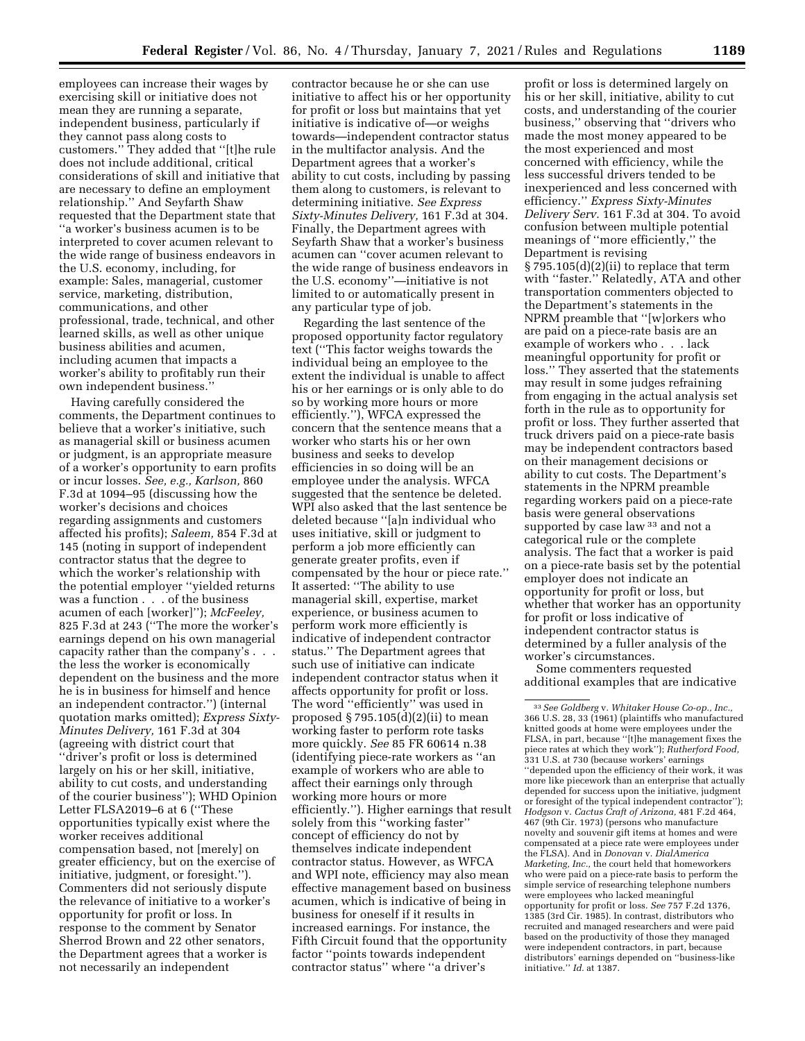employees can increase their wages by exercising skill or initiative does not mean they are running a separate, independent business, particularly if they cannot pass along costs to customers.'' They added that ''[t]he rule does not include additional, critical considerations of skill and initiative that are necessary to define an employment relationship.'' And Seyfarth Shaw requested that the Department state that ''a worker's business acumen is to be interpreted to cover acumen relevant to the wide range of business endeavors in the U.S. economy, including, for example: Sales, managerial, customer service, marketing, distribution, communications, and other professional, trade, technical, and other learned skills, as well as other unique business abilities and acumen, including acumen that impacts a worker's ability to profitably run their own independent business.''

Having carefully considered the comments, the Department continues to believe that a worker's initiative, such as managerial skill or business acumen or judgment, is an appropriate measure of a worker's opportunity to earn profits or incur losses. *See, e.g., Karlson,* 860 F.3d at 1094–95 (discussing how the worker's decisions and choices regarding assignments and customers affected his profits); *Saleem,* 854 F.3d at 145 (noting in support of independent contractor status that the degree to which the worker's relationship with the potential employer ''yielded returns was a function . . . of the business acumen of each [worker]''); *McFeeley,* 825 F.3d at 243 (''The more the worker's earnings depend on his own managerial capacity rather than the company's . . . the less the worker is economically dependent on the business and the more he is in business for himself and hence an independent contractor.'') (internal quotation marks omitted); *Express Sixty-Minutes Delivery,* 161 F.3d at 304 (agreeing with district court that ''driver's profit or loss is determined largely on his or her skill, initiative, ability to cut costs, and understanding of the courier business''); WHD Opinion Letter FLSA2019–6 at 6 (''These opportunities typically exist where the worker receives additional compensation based, not [merely] on greater efficiency, but on the exercise of initiative, judgment, or foresight.''). Commenters did not seriously dispute the relevance of initiative to a worker's opportunity for profit or loss. In response to the comment by Senator Sherrod Brown and 22 other senators, the Department agrees that a worker is not necessarily an independent contractor because he or she can use initiative to affect his or her opportunity for profit or loss but maintains that yet initiative is indicative of—or weighs towards—independent contractor status in the multifactor analysis. And the Department agrees that a worker's ability to cut costs, including by passing them along to customers, is relevant to determining initiative. *See Express Sixty-Minutes Delivery,* 161 F.3d at 304. Finally, the Department agrees with Seyfarth Shaw that a worker's business acumen can ''cover acumen relevant to the wide range of business endeavors in the U.S. economy''—initiative is not limited to or automatically present in any particular type of job.

Regarding the last sentence of the proposed opportunity factor regulatory text (''This factor weighs towards the individual being an employee to the extent the individual is unable to affect his or her earnings or is only able to do so by working more hours or more efficiently.''), WFCA expressed the concern that the sentence means that a worker who starts his or her own business and seeks to develop efficiencies in so doing will be an employee under the analysis. WFCA suggested that the sentence be deleted. WPI also asked that the last sentence be deleted because ''[a]n individual who uses initiative, skill or judgment to perform a job more efficiently can generate greater profits, even if compensated by the hour or piece rate.'' It asserted: ''The ability to use managerial skill, expertise, market experience, or business acumen to perform work more efficiently is indicative of independent contractor status.'' The Department agrees that such use of initiative can indicate independent contractor status when it affects opportunity for profit or loss. The word ''efficiently'' was used in proposed § 795.105(d)(2)(ii) to mean working faster to perform rote tasks more quickly. *See* 85 FR 60614 n.38 (identifying piece-rate workers as ''an example of workers who are able to affect their earnings only through working more hours or more efficiently.''). Higher earnings that result solely from this ''working faster'' concept of efficiency do not by themselves indicate independent contractor status. However, as WFCA and WPI note, efficiency may also mean effective management based on business acumen, which is indicative of being in business for oneself if it results in increased earnings. For instance, the Fifth Circuit found that the opportunity factor ''points towards independent contractor status'' where ''a driver's profit or loss is determined largely on his or her skill, initiative, ability to cut costs, and understanding of the courier business,'' observing that ''drivers who made the most money appeared to be the most experienced and most concerned with efficiency, while the less successful drivers tended to be inexperienced and less concerned with efficiency.'' *Express Sixty-Minutes Delivery Serv.* 161 F.3d at 304. To avoid confusion between multiple potential meanings of ''more efficiently,'' the Department is revising § 795.105(d)(2)(ii) to replace that term with ''faster.'' Relatedly, ATA and other transportation commenters objected to the Department's statements in the NPRM preamble that ''[w]orkers who are paid on a piece-rate basis are an example of workers who . . . lack meaningful opportunity for profit or loss.'' They asserted that the statements may result in some judges refraining from engaging in the actual analysis set forth in the rule as to opportunity for profit or loss. They further asserted that truck drivers paid on a piece-rate basis may be independent contractors based on their management decisions or ability to cut costs. The Department's statements in the NPRM preamble regarding workers paid on a piece-rate basis were general observations supported by case law [33] and not a categorical rule or the complete analysis. The fact that a worker is paid on a piece-rate basis set by the potential employer does not indicate an opportunity for profit or loss, but whether that worker has an opportunity for profit or loss indicative of independent contractor status is determined by a fuller analysis of the worker's circumstances.

Some commenters requested additional examples that are indicative

---

[33] *See Goldberg* v. *Whitaker House Co-op., Inc.,* 366 U.S. 28, 33 (1961) (plaintiffs who manufactured knitted goods at home were employees under the FLSA, in part, because ''[t]he management fixes the piece rates at which they work''); *Rutherford Food,* 331 U.S. at 730 (because workers' earnings ''depended upon the efficiency of their work, it was more like piecework than an enterprise that actually depended for success upon the initiative, judgment or foresight of the typical independent contractor''); *Hodgson* v. *Cactus Craft of Arizona,* 481 F.2d 464, 467 (9th Cir. 1973) (persons who manufacture novelty and souvenir gift items at homes and were compensated at a piece rate were employees under the FLSA). And in *Donovan* v. *DialAmerica Marketing, Inc.,* the court held that homeworkers who were paid on a piece-rate basis to perform the simple service of researching telephone numbers were employees who lacked meaningful opportunity for profit or loss. *See* 757 F.2d 1376, 1385 (3rd Cir. 1985). In contrast, distributors who recruited and managed researchers and were paid based on the productivity of those they managed were independent contractors, in part, because distributors' earnings depended on ''business-like initiative.'' *Id.* at 1387.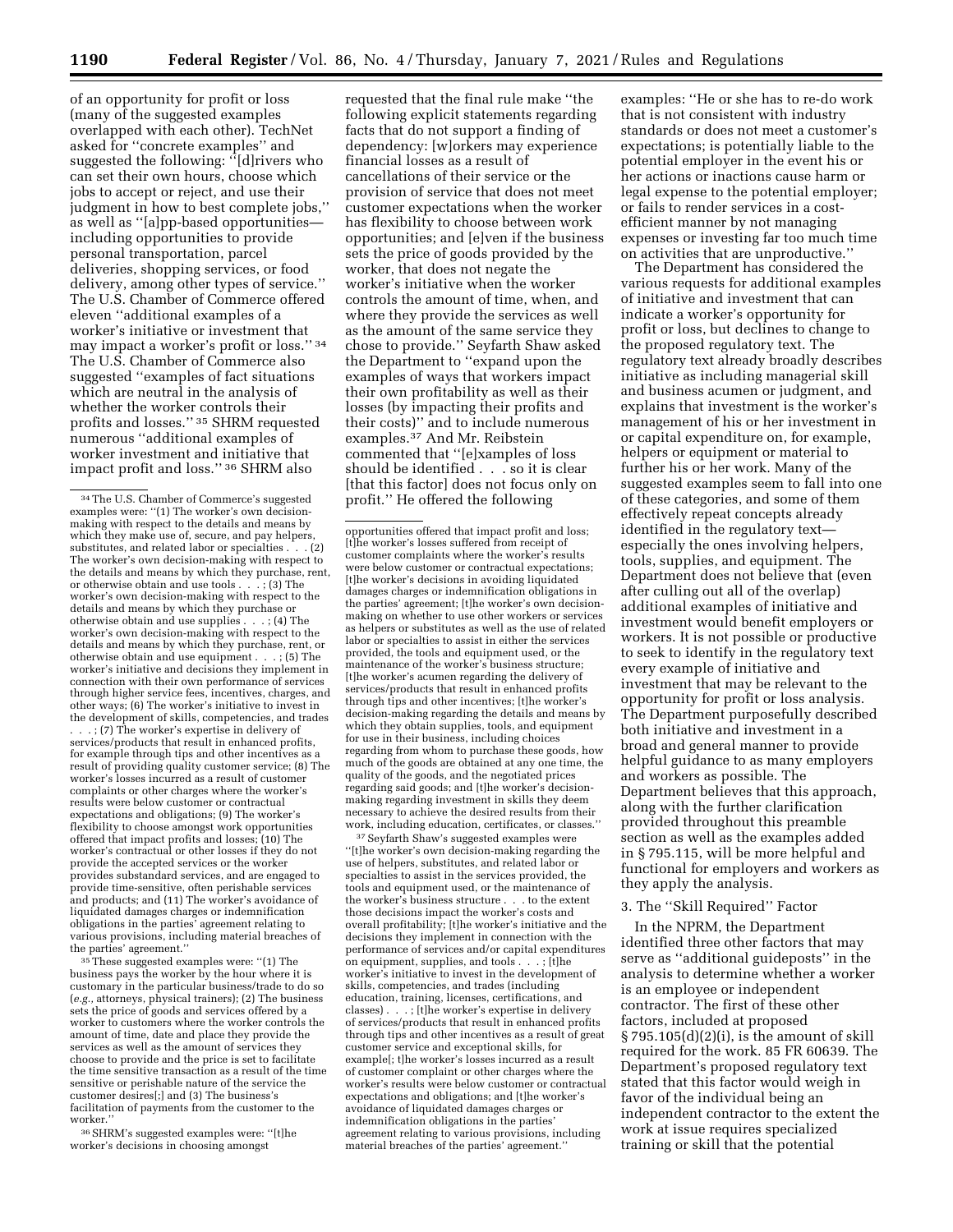of an opportunity for profit or loss (many of the suggested examples overlapped with each other). TechNet asked for ''concrete examples'' and suggested the following: ''[d]rivers who can set their own hours, choose which jobs to accept or reject, and use their judgment in how to best complete jobs,'' as well as ''[a]pp-based opportunities—including opportunities to provide personal transportation, parcel deliveries, shopping services, or food delivery, among other types of service.'' The U.S. Chamber of Commerce offered eleven ''additional examples of a worker's initiative or investment that may impact a worker's profit or loss.'' [34] The U.S. Chamber of Commerce also suggested ''examples of fact situations which are neutral in the analysis of whether the worker controls their profits and losses.'' [35] SHRM requested numerous ''additional examples of worker investment and initiative that impact profit and loss.'' [36] SHRM also requested that the final rule make ''the following explicit statements regarding facts that do not support a finding of dependency: [w]orkers may experience financial losses as a result of cancellations of their service or the provision of service that does not meet customer expectations when the worker has flexibility to choose between work opportunities; and [e]ven if the business sets the price of goods provided by the worker, that does not negate the worker's initiative when the worker controls the amount of time, when, and where they provide the services as well as the amount of the same service they chose to provide.'' Seyfarth Shaw asked the Department to ''expand upon the examples of ways that workers impact their own profitability as well as their losses (by impacting their profits and their costs)'' and to include numerous examples.[37] And Mr. Reibstein commented that ''[e]xamples of loss should be identified . . . so it is clear [that this factor] does not focus only on profit.'' He offered the following examples: ''He or she has to re-do work that is not consistent with industry standards or does not meet a customer's expectations; is potentially liable to the potential employer in the event his or her actions or inactions cause harm or legal expense to the potential employer; or fails to render services in a cost-efficient manner by not managing expenses or investing far too much time on activities that are unproductive.''

The Department has considered the various requests for additional examples of initiative and investment that can indicate a worker's opportunity for profit or loss, but declines to change to the proposed regulatory text. The regulatory text already broadly describes initiative as including managerial skill and business acumen or judgment, and explains that investment is the worker's management of his or her investment in or capital expenditure on, for example, helpers or equipment or material to further his or her work. Many of the suggested examples seem to fall into one of these categories, and some of them effectively repeat concepts already identified in the regulatory text—especially the ones involving helpers, tools, supplies, and equipment. The Department does not believe that (even after culling out all of the overlap) additional examples of initiative and investment would benefit employers or workers. It is not possible or productive to seek to identify in the regulatory text every example of initiative and investment that may be relevant to the opportunity for profit or loss analysis. The Department purposefully described both initiative and investment in a broad and general manner to provide helpful guidance to as many employers and workers as possible. The Department believes that this approach, along with the further clarification provided throughout this preamble section as well as the examples added in § 795.115, will be more helpful and functional for employers and workers as they apply the analysis.

### 3. The ''Skill Required'' Factor

In the NPRM, the Department identified three other factors that may serve as ''additional guideposts'' in the analysis to determine whether a worker is an employee or independent contractor. The first of these other factors, included at proposed § 795.105(d)(2)(i), is the amount of skill required for the work. 85 FR 60639. The Department's proposed regulatory text stated that this factor would weigh in favor of the individual being an independent contractor to the extent the work at issue requires specialized training or skill that the potential

---

[34] The U.S. Chamber of Commerce's suggested examples were: ''(1) The worker's own decision-making with respect to the details and means by which they make use of, secure, and pay helpers, substitutes, and related labor or specialties . . . (2) The worker's own decision-making with respect to the details and means by which they purchase, rent, or otherwise obtain and use tools . . . ; (3) The worker's own decision-making with respect to the details and means by which they purchase or otherwise obtain and use supplies . . . ; (4) The worker's own decision-making with respect to the details and means by which they purchase, rent, or otherwise obtain and use equipment . . . ; (5) The worker's initiative and decisions they implement in connection with their own performance of services through higher service fees, incentives, charges, and other ways; (6) The worker's initiative to invest in the development of skills, competencies, and trades . . . ; (7) The worker's expertise in delivery of services/products that result in enhanced profits, for example through tips and other incentives as a result of providing quality customer service; (8) The worker's losses incurred as a result of customer complaints or other charges where the worker's results were below customer or contractual expectations and obligations; (9) The worker's flexibility to choose amongst work opportunities offered that impact profits and losses; (10) The worker's contractual or other losses if they do not provide the accepted services or the worker provides substandard services, and are engaged to provide time-sensitive, often perishable services and products; and (11) The worker's avoidance of liquidated damages charges or indemnification obligations in the parties' agreement relating to various provisions, including material breaches of the parties' agreement.''

[35] These suggested examples were: ''(1) The business pays the worker by the hour where it is customary in the particular business/trade to do so (*e.g.*, attorneys, physical trainers); (2) The business sets the price of goods and services offered by a worker to customers where the worker controls the amount of time, date and place they provide the services as well as the amount of services they choose to provide and the price is set to facilitate the time sensitive transaction as a result of the time sensitive or perishable nature of the service the customer desires[;] and (3) The business's facilitation of payments from the customer to the worker.''

[36] SHRM's suggested examples were: ''[t]he worker's decisions in choosing amongst opportunities offered that impact profit and loss; [t]he worker's losses suffered from receipt of customer complaints where the worker's results were below customer or contractual expectations; [t]he worker's decisions in avoiding liquidated damages charges or indemnification obligations in the parties' agreement; [t]he worker's own decision-making on whether to use other workers or services as helpers or substitutes as well as the use of related labor or specialties to assist in either the services provided, the tools and equipment used, or the maintenance of the worker's business structure; [t]he worker's acumen regarding the delivery of services/products that result in enhanced profits through tips and other incentives; [t]he worker's decision-making regarding the details and means by which they obtain supplies, tools, and equipment for use in their business, including choices regarding from whom to purchase these goods, how much of the goods are obtained at any one time, the quality of the goods, and the negotiated prices regarding said goods; and [t]he worker's decision-making regarding investment in skills they deem necessary to achieve the desired results from their work, including education, certificates, or classes.''

[37] Seyfarth Shaw's suggested examples were ''[t]he worker's own decision-making regarding the use of helpers, substitutes, and related labor or specialties to assist in the services provided, the tools and equipment used, or the maintenance of the worker's business structure . . . to the extent those decisions impact the worker's costs and overall profitability; [t]he worker's initiative and the decisions they implement in connection with the performance of services and/or capital expenditures on equipment, supplies, and tools . . . ; [t]he worker's initiative to invest in the development of skills, competencies, and trades (including education, training, licenses, certifications, and classes) . . . ; [t]he worker's expertise in delivery of services/products that result in enhanced profits through tips and other incentives as a result of great customer service and exceptional skills, for example[; t]he worker's losses incurred as a result of customer complaint or other charges where the worker's results were below customer or contractual expectations and obligations; and [t]he worker's avoidance of liquidated damages charges or indemnification obligations in the parties' agreement relating to various provisions, including material breaches of the parties' agreement.''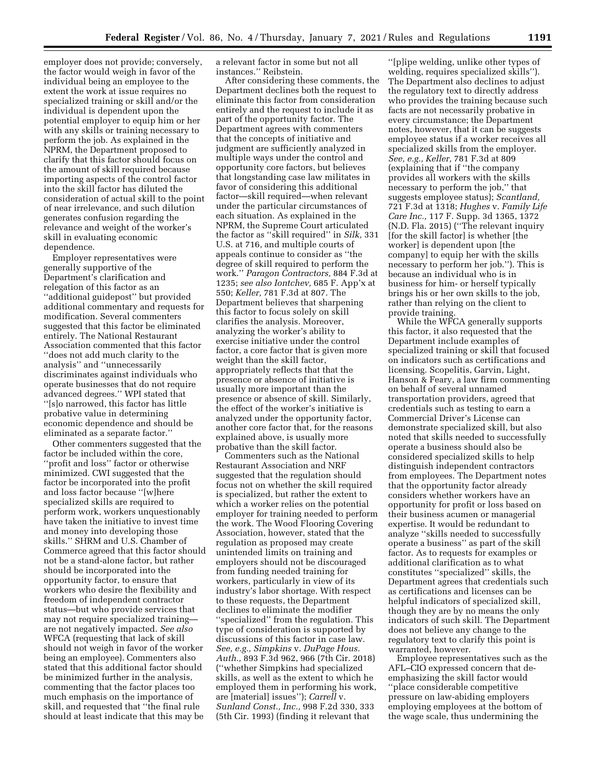employer does not provide; conversely, the factor would weigh in favor of the individual being an employee to the extent the work at issue requires no specialized training or skill and/or the individual is dependent upon the potential employer to equip him or her with any skills or training necessary to perform the job. As explained in the NPRM, the Department proposed to clarify that this factor should focus on the amount of skill required because importing aspects of the control factor into the skill factor has diluted the consideration of actual skill to the point of near irrelevance, and such dilution generates confusion regarding the relevance and weight of the worker's skill in evaluating economic dependence.

Employer representatives were generally supportive of the Department's clarification and relegation of this factor as an ''additional guidepost'' but provided additional commentary and requests for modification. Several commenters suggested that this factor be eliminated entirely. The National Restaurant Association commented that this factor ''does not add much clarity to the analysis'' and ''unnecessarily discriminates against individuals who operate businesses that do not require advanced degrees.'' WPI stated that ''[s]o narrowed, this factor has little probative value in determining economic dependence and should be eliminated as a separate factor.''

Other commenters suggested that the factor be included within the core, ''profit and loss'' factor or otherwise minimized. CWI suggested that the factor be incorporated into the profit and loss factor because ''[w]here specialized skills are required to perform work, workers unquestionably have taken the initiative to invest time and money into developing those skills.'' SHRM and U.S. Chamber of Commerce agreed that this factor should not be a stand-alone factor, but rather should be incorporated into the opportunity factor, to ensure that workers who desire the flexibility and freedom of independent contractor status—but who provide services that may not require specialized training—are not negatively impacted. *See also* WFCA (requesting that lack of skill should not weigh in favor of the worker being an employee). Commenters also stated that this additional factor should be minimized further in the analysis, commenting that the factor places too much emphasis on the importance of skill, and requested that ''the final rule should at least indicate that this may be a relevant factor in some but not all instances.'' Reibstein.

After considering these comments, the Department declines both the request to eliminate this factor from consideration entirely and the request to include it as part of the opportunity factor. The Department agrees with commenters that the concepts of initiative and judgment are sufficiently analyzed in multiple ways under the control and opportunity core factors, but believes that longstanding case law militates in favor of considering this additional factor—skill required—when relevant under the particular circumstances of each situation. As explained in the NPRM, the Supreme Court articulated the factor as ''skill required'' in *Silk,* 331 U.S. at 716, and multiple courts of appeals continue to consider as ''the degree of skill required to perform the work.'' *Paragon Contractors,* 884 F.3d at 1235; *see also Iontchev,* 685 F. App'x at 550; *Keller,* 781 F.3d at 807. The Department believes that sharpening this factor to focus solely on skill clarifies the analysis. Moreover, analyzing the worker's ability to exercise initiative under the control factor, a core factor that is given more weight than the skill factor, appropriately reflects that that the presence or absence of initiative is usually more important than the presence or absence of skill. Similarly, the effect of the worker's initiative is analyzed under the opportunity factor, another core factor that, for the reasons explained above, is usually more probative than the skill factor.

Commenters such as the National Restaurant Association and NRF suggested that the regulation should focus not on whether the skill required is specialized, but rather the extent to which a worker relies on the potential employer for training needed to perform the work. The Wood Flooring Covering Association, however, stated that the regulation as proposed may create unintended limits on training and employers should not be discouraged from funding needed training for workers, particularly in view of its industry's labor shortage. With respect to these requests, the Department declines to eliminate the modifier ''specialized'' from the regulation. This type of consideration is supported by discussions of this factor in case law. *See, e.g., Simpkins* v. *DuPage Hous. Auth.,* 893 F.3d 962, 966 (7th Cir. 2018) (''whether Simpkins had specialized skills, as well as the extent to which he employed them in performing his work, are [material] issues''); *Carrell* v. *Sunland Const., Inc.,* 998 F.2d 330, 333 (5th Cir. 1993) (finding it relevant that ''[p]ipe welding, unlike other types of welding, requires specialized skills''). The Department also declines to adjust the regulatory text to directly address who provides the training because such facts are not necessarily probative in every circumstance; the Department notes, however, that it can be suggests employee status if a worker receives all specialized skills from the employer. *See, e.g., Keller,* 781 F.3d at 809 (explaining that if ''the company provides all workers with the skills necessary to perform the job,'' that suggests employee status); *Scantland,* 721 F.3d at 1318; *Hughes* v. *Family Life Care Inc.,* 117 F. Supp. 3d 1365, 1372 (N.D. Fla. 2015) (''The relevant inquiry [for the skill factor] is whether [the worker] is dependent upon [the company] to equip her with the skills necessary to perform her job.''). This is because an individual who is in business for him- or herself typically brings his or her own skills to the job, rather than relying on the client to provide training.

While the WFCA generally supports this factor, it also requested that the Department include examples of specialized training or skill that focused on indicators such as certifications and licensing. Scopelitis, Garvin, Light, Hanson & Feary, a law firm commenting on behalf of several unnamed transportation providers, agreed that credentials such as testing to earn a Commercial Driver's License can demonstrate specialized skill, but also noted that skills needed to successfully operate a business should also be considered specialized skills to help distinguish independent contractors from employees. The Department notes that the opportunity factor already considers whether workers have an opportunity for profit or loss based on their business acumen or managerial expertise. It would be redundant to analyze ''skills needed to successfully operate a business'' as part of the skill factor. As to requests for examples or additional clarification as to what constitutes ''specialized'' skills, the Department agrees that credentials such as certifications and licenses can be helpful indicators of specialized skill, though they are by no means the only indicators of such skill. The Department does not believe any change to the regulatory text to clarify this point is warranted, however.

Employee representatives such as the AFL–CIO expressed concern that de-emphasizing the skill factor would ''place considerable competitive pressure on law-abiding employers employing employees at the bottom of the wage scale, thus undermining the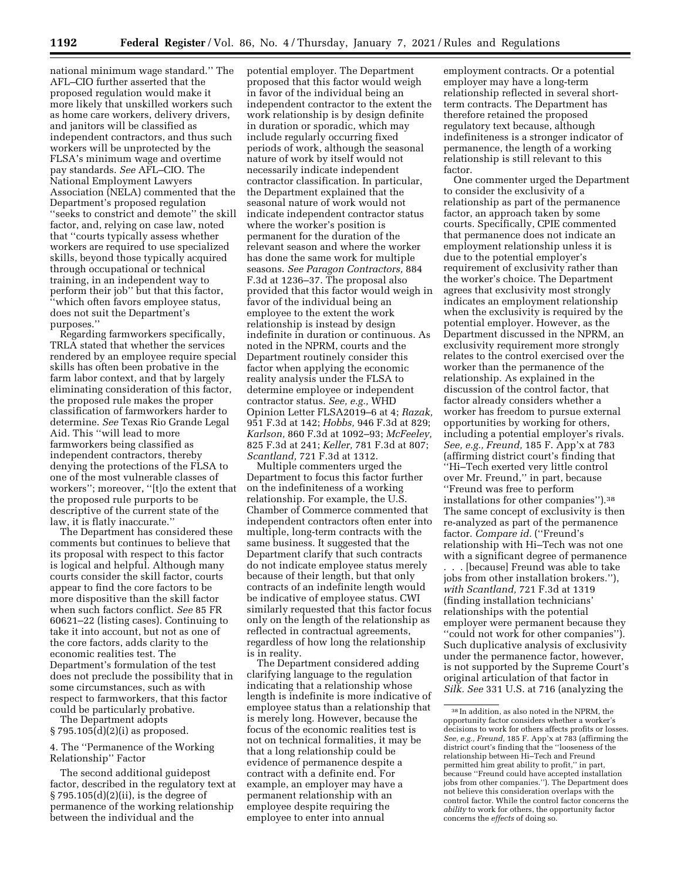national minimum wage standard.'' The AFL–CIO further asserted that the proposed regulation would make it more likely that unskilled workers such as home care workers, delivery drivers, and janitors will be classified as independent contractors, and thus such workers will be unprotected by the FLSA's minimum wage and overtime pay standards. *See* AFL–CIO. The National Employment Lawyers Association (NELA) commented that the Department's proposed regulation ''seeks to constrict and demote'' the skill factor, and, relying on case law, noted that ''courts typically assess whether workers are required to use specialized skills, beyond those typically acquired through occupational or technical training, in an independent way to perform their job'' but that this factor, ''which often favors employee status, does not suit the Department's purposes.''

Regarding farmworkers specifically, TRLA stated that whether the services rendered by an employee require special skills has often been probative in the farm labor context, and that by largely eliminating consideration of this factor, the proposed rule makes the proper classification of farmworkers harder to determine. *See* Texas Rio Grande Legal Aid. This ''will lead to more farmworkers being classified as independent contractors, thereby denying the protections of the FLSA to one of the most vulnerable classes of workers''; moreover, ''[t]o the extent that the proposed rule purports to be descriptive of the current state of the law, it is flatly inaccurate.''

The Department has considered these comments but continues to believe that its proposal with respect to this factor is logical and helpful. Although many courts consider the skill factor, courts appear to find the core factors to be more dispositive than the skill factor when such factors conflict. *See* 85 FR 60621–22 (listing cases). Continuing to take it into account, but not as one of the core factors, adds clarity to the economic realities test. The Department's formulation of the test does not preclude the possibility that in some circumstances, such as with respect to farmworkers, that this factor could be particularly probative.

The Department adopts § 795.105(d)(2)(i) as proposed.

4. The ''Permanence of the Working Relationship'' Factor

The second additional guidepost factor, described in the regulatory text at § 795.105(d)(2)(ii), is the degree of permanence of the working relationship between the individual and the potential employer. The Department proposed that this factor would weigh in favor of the individual being an independent contractor to the extent the work relationship is by design definite in duration or sporadic, which may include regularly occurring fixed periods of work, although the seasonal nature of work by itself would not necessarily indicate independent contractor classification. In particular, the Department explained that the seasonal nature of work would not indicate independent contractor status where the worker's position is permanent for the duration of the relevant season and where the worker has done the same work for multiple seasons. *See Paragon Contractors,* 884 F.3d at 1236–37. The proposal also provided that this factor would weigh in favor of the individual being an employee to the extent the work relationship is instead by design indefinite in duration or continuous. As noted in the NPRM, courts and the Department routinely consider this factor when applying the economic reality analysis under the FLSA to determine employee or independent contractor status. *See, e.g.,* WHD Opinion Letter FLSA2019–6 at 4; *Razak,* 951 F.3d at 142; *Hobbs,* 946 F.3d at 829; *Karlson,* 860 F.3d at 1092–93; *McFeeley,* 825 F.3d at 241; *Keller,* 781 F.3d at 807; *Scantland,* 721 F.3d at 1312.

Multiple commenters urged the Department to focus this factor further on the indefiniteness of a working relationship. For example, the U.S. Chamber of Commerce commented that independent contractors often enter into multiple, long-term contracts with the same business. It suggested that the Department clarify that such contracts do not indicate employee status merely because of their length, but that only contracts of an indefinite length would be indicative of employee status. CWI similarly requested that this factor focus only on the length of the relationship as reflected in contractual agreements, regardless of how long the relationship is in reality.

The Department considered adding clarifying language to the regulation indicating that a relationship whose length is indefinite is more indicative of employee status than a relationship that is merely long. However, because the focus of the economic realities test is not on technical formalities, it may be that a long relationship could be evidence of permanence despite a contract with a definite end. For example, an employer may have a permanent relationship with an employee despite requiring the employee to enter into annual employment contracts. Or a potential employer may have a long-term relationship reflected in several short-term contracts. The Department has therefore retained the proposed regulatory text because, although indefiniteness is a stronger indicator of permanence, the length of a working relationship is still relevant to this factor.

One commenter urged the Department to consider the exclusivity of a relationship as part of the permanence factor, an approach taken by some courts. Specifically, CPIE commented that permanence does not indicate an employment relationship unless it is due to the potential employer's requirement of exclusivity rather than the worker's choice. The Department agrees that exclusivity most strongly indicates an employment relationship when the exclusivity is required by the potential employer. However, as the Department discussed in the NPRM, an exclusivity requirement more strongly relates to the control exercised over the worker than the permanence of the relationship. As explained in the discussion of the control factor, that factor already considers whether a worker has freedom to pursue external opportunities by working for others, including a potential employer's rivals. *See, e.g., Freund,* 185 F. App'x at 783 (affirming district court's finding that ''Hi–Tech exerted very little control over Mr. Freund,'' in part, because ''Freund was free to perform installations for other companies'').[38] The same concept of exclusivity is then re-analyzed as part of the permanence factor. *Compare id.* (''Freund's relationship with Hi–Tech was not one with a significant degree of permanence . . . [because] Freund was able to take jobs from other installation brokers.''), *with Scantland,* 721 F.3d at 1319 (finding installation technicians' relationships with the potential employer were permanent because they ''could not work for other companies''). Such duplicative analysis of exclusivity under the permanence factor, however, is not supported by the Supreme Court's original articulation of that factor in *Silk. See* 331 U.S. at 716 (analyzing the

[38] In addition, as also noted in the NPRM, the opportunity factor considers whether a worker's decisions to work for others affects profits or losses. *See, e.g., Freund,* 185 F. App'x at 783 (affirming the district court's finding that the ''looseness of the relationship between Hi–Tech and Freund permitted him great ability to profit,'' in part, because ''Freund could have accepted installation jobs from other companies.''). The Department does not believe this consideration overlaps with the control factor. While the control factor concerns the *ability* to work for others, the opportunity factor concerns the *effects* of doing so.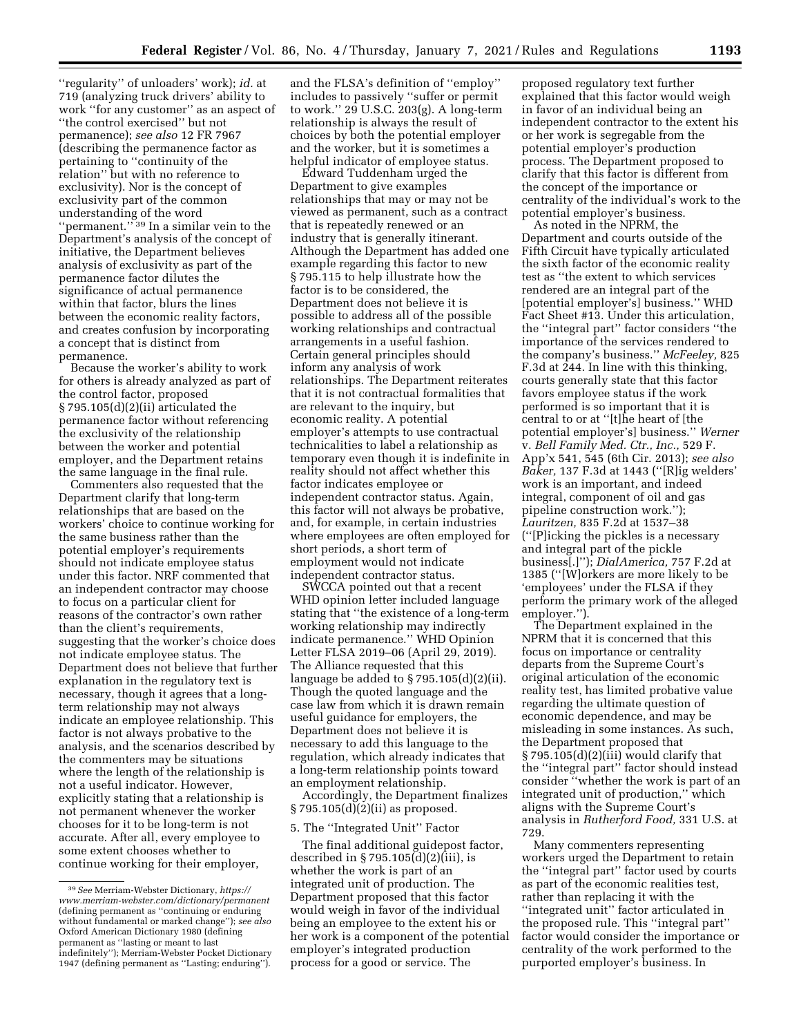''regularity'' of unloaders' work); *id.* at 719 (analyzing truck drivers' ability to work ''for any customer'' as an aspect of ''the control exercised'' but not permanence); *see also* 12 FR 7967 (describing the permanence factor as pertaining to ''continuity of the relation'' but with no reference to exclusivity). Nor is the concept of exclusivity part of the common understanding of the word ''permanent.'' [39] In a similar vein to the Department's analysis of the concept of initiative, the Department believes analysis of exclusivity as part of the permanence factor dilutes the significance of actual permanence within that factor, blurs the lines between the economic reality factors, and creates confusion by incorporating a concept that is distinct from permanence.

Because the worker's ability to work for others is already analyzed as part of the control factor, proposed § 795.105(d)(2)(ii) articulated the permanence factor without referencing the exclusivity of the relationship between the worker and potential employer, and the Department retains the same language in the final rule.

Commenters also requested that the Department clarify that long-term relationships that are based on the workers' choice to continue working for the same business rather than the potential employer's requirements should not indicate employee status under this factor. NRF commented that an independent contractor may choose to focus on a particular client for reasons of the contractor's own rather than the client's requirements, suggesting that the worker's choice does not indicate employee status. The Department does not believe that further explanation in the regulatory text is necessary, though it agrees that a long-term relationship may not always indicate an employee relationship. This factor is not always probative to the analysis, and the scenarios described by the commenters may be situations where the length of the relationship is not a useful indicator. However, explicitly stating that a relationship is not permanent whenever the worker chooses for it to be long-term is not accurate. After all, every employee to some extent chooses whether to continue working for their employer, and the FLSA's definition of ''employ'' includes to passively ''suffer or permit to work.'' 29 U.S.C. 203(g). A long-term relationship is always the result of choices by both the potential employer and the worker, but it is sometimes a helpful indicator of employee status.

Edward Tuddenham urged the Department to give examples relationships that may or may not be viewed as permanent, such as a contract that is repeatedly renewed or an industry that is generally itinerant. Although the Department has added one example regarding this factor to new § 795.115 to help illustrate how the factor is to be considered, the Department does not believe it is possible to address all of the possible working relationships and contractual arrangements in a useful fashion. Certain general principles should inform any analysis of work relationships. The Department reiterates that it is not contractual formalities that are relevant to the inquiry, but economic reality. A potential employer's attempts to use contractual technicalities to label a relationship as temporary even though it is indefinite in reality should not affect whether this factor indicates employee or independent contractor status. Again, this factor will not always be probative, and, for example, in certain industries where employees are often employed for short periods, a short term of employment would not indicate independent contractor status.

SWCCA pointed out that a recent WHD opinion letter included language stating that ''the existence of a long-term working relationship may indirectly indicate permanence.'' WHD Opinion Letter FLSA 2019–06 (April 29, 2019). The Alliance requested that this language be added to § 795.105(d)(2)(ii). Though the quoted language and the case law from which it is drawn remain useful guidance for employers, the Department does not believe it is necessary to add this language to the regulation, which already indicates that a long-term relationship points toward an employment relationship.

Accordingly, the Department finalizes § 795.105(d)(2)(ii) as proposed.

5. The ''Integrated Unit'' Factor

The final additional guidepost factor, described in § 795.105(d)(2)(iii), is whether the work is part of an integrated unit of production. The Department proposed that this factor would weigh in favor of the individual being an employee to the extent his or her work is a component of the potential employer's integrated production process for a good or service. The proposed regulatory text further explained that this factor would weigh in favor of an individual being an independent contractor to the extent his or her work is segregable from the potential employer's production process. The Department proposed to clarify that this factor is different from the concept of the importance or centrality of the individual's work to the potential employer's business.

As noted in the NPRM, the Department and courts outside of the Fifth Circuit have typically articulated the sixth factor of the economic reality test as ''the extent to which services rendered are an integral part of the [potential employer's] business.'' WHD Fact Sheet #13. Under this articulation, the ''integral part'' factor considers ''the importance of the services rendered to the company's business.'' *McFeeley,* 825 F.3d at 244. In line with this thinking, courts generally state that this factor favors employee status if the work performed is so important that it is central to or at ''[t]he heart of [the potential employer's] business.'' *Werner* v. *Bell Family Med. Ctr., Inc.,* 529 F. App'x 541, 545 (6th Cir. 2013); *see also Baker,* 137 F.3d at 1443 (''[R]ig welders' work is an important, and indeed integral, component of oil and gas pipeline construction work.''); *Lauritzen,* 835 F.2d at 1537–38 (''[P]icking the pickles is a necessary and integral part of the pickle business[.]''); *DialAmerica,* 757 F.2d at 1385 (''[W]orkers are more likely to be 'employees' under the FLSA if they perform the primary work of the alleged employer.'').

The Department explained in the NPRM that it is concerned that this focus on importance or centrality departs from the Supreme Court's original articulation of the economic reality test, has limited probative value regarding the ultimate question of economic dependence, and may be misleading in some instances. As such, the Department proposed that § 795.105(d)(2)(iii) would clarify that the ''integral part'' factor should instead consider ''whether the work is part of an integrated unit of production,'' which aligns with the Supreme Court's analysis in *Rutherford Food,* 331 U.S. at 729.

Many commenters representing workers urged the Department to retain the ''integral part'' factor used by courts as part of the economic realities test, rather than replacing it with the ''integrated unit'' factor articulated in the proposed rule. This ''integral part'' factor would consider the importance or centrality of the work performed to the purported employer's business. In

---

[39] *See* Merriam-Webster Dictionary, *https://www.merriam-webster.com/dictionary/permanent* (defining permanent as ''continuing or enduring without fundamental or marked change''); *see also* Oxford American Dictionary 1980 (defining permanent as ''lasting or meant to last indefinitely''); Merriam-Webster Pocket Dictionary 1947 (defining permanent as ''Lasting; enduring'').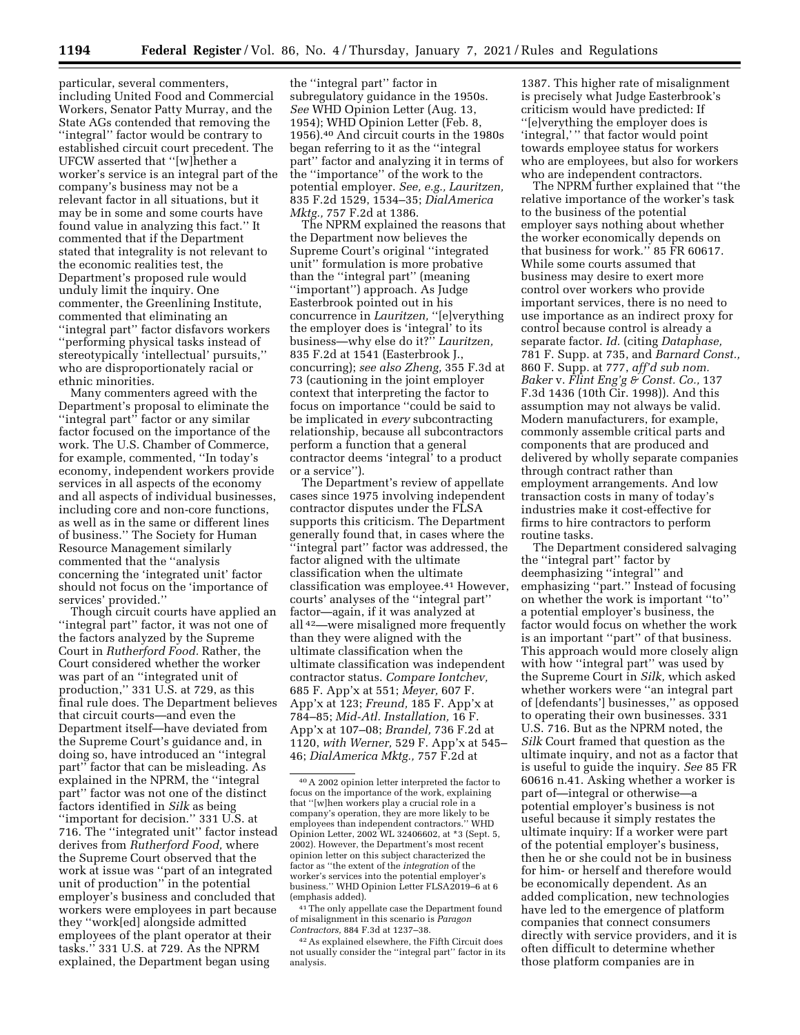particular, several commenters, including United Food and Commercial Workers, Senator Patty Murray, and the State AGs contended that removing the ''integral'' factor would be contrary to established circuit court precedent. The UFCW asserted that ''[w]hether a worker's service is an integral part of the company's business may not be a relevant factor in all situations, but it may be in some and some courts have found value in analyzing this fact.'' It commented that if the Department stated that integrality is not relevant to the economic realities test, the Department's proposed rule would unduly limit the inquiry. One commenter, the Greenlining Institute, commented that eliminating an ''integral part'' factor disfavors workers ''performing physical tasks instead of stereotypically 'intellectual' pursuits,'' who are disproportionately racial or ethnic minorities.

Many commenters agreed with the Department's proposal to eliminate the ''integral part'' factor or any similar factor focused on the importance of the work. The U.S. Chamber of Commerce, for example, commented, ''In today's economy, independent workers provide services in all aspects of the economy and all aspects of individual businesses, including core and non-core functions, as well as in the same or different lines of business.'' The Society for Human Resource Management similarly commented that the ''analysis concerning the 'integrated unit' factor should not focus on the 'importance of services' provided.''

Though circuit courts have applied an ''integral part'' factor, it was not one of the factors analyzed by the Supreme Court in *Rutherford Food.* Rather, the Court considered whether the worker was part of an ''integrated unit of production,'' 331 U.S. at 729, as this final rule does. The Department believes that circuit courts—and even the Department itself—have deviated from the Supreme Court's guidance and, in doing so, have introduced an ''integral part'' factor that can be misleading. As explained in the NPRM, the ''integral part'' factor was not one of the distinct factors identified in *Silk* as being ''important for decision.'' 331 U.S. at 716. The ''integrated unit'' factor instead derives from *Rutherford Food,* where the Supreme Court observed that the work at issue was ''part of an integrated unit of production'' in the potential employer's business and concluded that workers were employees in part because they ''work[ed] alongside admitted employees of the plant operator at their tasks.'' 331 U.S. at 729. As the NPRM explained, the Department began using the ''integral part'' factor in subregulatory guidance in the 1950s. *See* WHD Opinion Letter (Aug. 13, 1954); WHD Opinion Letter (Feb. 8, 1956).[40] And circuit courts in the 1980s began referring to it as the ''integral part'' factor and analyzing it in terms of the ''importance'' of the work to the potential employer. *See, e.g., Lauritzen,* 835 F.2d 1529, 1534–35; *DialAmerica Mktg.,* 757 F.2d at 1386.

The NPRM explained the reasons that the Department now believes the Supreme Court's original ''integrated unit'' formulation is more probative than the ''integral part'' (meaning ''important'') approach. As Judge Easterbrook pointed out in his concurrence in *Lauritzen,* ''[e]verything the employer does is 'integral' to its business—why else do it?'' *Lauritzen,* 835 F.2d at 1541 (Easterbrook J., concurring); *see also Zheng,* 355 F.3d at 73 (cautioning in the joint employer context that interpreting the factor to focus on importance ''could be said to be implicated in *every* subcontracting relationship, because all subcontractors perform a function that a general contractor deems 'integral' to a product or a service'').

The Department's review of appellate cases since 1975 involving independent contractor disputes under the FLSA supports this criticism. The Department generally found that, in cases where the ''integral part'' factor was addressed, the factor aligned with the ultimate classification when the ultimate classification was employee.[41] However, courts' analyses of the ''integral part'' factor—again, if it was analyzed at all[42]—were misaligned more frequently than they were aligned with the ultimate classification when the ultimate classification was independent contractor status. *Compare Iontchev,* 685 F. App'x at 551; *Meyer,* 607 F. App'x at 123; *Freund,* 185 F. App'x at 784–85; *Mid-Atl. Installation,* 16 F. App'x at 107–08; *Brandel,* 736 F.2d at 1120, *with Werner,* 529 F. App'x at 545–46; *DialAmerica Mktg.,* 757 F.2d at 1387. This higher rate of misalignment is precisely what Judge Easterbrook's criticism would have predicted: If ''[e]verything the employer does is 'integral,' '' that factor would point towards employee status for workers who are employees, but also for workers who are independent contractors.

The NPRM further explained that ''the relative importance of the worker's task to the business of the potential employer says nothing about whether the worker economically depends on that business for work.'' 85 FR 60617. While some courts assumed that business may desire to exert more control over workers who provide important services, there is no need to use importance as an indirect proxy for control because control is already a separate factor. *Id.* (citing *Dataphase,* 781 F. Supp. at 735, and *Barnard Const.,* 860 F. Supp. at 777, *aff'd sub nom. Baker* v. *Flint Eng'g & Const. Co.,* 137 F.3d 1436 (10th Cir. 1998)). And this assumption may not always be valid. Modern manufacturers, for example, commonly assemble critical parts and components that are produced and delivered by wholly separate companies through contract rather than employment arrangements. And low transaction costs in many of today's industries make it cost-effective for firms to hire contractors to perform routine tasks.

The Department considered salvaging the ''integral part'' factor by deemphasizing ''integral'' and emphasizing ''part.'' Instead of focusing on whether the work is important ''to'' a potential employer's business, the factor would focus on whether the work is an important ''part'' of that business. This approach would more closely align with how ''integral part'' was used by the Supreme Court in *Silk,* which asked whether workers were ''an integral part of [defendants'] businesses,'' as opposed to operating their own businesses. 331 U.S. 716. But as the NPRM noted, the *Silk* Court framed that question as the ultimate inquiry, and not as a factor that is useful to guide the inquiry. *See* 85 FR 60616 n.41. Asking whether a worker is part of—integral or otherwise—a potential employer's business is not useful because it simply restates the ultimate inquiry: If a worker were part of the potential employer's business, then he or she could not be in business for him- or herself and therefore would be economically dependent. As an added complication, new technologies have led to the emergence of platform companies that connect consumers directly with service providers, and it is often difficult to determine whether those platform companies are in

---

[40] A 2002 opinion letter interpreted the factor to focus on the importance of the work, explaining that ''[w]hen workers play a crucial role in a company's operation, they are more likely to be employees than independent contractors.'' WHD Opinion Letter, 2002 WL 32406602, at *3 (Sept. 5, 2002). However, the Department's most recent opinion letter on this subject characterized the factor as ''the extent of the *integration* of the worker's services into the potential employer's business.'' WHD Opinion Letter FLSA2019–6 at 6 (emphasis added).

[41] The only appellate case the Department found of misalignment in this scenario is *Paragon Contractors,* 884 F.3d at 1237–38.

[42] As explained elsewhere, the Fifth Circuit does not usually consider the ''integral part'' factor in its analysis.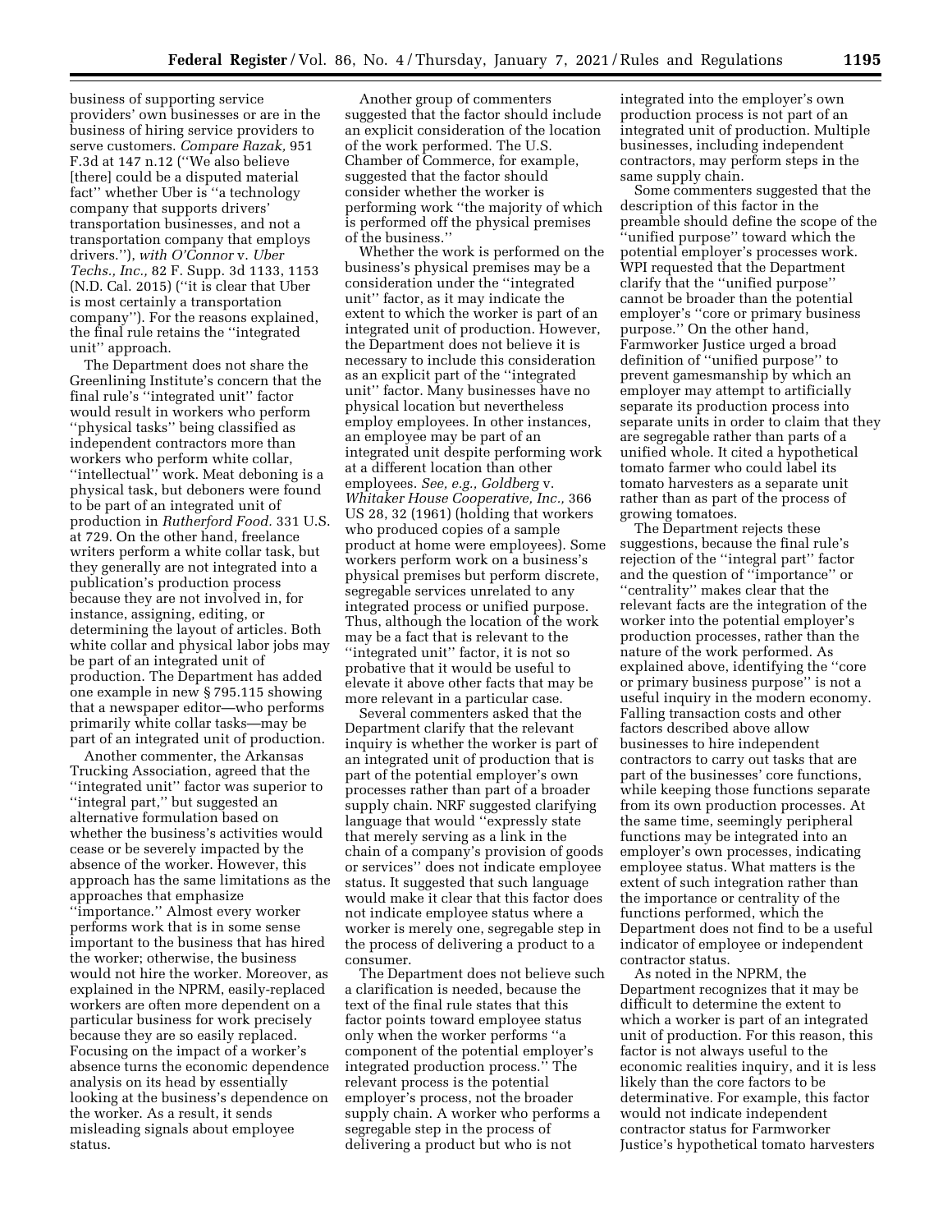business of supporting service providers' own businesses or are in the business of hiring service providers to serve customers. *Compare Razak,* 951 F.3d at 147 n.12 (''We also believe [there] could be a disputed material fact'' whether Uber is ''a technology company that supports drivers' transportation businesses, and not a transportation company that employs drivers.''), *with O'Connor* v. *Uber Techs., Inc.,* 82 F. Supp. 3d 1133, 1153 (N.D. Cal. 2015) (''it is clear that Uber is most certainly a transportation company''). For the reasons explained, the final rule retains the ''integrated unit'' approach.

The Department does not share the Greenlining Institute's concern that the final rule's ''integrated unit'' factor would result in workers who perform ''physical tasks'' being classified as independent contractors more than workers who perform white collar, ''intellectual'' work. Meat deboning is a physical task, but deboners were found to be part of an integrated unit of production in *Rutherford Food.* 331 U.S. at 729. On the other hand, freelance writers perform a white collar task, but they generally are not integrated into a publication's production process because they are not involved in, for instance, assigning, editing, or determining the layout of articles. Both white collar and physical labor jobs may be part of an integrated unit of production. The Department has added one example in new § 795.115 showing that a newspaper editor—who performs primarily white collar tasks—may be part of an integrated unit of production.

Another commenter, the Arkansas Trucking Association, agreed that the ''integrated unit'' factor was superior to ''integral part,'' but suggested an alternative formulation based on whether the business's activities would cease or be severely impacted by the absence of the worker. However, this approach has the same limitations as the approaches that emphasize ''importance.'' Almost every worker performs work that is in some sense important to the business that has hired the worker; otherwise, the business would not hire the worker. Moreover, as explained in the NPRM, easily-replaced workers are often more dependent on a particular business for work precisely because they are so easily replaced. Focusing on the impact of a worker's absence turns the economic dependence analysis on its head by essentially looking at the business's dependence on the worker. As a result, it sends misleading signals about employee status.

Another group of commenters suggested that the factor should include an explicit consideration of the location of the work performed. The U.S. Chamber of Commerce, for example, suggested that the factor should consider whether the worker is performing work ''the majority of which is performed off the physical premises of the business.''

Whether the work is performed on the business's physical premises may be a consideration under the ''integrated unit'' factor, as it may indicate the extent to which the worker is part of an integrated unit of production. However, the Department does not believe it is necessary to include this consideration as an explicit part of the ''integrated unit'' factor. Many businesses have no physical location but nevertheless employ employees. In other instances, an employee may be part of an integrated unit despite performing work at a different location than other employees. *See, e.g., Goldberg* v. *Whitaker House Cooperative, Inc.,* 366 US 28, 32 (1961) (holding that workers who produced copies of a sample product at home were employees). Some workers perform work on a business's physical premises but perform discrete, segregable services unrelated to any integrated process or unified purpose. Thus, although the location of the work may be a fact that is relevant to the ''integrated unit'' factor, it is not so probative that it would be useful to elevate it above other facts that may be more relevant in a particular case.

Several commenters asked that the Department clarify that the relevant inquiry is whether the worker is part of an integrated unit of production that is part of the potential employer's own processes rather than part of a broader supply chain. NRF suggested clarifying language that would ''expressly state that merely serving as a link in the chain of a company's provision of goods or services'' does not indicate employee status. It suggested that such language would make it clear that this factor does not indicate employee status where a worker is merely one, segregable step in the process of delivering a product to a consumer.

The Department does not believe such a clarification is needed, because the text of the final rule states that this factor points toward employee status only when the worker performs ''a component of the potential employer's integrated production process.'' The relevant process is the potential employer's process, not the broader supply chain. A worker who performs a segregable step in the process of delivering a product but who is not integrated into the employer's own production process is not part of an integrated unit of production. Multiple businesses, including independent contractors, may perform steps in the same supply chain.

Some commenters suggested that the description of this factor in the preamble should define the scope of the ''unified purpose'' toward which the potential employer's processes work. WPI requested that the Department clarify that the ''unified purpose'' cannot be broader than the potential employer's ''core or primary business purpose.'' On the other hand, Farmworker Justice urged a broad definition of ''unified purpose'' to prevent gamesmanship by which an employer may attempt to artificially separate its production process into separate units in order to claim that they are segregable rather than parts of a unified whole. It cited a hypothetical tomato farmer who could label its tomato harvesters as a separate unit rather than as part of the process of growing tomatoes.

The Department rejects these suggestions, because the final rule's rejection of the ''integral part'' factor and the question of ''importance'' or ''centrality'' makes clear that the relevant facts are the integration of the worker into the potential employer's production processes, rather than the nature of the work performed. As explained above, identifying the ''core or primary business purpose'' is not a useful inquiry in the modern economy. Falling transaction costs and other factors described above allow businesses to hire independent contractors to carry out tasks that are part of the businesses' core functions, while keeping those functions separate from its own production processes. At the same time, seemingly peripheral functions may be integrated into an employer's own processes, indicating employee status. What matters is the extent of such integration rather than the importance or centrality of the functions performed, which the Department does not find to be a useful indicator of employee or independent contractor status.

As noted in the NPRM, the Department recognizes that it may be difficult to determine the extent to which a worker is part of an integrated unit of production. For this reason, this factor is not always useful to the economic realities inquiry, and it is less likely than the core factors to be determinative. For example, this factor would not indicate independent contractor status for Farmworker Justice's hypothetical tomato harvesters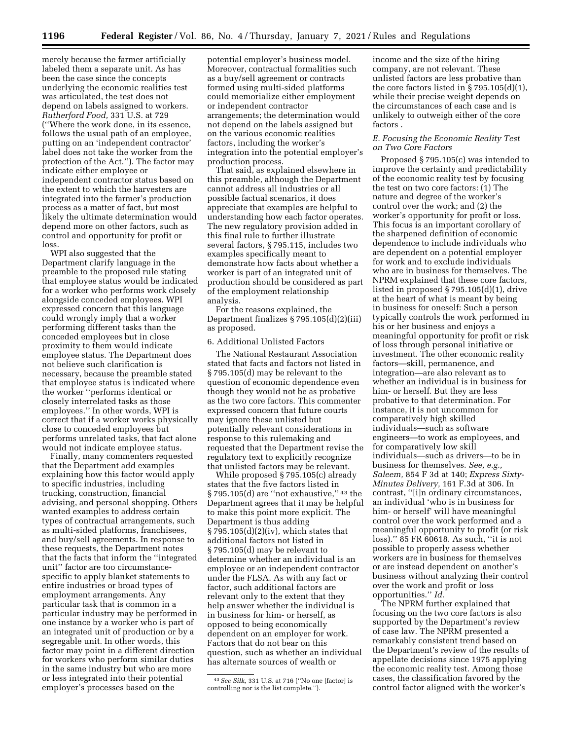merely because the farmer artificially labeled them a separate unit. As has been the case since the concepts underlying the economic realities test was articulated, the test does not depend on labels assigned to workers. *Rutherford Food,* 331 U.S. at 729 (''Where the work done, in its essence, follows the usual path of an employee, putting on an 'independent contractor' label does not take the worker from the protection of the Act.''). The factor may indicate either employee or independent contractor status based on the extent to which the harvesters are integrated into the farmer's production process as a matter of fact, but most likely the ultimate determination would depend more on other factors, such as control and opportunity for profit or loss.

WPI also suggested that the Department clarify language in the preamble to the proposed rule stating that employee status would be indicated for a worker who performs work closely alongside conceded employees. WPI expressed concern that this language could wrongly imply that a worker performing different tasks than the conceded employees but in close proximity to them would indicate employee status. The Department does not believe such clarification is necessary, because the preamble stated that employee status is indicated where the worker ''performs identical or closely interrelated tasks as those employees.'' In other words, WPI is correct that if a worker works physically close to conceded employees but performs unrelated tasks, that fact alone would not indicate employee status.

Finally, many commenters requested that the Department add examples explaining how this factor would apply to specific industries, including trucking, construction, financial advising, and personal shopping. Others wanted examples to address certain types of contractual arrangements, such as multi-sided platforms, franchisees, and buy/sell agreements. In response to these requests, the Department notes that the facts that inform the ''integrated unit'' factor are too circumstance-specific to apply blanket statements to entire industries or broad types of employment arrangements. Any particular task that is common in a particular industry may be performed in one instance by a worker who is part of an integrated unit of production or by a segregable unit. In other words, this factor may point in a different direction for workers who perform similar duties in the same industry but who are more or less integrated into their potential employer's processes based on the potential employer's business model. Moreover, contractual formalities such as a buy/sell agreement or contracts formed using multi-sided platforms could memorialize either employment or independent contractor arrangements; the determination would not depend on the labels assigned but on the various economic realities factors, including the worker's integration into the potential employer's production process.

That said, as explained elsewhere in this preamble, although the Department cannot address all industries or all possible factual scenarios, it does appreciate that examples are helpful to understanding how each factor operates. The new regulatory provision added in this final rule to further illustrate several factors, § 795.115, includes two examples specifically meant to demonstrate how facts about whether a worker is part of an integrated unit of production should be considered as part of the employment relationship analysis.

For the reasons explained, the Department finalizes § 795.105(d)(2)(iii) as proposed.

6. Additional Unlisted Factors

The National Restaurant Association stated that facts and factors not listed in § 795.105(d) may be relevant to the question of economic dependence even though they would not be as probative as the two core factors. This commenter expressed concern that future courts may ignore these unlisted but potentially relevant considerations in response to this rulemaking and requested that the Department revise the regulatory text to explicitly recognize that unlisted factors may be relevant.

While proposed § 795.105(c) already states that the five factors listed in § 795.105(d) are ''not exhaustive,''[43] the Department agrees that it may be helpful to make this point more explicit. The Department is thus adding § 795.105(d)(2)(iv), which states that additional factors not listed in § 795.105(d) may be relevant to determine whether an individual is an employee or an independent contractor under the FLSA. As with any fact or factor, such additional factors are relevant only to the extent that they help answer whether the individual is in business for him- or herself, as opposed to being economically dependent on an employer for work. Factors that do not bear on this question, such as whether an individual has alternate sources of wealth or income and the size of the hiring company, are not relevant. These unlisted factors are less probative than the core factors listed in § 795.105(d)(1), while their precise weight depends on the circumstances of each case and is unlikely to outweigh either of the core factors .

### *E. Focusing the Economic Reality Test on Two Core Factors*

Proposed § 795.105(c) was intended to improve the certainty and predictability of the economic reality test by focusing the test on two core factors: (1) The nature and degree of the worker's control over the work; and (2) the worker's opportunity for profit or loss. This focus is an important corollary of the sharpened definition of economic dependence to include individuals who are dependent on a potential employer for work and to exclude individuals who are in business for themselves. The NPRM explained that these core factors, listed in proposed § 795.105(d)(1), drive at the heart of what is meant by being in business for oneself: Such a person typically controls the work performed in his or her business and enjoys a meaningful opportunity for profit or risk of loss through personal initiative or investment. The other economic reality factors—skill, permanence, and integration—are also relevant as to whether an individual is in business for him- or herself. But they are less probative to that determination. For instance, it is not uncommon for comparatively high skilled individuals—such as software engineers—to work as employees, and for comparatively low skill individuals—such as drivers—to be in business for themselves. *See, e.g., Saleem,* 854 F 3d at 140; *Express Sixty-Minutes Delivery,* 161 F.3d at 306. In contrast, ''[i]n ordinary circumstances, an individual 'who is in business for him- or herself' will have meaningful control over the work performed and a meaningful opportunity to profit (or risk loss).'' 85 FR 60618. As such, ''it is not possible to properly assess whether workers are in business for themselves or are instead dependent on another's business without analyzing their control over the work and profit or loss opportunities.'' *Id.*

The NPRM further explained that focusing on the two core factors is also supported by the Department's review of case law. The NPRM presented a remarkably consistent trend based on the Department's review of the results of appellate decisions since 1975 applying the economic reality test. Among those cases, the classification favored by the control factor aligned with the worker's

[43] *See Silk,* 331 U.S. at 716 (''No one [factor] is controlling nor is the list complete.'').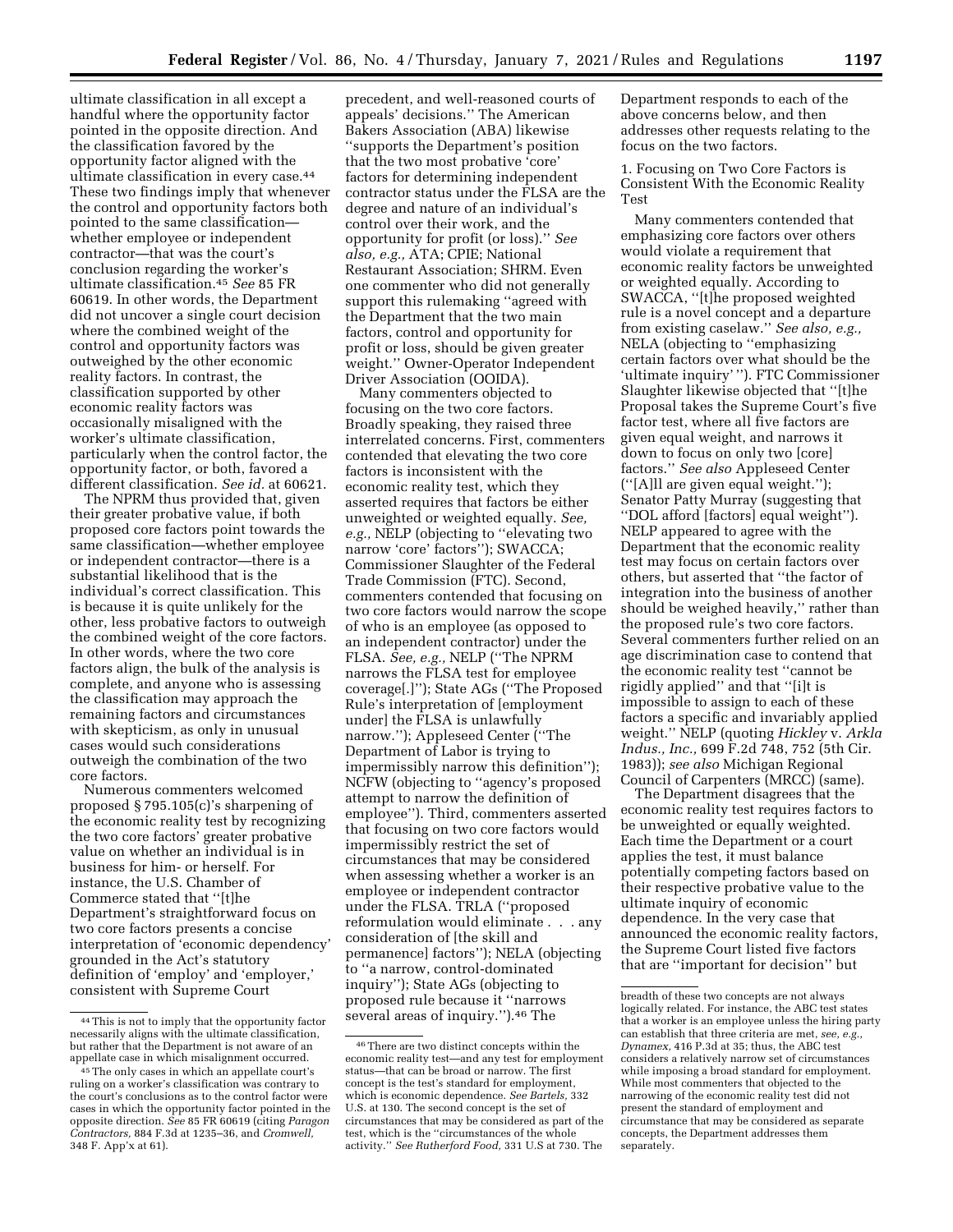ultimate classification in all except a handful where the opportunity factor pointed in the opposite direction. And the classification favored by the opportunity factor aligned with the ultimate classification in every case.[44] These two findings imply that whenever the control and opportunity factors both pointed to the same classification—whether employee or independent contractor—that was the court's conclusion regarding the worker's ultimate classification.[45] *See* 85 FR 60619. In other words, the Department did not uncover a single court decision where the combined weight of the control and opportunity factors was outweighed by the other economic reality factors. In contrast, the classification supported by other economic reality factors was occasionally misaligned with the worker's ultimate classification, particularly when the control factor, the opportunity factor, or both, favored a different classification. *See id.* at 60621.

The NPRM thus provided that, given their greater probative value, if both proposed core factors point towards the same classification—whether employee or independent contractor—there is a substantial likelihood that is the individual's correct classification. This is because it is quite unlikely for the other, less probative factors to outweigh the combined weight of the core factors. In other words, where the two core factors align, the bulk of the analysis is complete, and anyone who is assessing the classification may approach the remaining factors and circumstances with skepticism, as only in unusual cases would such considerations outweigh the combination of the two core factors.

Numerous commenters welcomed proposed § 795.105(c)'s sharpening of the economic reality test by recognizing the two core factors' greater probative value on whether an individual is in business for him- or herself. For instance, the U.S. Chamber of Commerce stated that "[t]he Department's straightforward focus on two core factors presents a concise interpretation of 'economic dependency' grounded in the Act's statutory definition of 'employ' and 'employer,' consistent with Supreme Court precedent, and well-reasoned courts of appeals' decisions." The American Bakers Association (ABA) likewise "supports the Department's position that the two most probative 'core' factors for determining independent contractor status under the FLSA are the degree and nature of an individual's control over their work, and the opportunity for profit (or loss)." *See also, e.g.,* ATA; CPIE; National Restaurant Association; SHRM. Even one commenter who did not generally support this rulemaking "agreed with the Department that the two main factors, control and opportunity for profit or loss, should be given greater weight." Owner-Operator Independent Driver Association (OOIDA).

Many commenters objected to focusing on the two core factors. Broadly speaking, they raised three interrelated concerns. First, commenters contended that elevating the two core factors is inconsistent with the economic reality test, which they asserted requires that factors be either unweighted or weighted equally. *See, e.g.,* NELP (objecting to "elevating two narrow 'core' factors"); SWACCA; Commissioner Slaughter of the Federal Trade Commission (FTC). Second, commenters contended that focusing on two core factors would narrow the scope of who is an employee (as opposed to an independent contractor) under the FLSA. *See, e.g.,* NELP ("The NPRM narrows the FLSA test for employee coverage[.]"); State AGs ("The Proposed Rule's interpretation of [employment under] the FLSA is unlawfully narrow."); Appleseed Center ("The Department of Labor is trying to impermissibly narrow this definition"); NCFW (objecting to "agency's proposed attempt to narrow the definition of employee"). Third, commenters asserted that focusing on two core factors would impermissibly restrict the set of circumstances that may be considered when assessing whether a worker is an employee or independent contractor under the FLSA. TRLA ("proposed reformulation would eliminate . . . any consideration of [the skill and permanence] factors"); NELA (objecting to "a narrow, control-dominated inquiry"); State AGs (objecting to proposed rule because it "narrows several areas of inquiry.").[46] The Department responds to each of the above concerns below, and then addresses other requests relating to the focus on the two factors.

### 1. Focusing on Two Core Factors is Consistent With the Economic Reality Test

Many commenters contended that emphasizing core factors over others would violate a requirement that economic reality factors be unweighted or weighted equally. According to SWACCA, "[t]he proposed weighted rule is a novel concept and a departure from existing caselaw." *See also, e.g.,* NELA (objecting to "emphasizing certain factors over what should be the 'ultimate inquiry' "). FTC Commissioner Slaughter likewise objected that "[t]he Proposal takes the Supreme Court's five factor test, where all five factors are given equal weight, and narrows it down to focus on only two [core] factors." *See also* Appleseed Center ("[A]ll are given equal weight."); Senator Patty Murray (suggesting that "DOL afford [factors] equal weight"). NELP appeared to agree with the Department that the economic reality test may focus on certain factors over others, but asserted that "the factor of integration into the business of another should be weighed heavily," rather than the proposed rule's two core factors. Several commenters further relied on an age discrimination case to contend that the economic reality test "cannot be rigidly applied" and that "[i]t is impossible to assign to each of these factors a specific and invariably applied weight." NELP (quoting *Hickley* v. *Arkla Indus., Inc.,* 699 F.2d 748, 752 (5th Cir. 1983)); *see also* Michigan Regional Council of Carpenters (MRCC) (same).

The Department disagrees that the economic reality test requires factors to be unweighted or equally weighted. Each time the Department or a court applies the test, it must balance potentially competing factors based on their respective probative value to the ultimate inquiry of economic dependence. In the very case that announced the economic reality factors, the Supreme Court listed five factors that are "important for decision" but

---

[44] This is not to imply that the opportunity factor necessarily aligns with the ultimate classification, but rather that the Department is not aware of an appellate case in which misalignment occurred.

[45] The only cases in which an appellate court's ruling on a worker's classification was contrary to the court's conclusions as to the control factor were cases in which the opportunity factor pointed in the opposite direction. *See* 85 FR 60619 (citing *Paragon Contractors,* 884 F.3d at 1235–36, and *Cromwell,* 348 F. App'x at 61).

[46] There are two distinct concepts within the economic reality test—and any test for employment status—that can be broad or narrow. The first concept is the test's standard for employment, which is economic dependence. *See Bartels,* 332 U.S. at 130. The second concept is the set of circumstances that may be considered as part of the test, which is the "circumstances of the whole activity." *See Rutherford Food,* 331 U.S at 730. The breadth of these two concepts are not always logically related. For instance, the ABC test states that a worker is an employee unless the hiring party can establish that three criteria are met, *see, e.g., Dynamex,* 416 P.3d at 35; thus, the ABC test considers a relatively narrow set of circumstances while imposing a broad standard for employment. While most commenters that objected to the narrowing of the economic reality test did not present the standard of employment and circumstance that may be considered as separate concepts, the Department addresses them separately.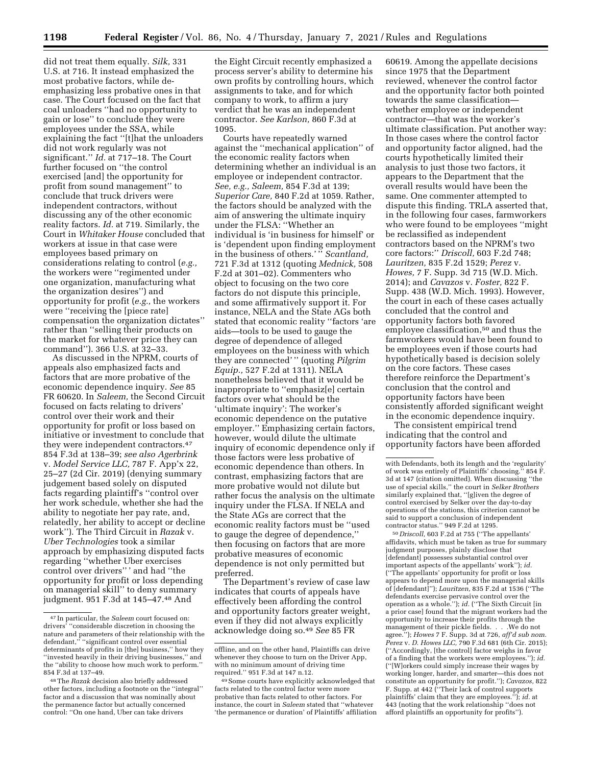did not treat them equally. *Silk,* 331 U.S. at 716. It instead emphasized the most probative factors, while de-emphasizing less probative ones in that case. The Court focused on the fact that coal unloaders ''had no opportunity to gain or lose'' to conclude they were employees under the SSA, while explaining the fact ''[t]hat the unloaders did not work regularly was not significant.'' *Id.* at 717–18. The Court further focused on ''the control exercised [and] the opportunity for profit from sound management'' to conclude that truck drivers were independent contractors, without discussing any of the other economic reality factors. *Id.* at 719. Similarly, the Court in *Whitaker House* concluded that workers at issue in that case were employees based primary on considerations relating to control (*e.g.,* the workers were ''regimented under one organization, manufacturing what the organization desires'') and opportunity for profit (*e.g.,* the workers were ''receiving the [piece rate] compensation the organization dictates'' rather than ''selling their products on the market for whatever price they can command''). 366 U.S. at 32–33.

As discussed in the NPRM, courts of appeals also emphasized facts and factors that are more probative of the economic dependence inquiry. *See* 85 FR 60620. In *Saleem,* the Second Circuit focused on facts relating to drivers' control over their work and their opportunity for profit or loss based on initiative or investment to conclude that they were independent contractors.[47] 854 F.3d at 138–39; *see also Agerbrink* v. *Model Service LLC,* 787 F. App'x 22, 25–27 (2d Cir. 2019) (denying summary judgement based solely on disputed facts regarding plaintiff's ''control over her work schedule, whether she had the ability to negotiate her pay rate, and, relatedly, her ability to accept or decline work''). The Third Circuit in *Razak* v. *Uber Technologies* took a similar approach by emphasizing disputed facts regarding ''whether Uber exercises control over drivers'' ' and had ''the opportunity for profit or loss depending on managerial skill'' to deny summary judgment. 951 F.3d at 145–47.[48] And the Eight Circuit recently emphasized a process server's ability to determine his own profits by controlling hours, which assignments to take, and for which company to work, to affirm a jury verdict that he was an independent contractor. *See Karlson,* 860 F.3d at 1095.

Courts have repeatedly warned against the ''mechanical application'' of the economic reality factors when determining whether an individual is an employee or independent contractor. *See, e.g., Saleem,* 854 F.3d at 139; *Superior Care,* 840 F.2d at 1059. Rather, the factors should be analyzed with the aim of answering the ultimate inquiry under the FLSA: ''Whether an individual is 'in business for himself' or is 'dependent upon finding employment in the business of others.' '' *Scantland,* 721 F.3d at 1312 (quoting *Mednick,* 508 F.2d at 301–02). Commenters who object to focusing on the two core factors do not dispute this principle, and some affirmatively support it. For instance, NELA and the State AGs both stated that economic reality ''factors 'are aids—tools to be used to gauge the degree of dependence of alleged employees on the business with which they are connected' '' (quoting *Pilgrim Equip.,* 527 F.2d at 1311). NELA nonetheless believed that it would be inappropriate to ''emphasiz[e] certain factors over what should be the 'ultimate inquiry': The worker's economic dependence on the putative employer.'' Emphasizing certain factors, however, would dilute the ultimate inquiry of economic dependence only if those factors were less probative of economic dependence than others. In contrast, emphasizing factors that are more probative would not dilute but rather focus the analysis on the ultimate inquiry under the FLSA. If NELA and the State AGs are correct that the economic reality factors must be ''used to gauge the degree of dependence,'' then focusing on factors that are more probative measures of economic dependence is not only permitted but preferred.

The Department's review of case law indicates that courts of appeals have effectively been affording the control and opportunity factors greater weight, even if they did not always explicitly acknowledge doing so.[49] *See* 85 FR 60619. Among the appellate decisions since 1975 that the Department reviewed, whenever the control factor and the opportunity factor both pointed towards the same classification—whether employee or independent contractor—that was the worker's ultimate classification. Put another way: In those cases where the control factor and opportunity factor aligned, had the courts hypothetically limited their analysis to just those two factors, it appears to the Department that the overall results would have been the same. One commenter attempted to dispute this finding. TRLA asserted that, in the following four cases, farmworkers who were found to be employees ''might be reclassified as independent contractors based on the NPRM's two core factors:'' *Driscoll,* 603 F.2d 748; *Lauritzen,* 835 F.2d 1529; *Perez* v. *Howes,* 7 F. Supp. 3d 715 (W.D. Mich. 2014); and *Cavazos* v. *Foster,* 822 F. Supp. 438 (W.D. Mich. 1993). However, the court in each of these cases actually concluded that the control and opportunity factors both favored employee classification,[50] and thus the farmworkers would have been found to be employees even if those courts had hypothetically based is decision solely on the core factors. These cases therefore reinforce the Department's conclusion that the control and opportunity factors have been consistently afforded significant weight in the economic dependence inquiry.

The consistent empirical trend indicating that the control and opportunity factors have been afforded

---

[47] In particular, the *Saleem* court focused on: drivers' ''considerable discretion in choosing the nature and parameters of their relationship with the defendant,'' ''significant control over essential determinants of profits in [the] business,'' how they ''invested heavily in their driving businesses,'' and the ''ability to choose how much work to perform.'' 854 F.3d at 137–49.

[48] The *Razak* decision also briefly addressed other factors, including a footnote on the ''integral'' factor and a discussion that was nominally about the permanence factor but actually concerned control: ''On one hand, Uber can take drivers offline, and on the other hand, Plaintiffs can drive whenever they choose to turn on the Driver App, with no minimum amount of driving time required.'' 951 F.3d at 147 n.12.

[49] Some courts have explicitly acknowledged that facts related to the control factor were more probative than facts related to other factors. For instance, the court in *Saleem* stated that ''whatever 'the permanence or duration' of Plaintiffs' affiliation with Defendants, both its length and the 'regularity' of work was entirely of Plaintiffs' choosing.'' 854 F. 3d at 147 (citation omitted). When discussing ''the use of special skills,'' the court in *Selker Brothers* similarly explained that, ''[g]iven the degree of control exercised by Selker over the day-to-day operations of the stations, this criterion cannot be said to support a conclusion of independent contractor status.'' 949 F.2d at 1295.

[50] *Driscoll,* 603 F.2d at 755 (''The appellants' affidavits, which must be taken as true for summary judgment purposes, plainly disclose that [defendant] possesses substantial control over important aspects of the appellants' work''); *id.* (''The appellants' opportunity for profit or loss appears to depend more upon the managerial skills of [defendant]''); *Lauritzen,* 835 F.2d at 1536 (''The defendants exercise pervasive control over the operation as a whole.''); *id.* (''The Sixth Circuit [in a prior case] found that the migrant workers had the opportunity to increase their profits through the management of their pickle fields. . . .We do not agree.''); *Howes* 7 F. Supp. 3d at 726, *aff'd sub nom. Perez* v. *D. Howes LLC,* 790 F.3d 681 (6th Cir. 2015); (''Accordingly, [the control] factor weighs in favor of a finding that the workers were employees.''); *id.* (''[W]orkers could simply increase their wages by working longer, harder, and smarter—this does not constitute an opportunity for profit.''); *Cavazos,* 822 F. Supp. at 442 (''Their lack of control supports plaintiffs' claim that they are employees.''); *id.* at 443 (noting that the work relationship ''does not afford plaintiffs an opportunity for profits'').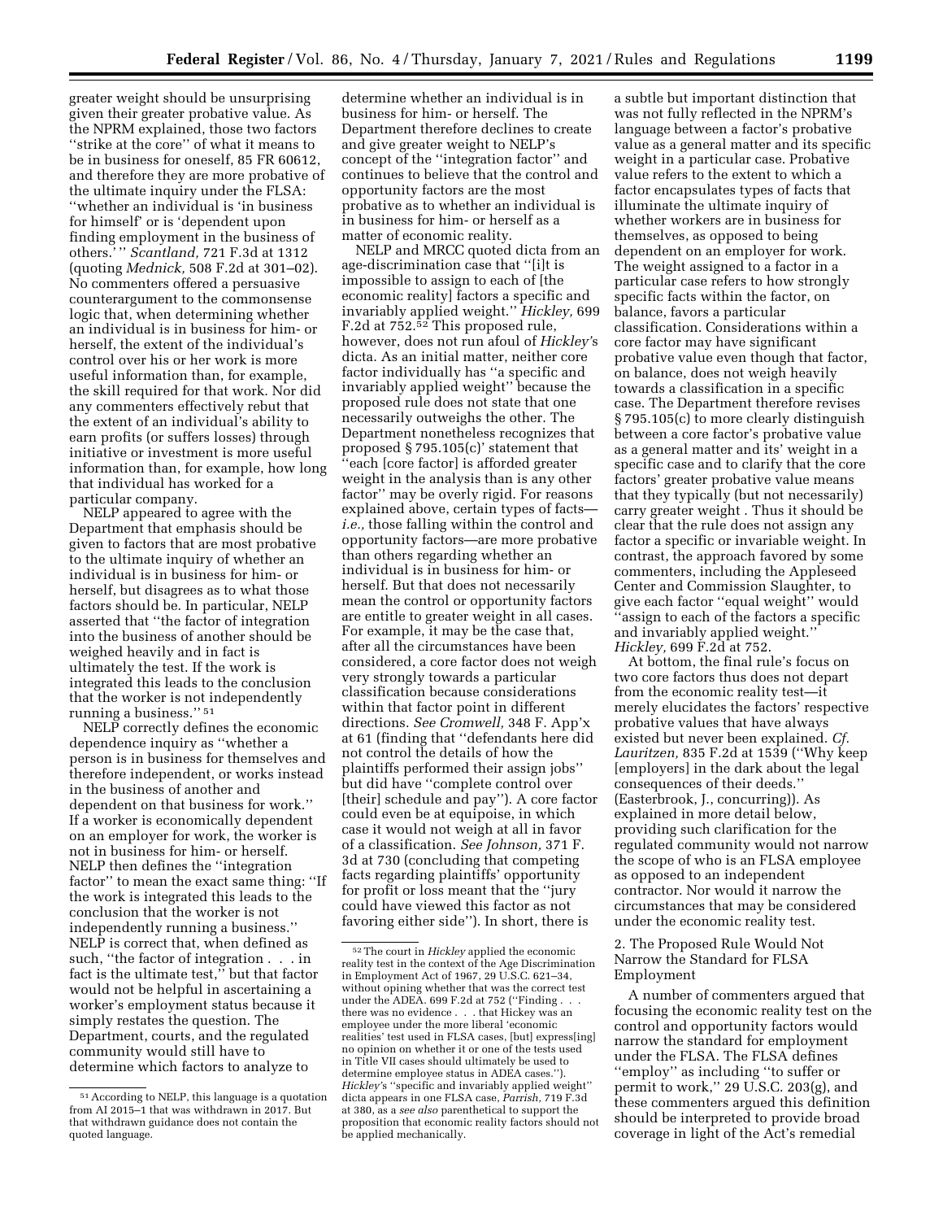greater weight should be unsurprising given their greater probative value. As the NPRM explained, those two factors ''strike at the core'' of what it means to be in business for oneself, 85 FR 60612, and therefore they are more probative of the ultimate inquiry under the FLSA: ''whether an individual is 'in business for himself' or is 'dependent upon finding employment in the business of others.' '' *Scantland,* 721 F.3d at 1312 (quoting *Mednick,* 508 F.2d at 301–02). No commenters offered a persuasive counterargument to the commonsense logic that, when determining whether an individual is in business for him- or herself, the extent of the individual's control over his or her work is more useful information than, for example, the skill required for that work. Nor did any commenters effectively rebut that the extent of an individual's ability to earn profits (or suffers losses) through initiative or investment is more useful information than, for example, how long that individual has worked for a particular company.

NELP appeared to agree with the Department that emphasis should be given to factors that are most probative to the ultimate inquiry of whether an individual is in business for him- or herself, but disagrees as to what those factors should be. In particular, NELP asserted that ''the factor of integration into the business of another should be weighed heavily and in fact is ultimately the test. If the work is integrated this leads to the conclusion that the worker is not independently running a business.'' [51]

NELP correctly defines the economic dependence inquiry as ''whether a person is in business for themselves and therefore independent, or works instead in the business of another and dependent on that business for work.'' If a worker is economically dependent on an employer for work, the worker is not in business for him- or herself. NELP then defines the ''integration factor'' to mean the exact same thing: ''If the work is integrated this leads to the conclusion that the worker is not independently running a business.'' NELP is correct that, when defined as such, ''the factor of integration . . . in fact is the ultimate test,'' but that factor would not be helpful in ascertaining a worker's employment status because it simply restates the question. The Department, courts, and the regulated community would still have to determine which factors to analyze to determine whether an individual is in business for him- or herself. The Department therefore declines to create and give greater weight to NELP's specific concept of the ''integration factor'' and continues to believe that the control and opportunity factors are the most probative as to whether an individual is in business for him- or herself as a matter of economic reality.

NELP and MRCC quoted dicta from an age-discrimination case that ''[i]t is impossible to assign to each of [the economic reality] factors a specific and invariably applied weight.'' *Hickley,* 699 F.2d at 752.[52] This proposed rule, however, does not run afoul of *Hickley'*s dicta. As an initial matter, neither core factor individually has ''a specific and invariably applied weight'' because the proposed rule does not state that one necessarily outweighs the other. The Department nonetheless recognizes that proposed § 795.105(c)' statement that ''each [core factor] is afforded greater weight in the analysis than is any other factor'' may be overly rigid. For reasons explained above, certain types of facts—*i.e.,* those falling within the control and opportunity factors—are more probative than others regarding whether an individual is in business for him- or herself. But that does not necessarily mean the control or opportunity factors are entitle to greater weight in all cases. For example, it may be the case that, after all the circumstances have been considered, a core factor does not weigh very strongly towards a particular classification because considerations within that factor point in different directions. *See Cromwell,* 348 F. App'x at 61 (finding that ''defendants here did not control the details of how the plaintiffs performed their assign jobs'' but did have ''complete control over [their] schedule and pay''). A core factor could even be at equipoise, in which case it would not weigh at all in favor of a classification. *See Johnson,* 371 F. 3d at 730 (concluding that competing facts regarding plaintiffs' opportunity for profit or loss meant that the ''jury could have viewed this factor as not favoring either side''). In short, there is a subtle but important distinction that was not fully reflected in the NPRM's language between a factor's probative value as a general matter and its specific weight in a particular case. Probative value refers to the extent to which a factor encapsulates types of facts that illuminate the ultimate inquiry of whether workers are in business for themselves, as opposed to being dependent on an employer for work. The weight assigned to a factor in a particular case refers to how strongly specific facts within the factor, on balance, favors a particular classification. Considerations within a core factor may have significant probative value even though that factor, on balance, does not weigh heavily towards a classification in a specific case. The Department therefore revises § 795.105(c) to more clearly distinguish between a core factor's probative value as a general matter and its' weight in a specific case and to clarify that the core factors' greater probative value means that they typically (but not necessarily) carry greater weight . Thus it should be clear that the rule does not assign any factor a specific or invariable weight. In contrast, the approach favored by some commenters, including the Appleseed Center and Commission Slaughter, to give each factor ''equal weight'' would ''assign to each of the factors a specific and invariably applied weight.'' *Hickley,* 699 F.2d at 752.

At bottom, the final rule's focus on two core factors thus does not depart from the economic reality test—it merely elucidates the factors' respective probative values that have always existed but never been explained. *Cf. Lauritzen,* 835 F.2d at 1539 (''Why keep [employers] in the dark about the legal consequences of their deeds.'' (Easterbrook, J., concurring)). As explained in more detail below, providing such clarification for the regulated community would not narrow the scope of who is an FLSA employee as opposed to an independent contractor. Nor would it narrow the circumstances that may be considered under the economic reality test.

2. The Proposed Rule Would Not Narrow the Standard for FLSA Employment

A number of commenters argued that focusing the economic reality test on the control and opportunity factors would narrow the standard for employment under the FLSA. The FLSA defines ''employ'' as including ''to suffer or permit to work,'' 29 U.S.C. 203(g), and these commenters argued this definition should be interpreted to provide broad coverage in light of the Act's remedial

---

[51] According to NELP, this language is a quotation from AI 2015–1 that was withdrawn in 2017. But that withdrawn guidance does not contain the quoted language.

[52] The court in *Hickley* applied the economic reality test in the context of the Age Discrimination in Employment Act of 1967, 29 U.S.C. 621–34, without opining whether that was the correct test under the ADEA. 699 F.2d at 752 (''Finding . . . there was no evidence . . . that Hickey was an employee under the more liberal 'economic realities' test used in FLSA cases, [but] express[ing] no opinion on whether it or one of the tests used in Title VII cases should ultimately be used to determine employee status in ADEA cases.''). *Hickley'*s ''specific and invariably applied weight'' dicta appears in one FLSA case, *Parrish,* 719 F.3d at 380, as a *see also* parenthetical to support the proposition that economic reality factors should not be applied mechanically.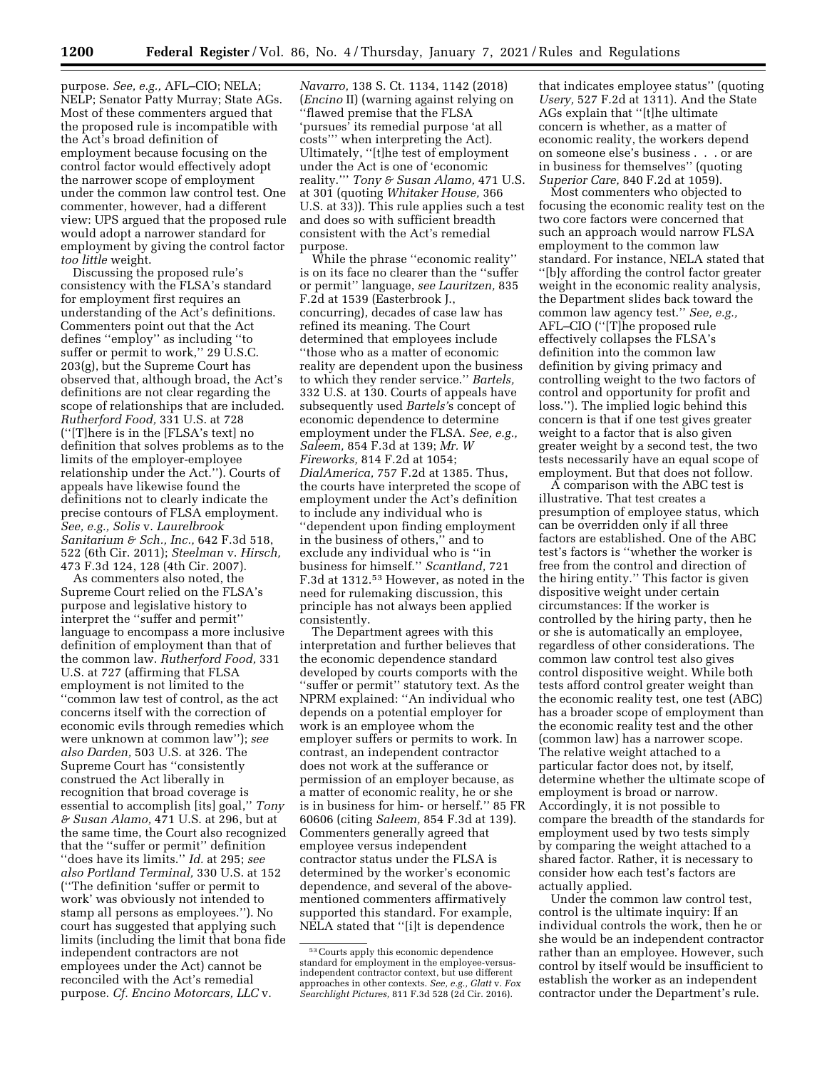purpose. *See, e.g.,* AFL–CIO; NELA; NELP; Senator Patty Murray; State AGs. Most of these commenters argued that the proposed rule is incompatible with the Act's broad definition of employment because focusing on the control factor would effectively adopt the narrower scope of employment under the common law control test. One commenter, however, had a different view: UPS argued that the proposed rule would adopt a narrower standard for employment by giving the control factor *too little* weight.

Discussing the proposed rule's consistency with the FLSA's standard for employment first requires an understanding of the Act's definitions. Commenters point out that the Act defines ''employ'' as including ''to suffer or permit to work,'' 29 U.S.C. 203(g), but the Supreme Court has observed that, although broad, the Act's definitions are not clear regarding the scope of relationships that are included. *Rutherford Food,* 331 U.S. at 728 (''[T]here is in the [FLSA's text] no definition that solves problems as to the limits of the employer-employee relationship under the Act.''). Courts of appeals have likewise found the definitions not to clearly indicate the precise contours of FLSA employment. *See, e.g., Solis* v. *Laurelbrook Sanitarium & Sch., Inc.,* 642 F.3d 518, 522 (6th Cir. 2011); *Steelman* v. *Hirsch,* 473 F.3d 124, 128 (4th Cir. 2007).

As commenters also noted, the Supreme Court relied on the FLSA's purpose and legislative history to interpret the ''suffer and permit'' language to encompass a more inclusive definition of employment than that of the common law. *Rutherford Food,* 331 U.S. at 727 (affirming that FLSA employment is not limited to the ''common law test of control, as the act concerns itself with the correction of economic evils through remedies which were unknown at common law''); *see also Darden,* 503 U.S. at 326. The Supreme Court has ''consistently construed the Act liberally in recognition that broad coverage is essential to accomplish [its] goal,'' *Tony & Susan Alamo,* 471 U.S. at 296, but at the same time, the Court also recognized that the ''suffer or permit'' definition ''does have its limits.'' *Id.* at 295; *see also Portland Terminal,* 330 U.S. at 152 (''The definition 'suffer or permit to work' was obviously not intended to stamp all persons as employees.''). No court has suggested that applying such limits (including the limit that bona fide independent contractors are not employees under the Act) cannot be reconciled with the Act's remedial purpose. *Cf. Encino Motorcars, LLC* v. *Navarro,* 138 S. Ct. 1134, 1142 (2018) (*Encino* II) (warning against relying on ''flawed premise that the FLSA 'pursues' its remedial purpose 'at all costs''' when interpreting the Act). Ultimately, ''[t]he test of employment under the Act is one of 'economic reality.''' *Tony & Susan Alamo,* 471 U.S. at 301 (quoting *Whitaker House,* 366 U.S. at 33)). This rule applies such a test and does so with sufficient breadth consistent with the Act's remedial purpose.

While the phrase ''economic reality'' is on its face no clearer than the ''suffer or permit'' language, *see Lauritzen,* 835 F.2d at 1539 (Easterbrook J., concurring), decades of case law has refined its meaning. The Court determined that employees include ''those who as a matter of economic reality are dependent upon the business to which they render service.'' *Bartels,* 332 U.S. at 130. Courts of appeals have subsequently used *Bartels's* concept of economic dependence to determine employment under the FLSA. *See, e.g., Saleem,* 854 F.3d at 139; *Mr. W Fireworks,* 814 F.2d at 1054; *DialAmerica,* 757 F.2d at 1385. Thus, the courts have interpreted the scope of employment under the Act's definition to include any individual who is ''dependent upon finding employment in the business of others,'' and to exclude any individual who is ''in business for himself.'' *Scantland,* 721 F.3d at 1312.[53] However, as noted in the need for rulemaking discussion, this principle has not always been applied consistently.

The Department agrees with this interpretation and further believes that the economic dependence standard developed by courts comports with the ''suffer or permit'' statutory text. As the NPRM explained: ''An individual who depends on a potential employer for work is an employee whom the employer suffers or permits to work. In contrast, an independent contractor does not work at the sufferance or permission of an employer because, as a matter of economic reality, he or she is in business for him- or herself.'' 85 FR 60606 (citing *Saleem,* 854 F.3d at 139). Commenters generally agreed that employee versus independent contractor status under the FLSA is determined by the worker's economic dependence, and several of the above-mentioned commenters affirmatively supported this standard. For example, NELA stated that ''[i]t is dependence that indicates employee status'' (quoting *Usery,* 527 F.2d at 1311). And the State AGs explain that ''[t]he ultimate concern is whether, as a matter of economic reality, the workers depend on someone else's business . . . or are in business for themselves'' (quoting *Superior Care,* 840 F.2d at 1059).

Most commenters who objected to focusing the economic reality test on the two core factors were concerned that such an approach would narrow FLSA employment to the common law standard. For instance, NELA stated that ''[b]y affording the control factor greater weight in the economic reality analysis, the Department slides back toward the common law agency test.'' *See, e.g.,* AFL–CIO (''[T]he proposed rule effectively collapses the FLSA's definition into the common law definition by giving primacy and controlling weight to the two factors of control and opportunity for profit and loss.''). The implied logic behind this concern is that if one test gives greater weight to a factor that is also given greater weight by a second test, the two tests necessarily have an equal scope of employment. But that does not follow.

A comparison with the ABC test is illustrative. That test creates a presumption of employee status, which can be overridden only if all three factors are established. One of the ABC test's factors is ''whether the worker is free from the control and direction of the hiring entity.'' This factor is given dispositive weight under certain circumstances: If the worker is controlled by the hiring party, then he or she is automatically an employee, regardless of other considerations. The common law control test also gives control dispositive weight. While both tests afford control greater weight than the economic reality test, one test (ABC) has a broader scope of employment than the economic reality test and the other (common law) has a narrower scope. The relative weight attached to a particular factor does not, by itself, determine whether the ultimate scope of employment is broad or narrow. Accordingly, it is not possible to compare the breadth of the standards for employment used by two tests simply by comparing the weight attached to a shared factor. Rather, it is necessary to consider how each test's factors are actually applied.

Under the common law control test, control is the ultimate inquiry: If an individual controls the work, then he or she would be an independent contractor rather than an employee. However, such control by itself would be insufficient to establish the worker as an independent contractor under the Department's rule.

[53] Courts apply this economic dependence standard for employment in the employee-versus-independent contractor context, but use different approaches in other contexts. *See, e.g., Glatt* v. *Fox Searchlight Pictures,* 811 F.3d 528 (2d Cir. 2016).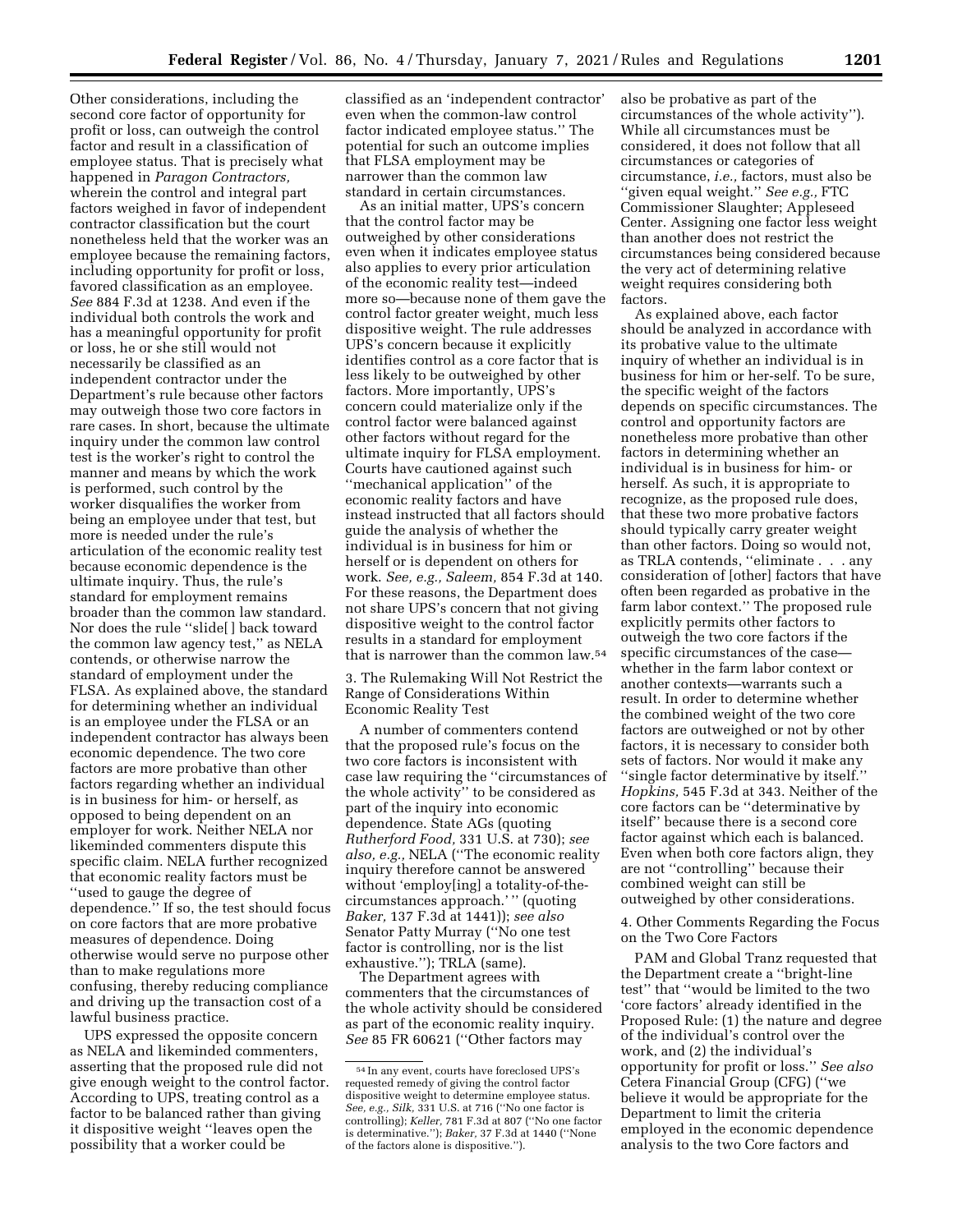Other considerations, including the second core factor of opportunity for profit or loss, can outweigh the control factor and result in a classification of employee status. That is precisely what happened in *Paragon Contractors,* wherein the control and integral part factors weighed in favor of independent contractor classification but the court nonetheless held that the worker was an employee because the remaining factors, including opportunity for profit or loss, favored classification as an employee. *See* 884 F.3d at 1238. And even if the individual both controls the work and has a meaningful opportunity for profit or loss, he or she still would not necessarily be classified as an independent contractor under the Department's rule because other factors may outweigh those two core factors in rare cases. In short, because the ultimate inquiry under the common law control test is the worker's right to control the manner and means by which the work is performed, such control by the worker disqualifies the worker from being an employee under that test, but more is needed under the rule's articulation of the economic reality test because economic dependence is the ultimate inquiry. Thus, the rule's standard for employment remains broader than the common law standard. Nor does the rule ''slide[] back toward the common law agency test,'' as NELA contends, or otherwise narrow the standard of employment under the FLSA. As explained above, the standard for determining whether an individual is an employee under the FLSA or an independent contractor has always been economic dependence. The two core factors are more probative than other factors regarding whether an individual is in business for him- or herself, as opposed to being dependent on an employer for work. Neither NELA nor likeminded commenters dispute this specific claim. NELA further recognized that economic reality factors must be ''used to gauge the degree of dependence.'' If so, the test should focus on core factors that are more probative measures of dependence. Doing otherwise would serve no purpose other than to make regulations more confusing, thereby reducing compliance and driving up the transaction cost of a lawful business practice.

UPS expressed the opposite concern as NELA and likeminded commenters, asserting that the proposed rule did not give enough weight to the control factor. According to UPS, treating control as a factor to be balanced rather than giving it dispositive weight ''leaves open the possibility that a worker could be classified as an 'independent contractor' even when the common-law control factor indicated employee status.'' The potential for such an outcome implies that FLSA employment may be narrower than the common law standard in certain circumstances.

As an initial matter, UPS's concern that the control factor may be outweighed by other considerations even when it indicates employee status also applies to every prior articulation of the economic reality test—indeed more so—because none of them gave the control factor greater weight, much less dispositive weight. The rule addresses UPS's concern because it explicitly identifies control as a core factor that is less likely to be outweighed by other factors. More importantly, UPS's concern could materialize only if the control factor were balanced against other factors without regard for the ultimate inquiry for FLSA employment. Courts have cautioned against such ''mechanical application'' of the economic reality factors and have instead instructed that all factors should guide the analysis of whether the individual is in business for him or herself or is dependent on others for work. *See, e.g., Saleem,* 854 F.3d at 140. For these reasons, the Department does not share UPS's concern that not giving dispositive weight to the control factor results in a standard for employment that is narrower than the common law.[54]

3. The Rulemaking Will Not Restrict the Range of Considerations Within Economic Reality Test

A number of commenters contend that the proposed rule's focus on the two core factors is inconsistent with case law requiring the ''circumstances of the whole activity'' to be considered as part of the inquiry into economic dependence. State AGs (quoting *Rutherford Food,* 331 U.S. at 730); *see also, e.g.,* NELA (''The economic reality inquiry therefore cannot be answered without 'employ[ing] a totality-of-the-circumstances approach.' '' (quoting *Baker,* 137 F.3d at 1441)); *see also* Senator Patty Murray (''No one test factor is controlling, nor is the list exhaustive.''); TRLA (same).

The Department agrees with commenters that the circumstances of the whole activity should be considered as part of the economic reality inquiry. *See* 85 FR 60621 (''Other factors may also be probative as part of the circumstances of the whole activity''). While all circumstances must be considered, it does not follow that all circumstances or categories of circumstance, *i.e.,* factors, must also be ''given equal weight.'' *See e.g.,* FTC Commissioner Slaughter; Appleseed Center. Assigning one factor less weight than another does not restrict the circumstances being considered because the very act of determining relative weight requires considering both factors.

As explained above, each factor should be analyzed in accordance with its probative value to the ultimate inquiry of whether an individual is in business for him or her-self. To be sure, the specific weight of the factors depends on specific circumstances. The control and opportunity factors are nonetheless more probative than other factors in determining whether an individual is in business for him- or herself. As such, it is appropriate to recognize, as the proposed rule does, that these two more probative factors should typically carry greater weight than other factors. Doing so would not, as TRLA contends, ''eliminate . . . any consideration of [other] factors that have often been regarded as probative in the farm labor context.'' The proposed rule explicitly permits other factors to outweigh the two core factors if the specific circumstances of the case—whether in the farm labor context or another contexts—warrants such a result. In order to determine whether the combined weight of the two core factors are outweighed or not by other factors, it is necessary to consider both sets of factors. Nor would it make any ''single factor determinative by itself.'' *Hopkins,* 545 F.3d at 343. Neither of the core factors can be ''determinative by itself'' because there is a second core factor against which each is balanced. Even when both core factors align, they are not ''controlling'' because their combined weight can still be outweighed by other considerations.

4. Other Comments Regarding the Focus on the Two Core Factors

PAM and Global Tranz requested that the Department create a ''bright-line test'' that ''would be limited to the two 'core factors' already identified in the Proposed Rule: (1) the nature and degree of the individual's control over the work, and (2) the individual's opportunity for profit or loss.'' *See also* Cetera Financial Group (CFG) (''we believe it would be appropriate for the Department to limit the criteria employed in the economic dependence analysis to the two Core factors and

[54] In any event, courts have foreclosed UPS's requested remedy of giving the control factor dispositive weight to determine employee status. *See, e.g., Silk,* 331 U.S. at 716 (''No one factor is controlling); *Keller,* 781 F.3d at 807 (''No one factor is determinative.''); *Baker,* 37 F.3d at 1440 (''None of the factors alone is dispositive.'').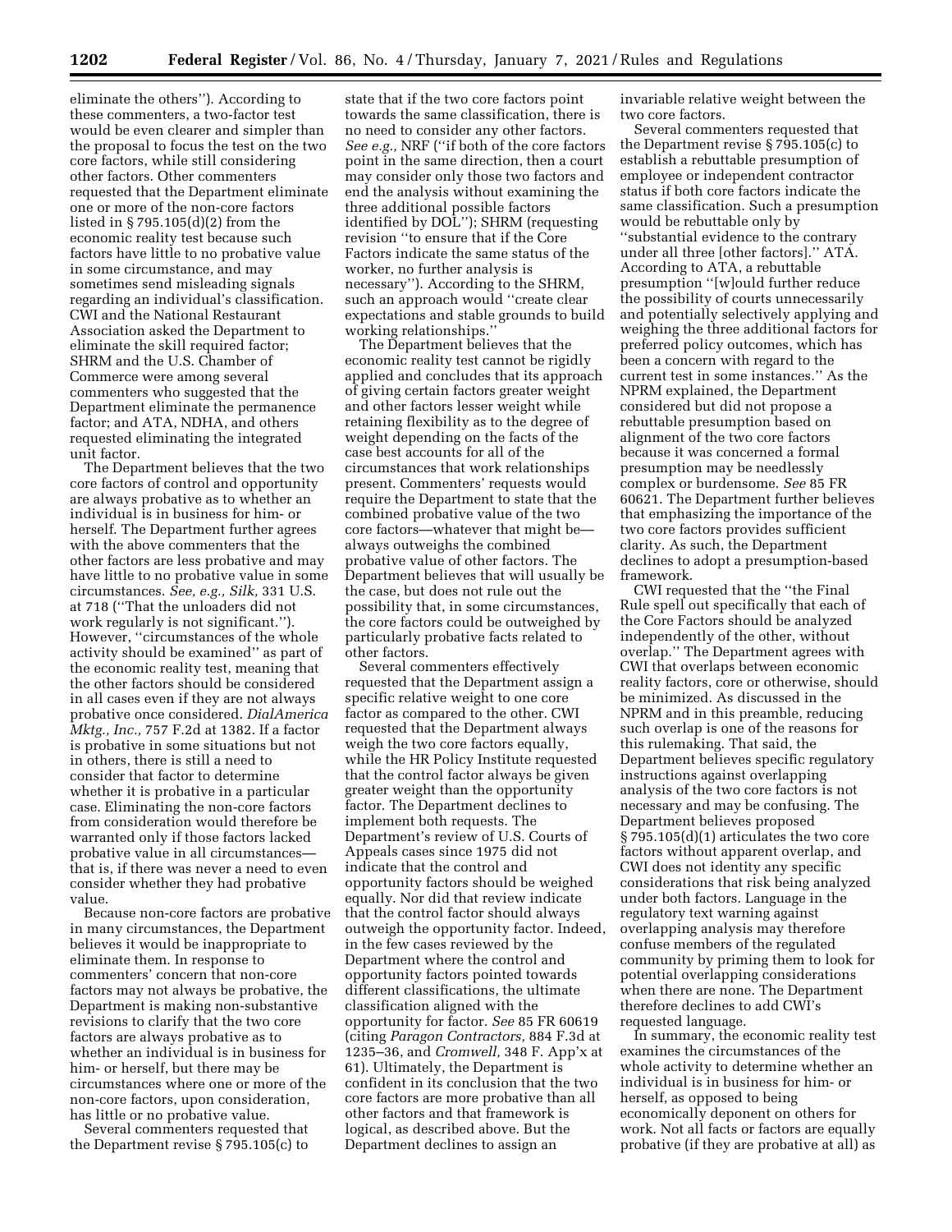eliminate the others''). According to these commenters, a two-factor test would be even clearer and simpler than the proposal to focus the test on the two core factors, while still considering other factors. Other commenters requested that the Department eliminate one or more of the non-core factors listed in § 795.105(d)(2) from the economic reality test because such factors have little to no probative value in some circumstance, and may sometimes send misleading signals regarding an individual's classification. CWI and the National Restaurant Association asked the Department to eliminate the skill required factor; SHRM and the U.S. Chamber of Commerce were among several commenters who suggested that the Department eliminate the permanence factor; and ATA, NDHA, and others requested eliminating the integrated unit factor.

The Department believes that the two core factors of control and opportunity are always probative as to whether an individual is in business for him- or herself. The Department further agrees with the above commenters that the other factors are less probative and may have little to no probative value in some circumstances. *See, e.g., Silk,* 331 U.S. at 718 (''That the unloaders did not work regularly is not significant.''). However, ''circumstances of the whole activity should be examined'' as part of the economic reality test, meaning that the other factors should be considered in all cases even if they are not always probative once considered. *DialAmerica Mktg., Inc.,* 757 F.2d at 1382. If a factor is probative in some situations but not in others, there is still a need to consider that factor to determine whether it is probative in a particular case. Eliminating the non-core factors from consideration would therefore be warranted only if those factors lacked probative value in all circumstances—that is, if there was never a need to even consider whether they had probative value.

Because non-core factors are probative in many circumstances, the Department believes it would be inappropriate to eliminate them. In response to commenters' concern that non-core factors may not always be probative, the Department is making non-substantive revisions to clarify that the two core factors are always probative as to whether an individual is in business for him- or herself, but there may be circumstances where one or more of the non-core factors, upon consideration, has little or no probative value.

Several commenters requested that the Department revise § 795.105(c) to state that if the two core factors point towards the same classification, there is no need to consider any other factors. *See e.g.,* NRF (''if both of the core factors point in the same direction, then a court may consider only those two factors and end the analysis without examining the three additional possible factors identified by DOL''); SHRM (requesting revision ''to ensure that if the Core Factors indicate the same status of the worker, no further analysis is necessary''). According to the SHRM, such an approach would ''create clear expectations and stable grounds to build working relationships.''

The Department believes that the economic reality test cannot be rigidly applied and concludes that its approach of giving certain factors greater weight and other factors lesser weight while retaining flexibility as to the degree of weight depending on the facts of the case best accounts for all of the circumstances that work relationships present. Commenters' requests would require the Department to state that the combined probative value of the two core factors—whatever that might be—always outweighs the combined probative value of other factors. The Department believes that will usually be the case, but does not rule out the possibility that, in some circumstances, the core factors could be outweighed by particularly probative facts related to other factors.

Several commenters effectively requested that the Department assign a specific relative weight to one core factor as compared to the other. CWI requested that the Department always weigh the two core factors equally, while the HR Policy Institute requested that the control factor always be given greater weight than the opportunity factor. The Department declines to implement both requests. The Department's review of U.S. Courts of Appeals cases since 1975 did not indicate that the control and opportunity factors should be weighed equally. Nor did that review indicate that the control factor should always outweigh the opportunity factor. Indeed, in the few cases reviewed by the Department where the control and opportunity factors pointed towards different classifications, the ultimate classification aligned with the opportunity for factor. *See* 85 FR 60619 (citing *Paragon Contractors,* 884 F.3d at 1235–36, and *Cromwell,* 348 F. App'x at 61). Ultimately, the Department is confident in its conclusion that the two core factors are more probative than all other factors and that framework is logical, as described above. But the Department declines to assign an invariable relative weight between the two core factors.

Several commenters requested that the Department revise § 795.105(c) to establish a rebuttable presumption of employee or independent contractor status if both core factors indicate the same classification. Such a presumption would be rebuttable only by ''substantial evidence to the contrary under all three [other factors].'' ATA. According to ATA, a rebuttable presumption ''[w]ould further reduce the possibility of courts unnecessarily and potentially selectively applying and weighing the three additional factors for preferred policy outcomes, which has been a concern with regard to the current test in some instances.'' As the NPRM explained, the Department considered but did not propose a rebuttable presumption based on alignment of the two core factors because it was concerned a formal presumption may be needlessly complex or burdensome. *See* 85 FR 60621. The Department further believes that emphasizing the importance of the two core factors provides sufficient clarity. As such, the Department declines to adopt a presumption-based framework.

CWI requested that the ''the Final Rule spell out specifically that each of the Core Factors should be analyzed independently of the other, without overlap.'' The Department agrees with CWI that overlaps between economic reality factors, core or otherwise, should be minimized. As discussed in the NPRM and in this preamble, reducing such overlap is one of the reasons for this rulemaking. That said, the Department believes specific regulatory instructions against overlapping analysis of the two core factors is not necessary and may be confusing. The Department believes proposed § 795.105(d)(1) articulates the two core factors without apparent overlap, and CWI does not identity any specific considerations that risk being analyzed under both factors. Language in the regulatory text warning against overlapping analysis may therefore confuse members of the regulated community by priming them to look for potential overlapping considerations when there are none. The Department therefore declines to add CWI's requested language.

In summary, the economic reality test examines the circumstances of the whole activity to determine whether an individual is in business for him- or herself, as opposed to being economically deponent on others for work. Not all facts or factors are equally probative (if they are probative at all) as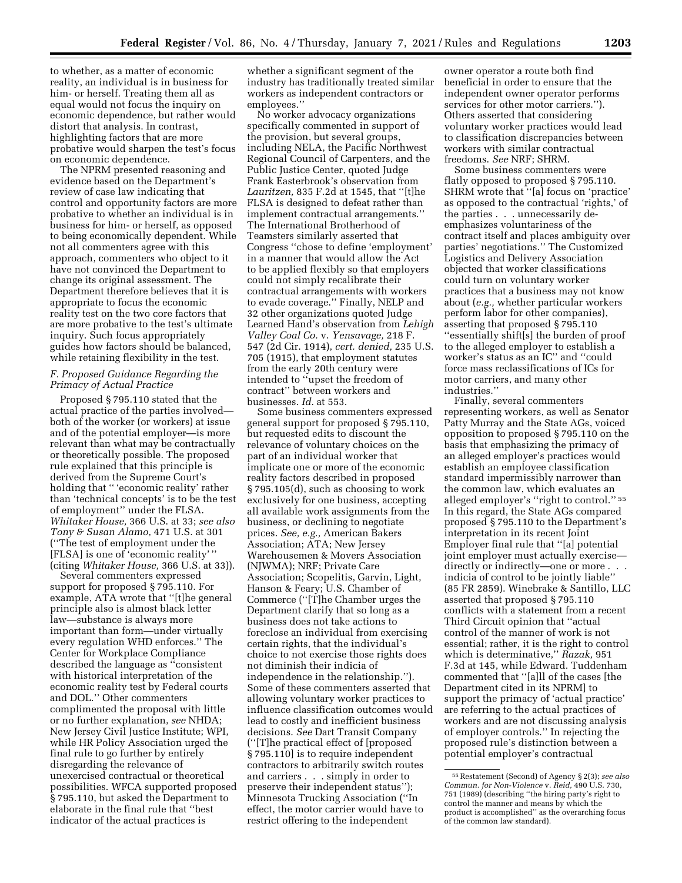to whether, as a matter of economic reality, an individual is in business for him- or herself. Treating them all as equal would not focus the inquiry on economic dependence, but rather would distort that analysis. In contrast, highlighting factors that are more probative would sharpen the test's focus on economic dependence.

The NPRM presented reasoning and evidence based on the Department's review of case law indicating that control and opportunity factors are more probative to whether an individual is in business for him- or herself, as opposed to being economically dependent. While not all commenters agree with this approach, commenters who object to it have not convinced the Department to change its original assessment. The Department therefore believes that it is appropriate to focus the economic reality test on the two core factors that are more probative to the test's ultimate inquiry. Such focus appropriately guides how factors should be balanced, while retaining flexibility in the test.

### *F. Proposed Guidance Regarding the Primacy of Actual Practice*

Proposed § 795.110 stated that the actual practice of the parties involved—both of the worker (or workers) at issue and of the potential employer—is more relevant than what may be contractually or theoretically possible. The proposed rule explained that this principle is derived from the Supreme Court's holding that " 'economic reality' rather than 'technical concepts' is to be the test of employment" under the FLSA. *Whitaker House,* 366 U.S. at 33; *see also Tony & Susan Alamo,* 471 U.S. at 301 ("The test of employment under the [FLSA] is one of 'economic reality' " (citing *Whitaker House,* 366 U.S. at 33)).

Several commenters expressed support for proposed § 795.110. For example, ATA wrote that "[t]he general principle also is almost black letter law—substance is always more important than form—under virtually every regulation WHD enforces." The Center for Workplace Compliance described the language as "consistent with historical interpretation of the economic reality test by Federal courts and DOL." Other commenters complimented the proposal with little or no further explanation, *see* NHDA; New Jersey Civil Justice Institute; WPI, while HR Policy Association urged the final rule to go further by entirely disregarding the relevance of unexercised contractual or theoretical possibilities. WFCA supported proposed § 795.110, but asked the Department to elaborate in the final rule that "best indicator of the actual practices is whether a significant segment of the industry has traditionally treated similar workers as independent contractors or employees."

No worker advocacy organizations specifically commented in support of the provision, but several groups, including NELA, the Pacific Northwest Regional Council of Carpenters, and the Public Justice Center, quoted Judge Frank Easterbrook's observation from *Lauritzen,* 835 F.2d at 1545, that "[t]he FLSA is designed to defeat rather than implement contractual arrangements." The International Brotherhood of Teamsters similarly asserted that Congress "chose to define 'employment' in a manner that would allow the Act to be applied flexibly so that employers could not simply recalibrate their contractual arrangements with workers to evade coverage." Finally, NELP and 32 other organizations quoted Judge Learned Hand's observation from *Lehigh Valley Coal Co.* v. *Yensavage,* 218 F. 547 (2d Cir. 1914), *cert. denied,* 235 U.S. 705 (1915), that employment statutes from the early 20th century were intended to "upset the freedom of contract" between workers and businesses. *Id.* at 553.

Some business commenters expressed general support for proposed § 795.110, but requested edits to discount the relevance of voluntary choices on the part of an individual worker that implicate one or more of the economic reality factors described in proposed § 795.105(d), such as choosing to work exclusively for one business, accepting all available work assignments from the business, or declining to negotiate prices. *See, e.g.,* American Bakers Association; ATA; New Jersey Warehousemen & Movers Association (NJWMA); NRF; Private Care Association; Scopelitis, Garvin, Light, Hanson & Feary; U.S. Chamber of Commerce ("[T]he Chamber urges the Department clarify that so long as a business does not take actions to foreclose an individual from exercising certain rights, that the individual's choice to not exercise those rights does not diminish their indicia of independence in the relationship."). Some of these commenters asserted that allowing voluntary worker practices to influence classification outcomes would lead to costly and inefficient business decisions. *See* Dart Transit Company ("[T]he practical effect of [proposed § 795.110] is to require independent contractors to arbitrarily switch routes and carriers . . . simply in order to preserve their independent status"); Minnesota Trucking Association ("In effect, the motor carrier would have to restrict offering to the independent owner operator a route both find beneficial in order to ensure that the independent owner operator performs services for other motor carriers."). Others asserted that considering voluntary worker practices would lead to classification discrepancies between workers with similar contractual freedoms. *See* NRF; SHRM.

Some business commenters were flatly opposed to proposed § 795.110. SHRM wrote that "[a] focus on 'practice' as opposed to the contractual 'rights,' of the parties . . . unnecessarily de-emphasizes voluntariness of the contract itself and places ambiguity over parties' negotiations." The Customized Logistics and Delivery Association objected that worker classifications could turn on voluntary worker practices that a business may not know about (*e.g.,* whether particular workers perform labor for other companies), asserting that proposed § 795.110 "essentially shift[s] the burden of proof to the alleged employer to establish a worker's status as an IC" and "could force mass reclassifications of ICs for motor carriers, and many other industries."

Finally, several commenters representing workers, as well as Senator Patty Murray and the State AGs, voiced opposition to proposed § 795.110 on the basis that emphasizing the primacy of an alleged employer's practices would establish an employee classification standard impermissibly narrower than the common law, which evaluates an alleged employer's "right to control." [55] In this regard, the State AGs compared proposed § 795.110 to the Department's interpretation in its recent Joint Employer final rule that "[a] potential joint employer must actually exercise—directly or indirectly—one or more . . . indicia of control to be jointly liable" (85 FR 2859). Winebrake & Santillo, LLC asserted that proposed § 795.110 conflicts with a statement from a recent Third Circuit opinion that "actual control of the manner of work is not essential; rather, it is the right to control which is determinative," *Razak,* 951 F.3d at 145, while Edward. Tuddenham commented that "[a]ll of the cases [the Department cited in its NPRM] to support the primacy of 'actual practice' are referring to the actual practices of workers and are not discussing analysis of employer controls." In rejecting the proposed rule's distinction between a potential employer's contractual

[55] Restatement (Second) of Agency § 2(3); *see also Commun. for Non-Violence* v. *Reid,* 490 U.S. 730, 751 (1989) (describing "the hiring party's right to control the manner and means by which the product is accomplished" as the overarching focus of the common law standard).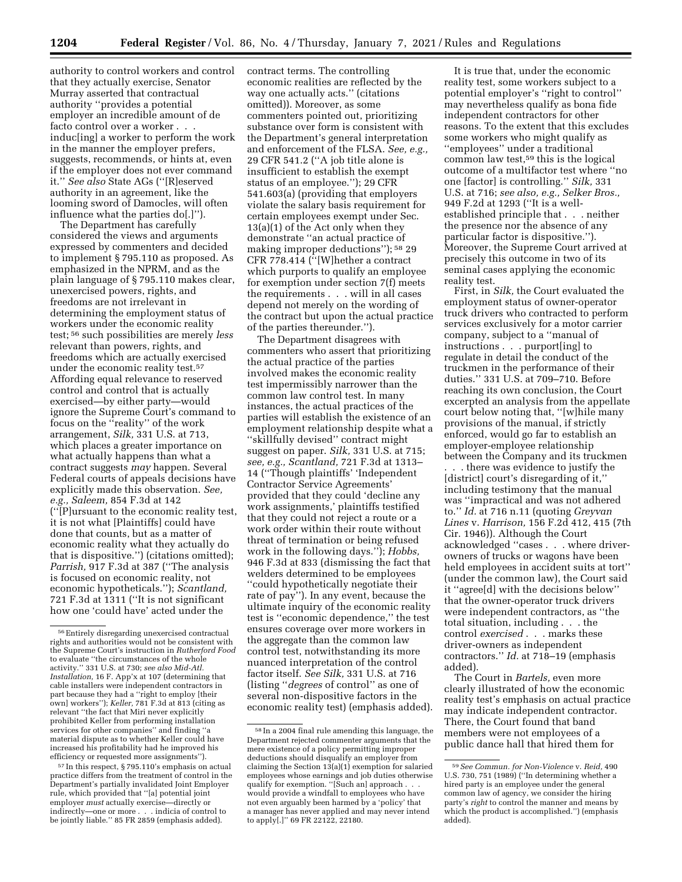authority to control workers and control that they actually exercise, Senator Murray asserted that contractual authority "provides a potential employer an incredible amount of de facto control over a worker . . . induc[ing] a worker to perform the work in the manner the employer prefers, suggests, recommends, or hints at, even if the employer does not ever command it." *See also* State AGs ("[R]eserved authority in an agreement, like the looming sword of Damocles, will often influence what the parties do[.]").

The Department has carefully considered the views and arguments expressed by commenters and decided to implement § 795.110 as proposed. As emphasized in the NPRM, and as the plain language of § 795.110 makes clear, unexercised powers, rights, and freedoms are not irrelevant in determining the employment status of workers under the economic reality test;[56] such possibilities are merely *less* relevant than powers, rights, and freedoms which are actually exercised under the economic reality test.[57] Affording equal relevance to reserved control and control that is actually exercised—by either party—would ignore the Supreme Court's command to focus on the "reality" of the work arrangement, *Silk,* 331 U.S. at 713, which places a greater importance on what actually happens than what a contract suggests *may* happen. Several Federal courts of appeals decisions have explicitly made this observation. *See, e.g., Saleem,* 854 F.3d at 142 ("[P]ursuant to the economic reality test, it is not what [Plaintiffs] could have done that counts, but as a matter of economic reality what they actually do that is dispositive.") (citations omitted); *Parrish,* 917 F.3d at 387 ("The analysis is focused on economic reality, not economic hypotheticals."); *Scantland,* 721 F.3d at 1311 ("It is not significant how one 'could have' acted under the contract terms. The controlling economic realities are reflected by the way one actually acts." (citations omitted)). Moreover, as some commenters pointed out, prioritizing substance over form is consistent with the Department's general interpretation and enforcement of the FLSA. *See, e.g.,* 29 CFR 541.2 ("A job title alone is insufficient to establish the exempt status of an employee."); 29 CFR 541.603(a) (providing that employers violate the salary basis requirement for certain employees exempt under Sec. 13(a)(1) of the Act only when they demonstrate "an actual practice of making improper deductions");[58] 29 CFR 778.414 ("[W]hether a contract which purports to qualify an employee for exemption under section 7(f) meets the requirements . . . will in all cases depend not merely on the wording of the contract but upon the actual practice of the parties thereunder.").

The Department disagrees with commenters who assert that prioritizing the actual practice of the parties involved makes the economic reality test impermissibly narrower than the common law control test. In many instances, the actual practices of the parties will establish the existence of an employment relationship despite what a "skillfully devised" contract might suggest on paper. *Silk,* 331 U.S. at 715; *see, e.g., Scantland,* 721 F.3d at 1313–14 ("Though plaintiffs' 'Independent Contractor Service Agreements' provided that they could 'decline any work assignments,' plaintiffs testified that they could not reject a route or a work order within their route without threat of termination or being refused work in the following days."); *Hobbs,* 946 F.3d at 833 (dismissing the fact that welders determined to be employees "could hypothetically negotiate their rate of pay"). In any event, because the ultimate inquiry of the economic reality test is "economic dependence," the test ensures coverage over more workers in the aggregate than the common law control test, notwithstanding its more nuanced interpretation of the control factor itself. *See Silk,* 331 U.S. at 716 (listing "*degrees* of control" as one of several non-dispositive factors in the economic reality test) (emphasis added).

It is true that, under the economic reality test, some workers subject to a potential employer's "right to control" may nevertheless qualify as bona fide independent contractors for other reasons. To the extent that this excludes some workers who might qualify as "employees" under a traditional common law test,[59] this is the logical outcome of a multifactor test where "no one [factor] is controlling." *Silk,* 331 U.S. at 716; *see also, e.g., Selker Bros.,* 949 F.2d at 1293 ("It is a well-established principle that . . . neither the presence nor the absence of any particular factor is dispositive."). Moreover, the Supreme Court arrived at precisely this outcome in two of its seminal cases applying the economic reality test.

First, in *Silk,* the Court evaluated the employment status of owner-operator truck drivers who contracted to perform services exclusively for a motor carrier company, subject to a "manual of instructions . . . purport[ing] to regulate in detail the conduct of the truckmen in the performance of their duties." 331 U.S. at 709–710. Before reaching its own conclusion, the Court excerpted an analysis from the appellate court below noting that, "[w]hile many provisions of the manual, if strictly enforced, would go far to establish an employer-employee relationship between the Company and its truckmen . . . there was evidence to justify the [district] court's disregarding of it," including testimony that the manual was "impractical and was not adhered to." *Id.* at 716 n.11 (quoting *Greyvan Lines* v. *Harrison,* 156 F.2d 412, 415 (7th Cir. 1946)). Although the Court acknowledged "cases . . . where driver-owners of trucks or wagons have been held employees in accident suits at tort" (under the common law), the Court said it "agree[d] with the decisions below" that the owner-operator truck drivers were independent contractors, as "the total situation, including . . . the control *exercised* . . . marks these driver-owners as independent contractors." *Id.* at 718–19 (emphasis added).

The Court in *Bartels,* even more clearly illustrated of how the economic reality test's emphasis on actual practice may indicate independent contractor. There, the Court found that band members were not employees of a public dance hall that hired them for

---

[56] Entirely disregarding unexercised contractual rights and authorities would not be consistent with the Supreme Court's instruction in *Rutherford Food* to evaluate "the circumstances of the whole activity." 331 U.S. at 730; *see also Mid-Atl. Installation,* 16 F. App'x at 107 (determining that cable installers were independent contractors in part because they had a "right to employ [their own] workers"); *Keller,* 781 F.3d at 813 (citing as relevant "the fact that Miri never explicitly prohibited Keller from performing installation services for other companies" and finding "a material dispute as to whether Keller could have increased his profitability had he improved his efficiency or requested more assignments").

[57] In this respect, § 795.110's emphasis on actual practice differs from the treatment of control in the Department's partially invalidated Joint Employer rule, which provided that "[a] potential joint employer *must* actually exercise—directly or indirectly—one or more . . . indicia of control to be jointly liable." 85 FR 2859 (emphasis added).

[58] In a 2004 final rule amending this language, the Department rejected commenter arguments that the mere existence of a policy permitting improper deductions should disqualify an employer from claiming the Section 13(a)(1) exemption for salaried employees whose earnings and job duties otherwise qualify for exemption. "[Such an] approach . . . would provide a windfall to employees who have not even arguably been harmed by a 'policy' that a manager has never applied and may never intend to apply[.]" 69 FR 22122, 22180.

[59] *See Commun. for Non-Violence* v. *Reid,* 490 U.S. 730, 751 (1989) ("In determining whether a hired party is an employee under the general common law of agency, we consider the hiring party's *right* to control the manner and means by which the product is accomplished.") (emphasis added).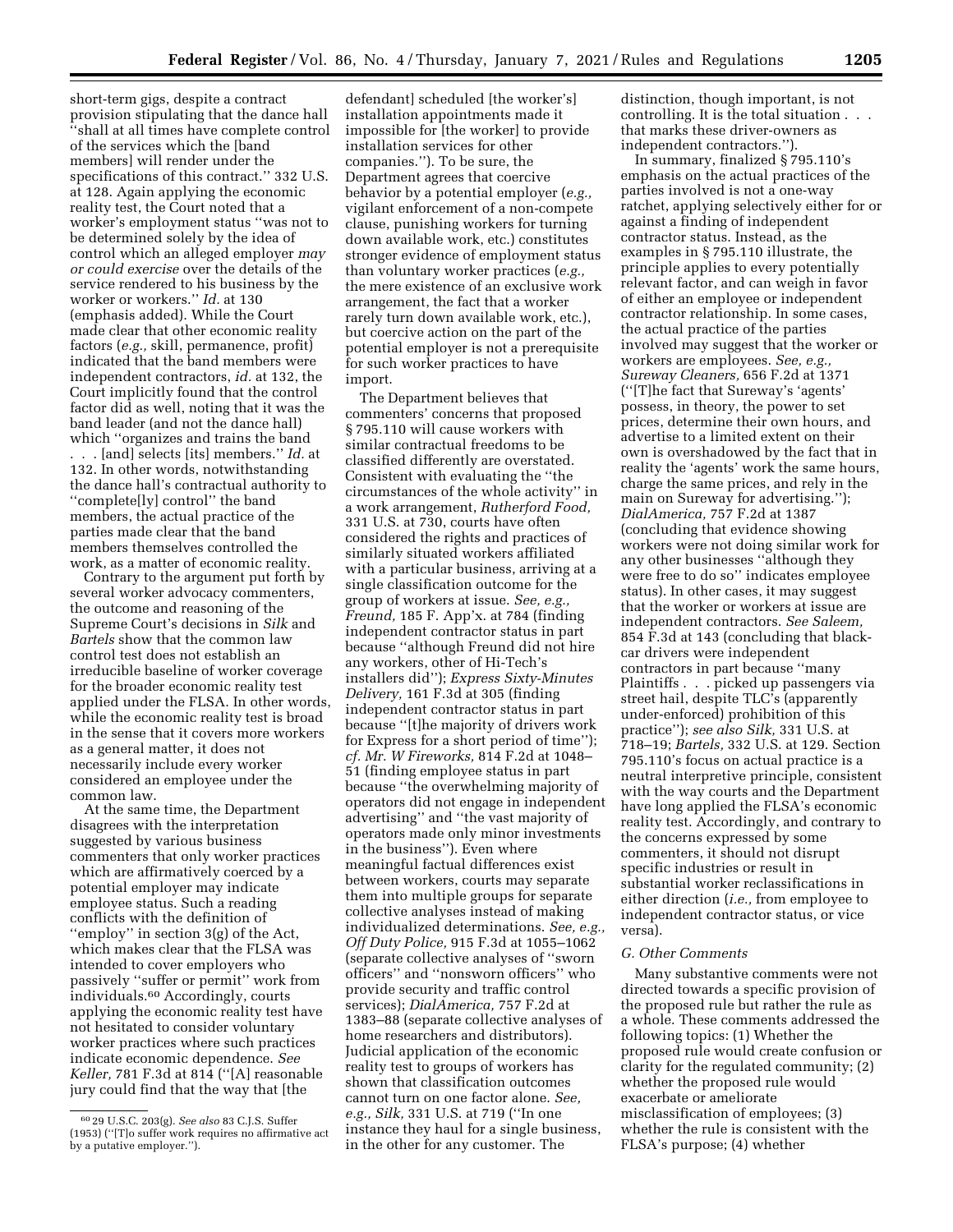short-term gigs, despite a contract provision stipulating that the dance hall "shall at all times have complete control of the services which the [band members] will render under the specifications of this contract." 332 U.S. at 128. Again applying the economic reality test, the Court noted that a worker's employment status "was not to be determined solely by the idea of control which an alleged employer *may or could exercise* over the details of the service rendered to his business by the worker or workers." *Id.* at 130 (emphasis added). While the Court made clear that other economic reality factors (*e.g.,* skill, permanence, profit) indicated that the band members were independent contractors, *id.* at 132, the Court implicitly found that the control factor did as well, noting that it was the band leader (and not the dance hall) which "organizes and trains the band . . . [and] selects [its] members." *Id.* at 132. In other words, notwithstanding the dance hall's contractual authority to "complete[ly] control" the band members, the actual practice of the parties made clear that the band members themselves controlled the work, as a matter of economic reality.

Contrary to the argument put forth by several worker advocacy commenters, the outcome and reasoning of the Supreme Court's decisions in *Silk* and *Bartels* show that the common law control test does not establish an irreducible baseline of worker coverage for the broader economic reality test applied under the FLSA. In other words, while the economic reality test is broad in the sense that it covers more workers as a general matter, it does not necessarily include every worker considered an employee under the common law.

At the same time, the Department disagrees with the interpretation suggested by various business commenters that only worker practices which are affirmatively coerced by a potential employer may indicate employee status. Such a reading conflicts with the definition of "employ" in section 3(g) of the Act, which makes clear that the FLSA was intended to cover employers who passively "suffer or permit" work from individuals.[60] Accordingly, courts applying the economic reality test have not hesitated to consider voluntary worker practices where such practices indicate economic dependence. *See Keller,* 781 F.3d at 814 ("[A] reasonable jury could find that the way that [the defendant] scheduled [the worker's] installation appointments made it impossible for [the worker] to provide installation services for other companies."). To be sure, the Department agrees that coercive behavior by a potential employer (*e.g.,* vigilant enforcement of a non-compete clause, punishing workers for turning down available work, etc.) constitutes stronger evidence of employment status than voluntary worker practices (*e.g.,* the mere existence of an exclusive work arrangement, the fact that a worker rarely turn down available work, etc.), but coercive action on the part of the potential employer is not a prerequisite for such worker practices to have import.

The Department believes that commenters' concerns that proposed § 795.110 will cause workers with similar contractual freedoms to be classified differently are overstated. Consistent with evaluating the "the circumstances of the whole activity" in a work arrangement, *Rutherford Food,* 331 U.S. at 730, courts have often considered the rights and practices of similarly situated workers affiliated with a particular business, arriving at a single classification outcome for the group of workers at issue. *See, e.g., Freund,* 185 F. App'x. at 784 (finding independent contractor status in part because "although Freund did not hire any workers, other of Hi-Tech's installers did"); *Express Sixty-Minutes Delivery,* 161 F.3d at 305 (finding independent contractor status in part because "[t]he majority of drivers work for Express for a short period of time"); *cf. Mr. W Fireworks,* 814 F.2d at 1048–51 (finding employee status in part because "the overwhelming majority of operators did not engage in independent advertising" and "the vast majority of operators made only minor investments in the business"). Even where meaningful factual differences exist between workers, courts may separate them into multiple groups for separate collective analyses instead of making individualized determinations. *See, e.g., Off Duty Police,* 915 F.3d at 1055–1062 (separate collective analyses of "sworn officers" and "nonsworn officers" who provide security and traffic control services); *DialAmerica,* 757 F.2d at 1383–88 (separate collective analyses of home researchers and distributors). Judicial application of the economic reality test to groups of workers has shown that classification outcomes cannot turn on one factor alone. *See, e.g., Silk,* 331 U.S. at 719 ("In one instance they haul for a single business, in the other for any customer. The distinction, though important, is not controlling. It is the total situation . . . that marks these driver-owners as independent contractors.").

In summary, finalized § 795.110's emphasis on the actual practices of the parties involved is not a one-way ratchet, applying selectively either for or against a finding of independent contractor status. Instead, as the examples in § 795.110 illustrate, the principle applies to every potentially relevant factor, and can weigh in favor of either an employee or independent contractor relationship. In some cases, the actual practice of the parties involved may suggest that the worker or workers are employees. *See, e.g., Sureway Cleaners,* 656 F.2d at 1371 ("[T]he fact that Sureway's 'agents' possess, in theory, the power to set prices, determine their own hours, and advertise to a limited extent on their own is overshadowed by the fact that in reality the 'agents' work the same hours, charge the same prices, and rely in the main on Sureway for advertising."); *DialAmerica,* 757 F.2d at 1387 (concluding that evidence showing workers were not doing similar work for any other businesses "although they were free to do so" indicates employee status). In other cases, it may suggest that the worker or workers at issue are independent contractors. *See Saleem,* 854 F.3d at 143 (concluding that black-car drivers were independent contractors in part because "many Plaintiffs . . . picked up passengers via street hail, despite TLC's (apparently under-enforced) prohibition of this practice"); *see also Silk,* 331 U.S. at 718–19; *Bartels,* 332 U.S. at 129. Section 795.110's focus on actual practice is a neutral interpretive principle, consistent with the way courts and the Department have long applied the FLSA's economic reality test. Accordingly, and contrary to the concerns expressed by some commenters, it should not disrupt specific industries or result in substantial worker reclassifications in either direction (*i.e.,* from employee to independent contractor status, or vice versa).

### *G. Other Comments*

Many substantive comments were not directed towards a specific provision of the proposed rule but rather the rule as a whole. These comments addressed the following topics: (1) Whether the proposed rule would create confusion or clarity for the regulated community; (2) whether the proposed rule would exacerbate or ameliorate misclassification of employees; (3) whether the rule is consistent with the FLSA's purpose; (4) whether

---

[60] 29 U.S.C. 203(g). *See also* 83 C.J.S. Suffer (1953) ("[T]o suffer work requires no affirmative act by a putative employer.").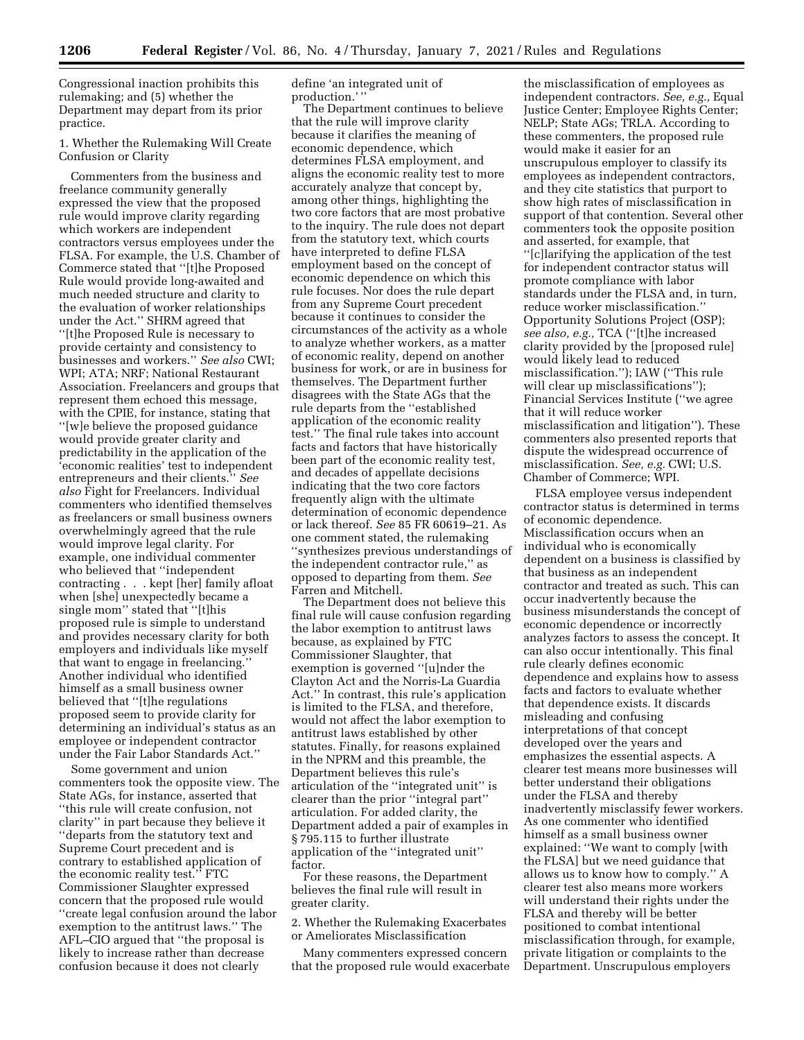Congressional inaction prohibits this rulemaking; and (5) whether the Department may depart from its prior practice.

1. Whether the Rulemaking Will Create Confusion or Clarity

Commenters from the business and freelance community generally expressed the view that the proposed rule would improve clarity regarding which workers are independent contractors versus employees under the FLSA. For example, the U.S. Chamber of Commerce stated that ''[t]he Proposed Rule would provide long-awaited and much needed structure and clarity to the evaluation of worker relationships under the Act.'' SHRM agreed that ''[t]he Proposed Rule is necessary to provide certainty and consistency to businesses and workers.'' *See also* CWI; WPI; ATA; NRF; National Restaurant Association. Freelancers and groups that represent them echoed this message, with the CPIE, for instance, stating that ''[w]e believe the proposed guidance would provide greater clarity and predictability in the application of the 'economic realities' test to independent entrepreneurs and their clients.'' *See also* Fight for Freelancers. Individual commenters who identified themselves as freelancers or small business owners overwhelmingly agreed that the rule would improve legal clarity. For example, one individual commenter who believed that ''independent contracting . . . kept [her] family afloat when [she] unexpectedly became a single mom'' stated that ''[t]his proposed rule is simple to understand and provides necessary clarity for both employers and individuals like myself that want to engage in freelancing.'' Another individual who identified himself as a small business owner believed that ''[t]he regulations proposed seem to provide clarity for determining an individual's status as an employee or independent contractor under the Fair Labor Standards Act.''

Some government and union commenters took the opposite view. The State AGs, for instance, asserted that ''this rule will create confusion, not clarity'' in part because they believe it ''departs from the statutory text and Supreme Court precedent and is contrary to established application of the economic reality test.'' FTC Commissioner Slaughter expressed concern that the proposed rule would ''create legal confusion around the labor exemption to the antitrust laws.'' The AFL–CIO argued that ''the proposal is likely to increase rather than decrease confusion because it does not clearly define 'an integrated unit of production.' ''

The Department continues to believe that the rule will improve clarity because it clarifies the meaning of economic dependence, which determines FLSA employment, and aligns the economic reality test to more accurately analyze that concept by, among other things, highlighting the two core factors that are most probative to the inquiry. The rule does not depart from the statutory text, which courts have interpreted to define FLSA employment based on the concept of economic dependence on which this rule focuses. Nor does the rule depart from any Supreme Court precedent because it continues to consider the circumstances of the activity as a whole to analyze whether workers, as a matter of economic reality, depend on another business for work, or are in business for themselves. The Department further disagrees with the State AGs that the rule departs from the ''established application of the economic reality test.'' The final rule takes into account facts and factors that have historically been part of the economic reality test, and decades of appellate decisions indicating that the two core factors frequently align with the ultimate determination of economic dependence or lack thereof. *See* 85 FR 60619–21. As one comment stated, the rulemaking ''synthesizes previous understandings of the independent contractor rule,'' as opposed to departing from them. *See* Farren and Mitchell.

The Department does not believe this final rule will cause confusion regarding the labor exemption to antitrust laws because, as explained by FTC Commissioner Slaughter, that exemption is governed ''[u]nder the Clayton Act and the Norris-La Guardia Act.'' In contrast, this rule's application is limited to the FLSA, and therefore, would not affect the labor exemption to antitrust laws established by other statutes. Finally, for reasons explained in the NPRM and this preamble, the Department believes this rule's articulation of the ''integrated unit'' is clearer than the prior ''integral part'' articulation. For added clarity, the Department added a pair of examples in § 795.115 to further illustrate application of the ''integrated unit'' factor.

For these reasons, the Department believes the final rule will result in greater clarity.

2. Whether the Rulemaking Exacerbates or Ameliorates Misclassification

Many commenters expressed concern that the proposed rule would exacerbate the misclassification of employees as independent contractors. *See, e.g.,* Equal Justice Center; Employee Rights Center; NELP; State AGs; TRLA. According to these commenters, the proposed rule would make it easier for an unscrupulous employer to classify its employees as independent contractors, and they cite statistics that purport to show high rates of misclassification in support of that contention. Several other commenters took the opposite position and asserted, for example, that ''[c]larifying the application of the test for independent contractor status will promote compliance with labor standards under the FLSA and, in turn, reduce worker misclassification.'' Opportunity Solutions Project (OSP); *see also, e.g.,* TCA (''[t]he increased clarity provided by the [proposed rule] would likely lead to reduced misclassification.''); IAW (''This rule will clear up misclassifications''); Financial Services Institute (''we agree that it will reduce worker misclassification and litigation''). These commenters also presented reports that dispute the widespread occurrence of misclassification. *See, e.g.* CWI; U.S. Chamber of Commerce; WPI.

FLSA employee versus independent contractor status is determined in terms of economic dependence. Misclassification occurs when an individual who is economically dependent on a business is classified by that business as an independent contractor and treated as such. This can occur inadvertently because the business misunderstands the concept of economic dependence or incorrectly analyzes factors to assess the concept. It can also occur intentionally. This final rule clearly defines economic dependence and explains how to assess facts and factors to evaluate whether that dependence exists. It discards misleading and confusing interpretations of that concept developed over the years and emphasizes the essential aspects. A clearer test means more businesses will better understand their obligations under the FLSA and thereby inadvertently misclassify fewer workers. As one commenter who identified himself as a small business owner explained: ''We want to comply [with the FLSA] but we need guidance that allows us to know how to comply.'' A clearer test also means more workers will understand their rights under the FLSA and thereby will be better positioned to combat intentional misclassification through, for example, private litigation or complaints to the Department. Unscrupulous employers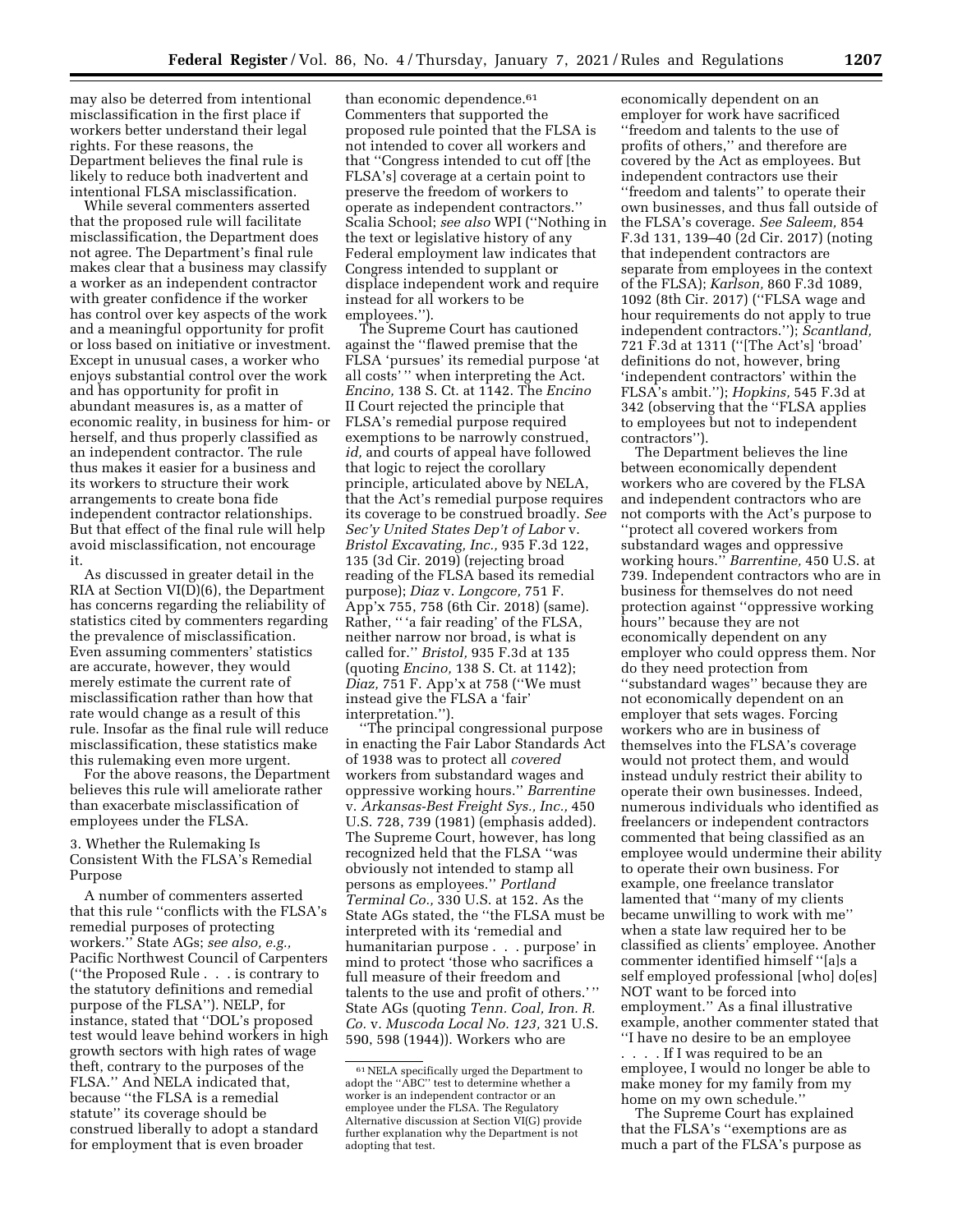may also be deterred from intentional misclassification in the first place if workers better understand their legal rights. For these reasons, the Department believes the final rule is likely to reduce both inadvertent and intentional FLSA misclassification.

While several commenters asserted that the proposed rule will facilitate misclassification, the Department does not agree. The Department's final rule makes clear that a business may classify a worker as an independent contractor with greater confidence if the worker has control over key aspects of the work and a meaningful opportunity for profit or loss based on initiative or investment. Except in unusual cases, a worker who enjoys substantial control over the work and has opportunity for profit in abundant measures is, as a matter of economic reality, in business for him- or herself, and thus properly classified as an independent contractor. The rule thus makes it easier for a business and its workers to structure their work arrangements to create bona fide independent contractor relationships. But that effect of the final rule will help avoid misclassification, not encourage it.

As discussed in greater detail in the RIA at Section VI(D)(6), the Department has concerns regarding the reliability of statistics cited by commenters regarding the prevalence of misclassification. Even assuming commenters' statistics are accurate, however, they would merely estimate the current rate of misclassification rather than how that rate would change as a result of this rule. Insofar as the final rule will reduce misclassification, these statistics make this rulemaking even more urgent.

For the above reasons, the Department believes this rule will ameliorate rather than exacerbate misclassification of employees under the FLSA.

### 3. Whether the Rulemaking Is Consistent With the FLSA's Remedial Purpose

A number of commenters asserted that this rule "conflicts with the FLSA's remedial purposes of protecting workers." State AGs; *see also, e.g.,* Pacific Northwest Council of Carpenters ("the Proposed Rule . . . is contrary to the statutory definitions and remedial purpose of the FLSA"). NELP, for instance, stated that "DOL's proposed test would leave behind workers in high growth sectors with high rates of wage theft, contrary to the purposes of the FLSA." And NELA indicated that, because "the FLSA is a remedial statute" its coverage should be construed liberally to adopt a standard for employment that is even broader than economic dependence.[61] Commenters that supported the proposed rule pointed that the FLSA is not intended to cover all workers and that "Congress intended to cut off [the FLSA's] coverage at a certain point to preserve the freedom of workers to operate as independent contractors." Scalia School; *see also* WPI ("Nothing in the text or legislative history of any Federal employment law indicates that Congress intended to supplant or displace independent work and require instead for all workers to be employees.").

The Supreme Court has cautioned against the "flawed premise that the FLSA 'pursues' its remedial purpose 'at all costs' " when interpreting the Act. *Encino,* 138 S. Ct. at 1142. The *Encino* II Court rejected the principle that FLSA's remedial purpose required exemptions to be narrowly construed, *id,* and courts of appeal have followed that logic to reject the corollary principle, articulated above by NELA, that the Act's remedial purpose requires its coverage to be construed broadly. *See Sec'y United States Dep't of Labor* v. *Bristol Excavating, Inc.,* 935 F.3d 122, 135 (3d Cir. 2019) (rejecting broad reading of the FLSA based its remedial purpose); *Diaz* v. *Longcore,* 751 F. App'x 755, 758 (6th Cir. 2018) (same). Rather, " 'a fair reading' of the FLSA, neither narrow nor broad, is what is called for." *Bristol,* 935 F.3d at 135 (quoting *Encino,* 138 S. Ct. at 1142); *Diaz,* 751 F. App'x at 758 ("We must instead give the FLSA a 'fair' interpretation.").

"The principal congressional purpose in enacting the Fair Labor Standards Act of 1938 was to protect all *covered* workers from substandard wages and oppressive working hours." *Barrentine* v. *Arkansas-Best Freight Sys., Inc.,* 450 U.S. 728, 739 (1981) (emphasis added). The Supreme Court, however, has long recognized held that the FLSA "was obviously not intended to stamp all persons as employees." *Portland Terminal Co.,* 330 U.S. at 152. As the State AGs stated, the "the FLSA must be interpreted with its 'remedial and humanitarian purpose . . . purpose' in mind to protect 'those who sacrifices a full measure of their freedom and talents to the use and profit of others.' " State AGs (quoting *Tenn. Coal, Iron. R. Co.* v. *Muscoda Local No. 123,* 321 U.S. 590, 598 (1944)). Workers who are economically dependent on an employer for work have sacrificed "freedom and talents to the use of profits of others," and therefore are covered by the Act as employees. But independent contractors use their "freedom and talents" to operate their own businesses, and thus fall outside of the FLSA's coverage. *See Saleem,* 854 F.3d 131, 139–40 (2d Cir. 2017) (noting that independent contractors are separate from employees in the context of the FLSA); *Karlson,* 860 F.3d 1089, 1092 (8th Cir. 2017) ("FLSA wage and hour requirements do not apply to true independent contractors."); *Scantland,* 721 F.3d at 1311 ("[The Act's] 'broad' definitions do not, however, bring 'independent contractors' within the FLSA's ambit."); *Hopkins,* 545 F.3d at 342 (observing that the "FLSA applies to employees but not to independent contractors").

The Department believes the line between economically dependent workers who are covered by the FLSA and independent contractors who are not comports with the Act's purpose to "protect all covered workers from substandard wages and oppressive working hours." *Barrentine,* 450 U.S. at 739. Independent contractors who are in business for themselves do not need protection against "oppressive working hours" because they are not economically dependent on any employer who could oppress them. Nor do they need protection from "substandard wages" because they are not economically dependent on an employer that sets wages. Forcing workers who are in business of themselves into the FLSA's coverage would not protect them, and would instead unduly restrict their ability to operate their own businesses. Indeed, numerous individuals who identified as freelancers or independent contractors commented that being classified as an employee would undermine their ability to operate their own business. For example, one freelance translator lamented that "many of my clients became unwilling to work with me" when a state law required her to be classified as clients' employee. Another commenter identified himself "[a]s a self employed professional [who] do[es] NOT want to be forced into employment." As a final illustrative example, another commenter stated that "I have no desire to be an employee . . . . If I was required to be an employee, I would no longer be able to make money for my family from my home on my own schedule."

The Supreme Court has explained that the FLSA's "exemptions are as much a part of the FLSA's purpose as

[61] NELA specifically urged the Department to adopt the "ABC" test to determine whether a worker is an independent contractor or an employee under the FLSA. The Regulatory Alternative discussion at Section VI(G) provide further explanation why the Department is not adopting that test.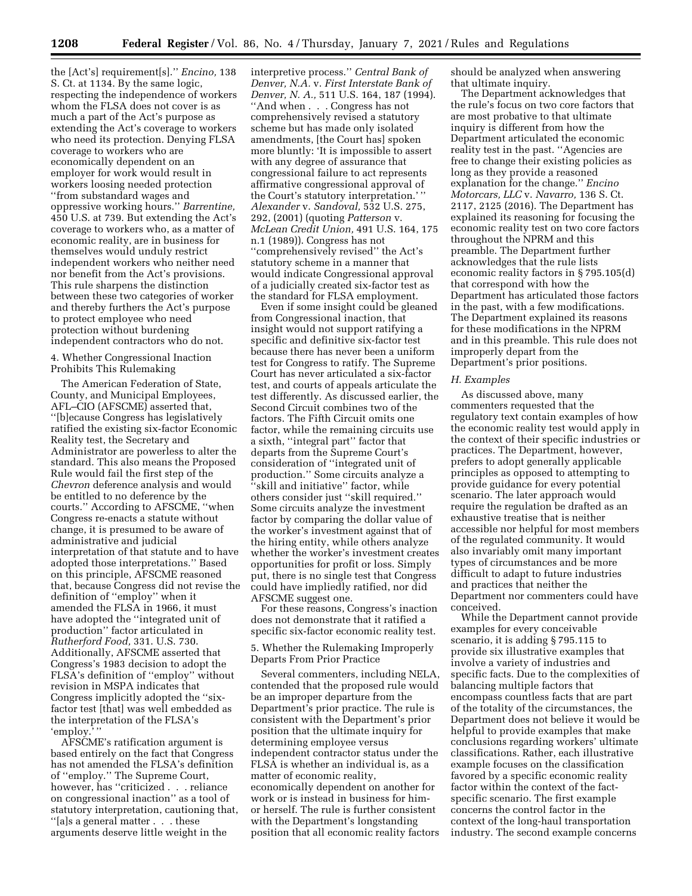the [Act's] requirement[s].'' *Encino,* 138 S. Ct. at 1134. By the same logic, respecting the independence of workers whom the FLSA does not cover is as much a part of the Act's purpose as extending the Act's coverage to workers who need its protection. Denying FLSA coverage to workers who are economically dependent on an employer for work would result in workers loosing needed protection ''from substandard wages and oppressive working hours.'' *Barrentine,* 450 U.S. at 739. But extending the Act's coverage to workers who, as a matter of economic reality, are in business for themselves would unduly restrict independent workers who neither need nor benefit from the Act's provisions. This rule sharpens the distinction between these two categories of worker and thereby furthers the Act's purpose to protect employee who need protection without burdening independent contractors who do not.

4. Whether Congressional Inaction Prohibits This Rulemaking

The American Federation of State, County, and Municipal Employees, AFL–CIO (AFSCME) asserted that, ''[b]ecause Congress has legislatively ratified the existing six-factor Economic Reality test, the Secretary and Administrator are powerless to alter the standard. This also means the Proposed Rule would fail the first step of the *Chevron* deference analysis and would be entitled to no deference by the courts.'' According to AFSCME, ''when Congress re-enacts a statute without change, it is presumed to be aware of administrative and judicial interpretation of that statute and to have adopted those interpretations.'' Based on this principle, AFSCME reasoned that, because Congress did not revise the definition of ''employ'' when it amended the FLSA in 1966, it must have adopted the ''integrated unit of production'' factor articulated in *Rutherford Food,* 331. U.S. 730. Additionally, AFSCME asserted that Congress's 1983 decision to adopt the FLSA's definition of ''employ'' without revision in MSPA indicates that Congress implicitly adopted the ''six-factor test [that] was well embedded as the interpretation of the FLSA's 'employ.' ''

AFSCME's ratification argument is based entirely on the fact that Congress has not amended the FLSA's definition of ''employ.'' The Supreme Court, however, has ''criticized . . . reliance on congressional inaction'' as a tool of statutory interpretation, cautioning that, ''[a]s a general matter . . . these arguments deserve little weight in the interpretive process.'' *Central Bank of Denver, N.A.* v. *First Interstate Bank of Denver, N. A.,* 511 U.S. 164, 187 (1994). ''And when . . . Congress has not comprehensively revised a statutory scheme but has made only isolated amendments, [the Court has] spoken more bluntly: 'It is impossible to assert with any degree of assurance that congressional failure to act represents affirmative congressional approval of the Court's statutory interpretation.' '' *Alexander* v. *Sandoval,* 532 U.S. 275, 292, (2001) (quoting *Patterson* v. *McLean Credit Union,* 491 U.S. 164, 175 n.1 (1989)). Congress has not ''comprehensively revised'' the Act's statutory scheme in a manner that would indicate Congressional approval of a judicially created six-factor test as the standard for FLSA employment.

Even if some insight could be gleaned from Congressional inaction, that insight would not support ratifying a specific and definitive six-factor test because there has never been a uniform test for Congress to ratify. The Supreme Court has never articulated a six-factor test, and courts of appeals articulate the test differently. As discussed earlier, the Second Circuit combines two of the factors. The Fifth Circuit omits one factor, while the remaining circuits use a sixth, ''integral part'' factor that departs from the Supreme Court's consideration of ''integrated unit of production.'' Some circuits analyze a ''skill and initiative'' factor, while others consider just ''skill required.'' Some circuits analyze the investment factor by comparing the dollar value of the worker's investment against that of the hiring entity, while others analyze whether the worker's investment creates opportunities for profit or loss. Simply put, there is no single test that Congress could have impliedly ratified, nor did AFSCME suggest one.

For these reasons, Congress's inaction does not demonstrate that it ratified a specific six-factor economic reality test.

5. Whether the Rulemaking Improperly Departs From Prior Practice

Several commenters, including NELA, contended that the proposed rule would be an improper departure from the Department's prior practice. The rule is consistent with the Department's prior position that the ultimate inquiry for determining employee versus independent contractor status under the FLSA is whether an individual is, as a matter of economic reality, economically dependent on another for work or is instead in business for him- or herself. The rule is further consistent with the Department's longstanding position that all economic reality factors should be analyzed when answering that ultimate inquiry.

The Department acknowledges that the rule's focus on two core factors that are most probative to that ultimate inquiry is different from how the Department articulated the economic reality test in the past. ''Agencies are free to change their existing policies as long as they provide a reasoned explanation for the change.'' *Encino Motorcars, LLC* v. *Navarro,* 136 S. Ct. 2117, 2125 (2016). The Department has explained its reasoning for focusing the economic reality test on two core factors throughout the NPRM and this preamble. The Department further acknowledges that the rule lists economic reality factors in § 795.105(d) that correspond with how the Department has articulated those factors in the past, with a few modifications. The Department explained its reasons for these modifications in the NPRM and in this preamble. This rule does not improperly depart from the Department's prior positions.

*H. Examples*

As discussed above, many commenters requested that the regulatory text contain examples of how the economic reality test would apply in the context of their specific industries or practices. The Department, however, prefers to adopt generally applicable principles as opposed to attempting to provide guidance for every potential scenario. The later approach would require the regulation be drafted as an exhaustive treatise that is neither accessible nor helpful for most members of the regulated community. It would also invariably omit many important types of circumstances and be more difficult to adapt to future industries and practices that neither the Department nor commenters could have conceived.

While the Department cannot provide examples for every conceivable scenario, it is adding § 795.115 to provide six illustrative examples that involve a variety of industries and specific facts. Due to the complexities of balancing multiple factors that encompass countless facts that are part of the totality of the circumstances, the Department does not believe it would be helpful to provide examples that make conclusions regarding workers' ultimate classifications. Rather, each illustrative example focuses on the classification favored by a specific economic reality factor within the context of the fact-specific scenario. The first example concerns the control factor in the context of the long-haul transportation industry. The second example concerns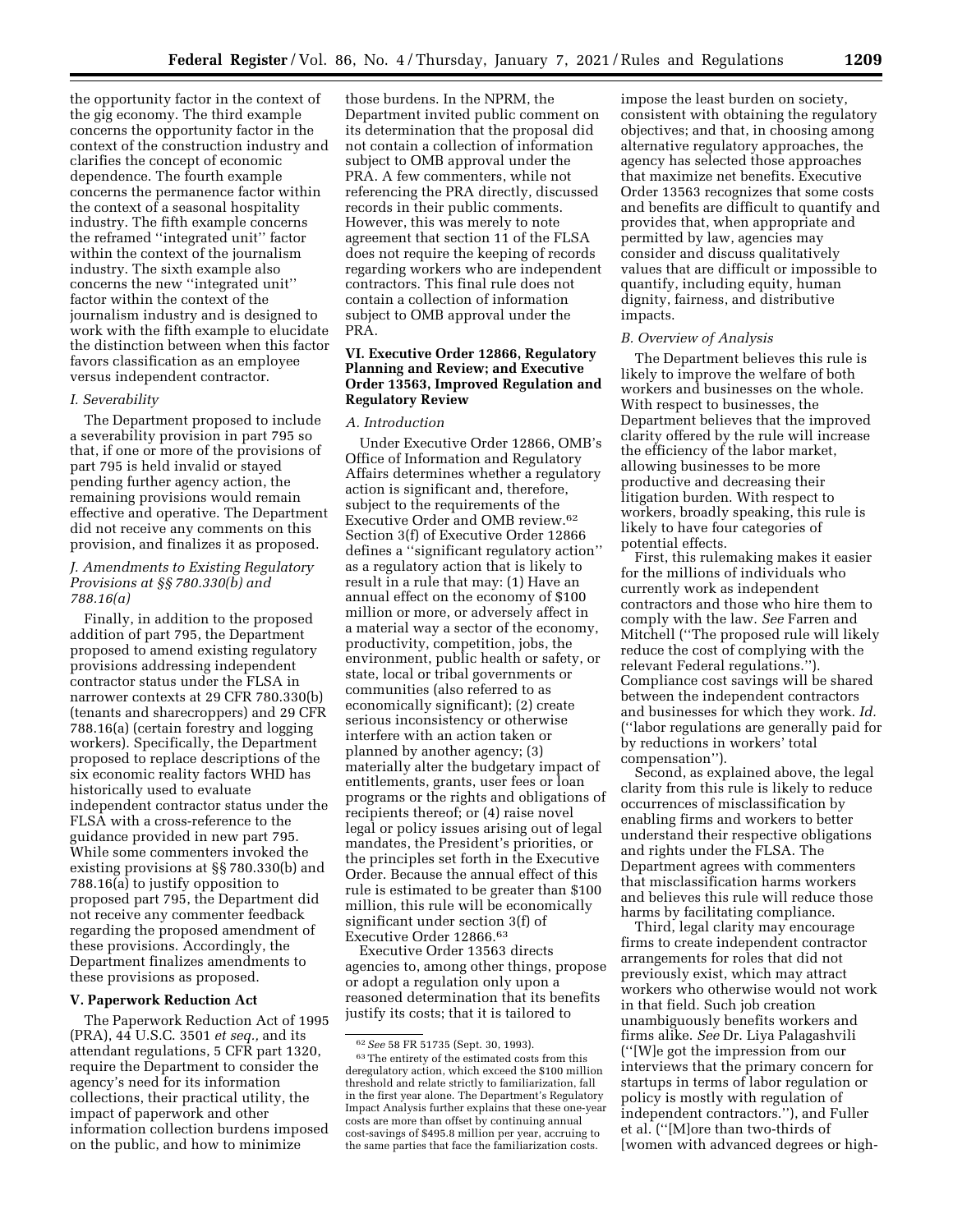the opportunity factor in the context of the gig economy. The third example concerns the opportunity factor in the context of the construction industry and clarifies the concept of economic dependence. The fourth example concerns the permanence factor within the context of a seasonal hospitality industry. The fifth example concerns the reframed ''integrated unit'' factor within the context of the journalism industry. The sixth example also concerns the new ''integrated unit'' factor within the context of the journalism industry and is designed to work with the fifth example to elucidate the distinction between when this factor favors classification as an employee versus independent contractor.

### *I. Severability*

The Department proposed to include a severability provision in part 795 so that, if one or more of the provisions of part 795 is held invalid or stayed pending further agency action, the remaining provisions would remain effective and operative. The Department did not receive any comments on this provision, and finalizes it as proposed.

### *J. Amendments to Existing Regulatory Provisions at §§ 780.330(b) and 788.16(a)*

Finally, in addition to the proposed addition of part 795, the Department proposed to amend existing regulatory provisions addressing independent contractor status under the FLSA in narrower contexts at 29 CFR 780.330(b) (tenants and sharecroppers) and 29 CFR 788.16(a) (certain forestry and logging workers). Specifically, the Department proposed to replace descriptions of the six economic reality factors WHD has historically used to evaluate independent contractor status under the FLSA with a cross-reference to the guidance provided in new part 795. While some commenters invoked the existing provisions at §§ 780.330(b) and 788.16(a) to justify opposition to proposed part 795, the Department did not receive any commenter feedback regarding the proposed amendment of these provisions. Accordingly, the Department finalizes amendments to these provisions as proposed.

## V. Paperwork Reduction Act

The Paperwork Reduction Act of 1995 (PRA), 44 U.S.C. 3501 *et seq.,* and its attendant regulations, 5 CFR part 1320, require the Department to consider the agency's need for its information collections, their practical utility, the impact of paperwork and other information collection burdens imposed on the public, and how to minimize those burdens. In the NPRM, the Department invited public comment on its determination that the proposal did not contain a collection of information subject to OMB approval under the PRA. A few commenters, while not referencing the PRA directly, discussed records in their public comments. However, this was merely to note agreement that section 11 of the FLSA does not require the keeping of records regarding workers who are independent contractors. This final rule does not contain a collection of information subject to OMB approval under the PRA.

## VI. Executive Order 12866, Regulatory Planning and Review; and Executive Order 13563, Improved Regulation and Regulatory Review

### *A. Introduction*

Under Executive Order 12866, OMB's Office of Information and Regulatory Affairs determines whether a regulatory action is significant and, therefore, subject to the requirements of the Executive Order and OMB review.[62] Section 3(f) of Executive Order 12866 defines a ''significant regulatory action'' as a regulatory action that is likely to result in a rule that may: (1) Have an annual effect on the economy of $100 million or more, or adversely affect in a material way a sector of the economy, productivity, competition, jobs, the environment, public health or safety, or state, local or tribal governments or communities (also referred to as economically significant); (2) create serious inconsistency or otherwise interfere with an action taken or planned by another agency; (3) materially alter the budgetary impact of entitlements, grants, user fees or loan programs or the rights and obligations of recipients thereof; or (4) raise novel legal or policy issues arising out of legal mandates, the President's priorities, or the principles set forth in the Executive Order. Because the annual effect of this rule is estimated to be greater than $100 million, this rule will be economically significant under section 3(f) of Executive Order 12866.[63]

Executive Order 13563 directs agencies to, among other things, propose or adopt a regulation only upon a reasoned determination that its benefits justify its costs; that it is tailored to impose the least burden on society, consistent with obtaining the regulatory objectives; and that, in choosing among alternative regulatory approaches, the agency has selected those approaches that maximize net benefits. Executive Order 13563 recognizes that some costs and benefits are difficult to quantify and provides that, when appropriate and permitted by law, agencies may consider and discuss qualitatively values that are difficult or impossible to quantify, including equity, human dignity, fairness, and distributive impacts.

### *B. Overview of Analysis*

The Department believes this rule is likely to improve the welfare of both workers and businesses on the whole. With respect to businesses, the Department believes that the improved clarity offered by the rule will increase the efficiency of the labor market, allowing businesses to be more productive and decreasing their litigation burden. With respect to workers, broadly speaking, this rule is likely to have four categories of potential effects.

First, this rulemaking makes it easier for the millions of individuals who currently work as independent contractors and those who hire them to comply with the law. *See* Farren and Mitchell (''The proposed rule will likely reduce the cost of complying with the relevant Federal regulations.''). Compliance cost savings will be shared between the independent contractors and businesses for which they work. *Id.* (''labor regulations are generally paid for by reductions in workers' total compensation'').

Second, as explained above, the legal clarity from this rule is likely to reduce occurrences of misclassification by enabling firms and workers to better understand their respective obligations and rights under the FLSA. The Department agrees with commenters that misclassification harms workers and believes this rule will reduce those harms by facilitating compliance.

Third, legal clarity may encourage firms to create independent contractor arrangements for roles that did not previously exist, which may attract workers who otherwise would not work in that field. Such job creation unambiguously benefits workers and firms alike. *See* Dr. Liya Palagashvili (''[W]e got the impression from our interviews that the primary concern for startups in terms of labor regulation or policy is mostly with regulation of independent contractors.''), and Fuller et al. (''[M]ore than two-thirds of [women with advanced degrees or high-

---

[62] *See* 58 FR 51735 (Sept. 30, 1993).

[63] The entirety of the estimated costs from this deregulatory action, which exceed the $100 million threshold and relate strictly to familiarization, fall in the first year alone. The Department's Regulatory Impact Analysis further explains that these one-year costs are more than offset by continuing annual cost-savings of $495.8 million per year, accruing to the same parties that face the familiarization costs.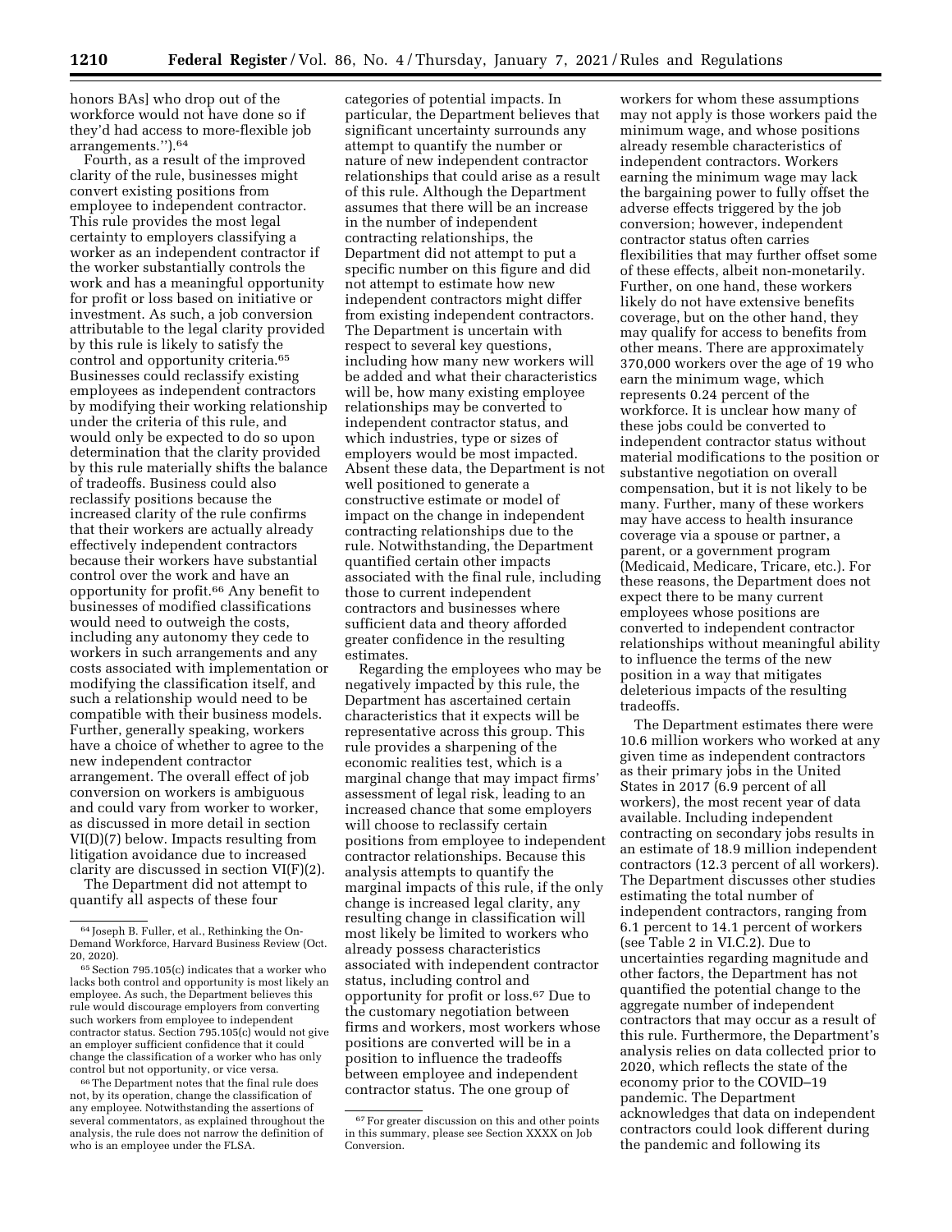honors BAs] who drop out of the workforce would not have done so if they'd had access to more-flexible job arrangements.'').[64]

Fourth, as a result of the improved clarity of the rule, businesses might convert existing positions from employee to independent contractor. This rule provides the most legal certainty to employers classifying a worker as an independent contractor if the worker substantially controls the work and has a meaningful opportunity for profit or loss based on initiative or investment. As such, a job conversion attributable to the legal clarity provided by this rule is likely to satisfy the control and opportunity criteria.[65] Businesses could reclassify existing employees as independent contractors by modifying their working relationship under the criteria of this rule, and would only be expected to do so upon determination that the clarity provided by this rule materially shifts the balance of tradeoffs. Business could also reclassify positions because the increased clarity of the rule confirms that their workers are actually already effectively independent contractors because their workers have substantial control over the work and have an opportunity for profit.[66] Any benefit to businesses of modified classifications would need to outweigh the costs, including any autonomy they cede to workers in such arrangements and any costs associated with implementation or modifying the classification itself, and such a relationship would need to be compatible with their business models. Further, generally speaking, workers have a choice of whether to agree to the new independent contractor arrangement. The overall effect of job conversion on workers is ambiguous and could vary from worker to worker, as discussed in more detail in section VI(D)(7) below. Impacts resulting from litigation avoidance due to increased clarity are discussed in section VI(F)(2).

The Department did not attempt to quantify all aspects of these four categories of potential impacts. In particular, the Department believes that significant uncertainty surrounds any attempt to quantify the number or nature of new independent contractor relationships that could arise as a result of this rule. Although the Department assumes that there will be an increase in the number of independent contracting relationships, the Department did not attempt to put a specific number on this figure and did not attempt to estimate how new independent contractors might differ from existing independent contractors. The Department is uncertain with respect to several key questions, including how many new workers will be added and what their characteristics will be, how many existing employee relationships may be converted to independent contractor status, and which industries, type or sizes of employers would be most impacted. Absent these data, the Department is not well positioned to generate a constructive estimate or model of impact on the change in independent contracting relationships due to the rule. Notwithstanding, the Department quantified certain other impacts associated with the final rule, including those to current independent contractors and businesses where sufficient data and theory afforded greater confidence in the resulting estimates.

Regarding the employees who may be negatively impacted by this rule, the Department has ascertained certain characteristics that it expects will be representative across this group. This rule provides a sharpening of the economic realities test, which is a marginal change that may impact firms' assessment of legal risk, leading to an increased chance that some employers will choose to reclassify certain positions from employee to independent contractor relationships. Because this analysis attempts to quantify the marginal impacts of this rule, if the only change is increased legal clarity, any resulting change in classification will most likely be limited to workers who already possess characteristics associated with independent contractor status, including control and opportunity for profit or loss.[67] Due to the customary negotiation between firms and workers, most workers whose positions are converted will be in a position to influence the tradeoffs between employee and independent contractor status. The one group of workers for whom these assumptions may not apply is those workers paid the minimum wage, and whose positions already resemble characteristics of independent contractors. Workers earning the minimum wage may lack the bargaining power to fully offset the adverse effects triggered by the job conversion; however, independent contractor status often carries flexibilities that may further offset some of these effects, albeit non-monetarily. Further, on one hand, these workers likely do not have extensive benefits coverage, but on the other hand, they may qualify for access to benefits from other means. There are approximately 370,000 workers over the age of 19 who earn the minimum wage, which represents 0.24 percent of the workforce. It is unclear how many of these jobs could be converted to independent contractor status without material modifications to the position or substantive negotiation on overall compensation, but it is not likely to be many. Further, many of these workers may have access to health insurance coverage via a spouse or partner, a parent, or a government program (Medicaid, Medicare, Tricare, etc.). For these reasons, the Department does not expect there to be many current employees whose positions are converted to independent contractor relationships without meaningful ability to influence the terms of the new position in a way that mitigates deleterious impacts of the resulting tradeoffs.

The Department estimates there were 10.6 million workers who worked at any given time as independent contractors as their primary jobs in the United States in 2017 (6.9 percent of all workers), the most recent year of data available. Including independent contracting on secondary jobs results in an estimate of 18.9 million independent contractors (12.3 percent of all workers). The Department discusses other studies estimating the total number of independent contractors, ranging from 6.1 percent to 14.1 percent of workers (see Table 2 in VI.C.2). Due to uncertainties regarding magnitude and other factors, the Department has not quantified the potential change to the aggregate number of independent contractors that may occur as a result of this rule. Furthermore, the Department's analysis relies on data collected prior to 2020, which reflects the state of the economy prior to the COVID–19 pandemic. The Department acknowledges that data on independent contractors could look different during the pandemic and following its

---

[64] Joseph B. Fuller, et al., Rethinking the On-Demand Workforce, Harvard Business Review (Oct. 20, 2020).

[65] Section 795.105(c) indicates that a worker who lacks both control and opportunity is most likely an employee. As such, the Department believes this rule would discourage employers from converting such workers from employee to independent contractor status. Section 795.105(c) would not give an employer sufficient confidence that it could change the classification of a worker who has only control but not opportunity, or vice versa.

[66] The Department notes that the final rule does not, by its operation, change the classification of any employee. Notwithstanding the assertions of several commentators, as explained throughout the analysis, the rule does not narrow the definition of who is an employee under the FLSA.

[67] For greater discussion on this and other points in this summary, please see Section XXXX on Job Conversion.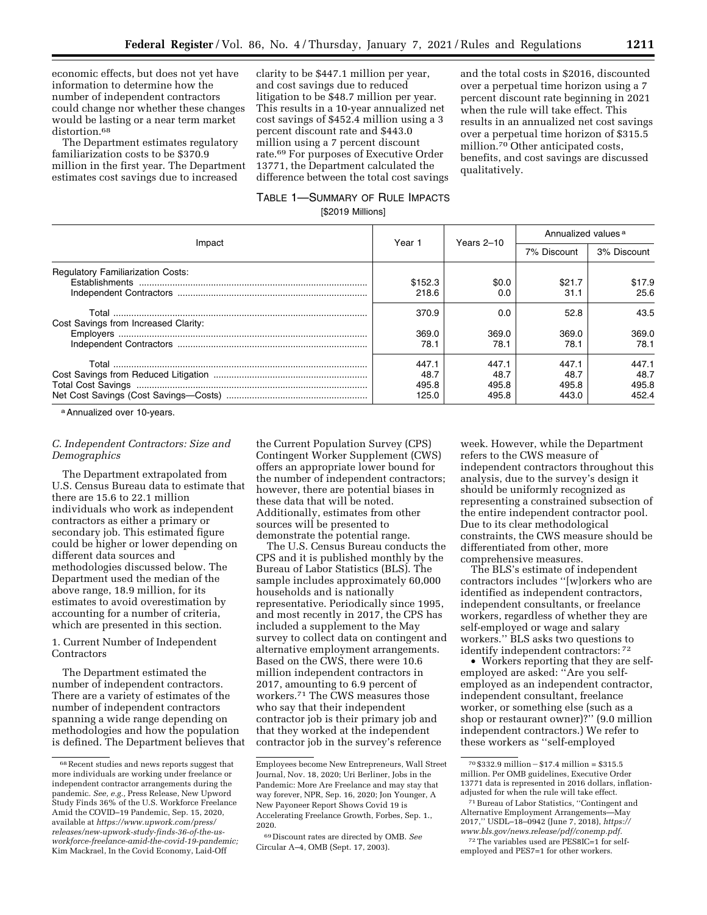economic effects, but does not yet have information to determine how the number of independent contractors could change nor whether these changes would be lasting or a near term market distortion.[68]

The Department estimates regulatory familiarization costs to be $370.9 million in the first year. The Department estimates cost savings due to increased clarity to be $447.1 million per year, and cost savings due to reduced litigation to be $48.7 million per year. This results in a 10-year annualized net cost savings of $452.4 million using a 3 percent discount rate and $443.0 million using a 7 percent discount rate.[69] For purposes of Executive Order 13771, the Department calculated the difference between the total cost savings and the total costs in $2016, discounted over a perpetual time horizon using a 7 percent discount rate beginning in 2021 when the rule will take effect. This results in an annualized net cost savings over a perpetual time horizon of $315.5 million.[70] Other anticipated costs, benefits, and cost savings are discussed qualitatively.

TABLE 1—SUMMARY OF RULE IMPACTS

[$2019 Millions]

| Impact | Year 1 | Years 2–10 | Annualized values [a] | |
|---|---|---|---|---|
| | | | 7% Discount | 3% Discount |
| Regulatory Familiarization Costs: | | | | |
| Establishments | $152.3 | $0.0 | $21.7 | $17.9 |
| Independent Contractors | 218.6 | 0.0 | 31.1 | 25.6 |
| Total | 370.9 | 0.0 | 52.8 | 43.5 |
| Cost Savings from Increased Clarity: | | | | |
| Employers | 369.0 | 369.0 | 369.0 | 369.0 |
| Independent Contractors | 78.1 | 78.1 | 78.1 | 78.1 |
| Total | 447.1 | 447.1 | 447.1 | 447.1 |
| Cost Savings from Reduced Litigation | 48.7 | 48.7 | 48.7 | 48.7 |
| Total Cost Savings | 495.8 | 495.8 | 495.8 | 495.8 |
| Net Cost Savings (Cost Savings—Costs) | 125.0 | 495.8 | 443.0 | 452.4 |

[a] Annualized over 10-years.

### *C. Independent Contractors: Size and Demographics*

The Department extrapolated from U.S. Census Bureau data to estimate that there are 15.6 to 22.1 million individuals who work as independent contractors as either a primary or secondary job. This estimated figure could be higher or lower depending on different data sources and methodologies discussed below. The Department used the median of the above range, 18.9 million, for its estimates to avoid overestimation by accounting for a number of criteria, which are presented in this section.

#### 1. Current Number of Independent Contractors

The Department estimated the number of independent contractors. There are a variety of estimates of the number of independent contractors spanning a wide range depending on methodologies and how the population is defined. The Department believes that the Current Population Survey (CPS) Contingent Worker Supplement (CWS) offers an appropriate lower bound for the number of independent contractors; however, there are potential biases in these data that will be noted. Additionally, estimates from other sources will be presented to demonstrate the potential range.

The U.S. Census Bureau conducts the CPS and it is published monthly by the Bureau of Labor Statistics (BLS). The sample includes approximately 60,000 households and is nationally representative. Periodically since 1995, and most recently in 2017, the CPS has included a supplement to the May survey to collect data on contingent and alternative employment arrangements. Based on the CWS, there were 10.6 million independent contractors in 2017, amounting to 6.9 percent of workers.[71] The CWS measures those who say that their independent contractor job is their primary job and that they worked at the independent contractor job in the survey's reference week. However, while the Department refers to the CWS measure of independent contractors throughout this analysis, due to the survey's design it should be uniformly recognized as representing a constrained subsection of the entire independent contractor pool. Due to its clear methodological constraints, the CWS measure should be differentiated from other, more comprehensive measures.

The BLS's estimate of independent contractors includes ''[w]orkers who are identified as independent contractors, independent consultants, or freelance workers, regardless of whether they are self-employed or wage and salary workers.'' BLS asks two questions to identify independent contractors:[72]

- Workers reporting that they are self-employed are asked: ''Are you self-employed as an independent contractor, independent consultant, freelance worker, or something else (such as a shop or restaurant owner)?'' (9.0 million independent contractors.) We refer to these workers as ''self-employed

---

[68] Recent studies and news reports suggest that more individuals are working under freelance or independent contractor arrangements during the pandemic. *See, e.g.,* Press Release, New Upword Study Finds 36% of the U.S. Workforce Freelance Amid the COVID–19 Pandemic, Sep. 15, 2020, available at *https://www.upwork.com/press/releases/new-upwork-study-finds-36-of-the-us-workforce-freelance-amid-the-covid-19-pandemic;* Kim Mackrael, In the Covid Economy, Laid-Off Employees become New Entrepreneurs, Wall Street Journal, Nov. 18, 2020; Uri Berliner, Jobs in the Pandemic: More Are Freelance and may stay that way forever, NPR, Sep. 16, 2020; Jon Younger, A New Payoneer Report Shows Covid 19 is Accelerating Freelance Growth, Forbes, Sep. 1., 2020.

[69] Discount rates are directed by OMB. *See* Circular A–4, OMB (Sept. 17, 2003).

[70] $332.9 million − $17.4 million = $315.5 million. Per OMB guidelines, Executive Order 13771 data is represented in 2016 dollars, inflation-adjusted for when the rule will take effect.

[71] Bureau of Labor Statistics, ''Contingent and Alternative Employment Arrangements—May 2017,'' USDL–18–0942 (June 7, 2018), *https://www.bls.gov/news.release/pdf/conemp.pdf.*

[72] The variables used are PES8IC=1 for self-employed and PES7=1 for other workers.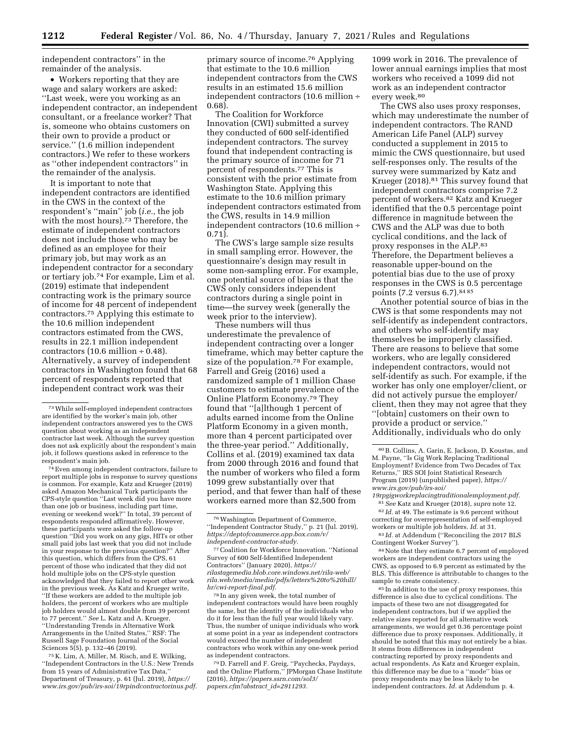independent contractors'' in the remainder of the analysis.

- Workers reporting that they are wage and salary workers are asked: ''Last week, were you working as an independent contractor, an independent consultant, or a freelance worker? That is, someone who obtains customers on their own to provide a product or service.'' (1.6 million independent contractors.) We refer to these workers as ''other independent contractors'' in the remainder of the analysis.

It is important to note that independent contractors are identified in the CWS in the context of the respondent's ''main'' job (*i.e.,* the job with the most hours).[73] Therefore, the estimate of independent contractors does not include those who may be defined as an employee for their primary job, but may work as an independent contractor for a secondary or tertiary job.[74] For example, Lim et al. (2019) estimate that independent contracting work is the primary source of income for 48 percent of independent contractors.[75] Applying this estimate to the 10.6 million independent contractors estimated from the CWS, results in 22.1 million independent contractors (10.6 million ÷ 0.48). Alternatively, a survey of independent contractors in Washington found that 68 percent of respondents reported that independent contract work was their primary source of income.[76] Applying that estimate to the 10.6 million independent contractors from the CWS results in an estimated 15.6 million independent contractors (10.6 million ÷ 0.68).

The Coalition for Workforce Innovation (CWI) submitted a survey they conducted of 600 self-identified independent contractors. The survey found that independent contracting is the primary source of income for 71 percent of respondents.[77] This is consistent with the prior estimate from Washington State. Applying this estimate to the 10.6 million primary independent contractors estimated from the CWS, results in 14.9 million independent contractors (10.6 million ÷ 0.71).

The CWS's large sample size results in small sampling error. However, the questionnaire's design may result in some non-sampling error. For example, one potential source of bias is that the CWS only considers independent contractors during a single point in time—the survey week (generally the week prior to the interview).

These numbers will thus underestimate the prevalence of independent contracting over a longer timeframe, which may better capture the size of the population.[78] For example, Farrell and Greig (2016) used a randomized sample of 1 million Chase customers to estimate prevalence of the Online Platform Economy.[79] They found that ''[a]lthough 1 percent of adults earned income from the Online Platform Economy in a given month, more than 4 percent participated over the three-year period.'' Additionally, Collins et al. (2019) examined tax data from 2000 through 2016 and found that the number of workers who filed a form 1099 grew substantially over that period, and that fewer than half of these workers earned more than $2,500 from 1099 work in 2016. The prevalence of lower annual earnings implies that most workers who received a 1099 did not work as an independent contractor every week.[80]

The CWS also uses proxy responses, which may underestimate the number of independent contractors. The RAND American Life Panel (ALP) survey conducted a supplement in 2015 to mimic the CWS questionnaire, but used self-responses only. The results of the survey were summarized by Katz and Krueger (2018).[81] This survey found that independent contractors comprise 7.2 percent of workers.[82] Katz and Krueger identified that the 0.5 percentage point difference in magnitude between the CWS and the ALP was due to both cyclical conditions, and the lack of proxy responses in the ALP.[83] Therefore, the Department believes a reasonable upper-bound on the potential bias due to the use of proxy responses in the CWS is 0.5 percentage points (7.2 versus 6.7).[84] [85]

Another potential source of bias in the CWS is that some respondents may not self-identify as independent contractors, and others who self-identify may themselves be improperly classified. There are reasons to believe that some workers, who are legally considered independent contractors, would not self-identify as such. For example, if the worker has only one employer/client, or did not actively pursue the employer/client, then they may not agree that they ''[obtain] customers on their own to provide a product or service.'' Additionally, individuals who do only

---

[73] While self-employed independent contractors are identified by the worker's main job, other independent contractors answered yes to the CWS question about working as an independent contractor last week. Although the survey question does not ask explicitly about the respondent's main job, it follows questions asked in reference to the respondent's main job.

[74] Even among independent contractors, failure to report multiple jobs in response to survey questions is common. For example, Katz and Krueger (2019) asked Amazon Mechanical Turk participants the CPS-style question ''Last week did you have more than one job or business, including part time, evening or weekend work?'' In total, 39 percent of respondents responded affirmatively. However, these participants were asked the follow-up question ''Did you work on any gigs, HITs or other small paid jobs last week that you did not include in your response to the previous question?'' After this question, which differs from the CPS, 61 percent of those who indicated that they did not hold multiple jobs on the CPS-style question acknowledged that they failed to report other work in the previous week. As Katz and Krueger write, ''If these workers are added to the multiple job holders, the percent of workers who are multiple job holders would almost double from 39 percent to 77 percent.'' *See* L. Katz and A. Krueger, ''Understanding Trends in Alternative Work Arrangements in the United States,'' RSF: The Russell Sage Foundation Journal of the Social Sciences 5(5), p. 132–46 (2019).

[75] K. Lim, A. Miller, M. Risch, and E. Wilking, ''Independent Contractors in the U.S.: New Trends from 15 years of Administrative Tax Data,'' Department of Treasury, p. 61 (Jul. 2019), *https://www.irs.gov/pub/irs-soi/19rpindcontractorinus.pdf.*

[76] Washington Department of Commerce, ''Independent Contractor Study,'' p. 21 (Jul. 2019), *https://deptofcommerce.app.box.com/v/independent-contractor-study.*

[77] Coalition for Workforce Innovation. ''National Survey of 600 Self-Identified Independent Contractors'' (January 2020), *https://rilastagemedia.blob.core.windows.net/rila-web/rila.web/media/media/pdfs/letters%20to%20hill/hr/cwi-report-final.pdf.*

[78] In any given week, the total number of independent contractors would have been roughly the same, but the identity of the individuals who do it for less than the full year would likely vary. Thus, the number of unique individuals who work at some point in a year as independent contractors would exceed the number of independent contractors who work within any one-week period as independent contractors.

[79] D. Farrell and F. Greig, ''Paychecks, Paydays, and the Online Platform,'' JPMorgan Chase Institute (2016), *https://papers.ssrn.com/sol3/papers.cfm?abstract_id=2911293.*

[80] B. Collins, A. Garin, E. Jackson, D. Koustas, and M. Payne, ''Is Gig Work Replacing Traditional Employment? Evidence from Two Decades of Tax Returns,'' IRS SOI Joint Statistical Research Program (2019) (unpublished paper), *https://www.irs.gov/pub/irs-soi/19rpgigworkreplacingtraditionalemployment.pdf.*

[81] *See* Katz and Krueger (2018), *supra* note 12.

[82] *Id.* at 49. The estimate is 9.6 percent without correcting for overrepresentation of self-employed workers or multiple job holders. *Id.* at 31.

[83] *Id.* at Addendum (''Reconciling the 2017 BLS Contingent Worker Survey'').

[84] Note that they estimate 6.7 percent of employed workers are independent contractors using the CWS, as opposed to 6.9 percent as estimated by the BLS. This difference is attributable to changes to the sample to create consistency.

[85] In addition to the use of proxy responses, this difference is also due to cyclical conditions. The impacts of these two are not disaggregated for independent contractors, but if we applied the relative sizes reported for all alternative work arrangements, we would get 0.36 percentage point difference due to proxy responses. Additionally, it should be noted that this may not entirely be a bias. It stems from differences in independent contracting reported by proxy respondents and actual respondents. As Katz and Krueger explain, this difference may be due to a ''mode'' bias or proxy respondents may be less likely to be independent contractors. *Id.* at Addendum p. 4.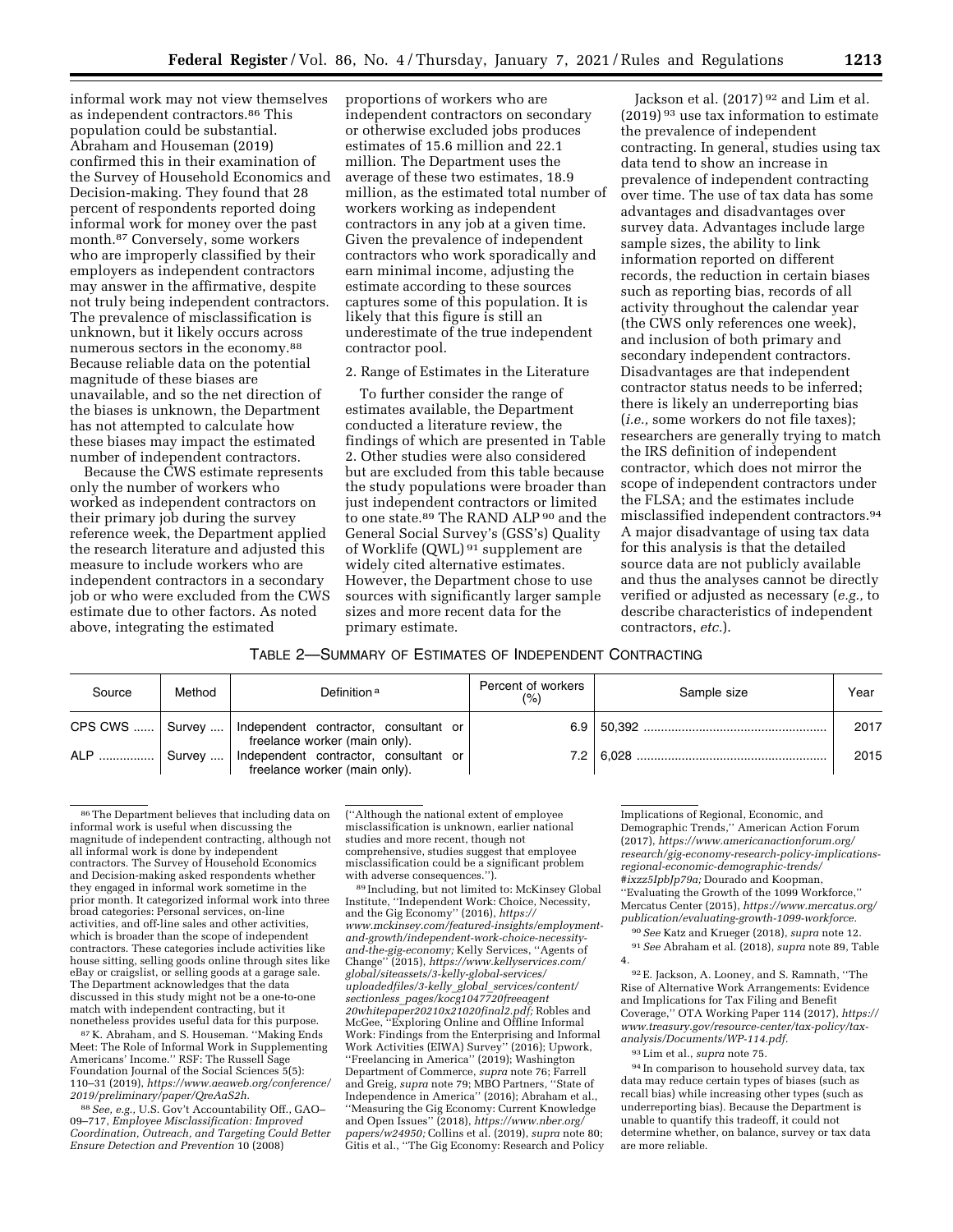informal work may not view themselves as independent contractors.[86] This population could be substantial. Abraham and Houseman (2019) confirmed this in their examination of the Survey of Household Economics and Decision-making. They found that 28 percent of respondents reported doing informal work for money over the past month.[87] Conversely, some workers who are improperly classified by their employers as independent contractors may answer in the affirmative, despite not truly being independent contractors. The prevalence of misclassification is unknown, but it likely occurs across numerous sectors in the economy.[88] Because reliable data on the potential magnitude of these biases are unavailable, and so the net direction of the biases is unknown, the Department has not attempted to calculate how these biases may impact the estimated number of independent contractors.

Because the CWS estimate represents only the number of workers who worked as independent contractors on their primary job during the survey reference week, the Department applied the research literature and adjusted this measure to include workers who are independent contractors in a secondary job or who were excluded from the CWS estimate due to other factors. As noted above, integrating the estimated proportions of workers who are independent contractors on secondary or otherwise excluded jobs produces estimates of 15.6 million and 22.1 million. The Department uses the average of these two estimates, 18.9 million, as the estimated total number of workers working as independent contractors in any job at a given time. Given the prevalence of independent contractors who work sporadically and earn minimal income, adjusting the estimate according to these sources captures some of this population. It is likely that this figure is still an underestimate of the true independent contractor pool.

2. Range of Estimates in the Literature

To further consider the range of estimates available, the Department conducted a literature review, the findings of which are presented in Table 2. Other studies were also considered but are excluded from this table because the study populations were broader than just independent contractors or limited to one state.[89] The RAND ALP[90] and the General Social Survey's (GSS's) Quality of Worklife (QWL)[91] supplement are widely cited alternative estimates. However, the Department chose to use sources with significantly larger sample sizes and more recent data for the primary estimate.

Jackson et al. (2017)[92] and Lim et al. (2019)[93] use tax information to estimate the prevalence of independent contracting. In general, studies using tax data tend to show an increase in prevalence of independent contracting over time. The use of tax data has some advantages and disadvantages over survey data. Advantages include large sample sizes, the ability to link information reported on different records, the reduction in certain biases such as reporting bias, records of all activity throughout the calendar year (the CWS only references one week), and inclusion of both primary and secondary independent contractors. Disadvantages are that independent contractor status needs to be inferred; there is likely an underreporting bias (*i.e.,* some workers do not file taxes); researchers are generally trying to match the IRS definition of independent contractor, which does not mirror the scope of independent contractors under the FLSA; and the estimates include misclassified independent contractors.[94] A major disadvantage of using tax data for this analysis is that the detailed source data are not publicly available and thus the analyses cannot be directly verified or adjusted as necessary (*e.g.,* to describe characteristics of independent contractors, *etc.*).

TABLE 2—SUMMARY OF ESTIMATES OF INDEPENDENT CONTRACTING

| Source | Method | Definition [a] | Percent of workers (%) | Sample size | Year |
|---|---|---|---|---|---|
| CPS CWS | Survey | Independent contractor, consultant or freelance worker (main only). | 6.9 | 50,392 | 2017 |
| ALP | Survey | Independent contractor, consultant or freelance worker (main only). | 7.2 | 6,028 | 2015 |

[86] The Department believes that including data on informal work is useful when discussing the magnitude of independent contracting, although not all informal work is done by independent contractors. The Survey of Household Economics and Decision-making asked respondents whether they engaged in informal work sometime in the prior month. It categorized informal work into three broad categories: Personal services, on-line activities, and off-line sales and other activities, which is broader than the scope of independent contractors. These categories include activities like house sitting, selling goods online through sites like eBay or craigslist, or selling goods at a garage sale. The Department acknowledges that the data discussed in this study might not be a one-to-one match with independent contracting, but it nonetheless provides useful data for this purpose.

[87] K. Abraham, and S. Houseman. ''Making Ends Meet: The Role of Informal Work in Supplementing Americans' Income.'' RSF: The Russell Sage Foundation Journal of the Social Sciences 5(5): 110–31 (2019), *https://www.aeaweb.org/conference/2019/preliminary/paper/QreAaS2h.*

[88] *See, e.g.,* U.S. Gov't Accountability Off., GAO–09–717, *Employee Misclassification: Improved Coordination, Outreach, and Targeting Could Better Ensure Detection and Prevention* 10 (2008) (''Although the national extent of employee misclassification is unknown, earlier national studies and more recent, though not comprehensive, studies suggest that employee misclassification could be a significant problem with adverse consequences.'').

[89] Including, but not limited to: McKinsey Global Institute, ''Independent Work: Choice, Necessity, and the Gig Economy'' (2016), *https://www.mckinsey.com/featured-insights/employment-and-growth/independent-work-choice-necessity-and-the-gig-economy;* Kelly Services, ''Agents of Change'' (2015), *https://www.kellyservices.com/global/siteassets/3-kelly-global-services/uploadedfiles/3-kelly_global_services/content/sectionless_pages/kocg1047720freeagent20whitepaper20210x21020final2.pdf;* Robles and McGee, ''Exploring Online and Offline Informal Work: Findings from the Enterprising and Informal Work Activities (EIWA) Survey'' (2016); Upwork, ''Freelancing in America'' (2019); Washington Department of Commerce, *supra* note 76; Farrell and Greig, *supra* note 79; MBO Partners, ''State of Independence in America'' (2016); Abraham et al., ''Measuring the Gig Economy: Current Knowledge and Open Issues'' (2018), *https://www.nber.org/papers/w24950;* Collins et al. (2019), *supra* note 80; Gitis et al., ''The Gig Economy: Research and Policy Implications of Regional, Economic, and Demographic Trends,'' American Action Forum (2017), *https://www.americanactionforum.org/research/gig-economy-research-policy-implications-regional-economic-demographic-trends/#ixzz5IpbJp79a;* Dourado and Koopman, ''Evaluating the Growth of the 1099 Workforce,'' Mercatus Center (2015), *https://www.mercatus.org/publication/evaluating-growth-1099-workforce.*

[90] *See* Katz and Krueger (2018), *supra* note 12.

[91] *See* Abraham et al. (2018), *supra* note 89, Table 4.

[92] E. Jackson, A. Looney, and S. Ramnath, ''The Rise of Alternative Work Arrangements: Evidence and Implications for Tax Filing and Benefit Coverage,'' OTA Working Paper 114 (2017), *https://www.treasury.gov/resource-center/tax-policy/tax-analysis/Documents/WP-114.pdf.*

[93] Lim et al., *supra* note 75.

[94] In comparison to household survey data, tax data may reduce certain types of biases (such as recall bias) while increasing other types (such as underreporting bias). Because the Department is unable to quantify this tradeoff, it could not determine whether, on balance, survey or tax data are more reliable.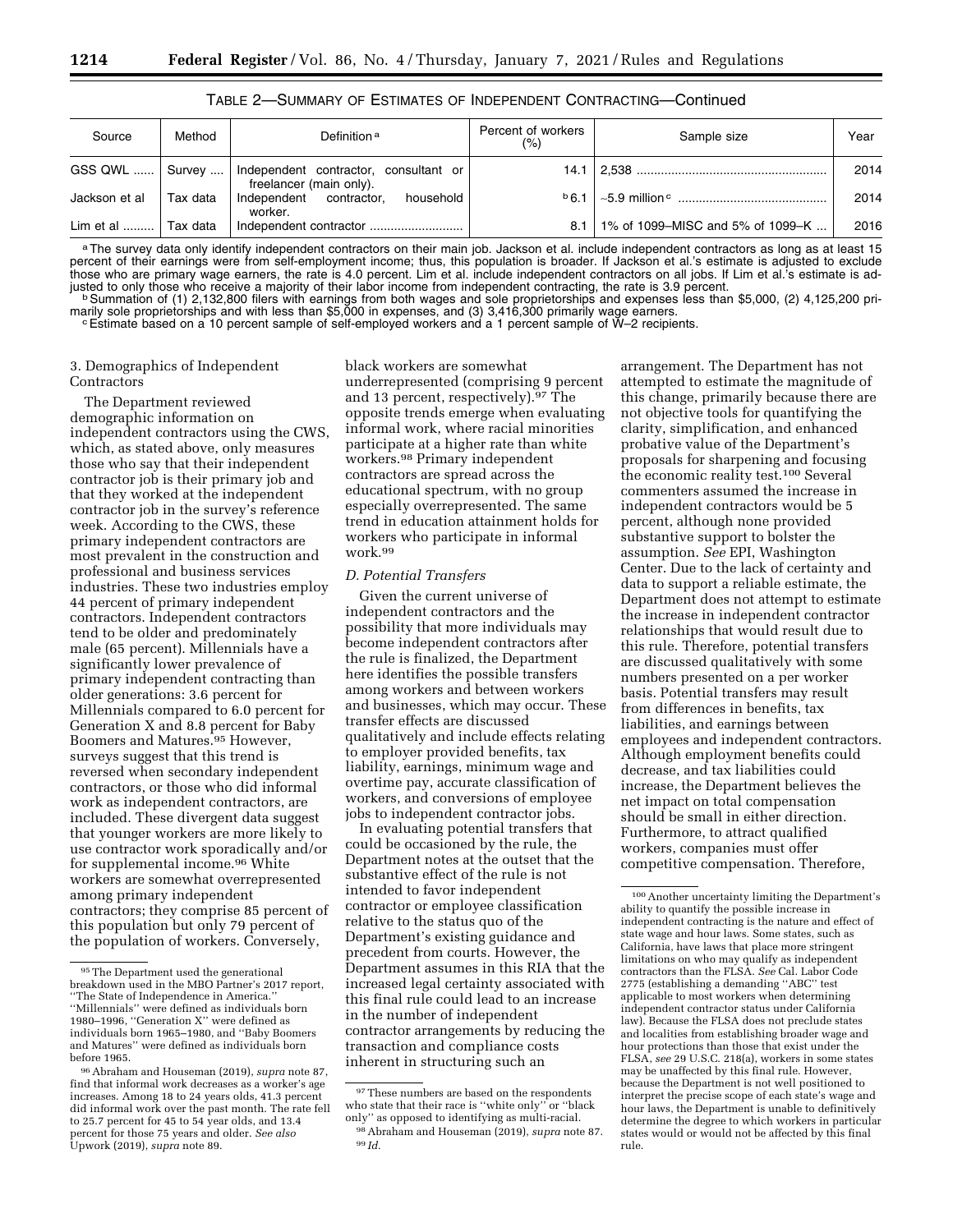TABLE 2—SUMMARY OF ESTIMATES OF INDEPENDENT CONTRACTING—Continued

| Source | Method | Definition[a] | Percent of workers (%) | Sample size | Year |
|---|---|---|---|---|---|
| GSS QWL | Survey | Independent contractor, consultant or freelancer (main only). | 14.1 | 2,538 | 2014 |
| Jackson et al | Tax data | Independent contractor, household worker. | [b] 6.1 | ~5.9 million[c] | 2014 |
| Lim et al | Tax data | Independent contractor | 8.1 | 1% of 1099–MISC and 5% of 1099–K | 2016 |

[a] The survey data only identify independent contractors on their main job. Jackson et al. include independent contractors as long as at least 15 percent of their earnings were from self-employment income; thus, this population is broader. If Jackson et al.'s estimate is adjusted to exclude those who are primary wage earners, the rate is 4.0 percent. Lim et al. include independent contractors on all jobs. If Lim et al.'s estimate is adjusted to only those who receive a majority of their labor income from independent contracting, the rate is 3.9 percent.

[b] Summation of (1) 2,132,800 filers with earnings from both wages and sole proprietorships and expenses less than $5,000, (2) 4,125,200 primarily sole proprietorships and with less than $5,000 in expenses, and (3) 3,416,300 primarily wage earners.

[c] Estimate based on a 10 percent sample of self-employed workers and a 1 percent sample of W–2 recipients.

3. Demographics of Independent Contractors

The Department reviewed demographic information on independent contractors using the CWS, which, as stated above, only measures those who say that their independent contractor job is their primary job and that they worked at the independent contractor job in the survey's reference week. According to the CWS, these primary independent contractors are most prevalent in the construction and professional and business services industries. These two industries employ 44 percent of primary independent contractors. Independent contractors tend to be older and predominately male (65 percent). Millennials have a significantly lower prevalence of primary independent contracting than older generations: 3.6 percent for Millennials compared to 6.0 percent for Generation X and 8.8 percent for Baby Boomers and Matures.[95] However, surveys suggest that this trend is reversed when secondary independent contractors, or those who did informal work as independent contractors, are included. These divergent data suggest that younger workers are more likely to use contractor work sporadically and/or for supplemental income.[96] White workers are somewhat overrepresented among primary independent contractors; they comprise 85 percent of this population but only 79 percent of the population of workers. Conversely, black workers are somewhat underrepresented (comprising 9 percent and 13 percent, respectively).[97] The opposite trends emerge when evaluating informal work, where racial minorities participate at a higher rate than white workers.[98] Primary independent contractors are spread across the educational spectrum, with no group especially overrepresented. The same trend in education attainment holds for workers who participate in informal work.[99]

*D. Potential Transfers*

Given the current universe of independent contractors and the possibility that more individuals may become independent contractors after the rule is finalized, the Department here identifies the possible transfers among workers and between workers and businesses, which may occur. These transfer effects are discussed qualitatively and include effects relating to employer provided benefits, tax liability, earnings, minimum wage and overtime pay, accurate classification of workers, and conversions of employee jobs to independent contractor jobs.

In evaluating potential transfers that could be occasioned by the rule, the Department notes at the outset that the substantive effect of the rule is not intended to favor independent contractor or employee classification relative to the status quo of the Department's existing guidance and precedent from courts. However, the Department assumes in this RIA that the increased legal certainty associated with this final rule could lead to an increase in the number of independent contractor arrangements by reducing the transaction and compliance costs inherent in structuring such an arrangement. The Department has not attempted to estimate the magnitude of this change, primarily because there are not objective tools for quantifying the clarity, simplification, and enhanced probative value of the Department's proposals for sharpening and focusing the economic reality test.[100] Several commenters assumed the increase in independent contractors would be 5 percent, although none provided substantive support to bolster the assumption. *See* EPI, Washington Center. Due to the lack of certainty and data to support a reliable estimate, the Department does not attempt to estimate the increase in independent contractor relationships that would result due to this rule. Therefore, potential transfers are discussed qualitatively with some numbers presented on a per worker basis. Potential transfers may result from differences in benefits, tax liabilities, and earnings between employees and independent contractors. Although employment benefits could decrease, and tax liabilities could increase, the Department believes the net impact on total compensation should be small in either direction. Furthermore, to attract qualified workers, companies must offer competitive compensation. Therefore,

[95] The Department used the generational breakdown used in the MBO Partner's 2017 report, "The State of Independence in America." "Millennials" were defined as individuals born 1980–1996, "Generation X" were defined as individuals born 1965–1980, and "Baby Boomers and Matures" were defined as individuals born before 1965.

[96] Abraham and Houseman (2019), *supra* note 87, find that informal work decreases as a worker's age increases. Among 18 to 24 years olds, 41.3 percent did informal work over the past month. The rate fell to 25.7 percent for 45 to 54 year olds, and 13.4 percent for those 75 years and older. *See also* Upwork (2019), *supra* note 89.

[97] These numbers are based on the respondents who state that their race is "white only" or "black only" as opposed to identifying as multi-racial.

[98] Abraham and Houseman (2019), *supra* note 87.

[99] *Id.*

[100] Another uncertainty limiting the Department's ability to quantify the possible increase in independent contracting is the nature and effect of state wage and hour laws. Some states, such as California, have laws that place more stringent limitations on who may qualify as independent contractors than the FLSA. *See* Cal. Labor Code 2775 (establishing a demanding "ABC" test applicable to most workers when determining independent contractor status under California law). Because the FLSA does not preclude states and localities from establishing broader wage and hour protections than those that exist under the FLSA, *see* 29 U.S.C. 218(a), workers in some states may be unaffected by this final rule. However, because the Department is not well positioned to interpret the precise scope of each state's wage and hour laws, the Department is unable to definitively determine the degree to which workers in particular states would or would not be affected by this final rule.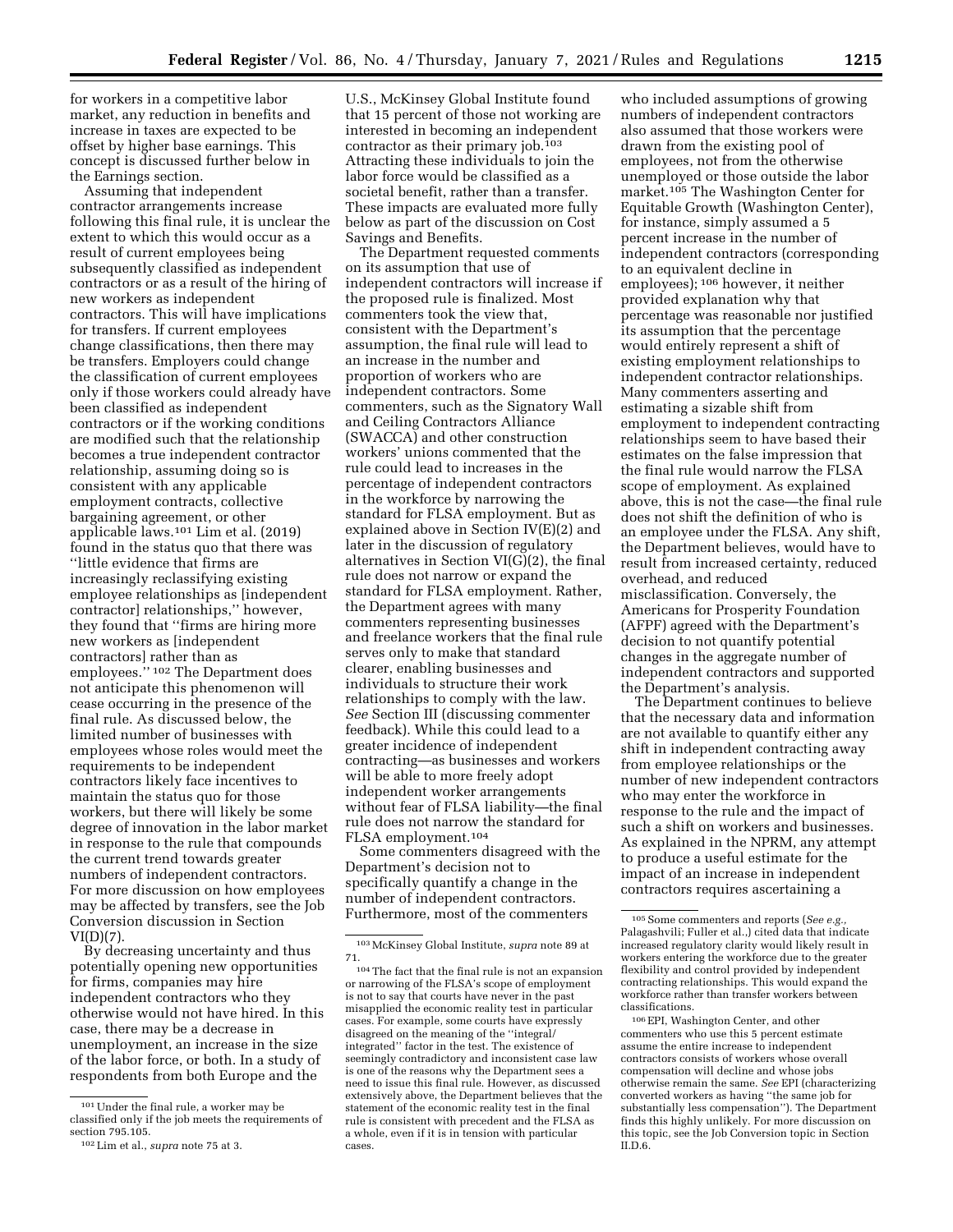for workers in a competitive labor market, any reduction in benefits and increase in taxes are expected to be offset by higher base earnings. This concept is discussed further below in the Earnings section.

Assuming that independent contractor arrangements increase following this final rule, it is unclear the extent to which this would occur as a result of current employees being subsequently classified as independent contractors or as a result of the hiring of new workers as independent contractors. This will have implications for transfers. If current employees change classifications, then there may be transfers. Employers could change the classification of current employees only if those workers could already have been classified as independent contractors or if the working conditions are modified such that the relationship becomes a true independent contractor relationship, assuming doing so is consistent with any applicable employment contracts, collective bargaining agreement, or other applicable laws.[101] Lim et al. (2019) found in the status quo that there was ''little evidence that firms are increasingly reclassifying existing employee relationships as [independent contractor] relationships,'' however, they found that ''firms are hiring more new workers as [independent contractors] rather than as employees.''[102] The Department does not anticipate this phenomenon will cease occurring in the presence of the final rule. As discussed below, the limited number of businesses with employees whose roles would meet the requirements to be independent contractors likely face incentives to maintain the status quo for those workers, but there will likely be some degree of innovation in the labor market in response to the rule that compounds the current trend towards greater numbers of independent contractors. For more discussion on how employees may be affected by transfers, see the Job Conversion discussion in Section VI(D)(7).

By decreasing uncertainty and thus potentially opening new opportunities for firms, companies may hire independent contractors who they otherwise would not have hired. In this case, there may be a decrease in unemployment, an increase in the size of the labor force, or both. In a study of respondents from both Europe and the U.S., McKinsey Global Institute found that 15 percent of those not working are interested in becoming an independent contractor as their primary job.[103] Attracting these individuals to join the labor force would be classified as a societal benefit, rather than a transfer. These impacts are evaluated more fully below as part of the discussion on Cost Savings and Benefits.

The Department requested comments on its assumption that use of independent contractors will increase if the proposed rule is finalized. Most commenters took the view that, consistent with the Department's assumption, the final rule will lead to an increase in the number and proportion of workers who are independent contractors. Some commenters, such as the Signatory Wall and Ceiling Contractors Alliance (SWACCA) and other construction workers' unions commented that the rule could lead to increases in the percentage of independent contractors in the workforce by narrowing the standard for FLSA employment. But as explained above in Section IV(E)(2) and later in the discussion of regulatory alternatives in Section VI(G)(2), the final rule does not narrow or expand the standard for FLSA employment. Rather, the Department agrees with many commenters representing businesses and freelance workers that the final rule serves only to make that standard clearer, enabling businesses and individuals to structure their work relationships to comply with the law. *See* Section III (discussing commenter feedback). While this could lead to a greater incidence of independent contracting—as businesses and workers will be able to more freely adopt independent worker arrangements without fear of FLSA liability—the final rule does not narrow the standard for FLSA employment.[104]

Some commenters disagreed with the Department's decision not to specifically quantify a change in the number of independent contractors. Furthermore, most of the commenters who included assumptions of growing numbers of independent contractors also assumed that those workers were drawn from the existing pool of employees, not from the otherwise unemployed or those outside the labor market.[105] The Washington Center for Equitable Growth (Washington Center), for instance, simply assumed a 5 percent increase in the number of independent contractors (corresponding to an equivalent decline in employees);[106] however, it neither provided explanation why that percentage was reasonable nor justified its assumption that the percentage would entirely represent a shift of existing employment relationships to independent contractor relationships. Many commenters asserting and estimating a sizable shift from employment to independent contracting relationships seem to have based their estimates on the false impression that the final rule would narrow the FLSA scope of employment. As explained above, this is not the case—the final rule does not shift the definition of who is an employee under the FLSA. Any shift, the Department believes, would have to result from increased certainty, reduced overhead, and reduced misclassification. Conversely, the Americans for Prosperity Foundation (AFPF) agreed with the Department's decision to not quantify potential changes in the aggregate number of independent contractors and supported the Department's analysis.

The Department continues to believe that the necessary data and information are not available to quantify either any shift in independent contracting away from employee relationships or the number of new independent contractors who may enter the workforce in response to the rule and the impact of such a shift on workers and businesses. As explained in the NPRM, any attempt to produce a useful estimate for the impact of an increase in independent contractors requires ascertaining a

---

[101] Under the final rule, a worker may be classified only if the job meets the requirements of section 795.105.

[102] Lim et al., *supra* note 75 at 3.

[103] McKinsey Global Institute, *supra* note 89 at 71.

[104] The fact that the final rule is not an expansion or narrowing of the FLSA's scope of employment is not to say that courts have never in the past misapplied the economic reality test in particular cases. For example, some courts have expressly disagreed on the meaning of the ''integral/integrated'' factor in the test. The existence of seemingly contradictory and inconsistent case law is one of the reasons why the Department sees a need to issue this final rule. However, as discussed extensively above, the Department believes that the statement of the economic reality test in the final rule is consistent with precedent and the FLSA as a whole, even if it is in tension with particular cases.

[105] Some commenters and reports (*See e.g.*, Palagashvili; Fuller et al.,) cited data that indicate increased regulatory clarity would likely result in workers entering the workforce due to the greater flexibility and control provided by independent contracting relationships. This would expand the workforce rather than transfer workers between classifications.

[106] EPI, Washington Center, and other commenters who use this 5 percent estimate assume the entire increase to independent contractors consists of workers whose overall compensation will decline and whose jobs otherwise remain the same. *See* EPI (characterizing converted workers as having ''the same job for substantially less compensation''). The Department finds this highly unlikely. For more discussion on this topic, see the Job Conversion topic in Section II.D.6.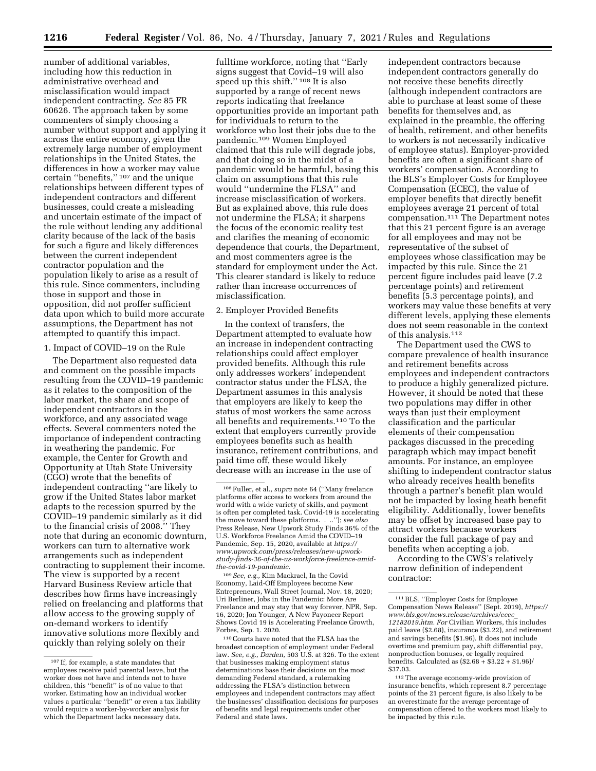number of additional variables, including how this reduction in administrative overhead and misclassification would impact independent contracting. *See* 85 FR 60626. The approach taken by some commenters of simply choosing a number without support and applying it across the entire economy, given the extremely large number of employment relationships in the United States, the differences in how a worker may value certain ''benefits,'' [107] and the unique relationships between different types of independent contractors and different businesses, could create a misleading and uncertain estimate of the impact of the rule without lending any additional clarity because of the lack of the basis for such a figure and likely differences between the current independent contractor population and the population likely to arise as a result of this rule. Since commenters, including those in support and those in opposition, did not proffer sufficient data upon which to build more accurate assumptions, the Department has not attempted to quantify this impact.

1. Impact of COVID–19 on the Rule

The Department also requested data and comment on the possible impacts resulting from the COVID–19 pandemic as it relates to the composition of the labor market, the share and scope of independent contractors in the workforce, and any associated wage effects. Several commenters noted the importance of independent contracting in weathering the pandemic. For example, the Center for Growth and Opportunity at Utah State University (CGO) wrote that the benefits of independent contracting ''are likely to grow if the United States labor market adapts to the recession spurred by the COVID–19 pandemic similarly as it did to the financial crisis of 2008.'' They note that during an economic downturn, workers can turn to alternative work arrangements such as independent contracting to supplement their income. The view is supported by a recent Harvard Business Review article that describes how firms have increasingly relied on freelancing and platforms that allow access to the growing supply of on-demand workers to identify innovative solutions more flexibly and quickly than relying solely on their fulltime workforce, noting that ''Early signs suggest that Covid–19 will also speed up this shift.'' [108] It is also supported by a range of recent news reports indicating that freelance opportunities provide an important path for individuals to return to the workforce who lost their jobs due to the pandemic.[109] Women Employed claimed that this rule will degrade jobs, and that doing so in the midst of a pandemic would be harmful, basing this claim on assumptions that this rule would ''undermine the FLSA'' and increase misclassification of workers. But as explained above, this rule does not undermine the FLSA; it sharpens the focus of the economic reality test and clarifies the meaning of economic dependence that courts, the Department, and most commenters agree is the standard for employment under the Act. This clearer standard is likely to reduce rather than increase occurrences of misclassification.

2. Employer Provided Benefits

In the context of transfers, the Department attempted to evaluate how an increase in independent contracting relationships could affect employer provided benefits. Although this rule only addresses workers' independent contractor status under the FLSA, the Department assumes in this analysis that employers are likely to keep the status of most workers the same across all benefits and requirements.[110] To the extent that employers currently provide employees benefits such as health insurance, retirement contributions, and paid time off, these would likely decrease with an increase in the use of independent contractors because independent contractors generally do not receive these benefits directly (although independent contractors are able to purchase at least some of these benefits for themselves and, as explained in the preamble, the offering of health, retirement, and other benefits to workers is not necessarily indicative of employee status). Employer-provided benefits are often a significant share of workers' compensation. According to the BLS's Employer Costs for Employee Compensation (ECEC), the value of employer benefits that directly benefit employees average 21 percent of total compensation.[111] The Department notes that this 21 percent figure is an average for all employees and may not be representative of the subset of employees whose classification may be impacted by this rule. Since the 21 percent figure includes paid leave (7.2 percentage points) and retirement benefits (5.3 percentage points), and workers may value these benefits at very different levels, applying these elements does not seem reasonable in the context of this analysis.[112]

The Department used the CWS to compare prevalence of health insurance and retirement benefits across employees and independent contractors to produce a highly generalized picture. However, it should be noted that these two populations may differ in other ways than just their employment classification and the particular elements of their compensation packages discussed in the preceding paragraph which may impact benefit amounts. For instance, an employee shifting to independent contractor status who already receives health benefits through a partner's benefit plan would not be impacted by losing heath benefit eligibility. Additionally, lower benefits may be offset by increased base pay to attract workers because workers consider the full package of pay and benefits when accepting a job.

According to the CWS's relatively narrow definition of independent contractor:

---

[107] If, for example, a state mandates that employees receive paid parental leave, but the worker does not have and intends not to have children, this ''benefit'' is of no value to that worker. Estimating how an individual worker values a particular ''benefit'' or even a tax liability would require a worker-by-worker analysis for which the Department lacks necessary data.

[108] Fuller, et al., *supra* note 64 (''Many freelance platforms offer access to workers from around the world with a wide variety of skills, and payment is often per completed task. Covid-19 is accelerating the move toward these platforms. . ..''); *see also* Press Release, New Upwork Study Finds 36% of the U.S. Workforce Freelance Amid the COVID–19 Pandemic, Sep. 15, 2020, available at *https://www.upwork.com/press/releases/new-upwork-study-finds-36-of-the-us-workforce-freelance-amid-the-covid-19-pandemic*.

[109] *See, e.g.,* Kim Mackrael, In the Covid Economy, Laid-Off Employees become New Entrepreneurs, Wall Street Journal, Nov. 18, 2020; Uri Berliner, Jobs in the Pandemic: More Are Freelance and may stay that way forever, NPR, Sep. 16, 2020; Jon Younger, A New Payoneer Report Shows Covid 19 is Accelerating Freelance Growth, Forbes, Sep. 1. 2020.

[110] Courts have noted that the FLSA has the broadest conception of employment under Federal law. *See, e.g., Darden,* 503 U.S. at 326. To the extent that businesses making employment status determinations base their decisions on the most demanding Federal standard, a rulemaking addressing the FLSA's distinction between employees and independent contractors may affect the businesses' classification decisions for purposes of benefits and legal requirements under other Federal and state laws.

[111] BLS, ''Employer Costs for Employee Compensation News Release'' (Sept. 2019), *https://www.bls.gov/news.release/archives/ecec_12182019.htm*. *For* Civilian Workers, this includes paid leave ($2.68), insurance ($3.22), and retirement and savings benefits ($1.96). It does not include overtime and premium pay, shift differential pay, nonproduction bonuses, or legally required benefits. Calculated as ($2.68 + $3.22 + $1.96)/$37.03.

[112] The average economy-wide provision of insurance benefits, which represent 8.7 percentage points of the 21 percent figure, is also likely to be an overestimate for the average percentage of compensation offered to the workers most likely to be impacted by this rule.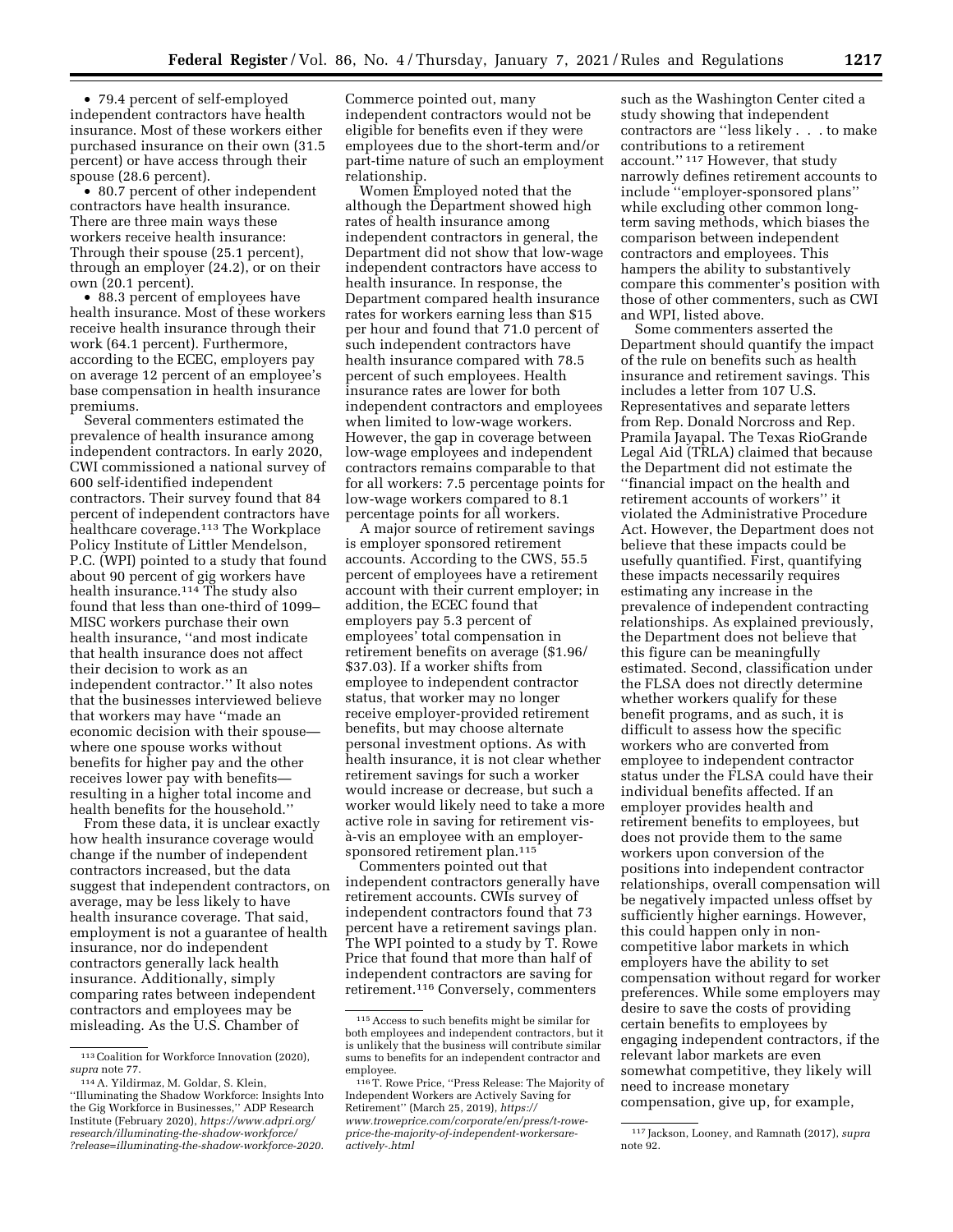- 79.4 percent of self-employed independent contractors have health insurance. Most of these workers either purchased insurance on their own (31.5 percent) or have access through their spouse (28.6 percent).
- 80.7 percent of other independent contractors have health insurance. There are three main ways these workers receive health insurance: Through their spouse (25.1 percent), through an employer (24.2), or on their own (20.1 percent).
- 88.3 percent of employees have health insurance. Most of these workers receive health insurance through their work (64.1 percent). Furthermore, according to the ECEC, employers pay on average 12 percent of an employee's base compensation in health insurance premiums.

Several commenters estimated the prevalence of health insurance among independent contractors. In early 2020, CWI commissioned a national survey of 600 self-identified independent contractors. Their survey found that 84 percent of independent contractors have healthcare coverage.[113] The Workplace Policy Institute of Littler Mendelson, P.C. (WPI) pointed to a study that found about 90 percent of gig workers have health insurance.[114] The study also found that less than one-third of 1099–MISC workers purchase their own health insurance, ''and most indicate that health insurance does not affect their decision to work as an independent contractor.'' It also notes that the businesses interviewed believe that workers may have ''made an economic decision with their spouse—where one spouse works without benefits for higher pay and the other receives lower pay with benefits—resulting in a higher total income and health benefits for the household.''

From these data, it is unclear exactly how health insurance coverage would change if the number of independent contractors increased, but the data suggest that independent contractors, on average, may be less likely to have health insurance coverage. That said, employment is not a guarantee of health insurance, nor do independent contractors generally lack health insurance. Additionally, simply comparing rates between independent contractors and employees may be misleading. As the U.S. Chamber of Commerce pointed out, many independent contractors would not be eligible for benefits even if they were employees due to the short-term and/or part-time nature of such an employment relationship.

Women Employed noted that the although the Department showed high rates of health insurance among independent contractors in general, the Department did not show that low-wage independent contractors have access to health insurance. In response, the Department compared health insurance rates for workers earning less than $15 per hour and found that 71.0 percent of such independent contractors have health insurance compared with 78.5 percent of such employees. Health insurance rates are lower for both independent contractors and employees when limited to low-wage workers. However, the gap in coverage between low-wage employees and independent contractors remains comparable to that for all workers: 7.5 percentage points for low-wage workers compared to 8.1 percentage points for all workers.

A major source of retirement savings is employer sponsored retirement accounts. According to the CWS, 55.5 percent of employees have a retirement account with their current employer; in addition, the ECEC found that employers pay 5.3 percent of employees' total compensation in retirement benefits on average ($1.96/$37.03). If a worker shifts from employee to independent contractor status, that worker may no longer receive employer-provided retirement benefits, but may choose alternate personal investment options. As with health insurance, it is not clear whether retirement savings for such a worker would increase or decrease, but such a worker would likely need to take a more active role in saving for retirement vis-à-vis an employee with an employer-sponsored retirement plan.[115]

Commenters pointed out that independent contractors generally have retirement accounts. CWIs survey of independent contractors found that 73 percent have a retirement savings plan. The WPI pointed to a study by T. Rowe Price that found that more than half of independent contractors are saving for retirement.[116] Conversely, commenters such as the Washington Center cited a study showing that independent contractors are ''less likely . . . to make contributions to a retirement account.''[117] However, that study narrowly defines retirement accounts to include ''employer-sponsored plans'' while excluding other common long-term saving methods, which biases the comparison between independent contractors and employees. This hampers the ability to substantively compare this commenter's position with those of other commenters, such as CWI and WPI, listed above.

Some commenters asserted the Department should quantify the impact of the rule on benefits such as health insurance and retirement savings. This includes a letter from 107 U.S. Representatives and separate letters from Rep. Donald Norcross and Rep. Pramila Jayapal. The Texas RioGrande Legal Aid (TRLA) claimed that because the Department did not estimate the ''financial impact on the health and retirement accounts of workers'' it violated the Administrative Procedure Act. However, the Department does not believe that these impacts could be usefully quantified. First, quantifying these impacts necessarily requires estimating any increase in the prevalence of independent contracting relationships. As explained previously, the Department does not believe that this figure can be meaningfully estimated. Second, classification under the FLSA does not directly determine whether workers qualify for these benefit programs, and as such, it is difficult to assess how the specific workers who are converted from employee to independent contractor status under the FLSA could have their individual benefits affected. If an employer provides health and retirement benefits to employees, but does not provide them to the same workers upon conversion of the positions into independent contractor relationships, overall compensation will be negatively impacted unless offset by sufficiently higher earnings. However, this could happen only in non-competitive labor markets in which employers have the ability to set compensation without regard for worker preferences. While some employers may desire to save the costs of providing certain benefits to employees by engaging independent contractors, if the relevant labor markets are even somewhat competitive, they likely will need to increase monetary compensation, give up, for example,

---

[113] Coalition for Workforce Innovation (2020), *supra* note 77.

[114] A. Yildirmaz, M. Goldar, S. Klein, ''Illuminating the Shadow Workforce: Insights Into the Gig Workforce in Businesses,'' ADP Research Institute (February 2020), *https://www.adpri.org/research/illuminating-the-shadow-workforce/?release=illuminating-the-shadow-workforce-2020.*

[115] Access to such benefits might be similar for both employees and independent contractors, but it is unlikely that the business will contribute similar sums to benefits for an independent contractor and employee.

[116] T. Rowe Price, ''Press Release: The Majority of Independent Workers are Actively Saving for Retirement'' (March 25, 2019), *https://www.troweprice.com/corporate/en/press/t-rowe-price-the-majority-of-independent-workersare-actively-.html*

[117] Jackson, Looney, and Ramnath (2017), *supra* note 92.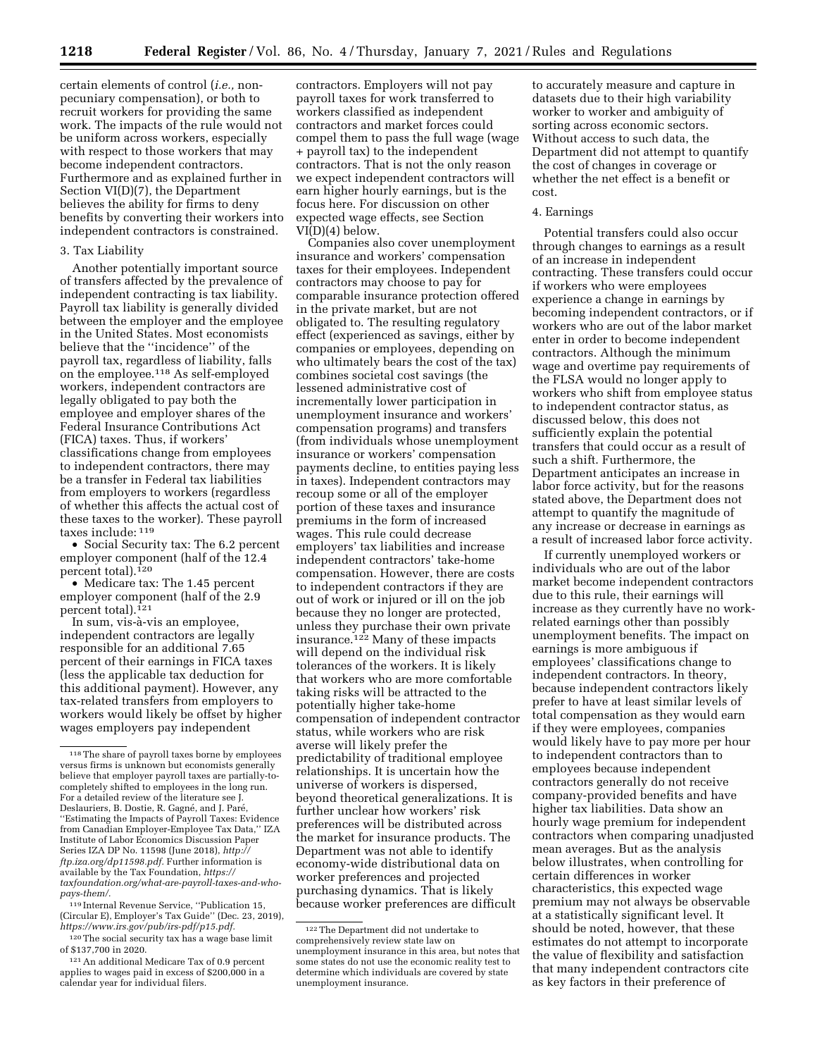certain elements of control (*i.e.,* non-pecuniary compensation), or both to recruit workers for providing the same work. The impacts of the rule would not be uniform across workers, especially with respect to those workers that may become independent contractors. Furthermore and as explained further in Section VI(D)(7), the Department believes the ability for firms to deny benefits by converting their workers into independent contractors is constrained.

### 3. Tax Liability

Another potentially important source of transfers affected by the prevalence of independent contracting is tax liability. Payroll tax liability is generally divided between the employer and the employee in the United States. Most economists believe that the "incidence" of the payroll tax, regardless of liability, falls on the employee.[118] As self-employed workers, independent contractors are legally obligated to pay both the employee and employer shares of the Federal Insurance Contributions Act (FICA) taxes. Thus, if workers' classifications change from employees to independent contractors, there may be a transfer in Federal tax liabilities from employers to workers (regardless of whether this affects the actual cost of these taxes to the worker). These payroll taxes include:[119]

- Social Security tax: The 6.2 percent employer component (half of the 12.4 percent total).[120]
- Medicare tax: The 1.45 percent employer component (half of the 2.9 percent total).[121]

In sum, vis-à-vis an employee, independent contractors are legally responsible for an additional 7.65 percent of their earnings in FICA taxes (less the applicable tax deduction for this additional payment). However, any tax-related transfers from employers to workers would likely be offset by higher wages employers pay independent contractors. Employers will not pay payroll taxes for work transferred to workers classified as independent contractors and market forces could compel them to pass the full wage (wage + payroll tax) to the independent contractors. That is not the only reason we expect independent contractors will earn higher hourly earnings, but is the focus here. For discussion on other expected wage effects, see Section VI(D)(4) below.

Companies also cover unemployment insurance and workers' compensation taxes for their employees. Independent contractors may choose to pay for comparable insurance protection offered in the private market, but are not obligated to. The resulting regulatory effect (experienced as savings, either by companies or employees, depending on who ultimately bears the cost of the tax) combines societal cost savings (the lessened administrative cost of incrementally lower participation in unemployment insurance and workers' compensation programs) and transfers (from individuals whose unemployment insurance or workers' compensation payments decline, to entities paying less in taxes). Independent contractors may recoup some or all of the employer portion of these taxes and insurance premiums in the form of increased wages. This rule could decrease employers' tax liabilities and increase independent contractors' take-home compensation. However, there are costs to independent contractors if they are out of work or injured or ill on the job because they no longer are protected, unless they purchase their own private insurance.[122] Many of these impacts will depend on the individual risk tolerances of the workers. It is likely that workers who are more comfortable taking risks will be attracted to the potentially higher take-home compensation of independent contractor status, while workers who are risk averse will likely prefer the predictability of traditional employee relationships. It is uncertain how the universe of workers is dispersed, beyond theoretical generalizations. It is further unclear how workers' risk preferences will be distributed across the market for insurance products. The Department was not able to identify economy-wide distributional data on worker preferences and projected purchasing dynamics. That is likely because worker preferences are difficult to accurately measure and capture in datasets due to their high variability worker to worker and ambiguity of sorting across economic sectors. Without access to such data, the Department did not attempt to quantify the cost of changes in coverage or whether the net effect is a benefit or cost.

### 4. Earnings

Potential transfers could also occur through changes to earnings as a result of an increase in independent contracting. These transfers could occur if workers who were employees experience a change in earnings by becoming independent contractors, or if workers who are out of the labor market enter in order to become independent contractors. Although the minimum wage and overtime pay requirements of the FLSA would no longer apply to workers who shift from employee status to independent contractor status, as discussed below, this does not sufficiently explain the potential transfers that could occur as a result of such a shift. Furthermore, the Department anticipates an increase in labor force activity, but for the reasons stated above, the Department does not attempt to quantify the magnitude of any increase or decrease in earnings as a result of increased labor force activity.

If currently unemployed workers or individuals who are out of the labor market become independent contractors due to this rule, their earnings will increase as they currently have no work-related earnings other than possibly unemployment benefits. The impact on earnings is more ambiguous if employees' classifications change to independent contractors. In theory, because independent contractors likely prefer to have at least similar levels of total compensation as they would earn if they were employees, companies would likely have to pay more per hour to independent contractors than to employees because independent contractors generally do not receive company-provided benefits and have higher tax liabilities. Data show an hourly wage premium for independent contractors when comparing unadjusted mean averages. But as the analysis below illustrates, when controlling for certain differences in worker characteristics, this expected wage premium may not always be observable at a statistically significant level. It should be noted, however, that these estimates do not attempt to incorporate the value of flexibility and satisfaction that many independent contractors cite as key factors in their preference of

---

[118] The share of payroll taxes borne by employees versus firms is unknown but economists generally believe that employer payroll taxes are partially-to-completely shifted to employees in the long run. For a detailed review of the literature see J. Deslauriers, B. Dostie, R. Gagné, and J. Paré, "Estimating the Impacts of Payroll Taxes: Evidence from Canadian Employer-Employee Tax Data," IZA Institute of Labor Economics Discussion Paper Series IZA DP No. 11598 (June 2018), *http://ftp.iza.org/dp11598.pdf.* Further information is available by the Tax Foundation, *https://taxfoundation.org/what-are-payroll-taxes-and-who-pays-them/.*

[119] Internal Revenue Service, "Publication 15, (Circular E), Employer's Tax Guide" (Dec. 23, 2019), *https://www.irs.gov/pub/irs-pdf/p15.pdf.*

[120] The social security tax has a wage base limit of $137,700 in 2020.

[121] An additional Medicare Tax of 0.9 percent applies to wages paid in excess of $200,000 in a calendar year for individual filers.

[122] The Department did not undertake to comprehensively review state law on unemployment insurance in this area, but notes that some states do not use the economic reality test to determine which individuals are covered by state unemployment insurance.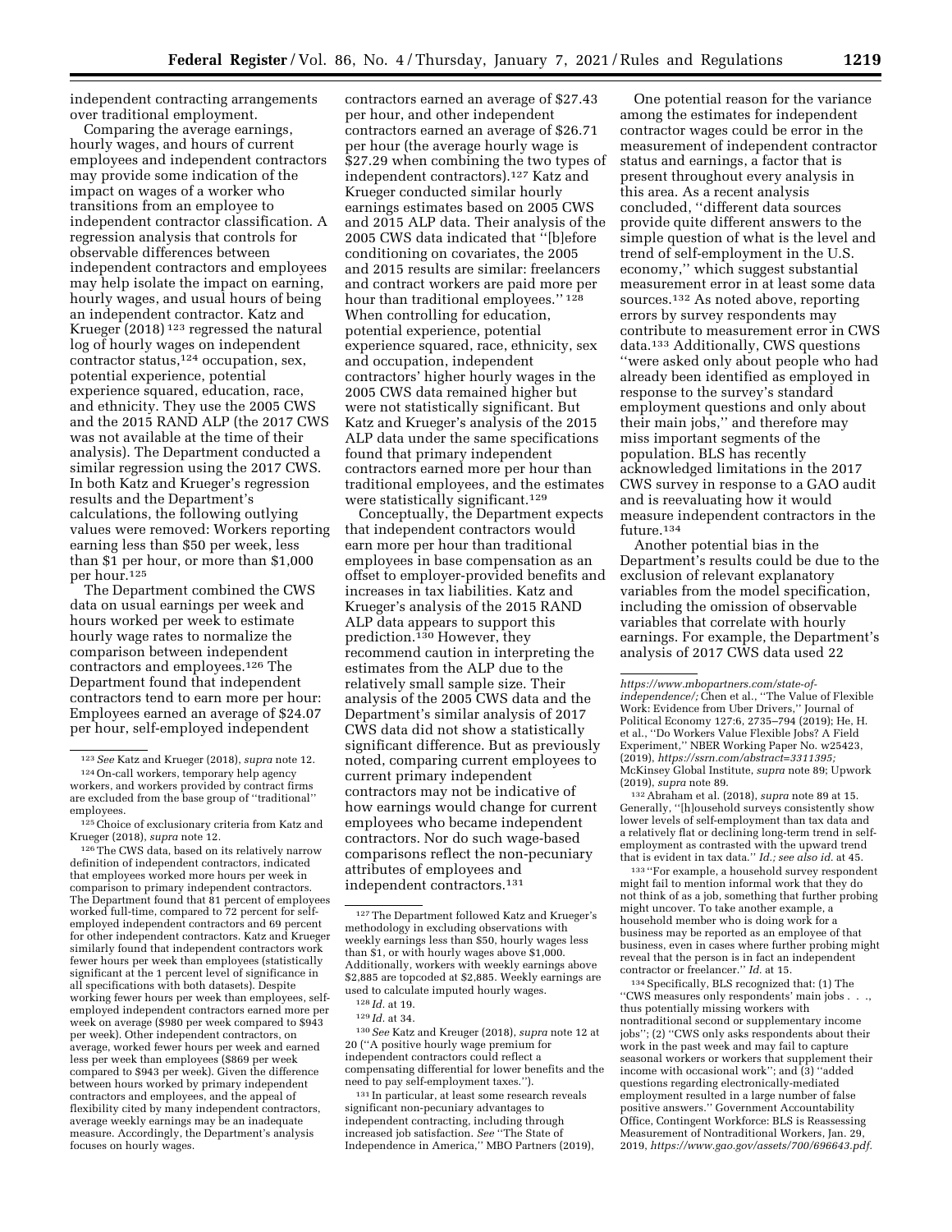independent contracting arrangements over traditional employment.

Comparing the average earnings, hourly wages, and hours of current employees and independent contractors may provide some indication of the impact on wages of a worker who transitions from an employee to independent contractor classification. A regression analysis that controls for observable differences between independent contractors and employees may help isolate the impact on earning, hourly wages, and usual hours of being an independent contractor. Katz and Krueger (2018) [123] regressed the natural log of hourly wages on independent contractor status,[124] occupation, sex, potential experience, potential experience squared, education, race, and ethnicity. They use the 2005 CWS and the 2015 RAND ALP (the 2017 CWS was not available at the time of their analysis). The Department conducted a similar regression using the 2017 CWS. In both Katz and Krueger's regression results and the Department's calculations, the following outlying values were removed: Workers reporting earning less than $50 per week, less than $1 per hour, or more than $1,000 per hour.[125]

The Department combined the CWS data on usual earnings per week and hours worked per week to estimate hourly wage rates to normalize the comparison between independent contractors and employees.[126] The Department found that independent contractors tend to earn more per hour: Employees earned an average of $24.07 per hour, self-employed independent contractors earned an average of $27.43 per hour, and other independent contractors earned an average of $26.71 per hour (the average hourly wage is $27.29 when combining the two types of independent contractors).[127] Katz and Krueger conducted similar hourly earnings estimates based on 2005 CWS and 2015 ALP data. Their analysis of the 2005 CWS data indicated that "[b]efore conditioning on covariates, the 2005 and 2015 results are similar: freelancers and contract workers are paid more per hour than traditional employees." [128] When controlling for education, potential experience, potential experience squared, race, ethnicity, sex and occupation, independent contractors' higher hourly wages in the 2005 CWS data remained higher but were not statistically significant. But Katz and Krueger's analysis of the 2015 ALP data under the same specifications found that primary independent contractors earned more per hour than traditional employees, and the estimates were statistically significant.[129]

Conceptually, the Department expects that independent contractors would earn more per hour than traditional employees in base compensation as an offset to employer-provided benefits and increases in tax liabilities. Katz and Krueger's analysis of the 2015 RAND ALP data appears to support this prediction.[130] However, they recommend caution in interpreting the estimates from the ALP due to the relatively small sample size. Their analysis of the 2005 CWS data and the Department's similar analysis of 2017 CWS data did not show a statistically significant difference. But as previously noted, comparing current employees to current primary independent contractors may not be indicative of how earnings would change for current employees who became independent contractors. Nor do such wage-based comparisons reflect the non-pecuniary attributes of employees and independent contractors.[131]

One potential reason for the variance among the estimates for independent contractor wages could be error in the measurement of independent contractor status and earnings, a factor that is present throughout every analysis in this area. As a recent analysis concluded, "different data sources provide quite different answers to the simple question of what is the level and trend of self-employment in the U.S. economy," which suggest substantial measurement error in at least some data sources.[132] As noted above, reporting errors by survey respondents may contribute to measurement error in CWS data.[133] Additionally, CWS questions "were asked only about people who had already been identified as employed in response to the survey's standard employment questions and only about their main jobs," and therefore may miss important segments of the population. BLS has recently acknowledged limitations in the 2017 CWS survey in response to a GAO audit and is reevaluating how it would measure independent contractors in the future.[134]

Another potential bias in the Department's results could be due to the exclusion of relevant explanatory variables from the model specification, including the omission of observable variables that correlate with hourly earnings. For example, the Department's analysis of 2017 CWS data used 22

---

[123] *See* Katz and Krueger (2018), *supra* note 12.

[124] On-call workers, temporary help agency workers, and workers provided by contract firms are excluded from the base group of "traditional" employees.

[125] Choice of exclusionary criteria from Katz and Krueger (2018), *supra* note 12.

[126] The CWS data, based on its relatively narrow definition of independent contractors, indicated that employees worked more hours per week in comparison to primary independent contractors. The Department found that 81 percent of employees worked full-time, compared to 72 percent for self-employed independent contractors and 69 percent for other independent contractors. Katz and Krueger similarly found that independent contractors work fewer hours per week than employees (statistically significant at the 1 percent level of significance in all specifications with both datasets). Despite working fewer hours per week than employees, self-employed independent contractors earned more per week on average ($980 per week compared to $943 per week). Other independent contractors, on average, worked fewer hours per week and earned less per week than employees ($869 per week compared to $943 per week). Given the difference between hours worked by primary independent contractors and employees, and the appeal of flexibility cited by many independent contractors, average weekly earnings may be an inadequate measure. Accordingly, the Department's analysis focuses on hourly wages.

[127] The Department followed Katz and Krueger's methodology in excluding observations with weekly earnings less than $50, hourly wages less than $1, or with hourly wages above $1,000. Additionally, workers with weekly earnings above $2,885 are topcoded at $2,885. Weekly earnings are used to calculate imputed hourly wages.

[128] *Id.* at 19.

[129] *Id.* at 34.

[130] *See* Katz and Kreuger (2018), *supra* note 12 at 20 ("A positive hourly wage premium for independent contractors could reflect a compensating differential for lower benefits and the need to pay self-employment taxes.").

[131] In particular, at least some research reveals significant non-pecuniary advantages to independent contracting, including through increased job satisfaction. *See* "The State of Independence in America," MBO Partners (2019), *https://www.mbopartners.com/state-of-independence/;* Chen et al., "The Value of Flexible Work: Evidence from Uber Drivers," Journal of Political Economy 127:6, 2735–794 (2019); He, H. et al., "Do Workers Value Flexible Jobs? A Field Experiment," NBER Working Paper No. w25423, (2019), *https://ssrn.com/abstract=3311395;* McKinsey Global Institute, *supra* note 89; Upwork (2019), *supra* note 89.

[132] Abraham et al. (2018), *supra* note 89 at 15. Generally, "[h]ousehold surveys consistently show lower levels of self-employment than tax data and a relatively flat or declining long-term trend in self-employment as contrasted with the upward trend that is evident in tax data." *Id.; see also id.* at 45.

[133] "For example, a household survey respondent might fail to mention informal work that they do not think of as a job, something that further probing might uncover. To take another example, a household member who is doing work for a business may be reported as an employee of that business, even in cases where further probing might reveal that the person is in fact an independent contractor or freelancer." *Id.* at 15.

[134] Specifically, BLS recognized that: (1) The "CWS measures only respondents' main jobs . . ., thus potentially missing workers with nontraditional second or supplementary income jobs"; (2) "CWS only asks respondents about their work in the past week and may fail to capture seasonal workers or workers that supplement their income with occasional work"; and (3) "added questions regarding electronically-mediated employment resulted in a large number of false positive answers." Government Accountability Office, Contingent Workforce: BLS is Reassessing Measurement of Nontraditional Workers, Jan. 29, 2019, *https://www.gao.gov/assets/700/696643.pdf.*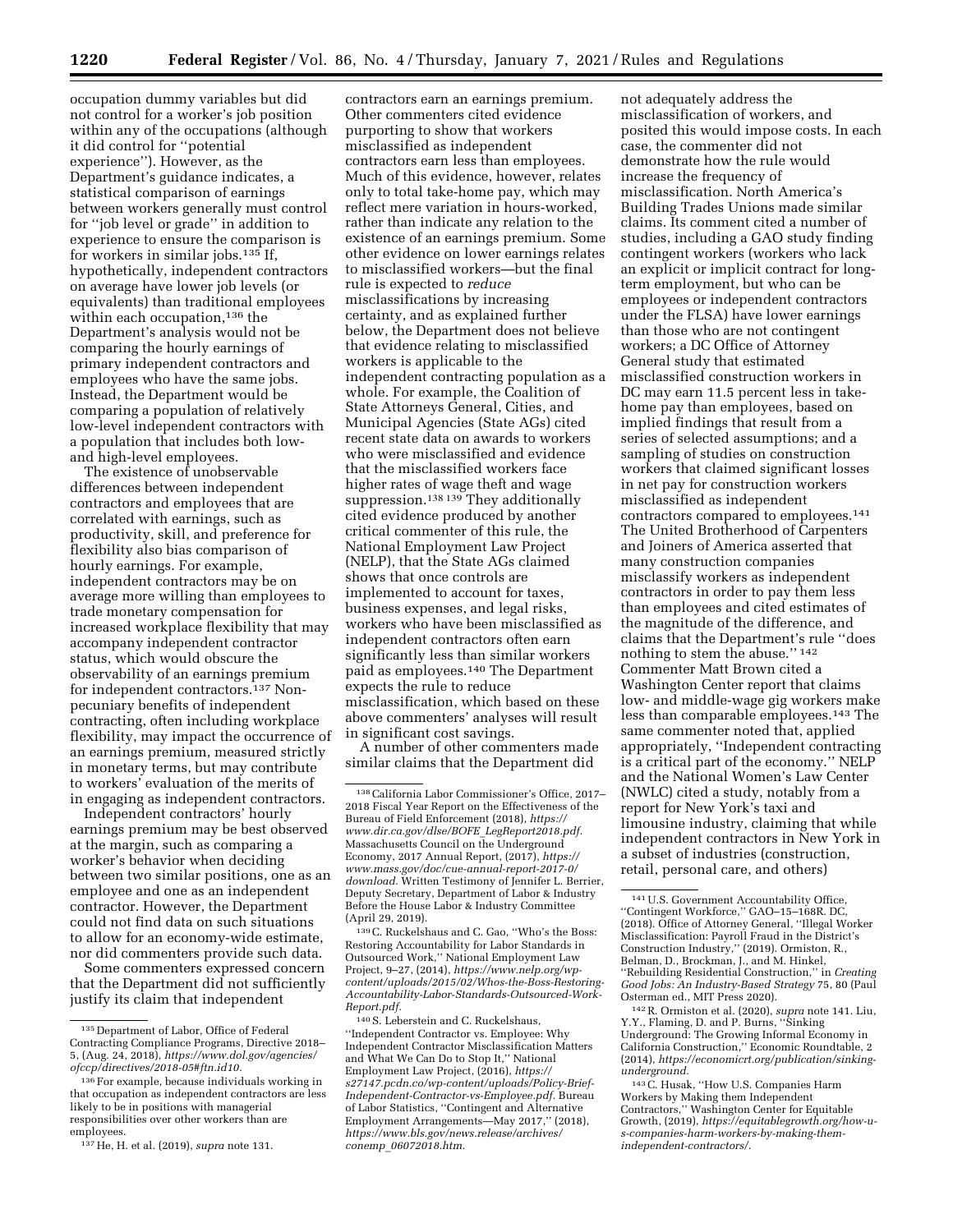occupation dummy variables but did not control for a worker's job position within any of the occupations (although it did control for ''potential experience''). However, as the Department's guidance indicates, a statistical comparison of earnings between workers generally must control for ''job level or grade'' in addition to experience to ensure the comparison is for workers in similar jobs.[135] If, hypothetically, independent contractors on average have lower job levels (or equivalents) than traditional employees within each occupation,[136] the Department's analysis would not be comparing the hourly earnings of primary independent contractors and employees who have the same jobs. Instead, the Department would be comparing a population of relatively low-level independent contractors with a population that includes both low- and high-level employees.

The existence of unobservable differences between independent contractors and employees that are correlated with earnings, such as productivity, skill, and preference for flexibility also bias comparison of hourly earnings. For example, independent contractors may be on average more willing than employees to trade monetary compensation for increased workplace flexibility that may accompany independent contractor status, which would obscure the observability of an earnings premium for independent contractors.[137] Non-pecuniary benefits of independent contracting, often including workplace flexibility, may impact the occurrence of an earnings premium, measured strictly in monetary terms, but may contribute to workers' evaluation of the merits of in engaging as independent contractors.

Independent contractors' hourly earnings premium may be best observed at the margin, such as comparing a worker's behavior when deciding between two similar positions, one as an employee and one as an independent contractor. However, the Department could not find data on such situations to allow for an economy-wide estimate, nor did commenters provide such data.

Some commenters expressed concern that the Department did not sufficiently justify its claim that independent contractors earn an earnings premium. Other commenters cited evidence purporting to show that workers misclassified as independent contractors earn less than employees. Much of this evidence, however, relates only to total take-home pay, which may reflect mere variation in hours-worked, rather than indicate any relation to the existence of an earnings premium. Some other evidence on lower earnings relates to misclassified workers—but the final rule is expected to *reduce* misclassifications by increasing certainty, and as explained further below, the Department does not believe that evidence relating to misclassified workers is applicable to the independent contracting population as a whole. For example, the Coalition of State Attorneys General, Cities, and Municipal Agencies (State AGs) cited recent state data on awards to workers who were misclassified and evidence that the misclassified workers face higher rates of wage theft and wage suppression.[138] [139] They additionally cited evidence produced by another critical commenter of this rule, the National Employment Law Project (NELP), that the State AGs claimed shows that once controls are implemented to account for taxes, business expenses, and legal risks, workers who have been misclassified as independent contractors often earn significantly less than similar workers paid as employees.[140] The Department expects the rule to reduce misclassification, which based on these above commenters' analyses will result in significant cost savings.

A number of other commenters made similar claims that the Department did not adequately address the misclassification of workers, and posited this would impose costs. In each case, the commenter did not demonstrate how the rule would increase the frequency of misclassification. North America's Building Trades Unions made similar claims. Its comment cited a number of studies, including a GAO study finding contingent workers (workers who lack an explicit or implicit contract for long-term employment, but who can be employees or independent contractors under the FLSA) have lower earnings than those who are not contingent workers; a DC Office of Attorney General study that estimated misclassified construction workers in DC may earn 11.5 percent less in take-home pay than employees, based on implied findings that result from a series of selected assumptions; and a sampling of studies on construction workers that claimed significant losses in net pay for construction workers misclassified as independent contractors compared to employees.[141] The United Brotherhood of Carpenters and Joiners of America asserted that many construction companies misclassify workers as independent contractors in order to pay them less than employees and cited estimates of the magnitude of the difference, and claims that the Department's rule ''does nothing to stem the abuse.'' [142] Commenter Matt Brown cited a Washington Center report that claims low- and middle-wage gig workers make less than comparable employees.[143] The same commenter noted that, applied appropriately, ''Independent contracting is a critical part of the economy.'' NELP and the National Women's Law Center (NWLC) cited a study, notably from a report for New York's taxi and limousine industry, claiming that while independent contractors in New York in a subset of industries (construction, retail, personal care, and others)

---

[135] Department of Labor, Office of Federal Contracting Compliance Programs, Directive 2018–5, (Aug. 24, 2018), *https://www.dol.gov/agencies/ofccp/directives/2018-05#ftn.id10.*

[136] For example, because individuals working in that occupation as independent contractors are less likely to be in positions with managerial responsibilities over other workers than are employees.

[137] He, H. et al. (2019), *supra* note 131.

[138] California Labor Commissioner's Office, 2017–2018 Fiscal Year Report on the Effectiveness of the Bureau of Field Enforcement (2018), *https://www.dir.ca.gov/dlse/BOFE_LegReport2018.pdf.* Massachusetts Council on the Underground Economy, 2017 Annual Report, (2017), *https://www.mass.gov/doc/cue-annual-report-2017-0/download.* Written Testimony of Jennifer L. Berrier, Deputy Secretary, Department of Labor & Industry Before the House Labor & Industry Committee (April 29, 2019).

[139] C. Ruckelshaus and C. Gao, ''Who's the Boss: Restoring Accountability for Labor Standards in Outsourced Work,'' National Employment Law Project, 9–27, (2014), *https://www.nelp.org/wp-content/uploads/2015/02/Whos-the-Boss-Restoring-Accountability-Labor-Standards-Outsourced-Work-Report.pdf.*

[140] S. Leberstein and C. Ruckelshaus, ''Independent Contractor vs. Employee: Why Independent Contractor Misclassification Matters and What We Can Do to Stop It,'' National Employment Law Project, (2016), *https://s27147.pcdn.co/wp-content/uploads/Policy-Brief-Independent-Contractor-vs-Employee.pdf.* Bureau of Labor Statistics, ''Contingent and Alternative Employment Arrangements—May 2017,'' (2018), *https://www.bls.gov/news.release/archives/conemp_06072018.htm.*

[141] U.S. Government Accountability Office, ''Contingent Workforce,'' GAO–15–168R. DC, (2018). Office of Attorney General, ''Illegal Worker Misclassification: Payroll Fraud in the District's Construction Industry,'' (2019). Ormiston, R., Belman, D., Brockman, J., and M. Hinkel, ''Rebuilding Residential Construction,'' in *Creating Good Jobs: An Industry-Based Strategy* 75, 80 (Paul Osterman ed., MIT Press 2020).

[142] R. Ormiston et al. (2020), *supra* note 141. Liu, Y.Y., Flaming, D. and P. Burns, ''Sinking Underground: The Growing Informal Economy in California Construction,'' Economic Roundtable, 2 (2014), *https://economicrt.org/publication/sinking-underground.*

[143] C. Husak, ''How U.S. Companies Harm Workers by Making them Independent Contractors,'' Washington Center for Equitable Growth, (2019), *https://equitablegrowth.org/how-u-s-companies-harm-workers-by-making-them-independent-contractors/.*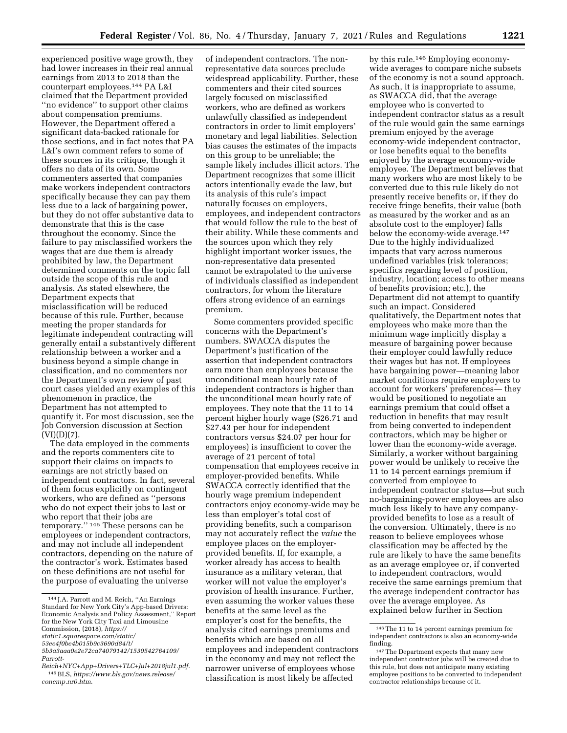experienced positive wage growth, they had lower increases in their real annual earnings from 2013 to 2018 than the counterpart employees.[144] PA L&I claimed that the Department provided ''no evidence'' to support other claims about compensation premiums. However, the Department offered a significant data-backed rationale for those sections, and in fact notes that PA L&I's own comment refers to some of these sources in its critique, though it offers no data of its own. Some commenters asserted that companies make workers independent contractors specifically because they can pay them less due to a lack of bargaining power, but they do not offer substantive data to demonstrate that this is the case throughout the economy. Since the failure to pay misclassified workers the wages that are due them is already prohibited by law, the Department determined comments on the topic fall outside the scope of this rule and analysis. As stated elsewhere, the Department expects that misclassification will be reduced because of this rule. Further, because meeting the proper standards for legitimate independent contracting will generally entail a substantively different relationship between a worker and a business beyond a simple change in classification, and no commenters nor the Department's own review of past court cases yielded any examples of this phenomenon in practice, the Department has not attempted to quantify it. For most discussion, see the Job Conversion discussion at Section (VI)(D)(7).

The data employed in the comments and the reports commenters cite to support their claims on impacts to earnings are not strictly based on independent contractors. In fact, several of them focus explicitly on contingent workers, who are defined as ''persons who do not expect their jobs to last or who report that their jobs are temporary.'' [145] These persons can be employees or independent contractors, and may not include all independent contractors, depending on the nature of the contractor's work. Estimates based on these definitions are not useful for the purpose of evaluating the universe of independent contractors. The non-representative data sources preclude widespread applicability. Further, these commenters and their cited sources largely focused on misclassified workers, who are defined as workers unlawfully classified as independent contractors in order to limit employers' monetary and legal liabilities. Selection bias causes the estimates of the impacts on this group to be unreliable; the sample likely includes illicit actors. The Department recognizes that some illicit actors intentionally evade the law, but its analysis of this rule's impact naturally focuses on employers, employees, and independent contractors that would follow the rule to the best of their ability. While these comments and the sources upon which they rely highlight important worker issues, the non-representative data presented cannot be extrapolated to the universe of individuals classified as independent contractors, for whom the literature offers strong evidence of an earnings premium.

Some commenters provided specific concerns with the Department's numbers. SWACCA disputes the Department's justification of the assertion that independent contractors earn more than employees because the unconditional mean hourly rate of independent contractors is higher than the unconditional mean hourly rate of employees. They note that the 11 to 14 percent higher hourly wage ($26.71 and $27.43 per hour for independent contractors versus $24.07 per hour for employees) is insufficient to cover the average of 21 percent of total compensation that employees receive in employer-provided benefits. While SWACCA correctly identified that the hourly wage premium independent contractors enjoy economy-wide may be less than employer's total cost of providing benefits, such a comparison may not accurately reflect the *value* the employee places on the employer-provided benefits. If, for example, a worker already has access to health insurance as a military veteran, that worker will not value the employer's provision of health insurance. Further, even assuming the worker values these benefits at the same level as the employer's cost for the benefits, the analysis cited earnings premiums and benefits which are based on all employees and independent contractors in the economy and may not reflect the narrower universe of employees whose classification is most likely be affected by this rule.[146] Employing economy-wide averages to compare niche subsets of the economy is not a sound approach. As such, it is inappropriate to assume, as SWACCA did, that the average employee who is converted to independent contractor status as a result of the rule would gain the same earnings premium enjoyed by the average economy-wide independent contractor, or lose benefits equal to the benefits enjoyed by the average economy-wide employee. The Department believes that many workers who are most likely to be converted due to this rule likely do not presently receive benefits or, if they do receive fringe benefits, their value (both as measured by the worker and as an absolute cost to the employer) falls below the economy-wide average.[147] Due to the highly individualized impacts that vary across numerous undefined variables (risk tolerances; specifics regarding level of position, industry, location; access to other means of benefits provision; etc.), the Department did not attempt to quantify such an impact. Considered qualitatively, the Department notes that employees who make more than the minimum wage implicitly display a measure of bargaining power because their employer could lawfully reduce their wages but has not. If employees have bargaining power—meaning labor market conditions require employers to account for workers' preferences— they would be positioned to negotiate an earnings premium that could offset a reduction in benefits that may result from being converted to independent contractors, which may be higher or lower than the economy-wide average. Similarly, a worker without bargaining power would be unlikely to receive the 11 to 14 percent earnings premium if converted from employee to independent contractor status—but such no-bargaining-power employees are also much less likely to have any company-provided benefits to lose as a result of the conversion. Ultimately, there is no reason to believe employees whose classification may be affected by the rule are likely to have the same benefits as an average employee or, if converted to independent contractors, would receive the same earnings premium that the average independent contractor has over the average employee. As explained below further in Section

[144] J.A. Parrott and M. Reich, ''An Earnings Standard for New York City's App-based Drivers: Economic Analysis and Policy Assessment,'' Report for the New York City Taxi and Limousine Commission, (2018), *https://static1.squarespace.com/static/53ee4f0be4b015b9c3690d84/t/5b3a3aaa0e2e72ca74079142/1530542764109/Parrott-Reich+NYC+App+Drivers+TLC+Jul+2018jul1.pdf.*

[145] BLS, *https://www.bls.gov/news.release/conemp.nr0.htm.*

[146] The 11 to 14 percent earnings premium for independent contractors is also an economy-wide finding.

[147] The Department expects that many new independent contractor jobs will be created due to this rule, but does not anticipate many existing employee positions to be converted to independent contractor relationships because of it.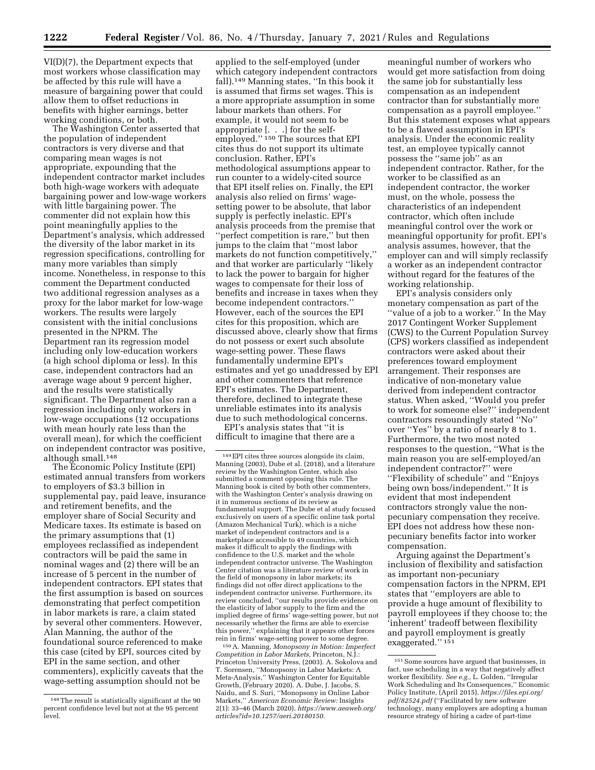VI(D)(7), the Department expects that most workers whose classification may be affected by this rule will have a measure of bargaining power that could allow them to offset reductions in benefits with higher earnings, better working conditions, or both.

The Washington Center asserted that the population of independent contractors is very diverse and that comparing mean wages is not appropriate, expounding that the independent contractor market includes both high-wage workers with adequate bargaining power and low-wage workers with little bargaining power. The commenter did not explain how this point meaningfully applies to the Department's analysis, which addressed the diversity of the labor market in its regression specifications, controlling for many more variables than simply income. Nonetheless, in response to this comment the Department conducted two additional regression analyses as a proxy for the labor market for low-wage workers. The results were largely consistent with the initial conclusions presented in the NPRM. The Department ran its regression model including only low-education workers (a high school diploma or less). In this case, independent contractors had an average wage about 9 percent higher, and the results were statistically significant. The Department also ran a regression including only workers in low-wage occupations (12 occupations with mean hourly rate less than the overall mean), for which the coefficient on independent contractor was positive, although small.[148]

The Economic Policy Institute (EPI) estimated annual transfers from workers to employers of $3.3 billion in supplemental pay, paid leave, insurance and retirement benefits, and the employer share of Social Security and Medicare taxes. Its estimate is based on the primary assumptions that (1) employees reclassified as independent contractors will be paid the same in nominal wages and (2) there will be an increase of 5 percent in the number of independent contractors. EPI states that the first assumption is based on sources demonstrating that perfect competition in labor markets is rare, a claim stated by several other commenters. However, Alan Manning, the author of the foundational source referenced to make this case (cited by EPI, sources cited by EPI in the same section, and other commenters), explicitly caveats that the wage-setting assumption should not be applied to the self-employed (under which category independent contractors fall).[149] Manning states, "In this book it is assumed that firms set wages. This is a more appropriate assumption in some labour markets than others. For example, it would not seem to be appropriate [. . .] for the self-employed."[150] The sources that EPI cites thus do not support its ultimate conclusion. Rather, EPI's methodological assumptions appear to run counter to a widely-cited source that EPI itself relies on. Finally, the EPI analysis also relied on firms' wage-setting power to be absolute, that labor supply is perfectly inelastic. EPI's analysis proceeds from the premise that "perfect competition is rare," but then jumps to the claim that "most labor markets do not function competitively," and that worker are particularly "likely to lack the power to bargain for higher wages to compensate for their loss of benefits and increase in taxes when they become independent contractors." However, each of the sources the EPI cites for this proposition, which are discussed above, clearly show that firms do not possess or exert such absolute wage-setting power. These flaws fundamentally undermine EPI's estimates and yet go unaddressed by EPI and other commenters that reference EPI's estimates. The Department, therefore, declined to integrate these unreliable estimates into its analysis due to such methodological concerns.

EPI's analysis states that "it is difficult to imagine that there are a meaningful number of workers who would get more satisfaction from doing the same job for substantially less compensation as an independent contractor than for substantially more compensation as a payroll employee." But this statement exposes what appears to be a flawed assumption in EPI's analysis. Under the economic reality test, an employee typically cannot possess the "same job" as an independent contractor. Rather, for the worker to be classified as an independent contractor, the worker must, on the whole, possess the characteristics of an independent contractor, which often include meaningful control over the work or meaningful opportunity for profit. EPI's analysis assumes, however, that the employer can and will simply reclassify a worker as an independent contractor without regard for the features of the working relationship.

EPI's analysis considers only monetary compensation as part of the "value of a job to a worker." In the May 2017 Contingent Worker Supplement (CWS) to the Current Population Survey (CPS) workers classified as independent contractors were asked about their preferences toward employment arrangement. Their responses are indicative of non-monetary value derived from independent contractor status. When asked, "Would you prefer to work for someone else?" independent contractors resoundingly stated "No" over "Yes" by a ratio of nearly 8 to 1. Furthermore, the two most noted responses to the question, "What is the main reason you are self-employed/an independent contractor?" were "Flexibility of schedule" and "Enjoys being own boss/independent." It is evident that most independent contractors strongly value the non-pecuniary compensation they receive. EPI does not address how these non-pecuniary benefits factor into worker compensation.

Arguing against the Department's inclusion of flexibility and satisfaction as important non-pecuniary compensation factors in the NPRM, EPI states that "employers are able to provide a huge amount of flexibility to payroll employees if they choose to; the 'inherent' tradeoff between flexibility and payroll employment is greatly exaggerated."[151]

---

[148] The result is statistically significant at the 90 percent confidence level but not at the 95 percent level.

[149] EPI cites three sources alongside its claim, Manning (2003), Dube et al. (2018), and a literature review by the Washington Center, which also submitted a comment opposing this rule. The Manning book is cited by both other commenters, with the Washington Center's analysis drawing on it in numerous sections of its review as fundamental support. The Dube et al study focused exclusively on users of a specific online task portal (Amazon Mechanical Turk), which is a niche market of independent contractors and is a marketplace accessible to 49 countries, which makes it difficult to apply the findings with confidence to the U.S. market and the whole independent contractor universe. The Washington Center citation was a literature review of work in the field of monopsony in labor markets; its findings did not offer direct applications to the independent contractor universe. Furthermore, its review concluded, "our results provide evidence on the elasticity of labor supply to the firm and the implied degree of firms' wage-setting power, but not necessarily whether the firms are able to exercise this power," explaining that it appears other forces rein in firms' wage-setting power to some degree.

[150] A. Manning, *Monopsony in Motion: Imperfect Competition in Labor Markets,* Princeton, N.J.: Princeton University Press, (2003). A. Sokolova and T. Sorensen, "Monopsony in Labor Markets: A Meta-Analysis," Washington Center for Equitable Growth, (February 2020). A. Dube, J. Jacobs, S. Naidu, and S. Suri, "Monopsony in Online Labor Markets," *American Economic Review:* Insights 2(1): 33–46 (March 2020), *https://www.aeaweb.org/articles?id=10.1257/aeri.20180150.*

[151] Some sources have argued that businesses, in fact, use scheduling in a way that negatively affect worker flexibility. *See e.g.,* L. Golden, "Irregular Work Scheduling and Its Consequences," Economic Policy Institute, (April 2015), *https://files.epi.org/pdf/82524.pdf* ("Facilitated by new software technology, many employers are adopting a human resource strategy of hiring a cadre of part-time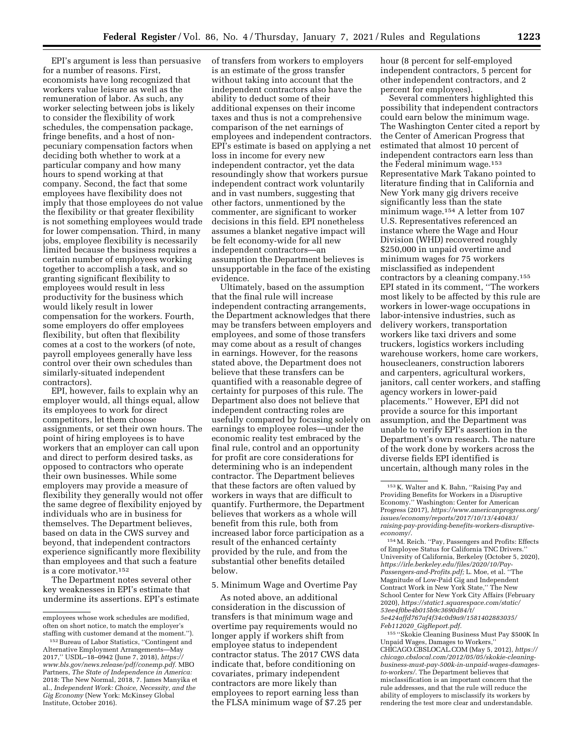EPI's argument is less than persuasive for a number of reasons. First, economists have long recognized that workers value leisure as well as the remuneration of labor. As such, any worker selecting between jobs is likely to consider the flexibility of work schedules, the compensation package, fringe benefits, and a host of non-pecuniary compensation factors when deciding both whether to work at a particular company and how many hours to spend working at that company. Second, the fact that some employees have flexibility does not imply that those employees do not value the flexibility or that greater flexibility is not something employees would trade for lower compensation. Third, in many jobs, employee flexibility is necessarily limited because the business requires a certain number of employees working together to accomplish a task, and so granting significant flexibility to employees would result in less productivity for the business which would likely result in lower compensation for the workers. Fourth, some employers do offer employees flexibility, but often that flexibility comes at a cost to the workers (of note, payroll employees generally have less control over their own schedules than similarly-situated independent contractors).

EPI, however, fails to explain why an employer would, all things equal, allow its employees to work for direct competitors, let them choose assignments, or set their own hours. The point of hiring employees is to have workers that an employer can call upon and direct to perform desired tasks, as opposed to contractors who operate their own businesses. While some employers may provide a measure of flexibility they generally would not offer the same degree of flexibility enjoyed by individuals who are in business for themselves. The Department believes, based on data in the CWS survey and beyond, that independent contractors experience significantly more flexibility than employees and that such a feature is a core motivator.[152]

The Department notes several other key weaknesses in EPI's estimate that undermine its assertions. EPI's estimate of transfers from workers to employers is an estimate of the gross transfer without taking into account that the independent contractors also have the ability to deduct some of their additional expenses on their income taxes and thus is not a comprehensive comparison of the net earnings of employees and independent contractors. EPI's estimate is based on applying a net loss in income for every new independent contractor, yet the data resoundingly show that workers pursue independent contract work voluntarily and in vast numbers, suggesting that other factors, unmentioned by the commenter, are significant to worker decisions in this field. EPI nonetheless assumes a blanket negative impact will be felt economy-wide for all new independent contractors—an assumption the Department believes is unsupportable in the face of the existing evidence.

Ultimately, based on the assumption that the final rule will increase independent contracting arrangements, the Department acknowledges that there may be transfers between employers and employees, and some of those transfers may come about as a result of changes in earnings. However, for the reasons stated above, the Department does not believe that these transfers can be quantified with a reasonable degree of certainty for purposes of this rule. The Department also does not believe that independent contracting roles are usefully compared by focusing solely on earnings to employee roles—under the economic reality test embraced by the final rule, control and an opportunity for profit are core considerations for determining who is an independent contractor. The Department believes that these factors are often valued by workers in ways that are difficult to quantify. Furthermore, the Department believes that workers as a whole will benefit from this rule, both from increased labor force participation as a result of the enhanced certainty provided by the rule, and from the substantial other benefits detailed below.

5. Minimum Wage and Overtime Pay

As noted above, an additional consideration in the discussion of transfers is that minimum wage and overtime pay requirements would no longer apply if workers shift from employee status to independent contractor status. The 2017 CWS data indicate that, before conditioning on covariates, primary independent contractors are more likely than employees to report earning less than the FLSA minimum wage of $7.25 per hour (8 percent for self-employed independent contractors, 5 percent for other independent contractors, and 2 percent for employees).

Several commenters highlighted this possibility that independent contractors could earn below the minimum wage. The Washington Center cited a report by the Center of American Progress that estimated that almost 10 percent of independent contractors earn less than the Federal minimum wage.[153] Representative Mark Takano pointed to literature finding that in California and New York many gig drivers receive significantly less than the state minimum wage.[154] A letter from 107 U.S. Representatives referenced an instance where the Wage and Hour Division (WHD) recovered roughly $250,000 in unpaid overtime and minimum wages for 75 workers misclassified as independent contractors by a cleaning company.[155] EPI stated in its comment, ''The workers most likely to be affected by this rule are workers in lower-wage occupations in labor-intensive industries, such as delivery workers, transportation workers like taxi drivers and some truckers, logistics workers including warehouse workers, home care workers, housecleaners, construction laborers and carpenters, agricultural workers, janitors, call center workers, and staffing agency workers in lower-paid placements.'' However, EPI did not provide a source for this important assumption, and the Department was unable to verify EPI's assertion in the Department's own research. The nature of the work done by workers across the diverse fields EPI identified is uncertain, although many roles in the

---

employees whose work schedules are modified, often on short notice, to match the employer's staffing with customer demand at the moment.'').

[152] Bureau of Labor Statistics, ''Contingent and Alternative Employment Arrangements—May 2017,'' USDL–18–0942 (June 7, 2018), *https://www.bls.gov/news.release/pdf/conemp.pdf*. MBO Partners, *The State of Independence in America:* 2018: The New Normal, 2018, 7. James Manyika et al., *Independent Work: Choice, Necessity, and the Gig Economy* (New York: McKinsey Global Institute, October 2016).

[153] K. Walter and K. Bahn, ''Raising Pay and Providing Benefits for Workers in a Disruptive Economy.'' Washington: Center for American Progress (2017), *https://www.americanprogress.org/issues/economy/reports/2017/10/13/440483/raising-pay-providing-benefits-workers-disruptive-economy/*.

[154] M. Reich. ''Pay, Passengers and Profits: Effects of Employee Status for California TNC Drivers.'' University of California, Berkeley (October 5, 2020), *https://irle.berkeley.edu/files/2020/10/Pay-Passengers-and-Profits.pdf;* L. Moe, et al. ''The Magnitude of Low-Paid Gig and Independent Contract Work in New York State,'' The New School Center for New York City Affairs (February 2020), *https://static1.squarespace.com/static/53ee4f0be4b015b9c3690d84/t/5e424affd767af4f34c0d9a9/1581402883035/Feb112020_GigReport.pdf*.

[155] ''Skokie Cleaning Business Must Pay $500K In Unpaid Wages, Damages to Workers,'' CHICAGO.CBSLOCAL.COM (May 5, 2012), *https://chicago.cbslocal.com/2012/05/05/skokie-cleaning-business-must-pay-500k-in-unpaid-wages-damages-to-workers/*. The Department believes that misclassification is an important concern that the rule addresses, and that the rule will reduce the ability of employers to misclassify its workers by rendering the test more clear and understandable.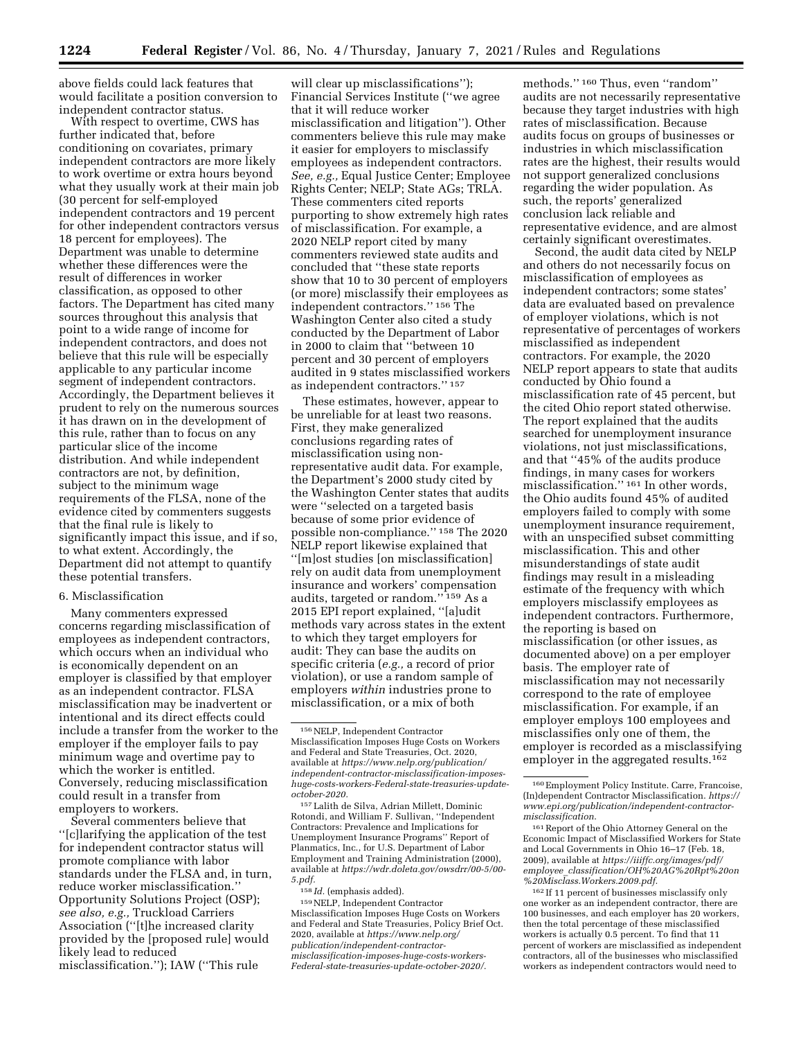above fields could lack features that would facilitate a position conversion to independent contractor status.

With respect to overtime, CWS has further indicated that, before conditioning on covariates, primary independent contractors are more likely to work overtime or extra hours beyond what they usually work at their main job (30 percent for self-employed independent contractors and 19 percent for other independent contractors versus 18 percent for employees). The Department was unable to determine whether these differences were the result of differences in worker classification, as opposed to other factors. The Department has cited many sources throughout this analysis that point to a wide range of income for independent contractors, and does not believe that this rule will be especially applicable to any particular income segment of independent contractors. Accordingly, the Department believes it prudent to rely on the numerous sources it has drawn on in the development of this rule, rather than to focus on any particular slice of the income distribution. And while independent contractors are not, by definition, subject to the minimum wage requirements of the FLSA, none of the evidence cited by commenters suggests that the final rule is likely to significantly impact this issue, and if so, to what extent. Accordingly, the Department did not attempt to quantify these potential transfers.

6. Misclassification

Many commenters expressed concerns regarding misclassification of employees as independent contractors, which occurs when an individual who is economically dependent on an employer is classified by that employer as an independent contractor. FLSA misclassification may be inadvertent or intentional and its direct effects could include a transfer from the worker to the employer if the employer fails to pay minimum wage and overtime pay to which the worker is entitled. Conversely, reducing misclassification could result in a transfer from employers to workers.

Several commenters believe that ''[c]larifying the application of the test for independent contractor status will promote compliance with labor standards under the FLSA and, in turn, reduce worker misclassification.'' Opportunity Solutions Project (OSP); *see also, e.g.,* Truckload Carriers Association (''[t]he increased clarity provided by the [proposed rule] would likely lead to reduced misclassification.''); IAW (''This rule will clear up misclassifications''); Financial Services Institute (''we agree that it will reduce worker misclassification and litigation''). Other commenters believe this rule may make it easier for employers to misclassify employees as independent contractors. *See, e.g.,* Equal Justice Center; Employee Rights Center; NELP; State AGs; TRLA. These commenters cited reports purporting to show extremely high rates of misclassification. For example, a 2020 NELP report cited by many commenters reviewed state audits and concluded that ''these state reports show that 10 to 30 percent of employers (or more) misclassify their employees as independent contractors.'' [156] The Washington Center also cited a study conducted by the Department of Labor in 2000 to claim that ''between 10 percent and 30 percent of employers audited in 9 states misclassified workers as independent contractors.'' [157]

These estimates, however, appear to be unreliable for at least two reasons. First, they make generalized conclusions regarding rates of misclassification using non-representative audit data. For example, the Department's 2000 study cited by the Washington Center states that audits were ''selected on a targeted basis because of some prior evidence of possible non-compliance.'' [158] The 2020 NELP report likewise explained that ''[m]ost studies [on misclassification] rely on audit data from unemployment insurance and workers' compensation audits, targeted or random.'' [159] As a 2015 EPI report explained, ''[a]udit methods vary across states in the extent to which they target employers for audit: They can base the audits on specific criteria (*e.g.,* a record of prior violation), or use a random sample of employers *within* industries prone to misclassification, or a mix of both methods.'' [160] Thus, even ''random'' audits are not necessarily representative because they target industries with high rates of misclassification. Because audits focus on groups of businesses or industries in which misclassification rates are the highest, their results would not support generalized conclusions regarding the wider population. As such, the reports' generalized conclusion lack reliable and representative evidence, and are almost certainly significant overestimates.

Second, the audit data cited by NELP and others do not necessarily focus on misclassification of employees as independent contractors; some states' data are evaluated based on prevalence of employer violations, which is not representative of percentages of workers misclassified as independent contractors. For example, the 2020 NELP report appears to state that audits conducted by Ohio found a misclassification rate of 45 percent, but the cited Ohio report stated otherwise. The report explained that the audits searched for unemployment insurance violations, not just misclassifications, and that ''45% of the audits produce findings, in many cases for workers misclassification.'' [161] In other words, the Ohio audits found 45% of audited employers failed to comply with some unemployment insurance requirement, with an unspecified subset committing misclassification. This and other misunderstandings of state audit findings may result in a misleading estimate of the frequency with which employers misclassify employees as independent contractors. Furthermore, the reporting is based on misclassification (or other issues, as documented above) on a per employer basis. The employer rate of misclassification may not necessarily correspond to the rate of employee misclassification. For example, if an employer employs 100 employees and misclassifies only one of them, the employer is recorded as a misclassifying employer in the aggregated results.[162]

---

[156] NELP, Independent Contractor Misclassification Imposes Huge Costs on Workers and Federal and State Treasuries, Oct. 2020, available at *https://www.nelp.org/publication/independent-contractor-misclassification-imposes-huge-costs-workers-Federal-state-treasuries-update-october-2020.*

[157] Lalith de Silva, Adrian Millett, Dominic Rotondi, and William F. Sullivan, ''Independent Contractors: Prevalence and Implications for Unemployment Insurance Programs'' Report of Planmatics, Inc., for U.S. Department of Labor Employment and Training Administration (2000), available at *https://wdr.doleta.gov/owsdrr/00-5/00-5.pdf.*

[158] *Id.* (emphasis added).

[159] NELP, Independent Contractor Misclassification Imposes Huge Costs on Workers and Federal and State Treasuries, Policy Brief Oct. 2020, available at *https://www.nelp.org/publication/independent-contractor-misclassification-imposes-huge-costs-workers-Federal-state-treasuries-update-october-2020/.*

[160] Employment Policy Institute. Carre, Francoise, (In)dependent Contractor Misclassification. *https://www.epi.org/publication/independent-contractor-misclassification.*

[161] Report of the Ohio Attorney General on the Economic Impact of Misclassified Workers for State and Local Governments in Ohio 16–17 (Feb. 18, 2009), available at *https://iiiffc.org/images/pdf/employee_classification/OH%20AG%20Rpt%20on%20Misclass.Workers.2009.pdf.*

[162] If 11 percent of businesses misclassify only one worker as an independent contractor, there are 100 businesses, and each employer has 20 workers, then the total percentage of these misclassified workers is actually 0.5 percent. To find that 11 percent of workers are misclassified as independent contractors, all of the businesses who misclassified workers as independent contractors would need to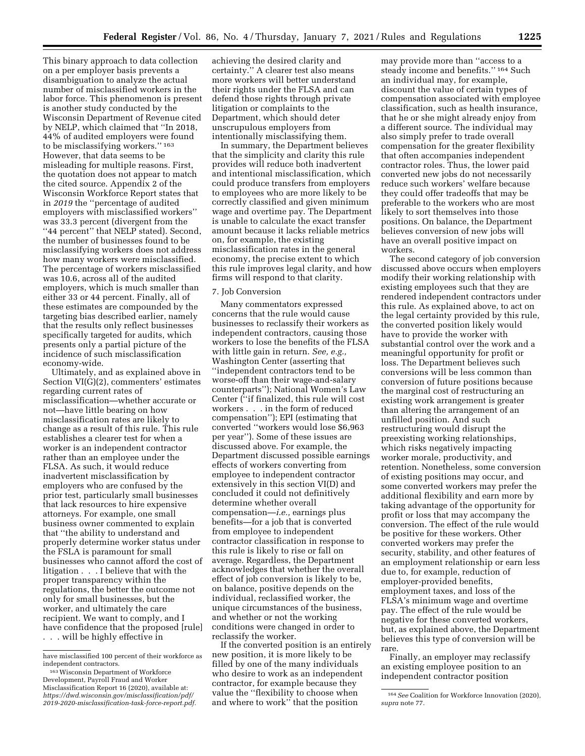This binary approach to data collection on a per employer basis prevents a disambiguation to analyze the actual number of misclassified workers in the labor force. This phenomenon is present is another study conducted by the Wisconsin Department of Revenue cited by NELP, which claimed that ''In 2018, 44% of audited employers were found to be misclassifying workers.'' [163] However, that data seems to be misleading for multiple reasons. First, the quotation does not appear to match the cited source. Appendix 2 of the Wisconsin Workforce Report states that in *2019* the ''percentage of audited employers with misclassified workers'' was 33.3 percent (divergent from the ''44 percent'' that NELP stated). Second, the number of businesses found to be misclassifying workers does not address how many workers were misclassified. The percentage of workers misclassified was 10.6, across all of the audited employers, which is much smaller than either 33 or 44 percent. Finally, all of these estimates are compounded by the targeting bias described earlier, namely that the results only reflect businesses specifically targeted for audits, which presents only a partial picture of the incidence of such misclassification economy-wide.

Ultimately, and as explained above in Section VI(G)(2), commenters' estimates regarding current rates of misclassification—whether accurate or not—have little bearing on how misclassification rates are likely to change as a result of this rule. This rule establishes a clearer test for when a worker is an independent contractor rather than an employee under the FLSA. As such, it would reduce inadvertent misclassification by employers who are confused by the prior test, particularly small businesses that lack resources to hire expensive attorneys. For example, one small business owner commented to explain that ''the ability to understand and properly determine worker status under the FSLA is paramount for small businesses who cannot afford the cost of litigation . . . I believe that with the proper transparency within the regulations, the better the outcome not only for small businesses, but the worker, and ultimately the care recipient. We want to comply, and I have confidence that the proposed [rule] . . . will be highly effective in achieving the desired clarity and certainty.'' A clearer test also means more workers will better understand their rights under the FLSA and can defend those rights through private litigation or complaints to the Department, which should deter unscrupulous employers from intentionally misclassifying them.

In summary, the Department believes that the simplicity and clarity this rule provides will reduce both inadvertent and intentional misclassification, which could produce transfers from employers to employees who are more likely to be correctly classified and given minimum wage and overtime pay. The Department is unable to calculate the exact transfer amount because it lacks reliable metrics on, for example, the existing misclassification rates in the general economy, the precise extent to which this rule improves legal clarity, and how firms will respond to that clarity.

7. Job Conversion

Many commentators expressed concerns that the rule would cause businesses to reclassify their workers as independent contractors, causing those workers to lose the benefits of the FLSA with little gain in return. *See, e.g.,* Washington Center (asserting that ''independent contractors tend to be worse-off than their wage-and-salary counterparts''); National Women's Law Center (''if finalized, this rule will cost workers . . . in the form of reduced compensation''); EPI (estimating that converted ''workers would lose $6,963 per year''). Some of these issues are discussed above. For example, the Department discussed possible earnings effects of workers converting from employee to independent contractor extensively in this section VI(D) and concluded it could not definitively determine whether overall compensation—*i.e.,* earnings plus benefits—for a job that is converted from employee to independent contractor classification in response to this rule is likely to rise or fall on average. Regardless, the Department acknowledges that whether the overall effect of job conversion is likely to be, on balance, positive depends on the individual, reclassified worker, the unique circumstances of the business, and whether or not the working conditions were changed in order to reclassify the worker.

If the converted position is an entirely new position, it is more likely to be filled by one of the many individuals who desire to work as an independent contractor, for example because they value the ''flexibility to choose when and where to work'' that the position may provide more than ''access to a steady income and benefits.'' [164] Such an individual may, for example, discount the value of certain types of compensation associated with employee classification, such as health insurance, that he or she might already enjoy from a different source. The individual may also simply prefer to trade overall compensation for the greater flexibility that often accompanies independent contractor roles. Thus, the lower paid converted new jobs do not necessarily reduce such workers' welfare because they could offer tradeoffs that may be preferable to the workers who are most likely to sort themselves into those positions. On balance, the Department believes conversion of new jobs will have an overall positive impact on workers.

The second category of job conversion discussed above occurs when employers modify their working relationship with existing employees such that they are rendered independent contractors under this rule. As explained above, to act on the legal certainty provided by this rule, the converted position likely would have to provide the worker with substantial control over the work and a meaningful opportunity for profit or loss. The Department believes such conversions will be less common than conversion of future positions because the marginal cost of restructuring an existing work arrangement is greater than altering the arrangement of an unfilled position. And such restructuring would disrupt the preexisting working relationships, which risks negatively impacting worker morale, productivity, and retention. Nonetheless, some conversion of existing positions may occur, and some converted workers may prefer the additional flexibility and earn more by taking advantage of the opportunity for profit or loss that may accompany the conversion. The effect of the rule would be positive for these workers. Other converted workers may prefer the security, stability, and other features of an employment relationship or earn less due to, for example, reduction of employer-provided benefits, employment taxes, and loss of the FLSA's minimum wage and overtime pay. The effect of the rule would be negative for these converted workers, but, as explained above, the Department believes this type of conversion will be rare.

Finally, an employer may reclassify an existing employee position to an independent contractor position

---

have misclassified 100 percent of their workforce as independent contractors.

[163] Wisconsin Department of Workforce Development, Payroll Fraud and Worker Misclassification Report 16 (2020), available at: *https://dwd.wisconsin.gov/misclassification/pdf/2019-2020-misclassification-task-force-report.pdf.*

[164] *See* Coalition for Workforce Innovation (2020), *supra* note 77.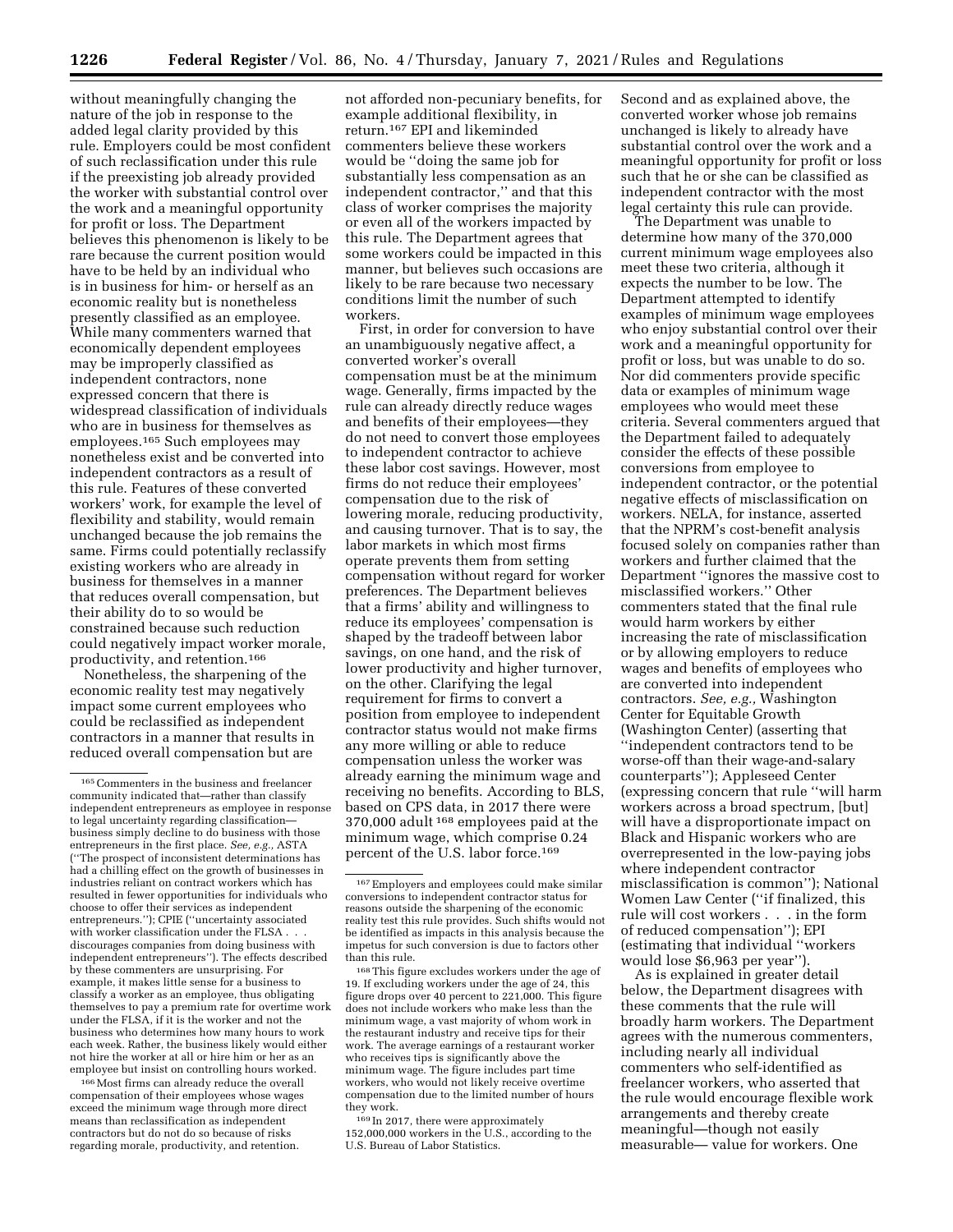without meaningfully changing the nature of the job in response to the added legal clarity provided by this rule. Employers could be most confident of such reclassification under this rule if the preexisting job already provided the worker with substantial control over the work and a meaningful opportunity for profit or loss. The Department believes this phenomenon is likely to be rare because the current position would have to be held by an individual who is in business for him- or herself as an economic reality but is nonetheless presently classified as an employee. While many commenters warned that economically dependent employees may be improperly classified as independent contractors, none expressed concern that there is widespread classification of individuals who are in business for themselves as employees.[165] Such employees may nonetheless exist and be converted into independent contractors as a result of this rule. Features of these converted workers' work, for example the level of flexibility and stability, would remain unchanged because the job remains the same. Firms could potentially reclassify existing workers who are already in business for themselves in a manner that reduces overall compensation, but their ability do to so would be constrained because such reduction could negatively impact worker morale, productivity, and retention.[166]

Nonetheless, the sharpening of the economic reality test may negatively impact some current employees who could be reclassified as independent contractors in a manner that results in reduced overall compensation but are not afforded non-pecuniary benefits, for example additional flexibility, in return.[167] EPI and likeminded commenters believe these workers would be ''doing the same job for substantially less compensation as an independent contractor,'' and that this class of worker comprises the majority or even all of the workers impacted by this rule. The Department agrees that some workers could be impacted in this manner, but believes such occasions are likely to be rare because two necessary conditions limit the number of such workers.

First, in order for conversion to have an unambiguously negative affect, a converted worker's overall compensation must be at the minimum wage. Generally, firms impacted by the rule can already directly reduce wages and benefits of their employees—they do not need to convert those employees to independent contractor to achieve these labor cost savings. However, most firms do not reduce their employees' compensation due to the risk of lowering morale, reducing productivity, and causing turnover. That is to say, the labor markets in which most firms operate prevents them from setting compensation without regard for worker preferences. The Department believes that a firms' ability and willingness to reduce its employees' compensation is shaped by the tradeoff between labor savings, on one hand, and the risk of lower productivity and higher turnover, on the other. Clarifying the legal requirement for firms to convert a position from employee to independent contractor status would not make firms any more willing or able to reduce compensation unless the worker was already earning the minimum wage and receiving no benefits. According to BLS, based on CPS data, in 2017 there were 370,000 adult[168] employees paid at the minimum wage, which comprise 0.24 percent of the U.S. labor force.[169]

Second and as explained above, the converted worker whose job remains unchanged is likely to already have substantial control over the work and a meaningful opportunity for profit or loss such that he or she can be classified as independent contractor with the most legal certainty this rule can provide.

The Department was unable to determine how many of the 370,000 current minimum wage employees also meet these two criteria, although it expects the number to be low. The Department attempted to identify examples of minimum wage employees who enjoy substantial control over their work and a meaningful opportunity for profit or loss, but was unable to do so. Nor did commenters provide specific data or examples of minimum wage employees who would meet these criteria. Several commenters argued that the Department failed to adequately consider the effects of these possible conversions from employee to independent contractor, or the potential negative effects of misclassification on workers. NELA, for instance, asserted that the NPRM's cost-benefit analysis focused solely on companies rather than workers and further claimed that the Department ''ignores the massive cost to misclassified workers.'' Other commenters stated that the final rule would harm workers by either increasing the rate of misclassification or by allowing employers to reduce wages and benefits of employees who are converted into independent contractors. *See, e.g.,* Washington Center for Equitable Growth (Washington Center) (asserting that ''independent contractors tend to be worse-off than their wage-and-salary counterparts''); Appleseed Center (expressing concern that rule ''will harm workers across a broad spectrum, [but] will have a disproportionate impact on Black and Hispanic workers who are overrepresented in the low-paying jobs where independent contractor misclassification is common''); National Women Law Center (''if finalized, this rule will cost workers . . . in the form of reduced compensation''); EPI (estimating that individual ''workers would lose $6,963 per year'').

As is explained in greater detail below, the Department disagrees with these comments that the rule will broadly harm workers. The Department agrees with the numerous commenters, including nearly all individual commenters who self-identified as freelancer workers, who asserted that the rule would encourage flexible work arrangements and thereby create meaningful—though not easily measurable— value for workers. One

---

[165] Commenters in the business and freelancer community indicated that—rather than classify independent entrepreneurs as employee in response to legal uncertainty regarding classification—business simply decline to do business with those entrepreneurs in the first place. *See, e.g.,* ASTA (''The prospect of inconsistent determinations has had a chilling effect on the growth of businesses in industries reliant on contract workers which has resulted in fewer opportunities for individuals who choose to offer their services as independent entrepreneurs.''); CPIE (''uncertainty associated with worker classification under the FLSA . . . discourages companies from doing business with independent entrepreneurs''). The effects described by these commenters are unsurprising. For example, it makes little sense for a business to classify a worker as an employee, thus obligating themselves to pay a premium rate for overtime work under the FLSA, if it is the worker and not the business who determines how many hours to work each week. Rather, the business likely would either not hire the worker at all or hire him or her as an employee but insist on controlling hours worked.

[166] Most firms can already reduce the overall compensation of their employees whose wages exceed the minimum wage through more direct means than reclassification as independent contractors but do not do so because of risks regarding morale, productivity, and retention.

[167] Employers and employees could make similar conversions to independent contractor status for reasons outside the sharpening of the economic reality test this rule provides. Such shifts would not be identified as impacts in this analysis because the impetus for such conversion is due to factors other than this rule.

[168] This figure excludes workers under the age of 19. If excluding workers under the age of 24, this figure drops over 40 percent to 221,000. This figure does not include workers who make less than the minimum wage, a vast majority of whom work in the restaurant industry and receive tips for their work. The average earnings of a restaurant worker who receives tips is significantly above the minimum wage. The figure includes part time workers, who would not likely receive overtime compensation due to the limited number of hours they work.

[169] In 2017, there were approximately 152,000,000 workers in the U.S., according to the U.S. Bureau of Labor Statistics.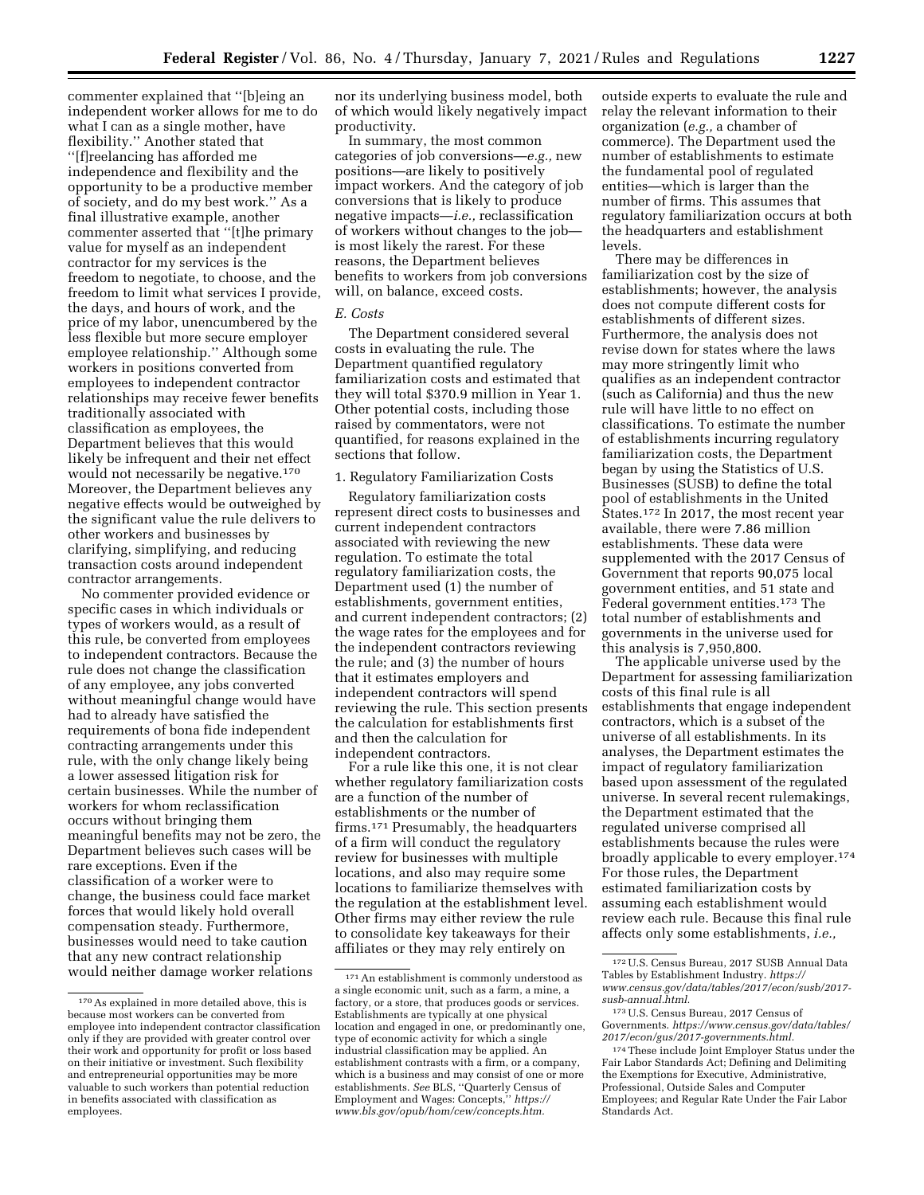commenter explained that ''[b]eing an independent worker allows for me to do what I can as a single mother, have flexibility.'' Another stated that ''[f]reelancing has afforded me independence and flexibility and the opportunity to be a productive member of society, and do my best work.'' As a final illustrative example, another commenter asserted that ''[t]he primary value for myself as an independent contractor for my services is the freedom to negotiate, to choose, and the freedom to limit what services I provide, the days, and hours of work, and the price of my labor, unencumbered by the less flexible but more secure employer employee relationship.'' Although some workers in positions converted from employees to independent contractor relationships may receive fewer benefits traditionally associated with classification as employees, the Department believes that this would likely be infrequent and their net effect would not necessarily be negative.[170] Moreover, the Department believes any negative effects would be outweighed by the significant value the rule delivers to other workers and businesses by clarifying, simplifying, and reducing transaction costs around independent contractor arrangements.

No commenter provided evidence or specific cases in which individuals or types of workers would, as a result of this rule, be converted from employees to independent contractors. Because the rule does not change the classification of any employee, any jobs converted without meaningful change would have had to already have satisfied the requirements of bona fide independent contracting arrangements under this rule, with the only change likely being a lower assessed litigation risk for certain businesses. While the number of workers for whom reclassification occurs without bringing them meaningful benefits may not be zero, the Department believes such cases will be rare exceptions. Even if the classification of a worker were to change, the business could face market forces that would likely hold overall compensation steady. Furthermore, businesses would need to take caution that any new contract relationship would neither damage worker relations nor its underlying business model, both of which would likely negatively impact productivity.

In summary, the most common categories of job conversions—*e.g.,* new positions—are likely to positively impact workers. And the category of job conversions that is likely to produce negative impacts—*i.e.,* reclassification of workers without changes to the job—is most likely the rarest. For these reasons, the Department believes benefits to workers from job conversions will, on balance, exceed costs.

### *E. Costs*

The Department considered several costs in evaluating the rule. The Department quantified regulatory familiarization costs and estimated that they will total $370.9 million in Year 1. Other potential costs, including those raised by commentators, were not quantified, for reasons explained in the sections that follow.

#### 1. Regulatory Familiarization Costs

Regulatory familiarization costs represent direct costs to businesses and current independent contractors associated with reviewing the new regulation. To estimate the total regulatory familiarization costs, the Department used (1) the number of establishments, government entities, and current independent contractors; (2) the wage rates for the employees and for the independent contractors reviewing the rule; and (3) the number of hours that it estimates employers and independent contractors will spend reviewing the rule. This section presents the calculation for establishments first and then the calculation for independent contractors.

For a rule like this one, it is not clear whether regulatory familiarization costs are a function of the number of establishments or the number of firms.[171] Presumably, the headquarters of a firm will conduct the regulatory review for businesses with multiple locations, and also may require some locations to familiarize themselves with the regulation at the establishment level. Other firms may either review the rule to consolidate key takeaways for their affiliates or they may rely entirely on outside experts to evaluate the rule and relay the relevant information to their organization (*e.g.,* a chamber of commerce). The Department used the number of establishments to estimate the fundamental pool of regulated entities—which is larger than the number of firms. This assumes that regulatory familiarization occurs at both the headquarters and establishment levels.

There may be differences in familiarization cost by the size of establishments; however, the analysis does not compute different costs for establishments of different sizes. Furthermore, the analysis does not revise down for states where the laws may more stringently limit who qualifies as an independent contractor (such as California) and thus the new rule will have little to no effect on classifications. To estimate the number of establishments incurring regulatory familiarization costs, the Department began by using the Statistics of U.S. Businesses (SUSB) to define the total pool of establishments in the United States.[172] In 2017, the most recent year available, there were 7.86 million establishments. These data were supplemented with the 2017 Census of Government that reports 90,075 local government entities, and 51 state and Federal government entities.[173] The total number of establishments and governments in the universe used for this analysis is 7,950,800.

The applicable universe used by the Department for assessing familiarization costs of this final rule is all establishments that engage independent contractors, which is a subset of the universe of all establishments. In its analyses, the Department estimates the impact of regulatory familiarization based upon assessment of the regulated universe. In several recent rulemakings, the Department estimated that the regulated universe comprised all establishments because the rules were broadly applicable to every employer.[174] For those rules, the Department estimated familiarization costs by assuming each establishment would review each rule. Because this final rule affects only some establishments, *i.e.,*

---

[170] As explained in more detailed above, this is because most workers can be converted from employee into independent contractor classification only if they are provided with greater control over their work and opportunity for profit or loss based on their initiative or investment. Such flexibility and entrepreneurial opportunities may be more valuable to such workers than potential reduction in benefits associated with classification as employees.

[171] An establishment is commonly understood as a single economic unit, such as a farm, a mine, a factory, or a store, that produces goods or services. Establishments are typically at one physical location and engaged in one, or predominantly one, type of economic activity for which a single industrial classification may be applied. An establishment contrasts with a firm, or a company, which is a business and may consist of one or more establishments. *See* BLS, ''Quarterly Census of Employment and Wages: Concepts,'' *https://www.bls.gov/opub/hom/cew/concepts.htm.*

[172] U.S. Census Bureau, 2017 SUSB Annual Data Tables by Establishment Industry. *https://www.census.gov/data/tables/2017/econ/susb/2017-susb-annual.html.*

[173] U.S. Census Bureau, 2017 Census of Governments. *https://www.census.gov/data/tables/2017/econ/gus/2017-governments.html.*

[174] These include Joint Employer Status under the Fair Labor Standards Act; Defining and Delimiting the Exemptions for Executive, Administrative, Professional, Outside Sales and Computer Employees; and Regular Rate Under the Fair Labor Standards Act.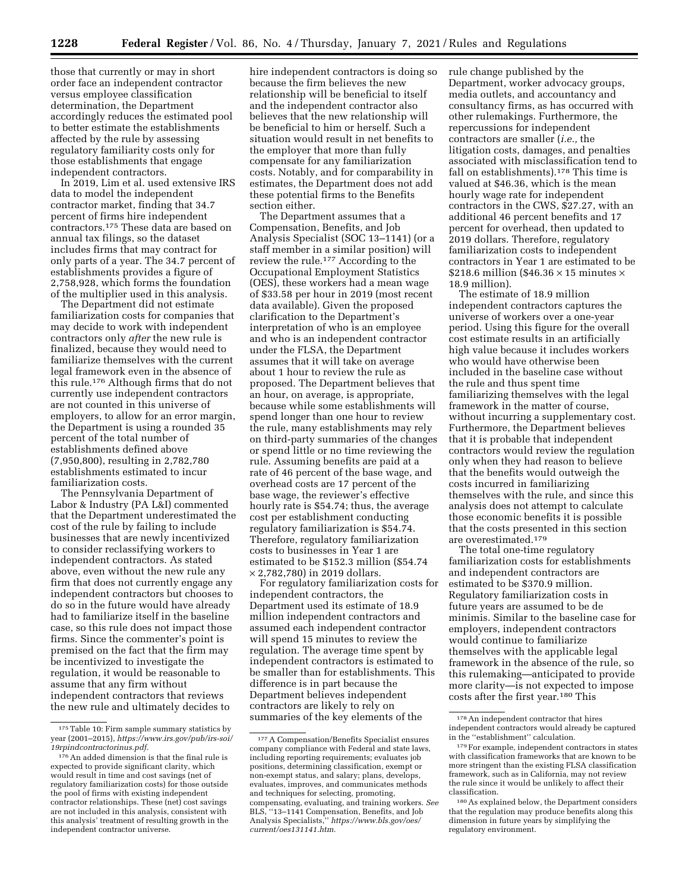those that currently or may in short order face an independent contractor versus employee classification determination, the Department accordingly reduces the estimated pool to better estimate the establishments affected by the rule by assessing regulatory familiarity costs only for those establishments that engage independent contractors.

In 2019, Lim et al. used extensive IRS data to model the independent contractor market, finding that 34.7 percent of firms hire independent contractors.[175] These data are based on annual tax filings, so the dataset includes firms that may contract for only parts of a year. The 34.7 percent of establishments provides a figure of 2,758,928, which forms the foundation of the multiplier used in this analysis.

The Department did not estimate familiarization costs for companies that may decide to work with independent contractors only *after* the new rule is finalized, because they would need to familiarize themselves with the current legal framework even in the absence of this rule.[176] Although firms that do not currently use independent contractors are not counted in this universe of employers, to allow for an error margin, the Department is using a rounded 35 percent of the total number of establishments defined above (7,950,800), resulting in 2,782,780 establishments estimated to incur familiarization costs.

The Pennsylvania Department of Labor & Industry (PA L&I) commented that the Department underestimated the cost of the rule by failing to include businesses that are newly incentivized to consider reclassifying workers to independent contractors. As stated above, even without the new rule any firm that does not currently engage any independent contractors but chooses to do so in the future would have already had to familiarize itself in the baseline case, so this rule does not impact those firms. Since the commenter's point is premised on the fact that the firm may be incentivized to investigate the regulation, it would be reasonable to assume that any firm without independent contractors that reviews the new rule and ultimately decides to hire independent contractors is doing so because the firm believes the new relationship will be beneficial to itself and the independent contractor also believes that the new relationship will be beneficial to him or herself. Such a situation would result in net benefits to the employer that more than fully compensate for any familiarization costs. Notably, and for comparability in estimates, the Department does not add these potential firms to the Benefits section either.

The Department assumes that a Compensation, Benefits, and Job Analysis Specialist (SOC 13–1141) (or a staff member in a similar position) will review the rule.[177] According to the Occupational Employment Statistics (OES), these workers had a mean wage of $33.58 per hour in 2019 (most recent data available). Given the proposed clarification to the Department's interpretation of who is an employee and who is an independent contractor under the FLSA, the Department assumes that it will take on average about 1 hour to review the rule as proposed. The Department believes that an hour, on average, is appropriate, because while some establishments will spend longer than one hour to review the rule, many establishments may rely on third-party summaries of the changes or spend little or no time reviewing the rule. Assuming benefits are paid at a rate of 46 percent of the base wage, and overhead costs are 17 percent of the base wage, the reviewer's effective hourly rate is $54.74; thus, the average cost per establishment conducting regulatory familiarization is $54.74. Therefore, regulatory familiarization costs to businesses in Year 1 are estimated to be $152.3 million ($54.74 × 2,782,780) in 2019 dollars.

For regulatory familiarization costs for independent contractors, the Department used its estimate of 18.9 million independent contractors and assumed each independent contractor will spend 15 minutes to review the regulation. The average time spent by independent contractors is estimated to be smaller than for establishments. This difference is in part because the Department believes independent contractors are likely to rely on summaries of the key elements of the rule change published by the Department, worker advocacy groups, media outlets, and accountancy and consultancy firms, as has occurred with other rulemakings. Furthermore, the repercussions for independent contractors are smaller (*i.e.,* the litigation costs, damages, and penalties associated with misclassification tend to fall on establishments).[178] This time is valued at $46.36, which is the mean hourly wage rate for independent contractors in the CWS, $27.27, with an additional 46 percent benefits and 17 percent for overhead, then updated to 2019 dollars. Therefore, regulatory familiarization costs to independent contractors in Year 1 are estimated to be $218.6 million ($46.36 × 15 minutes × 18.9 million).

The estimate of 18.9 million independent contractors captures the universe of workers over a one-year period. Using this figure for the overall cost estimate results in an artificially high value because it includes workers who would have otherwise been included in the baseline case without the rule and thus spent time familiarizing themselves with the legal framework in the matter of course, without incurring a supplementary cost. Furthermore, the Department believes that it is probable that independent contractors would review the regulation only when they had reason to believe that the benefits would outweigh the costs incurred in familiarizing themselves with the rule, and since this analysis does not attempt to calculate those economic benefits it is possible that the costs presented in this section are overestimated.[179]

The total one-time regulatory familiarization costs for establishments and independent contractors are estimated to be $370.9 million. Regulatory familiarization costs in future years are assumed to be de minimis. Similar to the baseline case for employers, independent contractors would continue to familiarize themselves with the applicable legal framework in the absence of the rule, so this rulemaking—anticipated to provide more clarity—is not expected to impose costs after the first year.[180] This

---

[175] Table 10: Firm sample summary statistics by year (2001–2015), *https://www.irs.gov/pub/irs-soi/19rpindcontractorinus.pdf*.

[176] An added dimension is that the final rule is expected to provide significant clarity, which would result in time and cost savings (net of regulatory familiarization costs) for those outside the pool of firms with existing independent contractor relationships. These (net) cost savings are not included in this analysis, consistent with this analysis' treatment of resulting growth in the independent contractor universe.

[177] A Compensation/Benefits Specialist ensures company compliance with Federal and state laws, including reporting requirements; evaluates job positions, determining classification, exempt or non-exempt status, and salary; plans, develops, evaluates, improves, and communicates methods and techniques for selecting, promoting, compensating, evaluating, and training workers. *See* BLS, ''13–1141 Compensation, Benefits, and Job Analysis Specialists,'' *https://www.bls.gov/oes/current/oes131141.htm*.

[178] An independent contractor that hires independent contractors would already be captured in the ''establishment'' calculation.

[179] For example, independent contractors in states with classification frameworks that are known to be more stringent than the existing FLSA classification framework, such as in California, may not review the rule since it would be unlikely to affect their classification.

[180] As explained below, the Department considers that the regulation may produce benefits along this dimension in future years by simplifying the regulatory environment.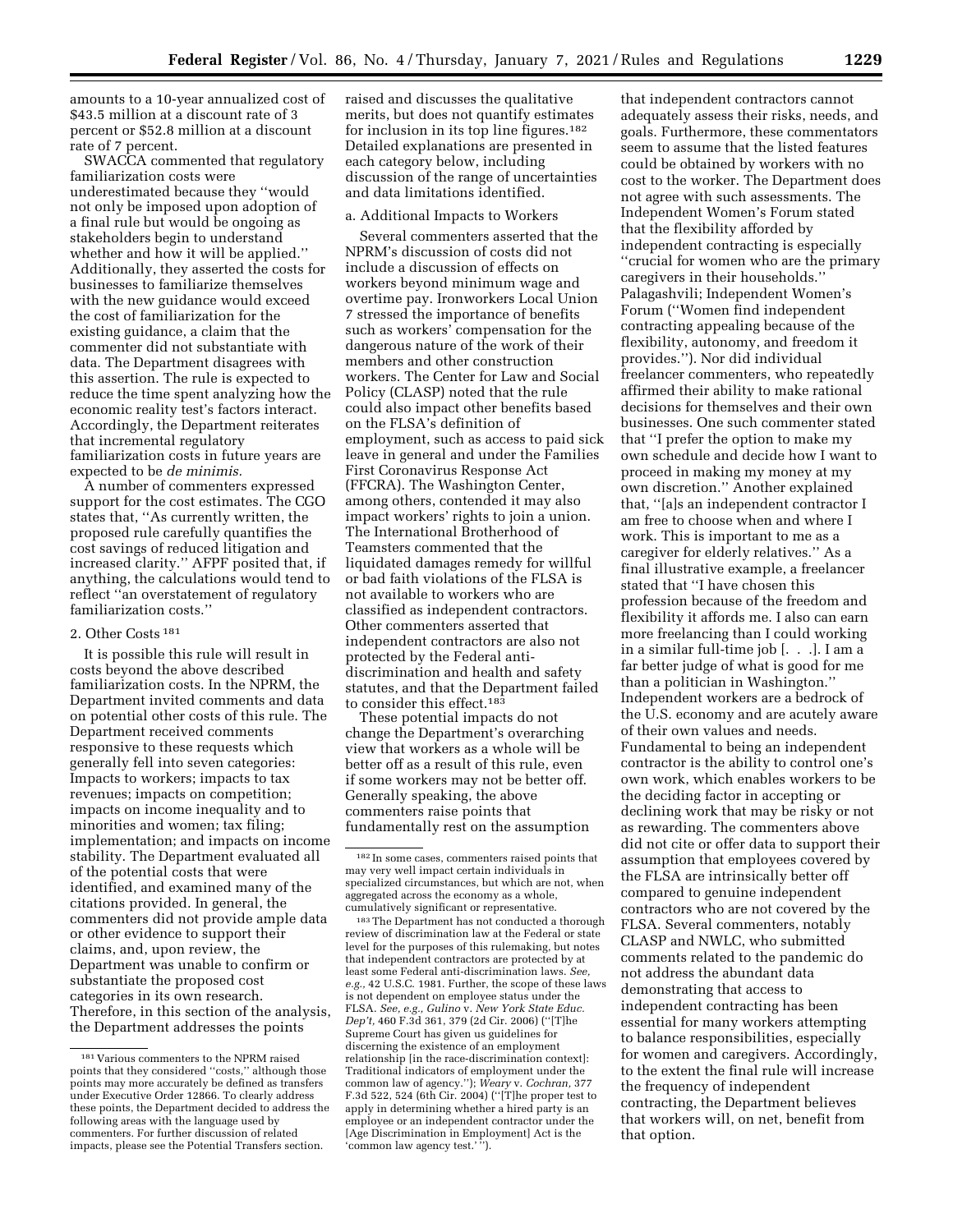amounts to a 10-year annualized cost of $43.5 million at a discount rate of 3 percent or $52.8 million at a discount rate of 7 percent.

SWACCA commented that regulatory familiarization costs were underestimated because they ''would not only be imposed upon adoption of a final rule but would be ongoing as stakeholders begin to understand whether and how it will be applied.'' Additionally, they asserted the costs for businesses to familiarize themselves with the new guidance would exceed the cost of familiarization for the existing guidance, a claim that the commenter did not substantiate with data. The Department disagrees with this assertion. The rule is expected to reduce the time spent analyzing how the economic reality test's factors interact. Accordingly, the Department reiterates that incremental regulatory familiarization costs in future years are expected to be *de minimis.*

A number of commenters expressed support for the cost estimates. The CGO states that, ''As currently written, the proposed rule carefully quantifies the cost savings of reduced litigation and increased clarity.'' AFPF posited that, if anything, the calculations would tend to reflect ''an overstatement of regulatory familiarization costs.''

### 2. Other Costs [181]

It is possible this rule will result in costs beyond the above described familiarization costs. In the NPRM, the Department invited comments and data on potential other costs of this rule. The Department received comments responsive to these requests which generally fell into seven categories: Impacts to workers; impacts to tax revenues; impacts on competition; impacts on income inequality and to minorities and women; tax filing; implementation; and impacts on income stability. The Department evaluated all of the potential costs that were identified, and examined many of the citations provided. In general, the commenters did not provide ample data or other evidence to support their claims, and, upon review, the Department was unable to confirm or substantiate the proposed cost categories in its own research. Therefore, in this section of the analysis, the Department addresses the points raised and discusses the qualitative merits, but does not quantify estimates for inclusion in its top line figures.[182] Detailed explanations are presented in each category below, including discussion of the range of uncertainties and data limitations identified.

#### a. Additional Impacts to Workers

Several commenters asserted that the NPRM's discussion of costs did not include a discussion of effects on workers beyond minimum wage and overtime pay. Ironworkers Local Union 7 stressed the importance of benefits such as workers' compensation for the dangerous nature of the work of their members and other construction workers. The Center for Law and Social Policy (CLASP) noted that the rule could also impact other benefits based on the FLSA's definition of employment, such as access to paid sick leave in general and under the Families First Coronavirus Response Act (FFCRA). The Washington Center, among others, contended it may also impact workers' rights to join a union. The International Brotherhood of Teamsters commented that the liquidated damages remedy for willful or bad faith violations of the FLSA is not available to workers who are classified as independent contractors. Other commenters asserted that independent contractors are also not protected by the Federal anti-discrimination and health and safety statutes, and that the Department failed to consider this effect.[183]

These potential impacts do not change the Department's overarching view that workers as a whole will be better off as a result of this rule, even if some workers may not be better off. Generally speaking, the above commenters raise points that fundamentally rest on the assumption that independent contractors cannot adequately assess their risks, needs, and goals. Furthermore, these commentators seem to assume that the listed features could be obtained by workers with no cost to the worker. The Department does not agree with such assessments. The Independent Women's Forum stated that the flexibility afforded by independent contracting is especially ''crucial for women who are the primary caregivers in their households.'' Palagashvili; Independent Women's Forum (''Women find independent contracting appealing because of the flexibility, autonomy, and freedom it provides.''). Nor did individual freelancer commenters, who repeatedly affirmed their ability to make rational decisions for themselves and their own businesses. One such commenter stated that ''I prefer the option to make my own schedule and decide how I want to proceed in making my money at my own discretion.'' Another explained that, ''[a]s an independent contractor I am free to choose when and where I work. This is important to me as a caregiver for elderly relatives.'' As a final illustrative example, a freelancer stated that ''I have chosen this profession because of the freedom and flexibility it affords me. I also can earn more freelancing than I could working in a similar full-time job [. . .]. I am a far better judge of what is good for me than a politician in Washington.'' Independent workers are a bedrock of the U.S. economy and are acutely aware of their own values and needs. Fundamental to being an independent contractor is the ability to control one's own work, which enables workers to be the deciding factor in accepting or declining work that may be risky or not as rewarding. The commenters above did not cite or offer data to support their assumption that employees covered by the FLSA are intrinsically better off compared to genuine independent contractors who are not covered by the FLSA. Several commenters, notably CLASP and NWLC, who submitted comments related to the pandemic do not address the abundant data demonstrating that access to independent contracting has been essential for many workers attempting to balance responsibilities, especially for women and caregivers. Accordingly, to the extent the final rule will increase the frequency of independent contracting, the Department believes that workers will, on net, benefit from that option.

---

[181] Various commenters to the NPRM raised points that they considered ''costs,'' although those points may more accurately be defined as transfers under Executive Order 12866. To clearly address these points, the Department decided to address the following areas with the language used by commenters. For further discussion of related impacts, please see the Potential Transfers section.

[182] In some cases, commenters raised points that may very well impact certain individuals in specialized circumstances, but which are not, when aggregated across the economy as a whole, cumulatively significant or representative.

[183] The Department has not conducted a thorough review of discrimination law at the Federal or state level for the purposes of this rulemaking, but notes that independent contractors are protected by at least some Federal anti-discrimination laws. *See, e.g.,* 42 U.S.C. 1981. Further, the scope of these laws is not dependent on employee status under the FLSA. *See, e.g., Gulino* v. *New York State Educ. Dep't,* 460 F.3d 361, 379 (2d Cir. 2006) (''[T]he Supreme Court has given us guidelines for discerning the existence of an employment relationship [in the race-discrimination context]: Traditional indicators of employment under the common law of agency.''); *Weary* v. *Cochran,* 377 F.3d 522, 524 (6th Cir. 2004) (''[T]he proper test to apply in determining whether a hired party is an employee or an independent contractor under the [Age Discrimination in Employment] Act is the 'common law agency test.' '').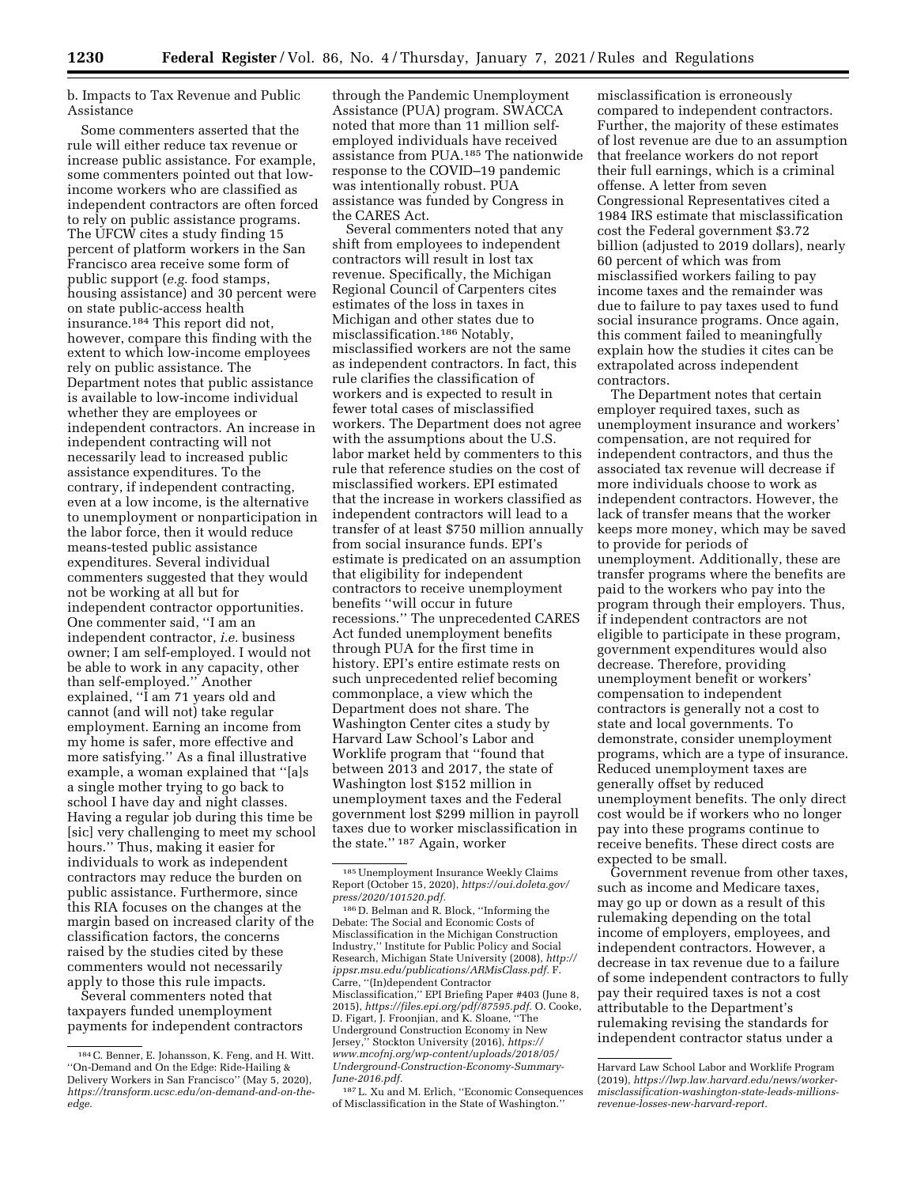b. Impacts to Tax Revenue and Public Assistance

Some commenters asserted that the rule will either reduce tax revenue or increase public assistance. For example, some commenters pointed out that low-income workers who are classified as independent contractors are often forced to rely on public assistance programs. The UFCW cites a study finding 15 percent of platform workers in the San Francisco area receive some form of public support (*e.g.* food stamps, housing assistance) and 30 percent were on state public-access health insurance.[184] This report did not, however, compare this finding with the extent to which low-income employees rely on public assistance. The Department notes that public assistance is available to low-income individual whether they are employees or independent contractors. An increase in independent contracting will not necessarily lead to increased public assistance expenditures. To the contrary, if independent contracting, even at a low income, is the alternative to unemployment or nonparticipation in the labor force, then it would reduce means-tested public assistance expenditures. Several individual commenters suggested that they would not be working at all but for independent contractor opportunities. One commenter said, "I am an independent contractor, *i.e.* business owner; I am self-employed. I would not be able to work in any capacity, other than self-employed." Another explained, "I am 71 years old and cannot (and will not) take regular employment. Earning an income from my home is safer, more effective and more satisfying." As a final illustrative example, a woman explained that "[a]s a single mother trying to go back to school I have day and night classes. Having a regular job during this time be [sic] very challenging to meet my school hours." Thus, making it easier for individuals to work as independent contractors may reduce the burden on public assistance. Furthermore, since this RIA focuses on the changes at the margin based on increased clarity of the classification factors, the concerns raised by the studies cited by these commenters would not necessarily apply to those this rule impacts.

Several commenters noted that taxpayers funded unemployment payments for independent contractors through the Pandemic Unemployment Assistance (PUA) program. SWACCA noted that more than 11 million self-employed individuals have received assistance from PUA.[185] The nationwide response to the COVID–19 pandemic was intentionally robust. PUA assistance was funded by Congress in the CARES Act.

Several commenters noted that any shift from employees to independent contractors will result in lost tax revenue. Specifically, the Michigan Regional Council of Carpenters cites estimates of the loss in taxes in Michigan and other states due to misclassification.[186] Notably, misclassified workers are not the same as independent contractors. In fact, this rule clarifies the classification of workers and is expected to result in fewer total cases of misclassified workers. The Department does not agree with the assumptions about the U.S. labor market held by commenters to this rule that reference studies on the cost of misclassified workers. EPI estimated that the increase in workers classified as independent contractors will lead to a transfer of at least $750 million annually from social insurance funds. EPI's estimate is predicated on an assumption that eligibility for independent contractors to receive unemployment benefits "will occur in future recessions." The unprecedented CARES Act funded unemployment benefits through PUA for the first time in history. EPI's entire estimate rests on such unprecedented relief becoming commonplace, a view which the Department does not share. The Washington Center cites a study by Harvard Law School's Labor and Worklife program that "found that between 2013 and 2017, the state of Washington lost $152 million in unemployment taxes and the Federal government lost $299 million in payroll taxes due to worker misclassification in the state." [187] Again, worker misclassification is erroneously compared to independent contractors. Further, the majority of these estimates of lost revenue are due to an assumption that freelance workers do not report their full earnings, which is a criminal offense. A letter from seven Congressional Representatives cited a 1984 IRS estimate that misclassification cost the Federal government $3.72 billion (adjusted to 2019 dollars), nearly 60 percent of which was from misclassified workers failing to pay income taxes and the remainder was due to failure to pay taxes used to fund social insurance programs. Once again, this comment failed to meaningfully explain how the studies it cites can be extrapolated across independent contractors.

The Department notes that certain employer required taxes, such as unemployment insurance and workers' compensation, are not required for independent contractors, and thus the associated tax revenue will decrease if more individuals choose to work as independent contractors. However, the lack of transfer means that the worker keeps more money, which may be saved to provide for periods of unemployment. Additionally, these are transfer programs where the benefits are paid to the workers who pay into the program through their employers. Thus, if independent contractors are not eligible to participate in these program, government expenditures would also decrease. Therefore, providing unemployment benefit or workers' compensation to independent contractors is generally not a cost to state and local governments. To demonstrate, consider unemployment programs, which are a type of insurance. Reduced unemployment taxes are generally offset by reduced unemployment benefits. The only direct cost would be if workers who no longer pay into these programs continue to receive benefits. These direct costs are expected to be small.

Government revenue from other taxes, such as income and Medicare taxes, may go up or down as a result of this rulemaking depending on the total income of employers, employees, and independent contractors. However, a decrease in tax revenue due to a failure of some independent contractors to fully pay their required taxes is not a cost attributable to the Department's rulemaking revising the standards for independent contractor status under a

---

[184] C. Benner, E. Johansson, K. Feng, and H. Witt. "On-Demand and On the Edge: Ride-Hailing & Delivery Workers in San Francisco" (May 5, 2020), *https://transform.ucsc.edu/on-demand-and-on-the-edge*.

[185] Unemployment Insurance Weekly Claims Report (October 15, 2020), *https://oui.doleta.gov/press/2020/101520.pdf*.

[186] D. Belman and R. Block, "Informing the Debate: The Social and Economic Costs of Misclassification in the Michigan Construction Industry," Institute for Public Policy and Social Research, Michigan State University (2008), *http://ippsr.msu.edu/publications/ARMisClass.pdf*. F. Carre, "(In)dependent Contractor Misclassification," EPI Briefing Paper #403 (June 8, 2015), *https://files.epi.org/pdf/87595.pdf*. O. Cooke, D. Figart, J. Froonjian, and K. Sloane, "The Underground Construction Economy in New Jersey," Stockton University (2016), *https://www.mcofnj.org/wp-content/uploads/2018/05/Underground-Construction-Economy-Summary-June-2016.pdf*.

[187] L. Xu and M. Erlich, "Economic Consequences of Misclassification in the State of Washington." Harvard Law School Labor and Worklife Program (2019), *https://lwp.law.harvard.edu/news/worker-misclassification-washington-state-leads-millions-revenue-losses-new-harvard-report*.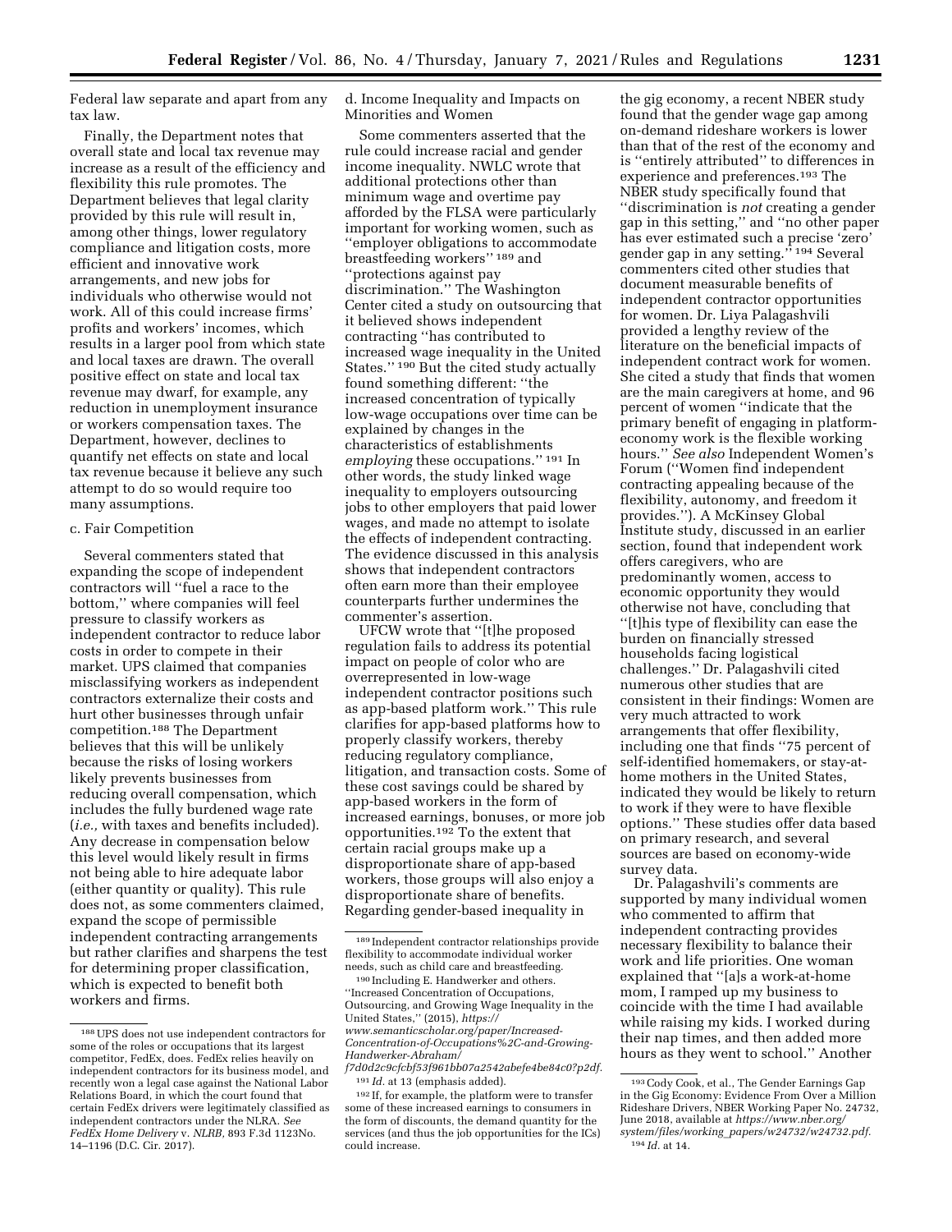Federal law separate and apart from any tax law.

Finally, the Department notes that overall state and local tax revenue may increase as a result of the efficiency and flexibility this rule promotes. The Department believes that legal clarity provided by this rule will result in, among other things, lower regulatory compliance and litigation costs, more efficient and innovative work arrangements, and new jobs for individuals who otherwise would not work. All of this could increase firms' profits and workers' incomes, which results in a larger pool from which state and local taxes are drawn. The overall positive effect on state and local tax revenue may dwarf, for example, any reduction in unemployment insurance or workers compensation taxes. The Department, however, declines to quantify net effects on state and local tax revenue because it believe any such attempt to do so would require too many assumptions.

c. Fair Competition

Several commenters stated that expanding the scope of independent contractors will ''fuel a race to the bottom,'' where companies will feel pressure to classify workers as independent contractor to reduce labor costs in order to compete in their market. UPS claimed that companies misclassifying workers as independent contractors externalize their costs and hurt other businesses through unfair competition.[188] The Department believes that this will be unlikely because the risks of losing workers likely prevents businesses from reducing overall compensation, which includes the fully burdened wage rate (*i.e.,* with taxes and benefits included). Any decrease in compensation below this level would likely result in firms not being able to hire adequate labor (either quantity or quality). This rule does not, as some commenters claimed, expand the scope of permissible independent contracting arrangements but rather clarifies and sharpens the test for determining proper classification, which is expected to benefit both workers and firms.

d. Income Inequality and Impacts on Minorities and Women

Some commenters asserted that the rule could increase racial and gender income inequality. NWLC wrote that additional protections other than minimum wage and overtime pay afforded by the FLSA were particularly important for working women, such as ''employer obligations to accommodate breastfeeding workers'' [189] and ''protections against pay discrimination.'' The Washington Center cited a study on outsourcing that it believed shows independent contracting ''has contributed to increased wage inequality in the United States.'' [190] But the cited study actually found something different: ''the increased concentration of typically low-wage occupations over time can be explained by changes in the characteristics of establishments *employing* these occupations.'' [191] In other words, the study linked wage inequality to employers outsourcing jobs to other employers that paid lower wages, and made no attempt to isolate the effects of independent contracting. The evidence discussed in this analysis shows that independent contractors often earn more than their employee counterparts further undermines the commenter's assertion.

UFCW wrote that ''[t]he proposed regulation fails to address its potential impact on people of color who are overrepresented in low-wage independent contractor positions such as app-based platform work.'' This rule clarifies for app-based platforms how to properly classify workers, thereby reducing regulatory compliance, litigation, and transaction costs. Some of these cost savings could be shared by app-based workers in the form of increased earnings, bonuses, or more job opportunities.[192] To the extent that certain racial groups make up a disproportionate share of app-based workers, those groups will also enjoy a disproportionate share of benefits. Regarding gender-based inequality in the gig economy, a recent NBER study found that the gender wage gap among on-demand rideshare workers is lower than that of the rest of the economy and is ''entirely attributed'' to differences in experience and preferences.[193] The NBER study specifically found that ''discrimination is *not* creating a gender gap in this setting,'' and ''no other paper has ever estimated such a precise 'zero' gender gap in any setting.'' [194] Several commenters cited other studies that document measurable benefits of independent contractor opportunities for women. Dr. Liya Palagashvili provided a lengthy review of the literature on the beneficial impacts of independent contract work for women. She cited a study that finds that women are the main caregivers at home, and 96 percent of women ''indicate that the primary benefit of engaging in platform-economy work is the flexible working hours.'' *See also* Independent Women's Forum (''Women find independent contracting appealing because of the flexibility, autonomy, and freedom it provides.''). A McKinsey Global Institute study, discussed in an earlier section, found that independent work offers caregivers, who are predominantly women, access to economic opportunity they would otherwise not have, concluding that ''[t]his type of flexibility can ease the burden on financially stressed households facing logistical challenges.'' Dr. Palagashvili cited numerous other studies that are consistent in their findings: Women are very much attracted to work arrangements that offer flexibility, including one that finds ''75 percent of self-identified homemakers, or stay-at-home mothers in the United States, indicated they would be likely to return to work if they were to have flexible options.'' These studies offer data based on primary research, and several sources are based on economy-wide survey data.

Dr. Palagashvili's comments are supported by many individual women who commented to affirm that independent contracting provides necessary flexibility to balance their work and life priorities. One woman explained that ''[a]s a work-at-home mom, I ramped up my business to coincide with the time I had available while raising my kids. I worked during their nap times, and then added more hours as they went to school.'' Another

---

[188] UPS does not use independent contractors for some of the roles or occupations that its largest competitor, FedEx, does. FedEx relies heavily on independent contractors for its business model, and recently won a legal case against the National Labor Relations Board, in which the court found that certain FedEx drivers were legitimately classified as independent contractors under the NLRA. *See FedEx Home Delivery* v. *NLRB,* 893 F.3d 1123No. 14–1196 (D.C. Cir. 2017).

[189] Independent contractor relationships provide flexibility to accommodate individual worker needs, such as child care and breastfeeding.

[190] Including E. Handwerker and others. ''Increased Concentration of Occupations, Outsourcing, and Growing Wage Inequality in the United States,'' (2015), *https://www.semanticscholar.org/paper/Increased-Concentration-of-Occupations%2C-and-Growing-Handwerker-Abraham/f7d0d2c9cfcbf53f961bb07a2542abefe4be84c0?p2df.*

[191] *Id.* at 13 (emphasis added).

[192] If, for example, the platform were to transfer some of these increased earnings to consumers in the form of discounts, the demand quantity for the services (and thus the job opportunities for the ICs) could increase.

[193] Cody Cook, et al., The Gender Earnings Gap in the Gig Economy: Evidence From Over a Million Rideshare Drivers, NBER Working Paper No. 24732, June 2018, available at *https://www.nber.org/system/files/working_papers/w24732/w24732.pdf.*

[194] *Id.* at 14.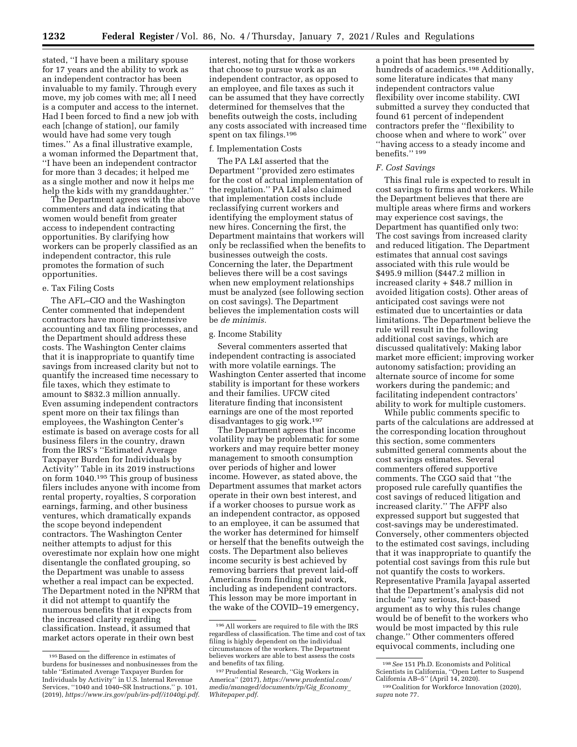stated, ''I have been a military spouse for 17 years and the ability to work as an independent contractor has been invaluable to my family. Through every move, my job comes with me; all I need is a computer and access to the internet. Had I been forced to find a new job with each [change of station], our family would have had some very tough times.'' As a final illustrative example, a woman informed the Department that, ''I have been an independent contractor for more than 3 decades; it helped me as a single mother and now it helps me help the kids with my granddaughter.''

The Department agrees with the above commenters and data indicating that women would benefit from greater access to independent contracting opportunities. By clarifying how workers can be properly classified as an independent contractor, this rule promotes the formation of such opportunities.

e. Tax Filing Costs

The AFL–CIO and the Washington Center commented that independent contractors have more time-intensive accounting and tax filing processes, and the Department should address these costs. The Washington Center claims that it is inappropriate to quantify time savings from increased clarity but not to quantify the increased time necessary to file taxes, which they estimate to amount to $832.3 million annually. Even assuming independent contractors spent more on their tax filings than employees, the Washington Center's estimate is based on average costs for all business filers in the country, drawn from the IRS's ''Estimated Average Taxpayer Burden for Individuals by Activity'' Table in its 2019 instructions on form 1040.[195] This group of business filers includes anyone with income from rental property, royalties, S corporation earnings, farming, and other business ventures, which dramatically expands the scope beyond independent contractors. The Washington Center neither attempts to adjust for this overestimate nor explain how one might disentangle the conflated grouping, so the Department was unable to assess whether a real impact can be expected. The Department noted in the NPRM that it did not attempt to quantify the numerous benefits that it expects from the increased clarity regarding classification. Instead, it assumed that market actors operate in their own best interest, noting that for those workers that choose to pursue work as an independent contractor, as opposed to an employee, and file taxes as such it can be assumed that they have correctly determined for themselves that the benefits outweigh the costs, including any costs associated with increased time spent on tax filings.[196]

f. Implementation Costs

The PA L&I asserted that the Department ''provided zero estimates for the cost of actual implementation of the regulation.'' PA L&I also claimed that implementation costs include reclassifying current workers and identifying the employment status of new hires. Concerning the first, the Department maintains that workers will only be reclassified when the benefits to businesses outweigh the costs. Concerning the later, the Department believes there will be a cost savings when new employment relationships must be analyzed (see following section on cost savings). The Department believes the implementation costs will be *de minimis.*

g. Income Stability

Several commenters asserted that independent contracting is associated with more volatile earnings. The Washington Center asserted that income stability is important for these workers and their families. UFCW cited literature finding that inconsistent earnings are one of the most reported disadvantages to gig work.[197]

The Department agrees that income volatility may be problematic for some workers and may require better money management to smooth consumption over periods of higher and lower income. However, as stated above, the Department assumes that market actors operate in their own best interest, and if a worker chooses to pursue work as an independent contractor, as opposed to an employee, it can be assumed that the worker has determined for himself or herself that the benefits outweigh the costs. The Department also believes income security is best achieved by removing barriers that prevent laid-off Americans from finding paid work, including as independent contractors. This lesson may be more important in the wake of the COVID–19 emergency, a point that has been presented by hundreds of academics.[198] Additionally, some literature indicates that many independent contractors value flexibility over income stability. CWI submitted a survey they conducted that found 61 percent of independent contractors prefer the ''flexibility to choose when and where to work'' over ''having access to a steady income and benefits.'' [199]

### *F. Cost Savings*

This final rule is expected to result in cost savings to firms and workers. While the Department believes that there are multiple areas where firms and workers may experience cost savings, the Department has quantified only two: The cost savings from increased clarity and reduced litigation. The Department estimates that annual cost savings associated with this rule would be $495.9 million ($447.2 million in increased clarity + $48.7 million in avoided litigation costs). Other areas of anticipated cost savings were not estimated due to uncertainties or data limitations. The Department believe the rule will result in the following additional cost savings, which are discussed qualitatively: Making labor market more efficient; improving worker autonomy satisfaction; providing an alternate source of income for some workers during the pandemic; and facilitating independent contractors' ability to work for multiple customers.

While public comments specific to parts of the calculations are addressed at the corresponding location throughout this section, some commenters submitted general comments about the cost savings estimates. Several commenters offered supportive comments. The CGO said that ''the proposed rule carefully quantifies the cost savings of reduced litigation and increased clarity.'' The AFPF also expressed support but suggested that cost-savings may be underestimated. Conversely, other commenters objected to the estimated cost savings, including that it was inappropriate to quantify the potential cost savings from this rule but not quantify the costs to workers. Representative Pramila Jayapal asserted that the Department's analysis did not include ''any serious, fact-based argument as to why this rules change would be of benefit to the workers who would be most impacted by this rule change.'' Other commenters offered equivocal comments, including one

---

[195] Based on the difference in estimates of burdens for businesses and nonbusinesses from the table ''Estimated Average Taxpayer Burden for Individuals by Activity'' in U.S. Internal Revenue Services, ''1040 and 1040–SR Instructions,'' p. 101, (2019), *https://www.irs.gov/pub/irs-pdf/i1040gi.pdf.*

[196] All workers are required to file with the IRS regardless of classification. The time and cost of tax filing is highly dependent on the individual circumstances of the workers. The Department believes workers are able to best assess the costs and benefits of tax filing.

[197] Prudential Research, ''Gig Workers in America'' (2017), *https://www.prudential.com/media/managed/documents/rp/Gig_Economy_Whitepaper.pdf.*

[198] *See* 151 Ph.D. Economists and Political Scientists in California, ''Open Letter to Suspend California AB–5'' (April 14, 2020).

[199] Coalition for Workforce Innovation (2020), *supra* note 77.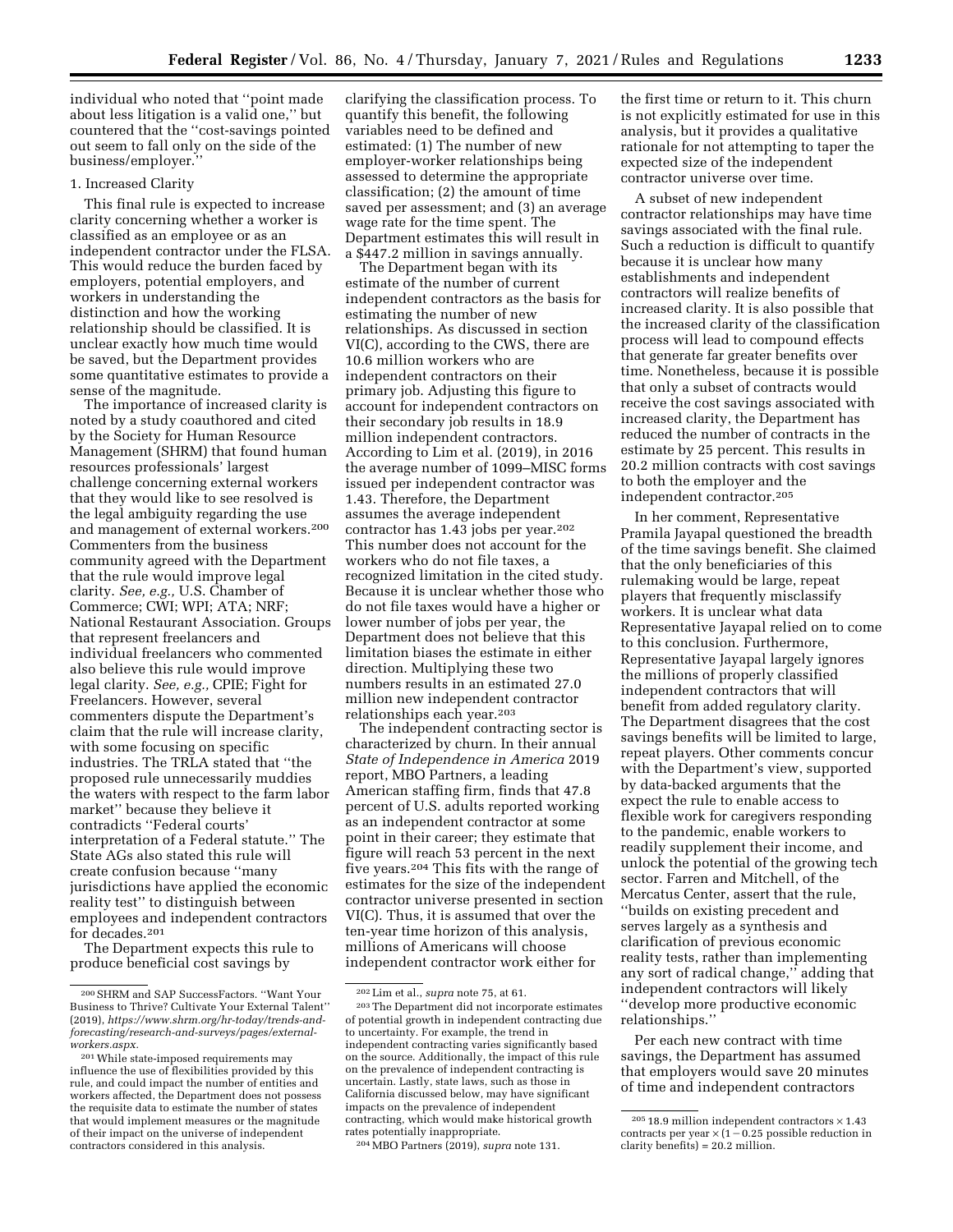individual who noted that ''point made about less litigation is a valid one,'' but countered that the ''cost-savings pointed out seem to fall only on the side of the business/employer.''

1. Increased Clarity

This final rule is expected to increase clarity concerning whether a worker is classified as an employee or as an independent contractor under the FLSA. This would reduce the burden faced by employers, potential employers, and workers in understanding the distinction and how the working relationship should be classified. It is unclear exactly how much time would be saved, but the Department provides some quantitative estimates to provide a sense of the magnitude.

The importance of increased clarity is noted by a study coauthored and cited by the Society for Human Resource Management (SHRM) that found human resources professionals' largest challenge concerning external workers that they would like to see resolved is the legal ambiguity regarding the use and management of external workers.[200] Commenters from the business community agreed with the Department that the rule would improve legal clarity. *See, e.g.,* U.S. Chamber of Commerce; CWI; WPI; ATA; NRF; National Restaurant Association. Groups that represent freelancers and individual freelancers who commented also believe this rule would improve legal clarity. *See, e.g.,* CPIE; Fight for Freelancers. However, several commenters dispute the Department's claim that the rule will increase clarity, with some focusing on specific industries. The TRLA stated that ''the proposed rule unnecessarily muddies the waters with respect to the farm labor market'' because they believe it contradicts ''Federal courts' interpretation of a Federal statute.'' The State AGs also stated this rule will create confusion because ''many jurisdictions have applied the economic reality test'' to distinguish between employees and independent contractors for decades.[201]

The Department expects this rule to produce beneficial cost savings by clarifying the classification process. To quantify this benefit, the following variables need to be defined and estimated: (1) The number of new employer-worker relationships being assessed to determine the appropriate classification; (2) the amount of time saved per assessment; and (3) an average wage rate for the time spent. The Department estimates this will result in a $447.2 million in savings annually.

The Department began with its estimate of the number of current independent contractors as the basis for estimating the number of new relationships. As discussed in section VI(C), according to the CWS, there are 10.6 million workers who are independent contractors on their primary job. Adjusting this figure to account for independent contractors on their secondary job results in 18.9 million independent contractors. According to Lim et al. (2019), in 2016 the average number of 1099–MISC forms issued per independent contractor was 1.43. Therefore, the Department assumes the average independent contractor has 1.43 jobs per year.[202] This number does not account for the workers who do not file taxes, a recognized limitation in the cited study. Because it is unclear whether those who do not file taxes would have a higher or lower number of jobs per year, the Department does not believe that this limitation biases the estimate in either direction. Multiplying these two numbers results in an estimated 27.0 million new independent contractor relationships each year.[203]

The independent contracting sector is characterized by churn. In their annual *State of Independence in America* 2019 report, MBO Partners, a leading American staffing firm, finds that 47.8 percent of U.S. adults reported working as an independent contractor at some point in their career; they estimate that figure will reach 53 percent in the next five years.[204] This fits with the range of estimates for the size of the independent contractor universe presented in section VI(C). Thus, it is assumed that over the ten-year time horizon of this analysis, millions of Americans will choose independent contractor work either for the first time or return to it. This churn is not explicitly estimated for use in this analysis, but it provides a qualitative rationale for not attempting to taper the expected size of the independent contractor universe over time.

A subset of new independent contractor relationships may have time savings associated with the final rule. Such a reduction is difficult to quantify because it is unclear how many establishments and independent contractors will realize benefits of increased clarity. It is also possible that the increased clarity of the classification process will lead to compound effects that generate far greater benefits over time. Nonetheless, because it is possible that only a subset of contracts would receive the cost savings associated with increased clarity, the Department has reduced the number of contracts in the estimate by 25 percent. This results in 20.2 million contracts with cost savings to both the employer and the independent contractor.[205]

In her comment, Representative Pramila Jayapal questioned the breadth of the time savings benefit. She claimed that the only beneficiaries of this rulemaking would be large, repeat players that frequently misclassify workers. It is unclear what data Representative Jayapal relied on to come to this conclusion. Furthermore, Representative Jayapal largely ignores the millions of properly classified independent contractors that will benefit from added regulatory clarity. The Department disagrees that the cost savings benefits will be limited to large, repeat players. Other comments concur with the Department's view, supported by data-backed arguments that the expect the rule to enable access to flexible work for caregivers responding to the pandemic, enable workers to readily supplement their income, and unlock the potential of the growing tech sector. Farren and Mitchell, of the Mercatus Center, assert that the rule, ''builds on existing precedent and serves largely as a synthesis and clarification of previous economic reality tests, rather than implementing any sort of radical change,'' adding that independent contractors will likely ''develop more productive economic relationships.''

Per each new contract with time savings, the Department has assumed that employers would save 20 minutes of time and independent contractors

---

[200] SHRM and SAP SuccessFactors. ''Want Your Business to Thrive? Cultivate Your External Talent'' (2019), *https://www.shrm.org/hr-today/trends-and-forecasting/research-and-surveys/pages/external-workers.aspx.*

[201] While state-imposed requirements may influence the use of flexibilities provided by this rule, and could impact the number of entities and workers affected, the Department does not possess the requisite data to estimate the number of states that would implement measures or the magnitude of their impact on the universe of independent contractors considered in this analysis.

[202] Lim et al., *supra* note 75, at 61.

[203] The Department did not incorporate estimates of potential growth in independent contracting due to uncertainty. For example, the trend in independent contracting varies significantly based on the source. Additionally, the impact of this rule on the prevalence of independent contracting is uncertain. Lastly, state laws, such as those in California discussed below, may have significant impacts on the prevalence of independent contracting, which would make historical growth rates potentially inappropriate.

[204] MBO Partners (2019), *supra* note 131.

[205] 18.9 million independent contractors × 1.43 contracts per year × (1 − 0.25 possible reduction in clarity benefits) = 20.2 million.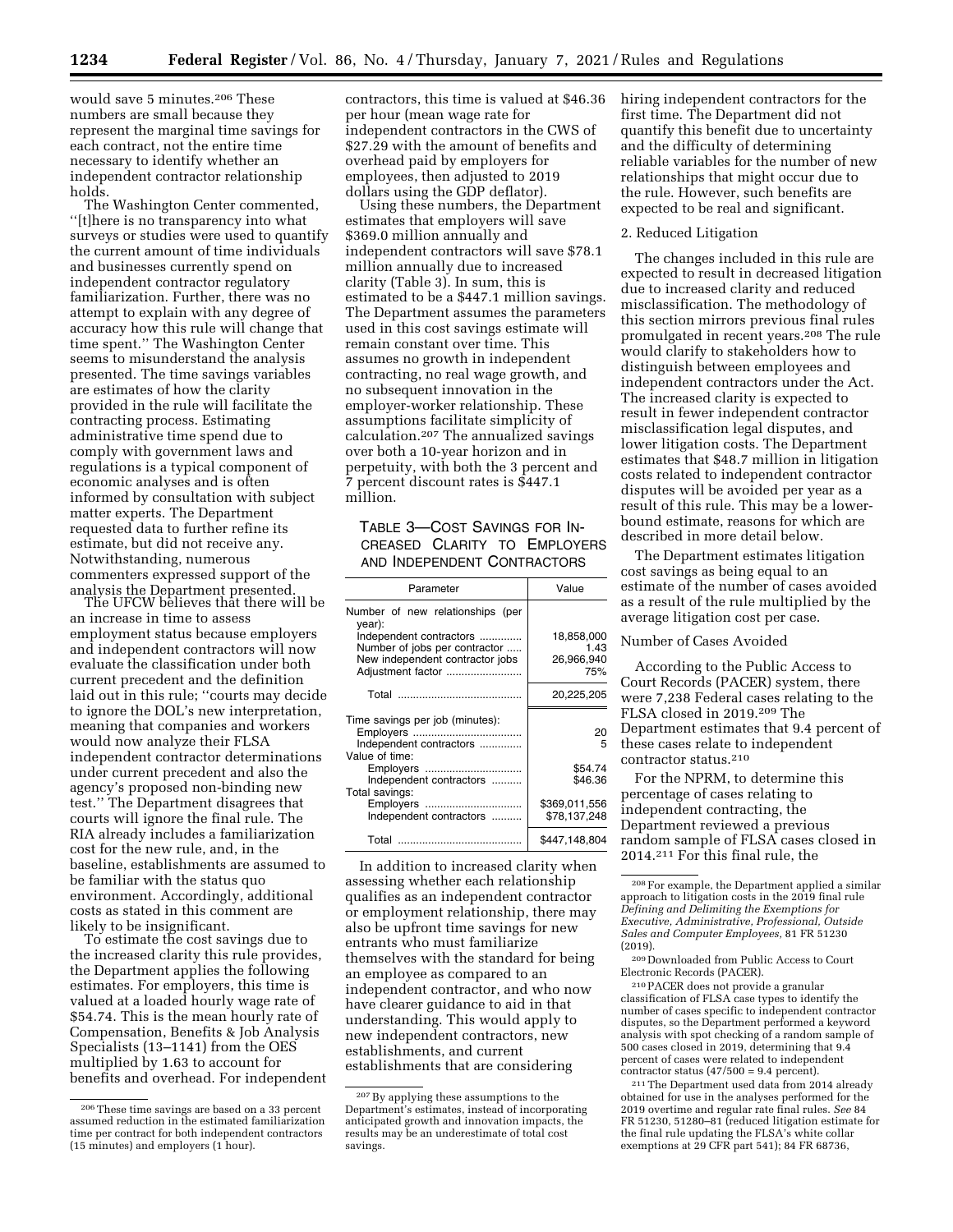would save 5 minutes.[206] These numbers are small because they represent the marginal time savings for each contract, not the entire time necessary to identify whether an independent contractor relationship holds.

The Washington Center commented, "[t]here is no transparency into what surveys or studies were used to quantify the current amount of time individuals and businesses currently spend on independent contractor regulatory familiarization. Further, there was no attempt to explain with any degree of accuracy how this rule will change that time spent." The Washington Center seems to misunderstand the analysis presented. The time savings variables are estimates of how the clarity provided in the rule will facilitate the contracting process. Estimating administrative time spend due to comply with government laws and regulations is a typical component of economic analyses and is often informed by consultation with subject matter experts. The Department requested data to further refine its estimate, but did not receive any. Notwithstanding, numerous commenters expressed support of the analysis the Department presented.

The UFCW believes that there will be an increase in time to assess employment status because employers and independent contractors will now evaluate the classification under both current precedent and the definition laid out in this rule; "courts may decide to ignore the DOL's new interpretation, meaning that companies and workers would now analyze their FLSA independent contractor determinations under current precedent and also the agency's proposed non-binding new test." The Department disagrees that courts will ignore the final rule. The RIA already includes a familiarization cost for the new rule, and, in the baseline, establishments are assumed to be familiar with the status quo environment. Accordingly, additional costs as stated in this comment are likely to be insignificant.

To estimate the cost savings due to the increased clarity this rule provides, the Department applies the following estimates. For employers, this time is valued at a loaded hourly wage rate of $54.74. This is the mean hourly rate of Compensation, Benefits & Job Analysis Specialists (13–1141) from the OES multiplied by 1.63 to account for benefits and overhead. For independent contractors, this time is valued at $46.36 per hour (mean wage rate for independent contractors in the CWS of $27.29 with the amount of benefits and overhead paid by employers for employees, then adjusted to 2019 dollars using the GDP deflator).

Using these numbers, the Department estimates that employers will save $369.0 million annually and independent contractors will save $78.1 million annually due to increased clarity (Table 3). In sum, this is estimated to be a $447.1 million savings. The Department assumes the parameters used in this cost savings estimate will remain constant over time. This assumes no growth in independent contracting, no real wage growth, and no subsequent innovation in the employer-worker relationship. These assumptions facilitate simplicity of calculation.[207] The annualized savings over both a 10-year horizon and in perpetuity, with both the 3 percent and 7 percent discount rates is $447.1 million.

TABLE 3—COST SAVINGS FOR INCREASED CLARITY TO EMPLOYERS AND INDEPENDENT CONTRACTORS

| Parameter | Value |
|---|---|
| Number of new relationships (per year): | |
| Independent contractors | 18,858,000 |
| Number of jobs per contractor | 1.43 |
| New independent contractor jobs | 26,966,940 |
| Adjustment factor | 75% |
| Total | 20,225,205 |
| Time savings per job (minutes): | |
| Employers | 20 |
| Independent contractors | 5 |
| Value of time: | |
| Employers | $54.74 |
| Independent contractors | $46.36 |
| Total savings: | |
| Employers | $369,011,556 |
| Independent contractors | $78,137,248 |
| Total | $447,148,804 |

In addition to increased clarity when assessing whether each relationship qualifies as an independent contractor or employment relationship, there may also be upfront time savings for new entrants who must familiarize themselves with the standard for being an employee as compared to an independent contractor, and who now have clearer guidance to aid in that understanding. This would apply to new independent contractors, new establishments, and current establishments that are considering hiring independent contractors for the first time. The Department did not quantify this benefit due to uncertainty and the difficulty of determining reliable variables for the number of new relationships that might occur due to the rule. However, such benefits are expected to be real and significant.

2. Reduced Litigation

The changes included in this rule are expected to result in decreased litigation due to increased clarity and reduced misclassification. The methodology of this section mirrors previous final rules promulgated in recent years.[208] The rule would clarify to stakeholders how to distinguish between employees and independent contractors under the Act. The increased clarity is expected to result in fewer independent contractor misclassification legal disputes, and lower litigation costs. The Department estimates that $48.7 million in litigation costs related to independent contractor disputes will be avoided per year as a result of this rule. This may be a lower-bound estimate, reasons for which are described in more detail below.

The Department estimates litigation cost savings as being equal to an estimate of the number of cases avoided as a result of the rule multiplied by the average litigation cost per case.

Number of Cases Avoided

According to the Public Access to Court Records (PACER) system, there were 7,238 Federal cases relating to the FLSA closed in 2019.[209] The Department estimates that 9.4 percent of these cases relate to independent contractor status.[210]

For the NPRM, to determine this percentage of cases relating to independent contracting, the Department reviewed a previous random sample of FLSA cases closed in 2014.[211] For this final rule, the

---

[206] These time savings are based on a 33 percent assumed reduction in the estimated familiarization time per contract for both independent contractors (15 minutes) and employers (1 hour).

[207] By applying these assumptions to the Department's estimates, instead of incorporating anticipated growth and innovation impacts, the results may be an underestimate of total cost savings.

[208] For example, the Department applied a similar approach to litigation costs in the 2019 final rule *Defining and Delimiting the Exemptions for Executive, Administrative, Professional, Outside Sales and Computer Employees,* 81 FR 51230 (2019).

[209] Downloaded from Public Access to Court Electronic Records (PACER).

[210] PACER does not provide a granular classification of FLSA case types to identify the number of cases specific to independent contractor disputes, so the Department performed a keyword analysis with spot checking of a random sample of 500 cases closed in 2019, determining that 9.4 percent of cases were related to independent contractor status (47/500 = 9.4 percent).

[211] The Department used data from 2014 already obtained for use in the analyses performed for the 2019 overtime and regular rate final rules. *See* 84 FR 51230, 51280–81 (reduced litigation estimate for the final rule updating the FLSA's white collar exemptions at 29 CFR part 541); 84 FR 68736,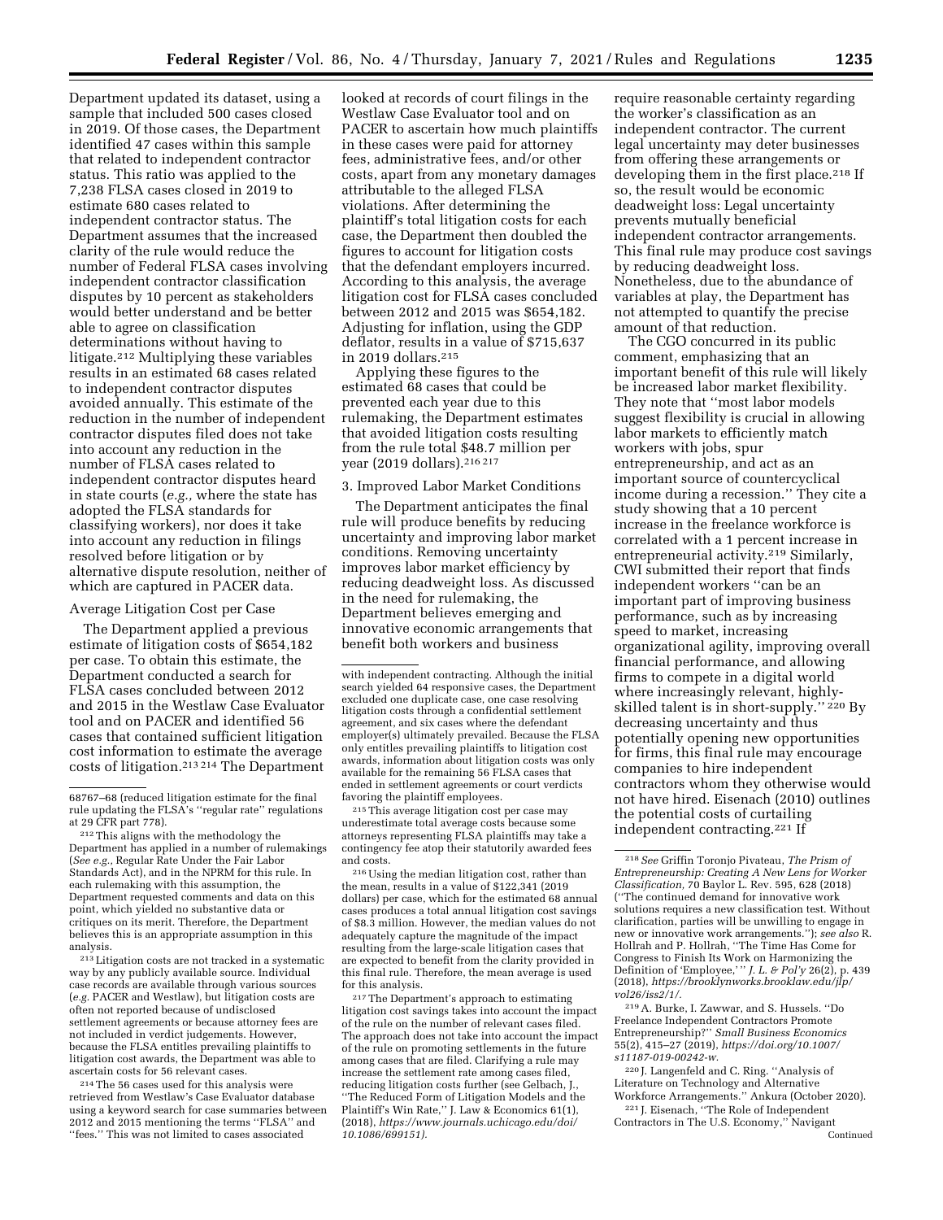Department updated its dataset, using a sample that included 500 cases closed in 2019. Of those cases, the Department identified 47 cases within this sample that related to independent contractor status. This ratio was applied to the 7,238 FLSA cases closed in 2019 to estimate 680 cases related to independent contractor status. The Department assumes that the increased clarity of the rule would reduce the number of Federal FLSA cases involving independent contractor classification disputes by 10 percent as stakeholders would better understand and be better able to agree on classification determinations without having to litigate.[212] Multiplying these variables results in an estimated 68 cases related to independent contractor disputes avoided annually. This estimate of the reduction in the number of independent contractor disputes filed does not take into account any reduction in the number of FLSA cases related to independent contractor disputes heard in state courts (*e.g.,* where the state has adopted the FLSA standards for classifying workers), nor does it take into account any reduction in filings resolved before litigation or by alternative dispute resolution, neither of which are captured in PACER data.

Average Litigation Cost per Case

The Department applied a previous estimate of litigation costs of $654,182 per case. To obtain this estimate, the Department conducted a search for FLSA cases concluded between 2012 and 2015 in the Westlaw Case Evaluator tool and on PACER and identified 56 cases that contained sufficient litigation cost information to estimate the average costs of litigation.[213] [214] The Department looked at records of court filings in the Westlaw Case Evaluator tool and on PACER to ascertain how much plaintiffs in these cases were paid for attorney fees, administrative fees, and/or other costs, apart from any monetary damages attributable to the alleged FLSA violations. After determining the plaintiff's total litigation costs for each case, the Department then doubled the figures to account for litigation costs that the defendant employers incurred. According to this analysis, the average litigation cost for FLSA cases concluded between 2012 and 2015 was $654,182. Adjusting for inflation, using the GDP deflator, results in a value of $715,637 in 2019 dollars.[215]

Applying these figures to the estimated 68 cases that could be prevented each year due to this rulemaking, the Department estimates that avoided litigation costs resulting from the rule total $48.7 million per year (2019 dollars).[216] [217]

3. Improved Labor Market Conditions

The Department anticipates the final rule will produce benefits by reducing uncertainty and improving labor market conditions. Removing uncertainty improves labor market efficiency by reducing deadweight loss. As discussed in the need for rulemaking, the Department believes emerging and innovative economic arrangements that benefit both workers and business require reasonable certainty regarding the worker's classification as an independent contractor. The current legal uncertainty may deter businesses from offering these arrangements or developing them in the first place.[218] If so, the result would be economic deadweight loss: Legal uncertainty prevents mutually beneficial independent contractor arrangements. This final rule may produce cost savings by reducing deadweight loss. Nonetheless, due to the abundance of variables at play, the Department has not attempted to quantify the precise amount of that reduction.

The CGO concurred in its public comment, emphasizing that an important benefit of this rule will likely be increased labor market flexibility. They note that "most labor models suggest flexibility is crucial in allowing labor markets to efficiently match workers with jobs, spur entrepreneurship, and act as an important source of countercyclical income during a recession." They cite a study showing that a 10 percent increase in the freelance workforce is correlated with a 1 percent increase in entrepreneurial activity.[219] Similarly, CWI submitted their report that finds independent workers "can be an important part of improving business performance, such as by increasing speed to market, increasing organizational agility, improving overall financial performance, and allowing firms to compete in a digital world where increasingly relevant, highly-skilled talent is in short-supply." [220] By decreasing uncertainty and thus potentially opening new opportunities for firms, this final rule may encourage companies to hire independent contractors whom they otherwise would not have hired. Eisenach (2010) outlines the potential costs of curtailing independent contracting.[221] If

---

68767–68 (reduced litigation estimate for the final rule updating the FLSA's "regular rate" regulations at 29 CFR part 778).

[212] This aligns with the methodology the Department has applied in a number of rulemakings (*See e.g.,* Regular Rate Under the Fair Labor Standards Act), and in the NPRM for this rule. In each rulemaking with this assumption, the Department requested comments and data on this point, which yielded no substantive data or critiques on its merit. Therefore, the Department believes this is an appropriate assumption in this analysis.

[213] Litigation costs are not tracked in a systematic way by any publicly available source. Individual case records are available through various sources (*e.g.* PACER and Westlaw), but litigation costs are often not reported because of undisclosed settlement agreements or because attorney fees are not included in verdict judgements. However, because the FLSA entitles prevailing plaintiffs to litigation cost awards, the Department was able to ascertain costs for 56 relevant cases.

[214] The 56 cases used for this analysis were retrieved from Westlaw's Case Evaluator database using a keyword search for case summaries between 2012 and 2015 mentioning the terms "FLSA" and "fees." This was not limited to cases associated with independent contracting. Although the initial search yielded 64 responsive cases, the Department excluded one duplicate case, one case resolving litigation costs through a confidential settlement agreement, and six cases where the defendant employer(s) ultimately prevailed. Because the FLSA only entitles prevailing plaintiffs to litigation cost awards, information about litigation costs was only available for the remaining 56 FLSA cases that ended in settlement agreements or court verdicts favoring the plaintiff employees.

[215] This average litigation cost per case may underestimate total average costs because some attorneys representing FLSA plaintiffs may take a contingency fee atop their statutorily awarded fees and costs.

[216] Using the median litigation cost, rather than the mean, results in a value of $122,341 (2019 dollars) per case, which for the estimated 68 annual cases produces a total annual litigation cost savings of $8.3 million. However, the median values do not adequately capture the magnitude of the impact resulting from the large-scale litigation cases that are expected to benefit from the clarity provided in this final rule. Therefore, the mean average is used for this analysis.

[217] The Department's approach to estimating litigation cost savings takes into account the impact of the rule on the number of relevant cases filed. The approach does not take into account the impact of the rule on promoting settlements in the future among cases that are filed. Clarifying a rule may increase the settlement rate among cases filed, reducing litigation costs further (see Gelbach, J., "The Reduced Form of Litigation Models and the Plaintiff's Win Rate," J. Law & Economics 61(1), (2018), *https://www.journals.uchicago.edu/doi/10.1086/699151).*

[218] *See* Griffin Toronjo Pivateau, *The Prism of Entrepreneurship: Creating A New Lens for Worker Classification,* 70 Baylor L. Rev. 595, 628 (2018) ("The continued demand for innovative work solutions requires a new classification test. Without clarification, parties will be unwilling to engage in new or innovative work arrangements."); *see also* R. Hollrah and P. Hollrah, "The Time Has Come for Congress to Finish Its Work on Harmonizing the Definition of 'Employee,'" *J. L. & Pol'y* 26(2), p. 439 (2018), *https://brooklynworks.brooklaw.edu/jlp/vol26/iss2/1/.*

[219] A. Burke, I. Zawwar, and S. Hussels. "Do Freelance Independent Contractors Promote Entrepreneurship?" *Small Business Economics* 55(2), 415–27 (2019), *https://doi.org/10.1007/s11187-019-00242-w.*

[220] J. Langenfeld and C. Ring. "Analysis of Literature on Technology and Alternative Workforce Arrangements." Ankura (October 2020).

[221] J. Eisenach, "The Role of Independent Contractors in The U.S. Economy," Navigant

Continued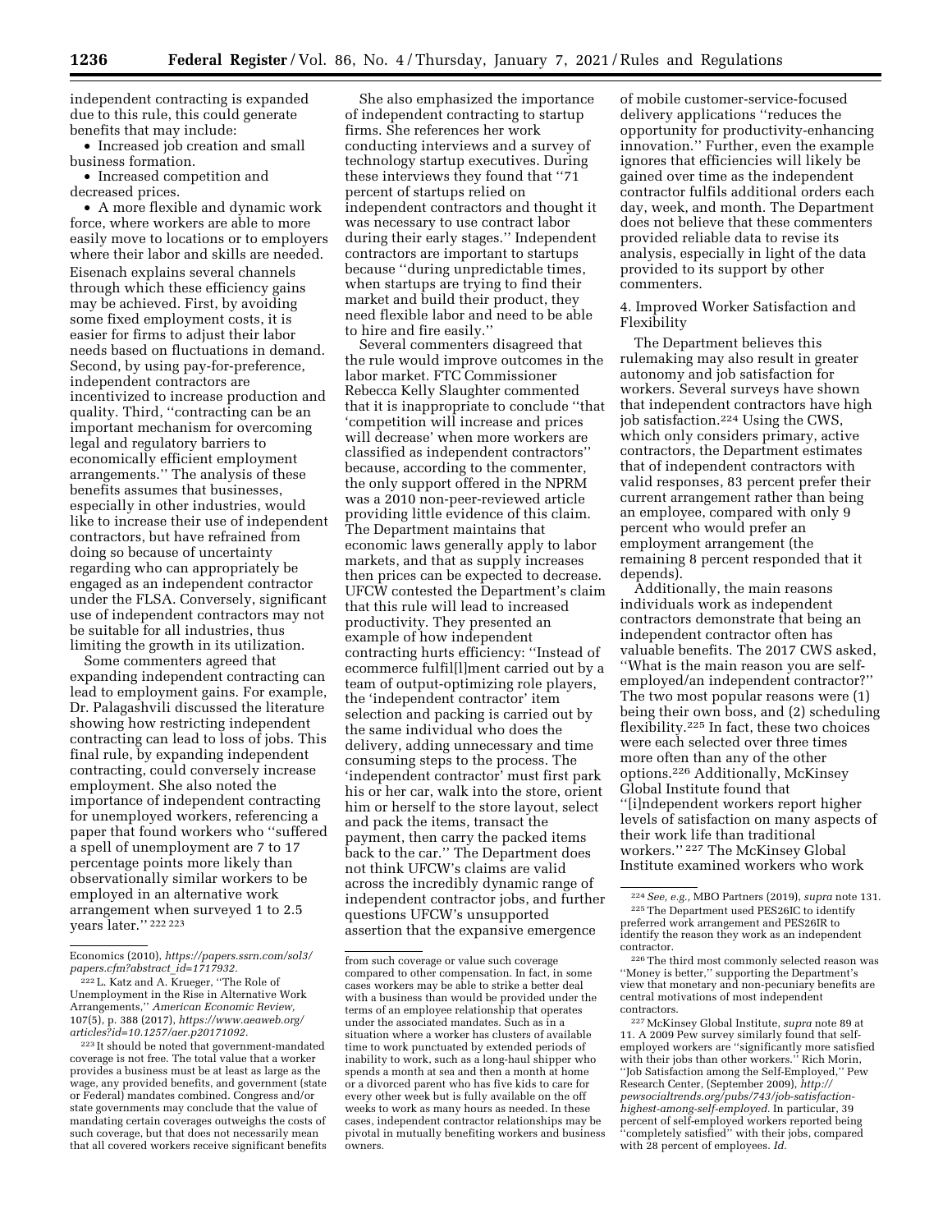independent contracting is expanded due to this rule, this could generate benefits that may include:

- Increased job creation and small business formation.
- Increased competition and decreased prices.
- A more flexible and dynamic work force, where workers are able to more easily move to locations or to employers where their labor and skills are needed.

Eisenach explains several channels through which these efficiency gains may be achieved. First, by avoiding some fixed employment costs, it is easier for firms to adjust their labor needs based on fluctuations in demand. Second, by using pay-for-preference, independent contractors are incentivized to increase production and quality. Third, ''contracting can be an important mechanism for overcoming legal and regulatory barriers to economically efficient employment arrangements.'' The analysis of these benefits assumes that businesses, especially in other industries, would like to increase their use of independent contractors, but have refrained from doing so because of uncertainty regarding who can appropriately be engaged as an independent contractor under the FLSA. Conversely, significant use of independent contractors may not be suitable for all industries, thus limiting the growth in its utilization.

Some commenters agreed that expanding independent contracting can lead to employment gains. For example, Dr. Palagashvili discussed the literature showing how restricting independent contracting can lead to loss of jobs. This final rule, by expanding independent contracting, could conversely increase employment. She also noted the importance of independent contracting for unemployed workers, referencing a paper that found workers who ''suffered a spell of unemployment are 7 to 17 percentage points more likely than observationally similar workers to be employed in an alternative work arrangement when surveyed 1 to 2.5 years later.'' [222] [223]

She also emphasized the importance of independent contracting to startup firms. She references her work conducting interviews and a survey of technology startup executives. During these interviews they found that ''71 percent of startups relied on independent contractors and thought it was necessary to use contract labor during their early stages.'' Independent contractors are important to startups because ''during unpredictable times, when startups are trying to find their market and build their product, they need flexible labor and need to be able to hire and fire easily.''

Several commenters disagreed that the rule would improve outcomes in the labor market. FTC Commissioner Rebecca Kelly Slaughter commented that it is inappropriate to conclude ''that 'competition will increase and prices will decrease' when more workers are classified as independent contractors'' because, according to the commenter, the only support offered in the NPRM was a 2010 non-peer-reviewed article providing little evidence of this claim. The Department maintains that economic laws generally apply to labor markets, and that as supply increases then prices can be expected to decrease. UFCW contested the Department's claim that this rule will lead to increased productivity. They presented an example of how independent contracting hurts efficiency: ''Instead of ecommerce fulfil[l]ment carried out by a team of output-optimizing role players, the 'independent contractor' item selection and packing is carried out by the same individual who does the delivery, adding unnecessary and time consuming steps to the process. The 'independent contractor' must first park his or her car, walk into the store, orient him or herself to the store layout, select and pack the items, transact the payment, then carry the packed items back to the car.'' The Department does not think UFCW's claims are valid across the incredibly dynamic range of independent contractor jobs, and further questions UFCW's unsupported assertion that the expansive emergence of mobile customer-service-focused delivery applications ''reduces the opportunity for productivity-enhancing innovation.'' Further, even the example ignores that efficiencies will likely be gained over time as the independent contractor fulfils additional orders each day, week, and month. The Department does not believe that these commenters provided reliable data to revise its analysis, especially in light of the data provided to its support by other commenters.

4. Improved Worker Satisfaction and Flexibility

The Department believes this rulemaking may also result in greater autonomy and job satisfaction for workers. Several surveys have shown that independent contractors have high job satisfaction.[224] Using the CWS, which only considers primary, active contractors, the Department estimates that of independent contractors with valid responses, 83 percent prefer their current arrangement rather than being an employee, compared with only 9 percent who would prefer an employment arrangement (the remaining 8 percent responded that it depends).

Additionally, the main reasons individuals work as independent contractors demonstrate that being an independent contractor often has valuable benefits. The 2017 CWS asked, ''What is the main reason you are self-employed/an independent contractor?'' The two most popular reasons were (1) being their own boss, and (2) scheduling flexibility.[225] In fact, these two choices were each selected over three times more often than any of the other options.[226] Additionally, McKinsey Global Institute found that ''[i]ndependent workers report higher levels of satisfaction on many aspects of their work life than traditional workers.'' [227] The McKinsey Global Institute examined workers who work

---

Economics (2010), *https://papers.ssrn.com/sol3/papers.cfm?abstract_id=1717932.*

[222] L. Katz and A. Krueger, ''The Role of Unemployment in the Rise in Alternative Work Arrangements,'' *American Economic Review,* 107(5), p. 388 (2017), *https://www.aeaweb.org/articles?id=10.1257/aer.p20171092.*

[223] It should be noted that government-mandated coverage is not free. The total value that a worker provides a business must be at least as large as the wage, any provided benefits, and government (state or Federal) mandates combined. Congress and/or state governments may conclude that the value of mandating certain coverages outweighs the costs of such coverage, but that does not necessarily mean that all covered workers receive significant benefits from such coverage or value such coverage compared to other compensation. In fact, in some cases workers may be able to strike a better deal with a business than would be provided under the terms of an employee relationship that operates under the associated mandates. Such as in a situation where a worker has clusters of available time to work punctuated by extended periods of inability to work, such as a long-haul shipper who spends a month at sea and then a month at home or a divorced parent who has five kids to care for every other week but is fully available on the off weeks to work as many hours as needed. In these cases, independent contractor relationships may be pivotal in mutually benefiting workers and business owners.

[224] *See, e.g.,* MBO Partners (2019), *supra* note 131.

[225] The Department used PES26IC to identify preferred work arrangement and PES26IR to identify the reason they work as an independent contractor.

[226] The third most commonly selected reason was ''Money is better,'' supporting the Department's view that monetary and non-pecuniary benefits are central motivations of most independent contractors.

[227] McKinsey Global Institute, *supra* note 89 at 11. A 2009 Pew survey similarly found that self-employed workers are ''significantly more satisfied with their jobs than other workers.'' Rich Morin, ''Job Satisfaction among the Self-Employed,'' Pew Research Center, (September 2009), *http://pewsocialtrends.org/pubs/743/job-satisfaction-highest-among-self-employed.* In particular, 39 percent of self-employed workers reported being ''completely satisfied'' with their jobs, compared with 28 percent of employees. *Id.*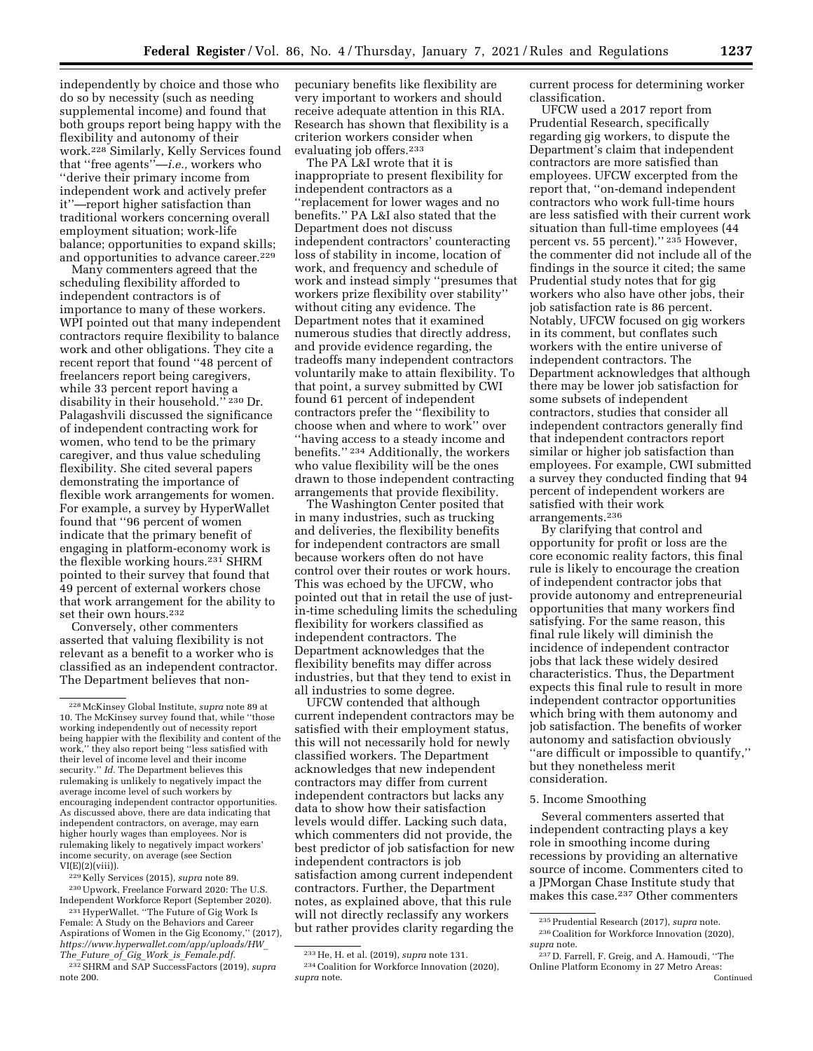independently by choice and those who do so by necessity (such as needing supplemental income) and found that both groups report being happy with the flexibility and autonomy of their work.[228] Similarly, Kelly Services found that ''free agents''—*i.e.,* workers who ''derive their primary income from independent work and actively prefer it''—report higher satisfaction than traditional workers concerning overall employment situation; work-life balance; opportunities to expand skills; and opportunities to advance career.[229]

Many commenters agreed that the scheduling flexibility afforded to independent contractors is of importance to many of these workers. WPI pointed out that many independent contractors require flexibility to balance work and other obligations. They cite a recent report that found ''48 percent of freelancers report being caregivers, while 33 percent report having a disability in their household.''[230] Dr. Palagashvili discussed the significance of independent contracting work for women, who tend to be the primary caregiver, and thus value scheduling flexibility. She cited several papers demonstrating the importance of flexible work arrangements for women. For example, a survey by HyperWallet found that ''96 percent of women indicate that the primary benefit of engaging in platform-economy work is the flexible working hours.[231] SHRM pointed to their survey that found that 49 percent of external workers chose that work arrangement for the ability to set their own hours.[232]

Conversely, other commenters asserted that valuing flexibility is not relevant as a benefit to a worker who is classified as an independent contractor. The Department believes that non-pecuniary benefits like flexibility are very important to workers and should receive adequate attention in this RIA. Research has shown that flexibility is a criterion workers consider when evaluating job offers.[233]

The PA L&I wrote that it is inappropriate to present flexibility for independent contractors as a ''replacement for lower wages and no benefits.'' PA L&I also stated that the Department does not discuss independent contractors' counteracting loss of stability in income, location of work, and frequency and schedule of work and instead simply ''presumes that workers prize flexibility over stability'' without citing any evidence. The Department notes that it examined numerous studies that directly address, and provide evidence regarding, the tradeoffs many independent contractors voluntarily make to attain flexibility. To that point, a survey submitted by CWI found 61 percent of independent contractors prefer the ''flexibility to choose when and where to work'' over ''having access to a steady income and benefits.''[234] Additionally, the workers who value flexibility will be the ones drawn to those independent contracting arrangements that provide flexibility.

The Washington Center posited that in many industries, such as trucking and deliveries, the flexibility benefits for independent contractors are small because workers often do not have control over their routes or work hours. This was echoed by the UFCW, who pointed out that in retail the use of just-in-time scheduling limits the scheduling flexibility for workers classified as independent contractors. The Department acknowledges that the flexibility benefits may differ across industries, but that they tend to exist in all industries to some degree.

UFCW contended that although current independent contractors may be satisfied with their employment status, this will not necessarily hold for newly classified workers. The Department acknowledges that new independent contractors may differ from current independent contractors but lacks any data to show how their satisfaction levels would differ. Lacking such data, which commenters did not provide, the best predictor of job satisfaction for new independent contractors is job satisfaction among current independent contractors. Further, the Department notes, as explained above, that this rule will not directly reclassify any workers but rather provides clarity regarding the current process for determining worker classification.

UFCW used a 2017 report from Prudential Research, specifically regarding gig workers, to dispute the Department's claim that independent contractors are more satisfied than employees. UFCW excerpted from the report that, ''on-demand independent contractors who work full-time hours are less satisfied with their current work situation than full-time employees (44 percent vs. 55 percent).''[235] However, the commenter did not include all of the findings in the source it cited; the same Prudential study notes that for gig workers who also have other jobs, their job satisfaction rate is 86 percent. Notably, UFCW focused on gig workers in its comment, but conflates such workers with the entire universe of independent contractors. The Department acknowledges that although there may be lower job satisfaction for some subsets of independent contractors, studies that consider all independent contractors generally find that independent contractors report similar or higher job satisfaction than employees. For example, CWI submitted a survey they conducted finding that 94 percent of independent workers are satisfied with their work arrangements.[236]

By clarifying that control and opportunity for profit or loss are the core economic reality factors, this final rule is likely to encourage the creation of independent contractor jobs that provide autonomy and entrepreneurial opportunities that many workers find satisfying. For the same reason, this final rule likely will diminish the incidence of independent contractor jobs that lack these widely desired characteristics. Thus, the Department expects this final rule to result in more independent contractor opportunities which bring with them autonomy and job satisfaction. The benefits of worker autonomy and satisfaction obviously ''are difficult or impossible to quantify,'' but they nonetheless merit consideration.

5. Income Smoothing

Several commenters asserted that independent contracting plays a key role in smoothing income during recessions by providing an alternative source of income. Commenters cited to a JPMorgan Chase Institute study that makes this case.[237] Other commenters

---

[228] McKinsey Global Institute, *supra* note 89 at 10. The McKinsey survey found that, while ''those working independently out of necessity report being happier with the flexibility and content of the work,'' they also report being ''less satisfied with their level of income level and their income security.'' *Id.* The Department believes this rulemaking is unlikely to negatively impact the average income level of such workers by encouraging independent contractor opportunities. As discussed above, there are data indicating that independent contractors, on average, may earn higher hourly wages than employees. Nor is rulemaking likely to negatively impact workers' income security, on average (see Section VI(E)(2)(viii)).

[229] Kelly Services (2015), *supra* note 89.

[230] Upwork, Freelance Forward 2020: The U.S. Independent Workforce Report (September 2020).

[231] HyperWallet. ''The Future of Gig Work Is Female: A Study on the Behaviors and Career Aspirations of Women in the Gig Economy,'' (2017), *https://www.hyperwallet.com/app/uploads/HW_The_Future_of_Gig_Work_is_Female.pdf.*

[232] SHRM and SAP SuccessFactors (2019), *supra* note 200.

[233] He, H. et al. (2019), *supra* note 131.

[234] Coalition for Workforce Innovation (2020), *supra* note.

[235] Prudential Research (2017), *supra* note.

[236] Coalition for Workforce Innovation (2020), *supra* note.

[237] D. Farrell, F. Greig, and A. Hamoudi, ''The Online Platform Economy in 27 Metro Areas: Continued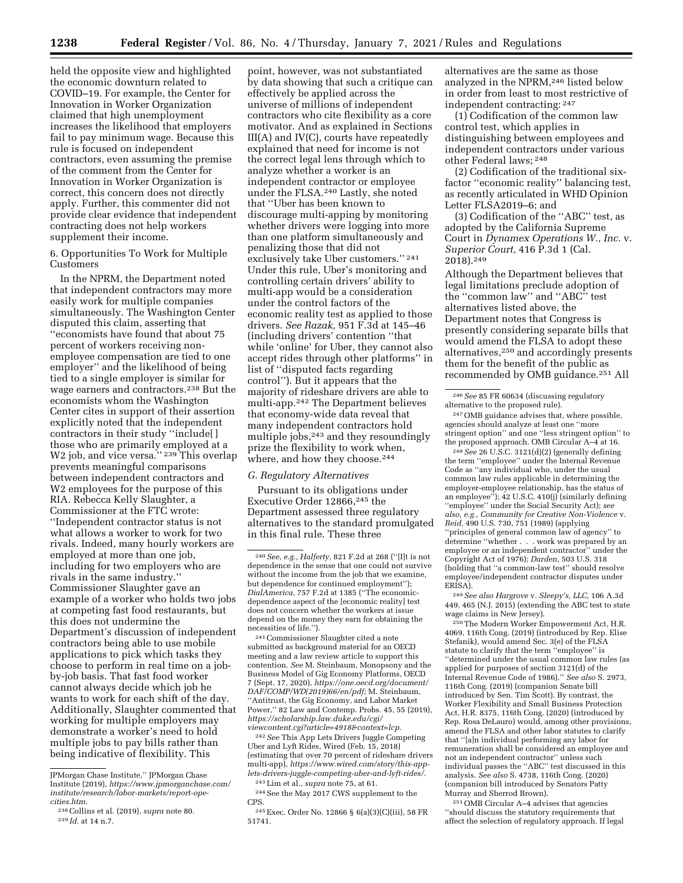held the opposite view and highlighted the economic downturn related to COVID–19. For example, the Center for Innovation in Worker Organization claimed that high unemployment increases the likelihood that employers fail to pay minimum wage. Because this rule is focused on independent contractors, even assuming the premise of the comment from the Center for Innovation in Worker Organization is correct, this concern does not directly apply. Further, this commenter did not provide clear evidence that independent contracting does not help workers supplement their income.

6. Opportunities To Work for Multiple Customers

In the NPRM, the Department noted that independent contractors may more easily work for multiple companies simultaneously. The Washington Center disputed this claim, asserting that ''economists have found that about 75 percent of workers receiving non-employee compensation are tied to one employer'' and the likelihood of being tied to a single employer is similar for wage earners and contractors.[238] But the economists whom the Washington Center cites in support of their assertion explicitly noted that the independent contractors in their study ''include[] those who are primarily employed at a W2 job, and vice versa.''[239] This overlap prevents meaningful comparisons between independent contractors and W2 employees for the purpose of this RIA. Rebecca Kelly Slaughter, a Commissioner at the FTC wrote: ''Independent contractor status is not what allows a worker to work for two rivals. Indeed, many hourly workers are employed at more than one job, including for two employers who are rivals in the same industry.'' Commissioner Slaughter gave an example of a worker who holds two jobs at competing fast food restaurants, but this does not undermine the Department's discussion of independent contractors being able to use mobile applications to pick which tasks they choose to perform in real time on a job-by-job basis. That fast food worker cannot always decide which job he wants to work for each shift of the day. Additionally, Slaughter commented that working for multiple employers may demonstrate a worker's need to hold multiple jobs to pay bills rather than being indicative of flexibility. This point, however, was not substantiated by data showing that such a critique can effectively be applied across the universe of millions of independent contractors who cite flexibility as a core motivator. And as explained in Sections III(A) and IV(C), courts have repeatedly explained that need for income is not the correct legal lens through which to analyze whether a worker is an independent contractor or employee under the FLSA.[240] Lastly, she noted that ''Uber has been known to discourage multi-apping by monitoring whether drivers were logging into more than one platform simultaneously and penalizing those that did not exclusively take Uber customers.''[241] Under this rule, Uber's monitoring and controlling certain drivers' ability to multi-app would be a consideration under the control factors of the economic reality test as applied to those drivers. *See Razak,* 951 F.3d at 145–46 (including drivers' contention ''that while 'online' for Uber, they cannot also accept rides through other platforms'' in list of ''disputed facts regarding control''). But it appears that the majority of rideshare drivers are able to multi-app.[242] The Department believes that economy-wide data reveal that many independent contractors hold multiple jobs,[243] and they resoundingly prize the flexibility to work when, where, and how they choose.[244]

### *G. Regulatory Alternatives*

Pursuant to its obligations under Executive Order 12866,[245] the Department assessed three regulatory alternatives to the standard promulgated in this final rule. These three alternatives are the same as those analyzed in the NPRM,[246] listed below in order from least to most restrictive of independent contracting:[247]

(1) Codification of the common law control test, which applies in distinguishing between employees and independent contractors under various other Federal laws;[248]

(2) Codification of the traditional six-factor ''economic reality'' balancing test, as recently articulated in WHD Opinion Letter FLSA2019–6; and

(3) Codification of the ''ABC'' test, as adopted by the California Supreme Court in *Dynamex Operations W., Inc.* v. *Superior Court,* 416 P.3d 1 (Cal. 2018).[249]

Although the Department believes that legal limitations preclude adoption of the ''common law'' and ''ABC'' test alternatives listed above, the Department notes that Congress is presently considering separate bills that would amend the FLSA to adopt these alternatives,[250] and accordingly presents them for the benefit of the public as recommended by OMB guidance.[251] All

---

JPMorgan Chase Institute,'' JPMorgan Chase Institute (2019), *https://www.jpmorganchase.com/institute/research/labor-markets/report-ope-cities.htm.*

[238] Collins et al. (2019), *supra* note 80.

[239] *Id.* at 14 n.7.

[240] *See, e.g., Halferty,* 821 F.2d at 268 (''[I]t is not dependence in the sense that one could not survive without the income from the job that we examine, but dependence for continued employment''); *DialAmerica,* 757 F.2d at 1385 (''The economic-dependence aspect of the [economic reality] test does not concern whether the workers at issue depend on the money they earn for obtaining the necessities of life.'').

[241] Commissioner Slaughter cited a note submitted as background material for an OECD meeting and a law review article to support this contention. *See* M. Steinbaum, Monopsony and the Business Model of Gig Economy Platforms, OECD 7 (Sept. 17, 2020), *https://one.oecd.org/document/DAF/COMP/WD(2019)66/en/pdf;* M. Steinbaum, ''Antitrust, the Gig Economy, and Labor Market Power,'' 82 Law and Contemp. Probs. 45, 55 (2019), *https://scholarship.law.duke.edu/cgi/viewcontent.cgi?article=4918&context=lcp.*

[242] *See* This App Lets Drivers Juggle Competing Uber and Lyft Rides, Wired (Feb. 15, 2018) (estimating that over 70 percent of rideshare drivers multi-app), *https://www.wired.com/story/this-app-lets-drivers-juggle-competing-uber-and-lyft-rides/.*

[243] Lim et al., *supra* note 75, at 61.

[244] See the May 2017 CWS supplement to the CPS.

[245] Exec. Order No. 12866 § 6(a)(3)(C)(iii), 58 FR 51741.

[246] *See* 85 FR 60634 (discussing regulatory alternative to the proposed rule).

[247] OMB guidance advises that, where possible, agencies should analyze at least one ''more stringent option'' and one ''less stringent option'' to the proposed approach. OMB Circular A–4 at 16.

[248] *See* 26 U.S.C. 3121(d)(2) (generally defining the term ''employee'' under the Internal Revenue Code as ''any individual who, under the usual common law rules applicable in determining the employer-employee relationship, has the status of an employee''); 42 U.S.C. 410(j) (similarly defining ''employee'' under the Social Security Act); *see also, e.g., Community for Creative Non-Violence* v. *Reid,* 490 U.S. 730, 751 (1989) (applying ''principles of general common law of agency'' to determine ''whether . . . work was prepared by an employee or an independent contractor'' under the Copyright Act of 1976); *Darden,* 503 U.S. 318 (holding that ''a common-law test'' should resolve employee/independent contractor disputes under ERISA).

[249] *See also Hargrove* v. *Sleepy's, LLC,* 106 A.3d 449, 465 (N.J. 2015) (extending the ABC test to state wage claims in New Jersey).

[250] The Modern Worker Empowerment Act, H.R. 4069, 116th Cong. (2019) (introduced by Rep. Elise Stefanik), would amend Sec. 3(e) of the FLSA statute to clarify that the term ''employee'' is ''determined under the usual common law rules (as applied for purposes of section 3121(d) of the Internal Revenue Code of 1986).'' *See also* S. 2973, 116th Cong. (2019) (companion Senate bill introduced by Sen. Tim Scott). By contrast, the Worker Flexibility and Small Business Protection Act, H.R. 8375, 116th Cong. (2020) (introduced by Rep. Rosa DeLauro) would, among other provisions, amend the FLSA and other labor statutes to clarify that ''[a]n individual performing any labor for remuneration shall be considered an employee and not an independent contractor'' unless such individual passes the ''ABC'' test discussed in this analysis. *See also* S. 4738, 116th Cong. (2020) (companion bill introduced by Senators Patty Murray and Sherrod Brown).

[251] OMB Circular A–4 advises that agencies ''should discuss the statutory requirements that affect the selection of regulatory approach. If legal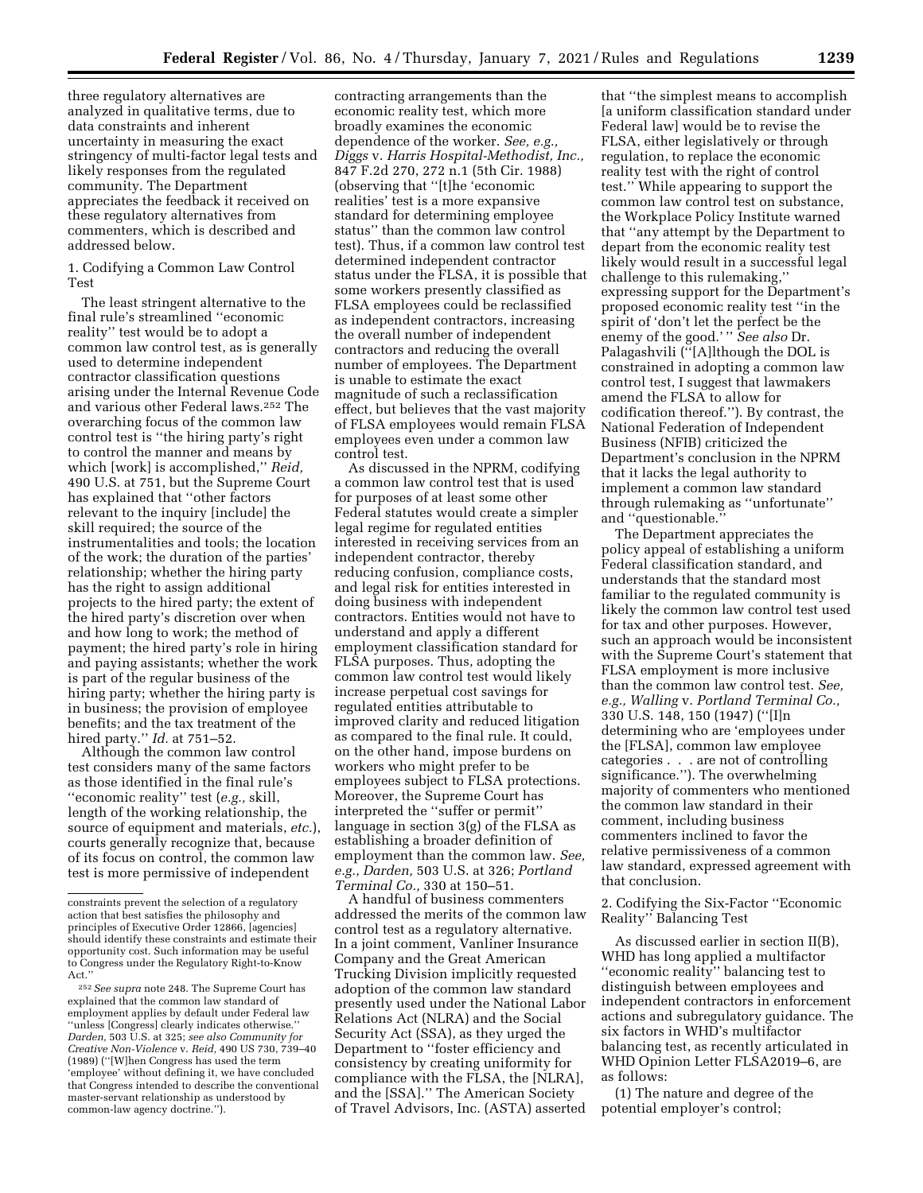three regulatory alternatives are analyzed in qualitative terms, due to data constraints and inherent uncertainty in measuring the exact stringency of multi-factor legal tests and likely responses from the regulated community. The Department appreciates the feedback it received on these regulatory alternatives from commenters, which is described and addressed below.

1. Codifying a Common Law Control Test

The least stringent alternative to the final rule's streamlined "economic reality" test would be to adopt a common law control test, as is generally used to determine independent contractor classification questions arising under the Internal Revenue Code and various other Federal laws.[252] The overarching focus of the common law control test is "the hiring party's right to control the manner and means by which [work] is accomplished," *Reid,* 490 U.S. at 751, but the Supreme Court has explained that "other factors relevant to the inquiry [include] the skill required; the source of the instrumentalities and tools; the location of the work; the duration of the parties' relationship; whether the hiring party has the right to assign additional projects to the hired party; the extent of the hired party's discretion over when and how long to work; the method of payment; the hired party's role in hiring and paying assistants; whether the work is part of the regular business of the hiring party; whether the hiring party is in business; the provision of employee benefits; and the tax treatment of the hired party." *Id.* at 751–52.

Although the common law control test considers many of the same factors as those identified in the final rule's "economic reality" test (*e.g.,* skill, length of the working relationship, the source of equipment and materials, *etc.*), courts generally recognize that, because of its focus on control, the common law test is more permissive of independent contracting arrangements than the economic reality test, which more broadly examines the economic dependence of the worker. *See, e.g., Diggs* v. *Harris Hospital-Methodist, Inc.,* 847 F.2d 270, 272 n.1 (5th Cir. 1988) (observing that "[t]he 'economic realities' test is a more expansive standard for determining employee status" than the common law control test). Thus, if a common law control test determined independent contractor status under the FLSA, it is possible that some workers presently classified as FLSA employees could be reclassified as independent contractors, increasing the overall number of independent contractors and reducing the overall number of employees. The Department is unable to estimate the exact magnitude of such a reclassification effect, but believes that the vast majority of FLSA employees would remain FLSA employees even under a common law control test.

As discussed in the NPRM, codifying a common law control test that is used for purposes of at least some other Federal statutes would create a simpler legal regime for regulated entities interested in receiving services from an independent contractor, thereby reducing confusion, compliance costs, and legal risk for entities interested in doing business with independent contractors. Entities would not have to understand and apply a different employment classification standard for FLSA purposes. Thus, adopting the common law control test would likely increase perpetual cost savings for regulated entities attributable to improved clarity and reduced litigation as compared to the final rule. It could, on the other hand, impose burdens on workers who might prefer to be employees subject to FLSA protections. Moreover, the Supreme Court has interpreted the "suffer or permit" language in section 3(g) of the FLSA as establishing a broader definition of employment than the common law. *See, e.g., Darden,* 503 U.S. at 326; *Portland Terminal Co.,* 330 at 150–51.

A handful of business commenters addressed the merits of the common law control test as a regulatory alternative. In a joint comment, Vanliner Insurance Company and the Great American Trucking Division implicitly requested adoption of the common law standard presently used under the National Labor Relations Act (NLRA) and the Social Security Act (SSA), as they urged the Department to "foster efficiency and consistency by creating uniformity for compliance with the FLSA, the [NLRA], and the [SSA]." The American Society of Travel Advisors, Inc. (ASTA) asserted that "the simplest means to accomplish [a uniform classification standard under Federal law] would be to revise the FLSA, either legislatively or through regulation, to replace the economic reality test with the right of control test." While appearing to support the common law control test on substance, the Workplace Policy Institute warned that "any attempt by the Department to depart from the economic reality test likely would result in a successful legal challenge to this rulemaking," expressing support for the Department's proposed economic reality test "in the spirit of 'don't let the perfect be the enemy of the good.'" *See also* Dr. Palagashvili ("[A]lthough the DOL is constrained in adopting a common law control test, I suggest that lawmakers amend the FLSA to allow for codification thereof."). By contrast, the National Federation of Independent Business (NFIB) criticized the Department's conclusion in the NPRM that it lacks the legal authority to implement a common law standard through rulemaking as "unfortunate" and "questionable."

The Department appreciates the policy appeal of establishing a uniform Federal classification standard, and understands that the standard most familiar to the regulated community is likely the common law control test used for tax and other purposes. However, such an approach would be inconsistent with the Supreme Court's statement that FLSA employment is more inclusive than the common law control test. *See, e.g., Walling* v. *Portland Terminal Co.,* 330 U.S. 148, 150 (1947) ("[I]n determining who are 'employees under the [FLSA], common law employee categories . . . are not of controlling significance."). The overwhelming majority of commenters who mentioned the common law standard in their comment, including business commenters inclined to favor the relative permissiveness of a common law standard, expressed agreement with that conclusion.

2. Codifying the Six-Factor "Economic Reality" Balancing Test

As discussed earlier in section II(B), WHD has long applied a multifactor "economic reality" balancing test to distinguish between employees and independent contractors in enforcement actions and subregulatory guidance. The six factors in WHD's multifactor balancing test, as recently articulated in WHD Opinion Letter FLSA2019–6, are as follows:

(1) The nature and degree of the potential employer's control;

---

constraints prevent the selection of a regulatory action that best satisfies the philosophy and principles of Executive Order 12866, [agencies] should identify these constraints and estimate their opportunity cost. Such information may be useful to Congress under the Regulatory Right-to-Know Act."

[252] *See supra* note 248. The Supreme Court has explained that the common law standard of employment applies by default under Federal law "unless [Congress] clearly indicates otherwise." *Darden,* 503 U.S. at 325; *see also Community for Creative Non-Violence* v. *Reid,* 490 US 730, 739–40 (1989) ("[W]hen Congress has used the term 'employee' without defining it, we have concluded that Congress intended to describe the conventional master-servant relationship as understood by common-law agency doctrine.").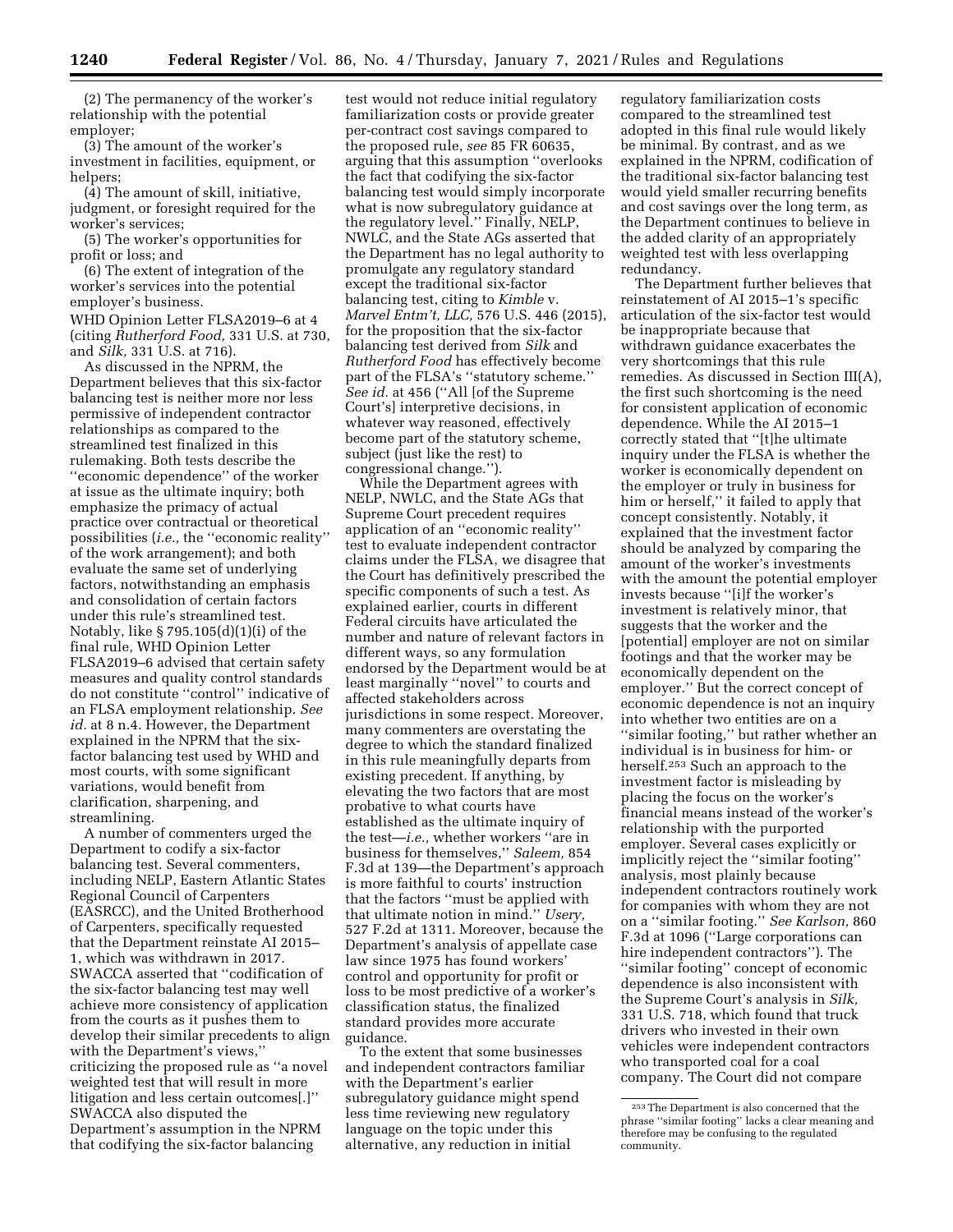(2) The permanency of the worker's relationship with the potential employer;

(3) The amount of the worker's investment in facilities, equipment, or helpers;

(4) The amount of skill, initiative, judgment, or foresight required for the worker's services;

(5) The worker's opportunities for profit or loss; and

(6) The extent of integration of the worker's services into the potential employer's business.

WHD Opinion Letter FLSA2019–6 at 4 (citing *Rutherford Food,* 331 U.S. at 730, and *Silk,* 331 U.S. at 716).

As discussed in the NPRM, the Department believes that this six-factor balancing test is neither more nor less permissive of independent contractor relationships as compared to the streamlined test finalized in this rulemaking. Both tests describe the "economic dependence" of the worker at issue as the ultimate inquiry; both emphasize the primacy of actual practice over contractual or theoretical possibilities (*i.e.,* the "economic reality" of the work arrangement); and both evaluate the same set of underlying factors, notwithstanding an emphasis and consolidation of certain factors under this rule's streamlined test. Notably, like § 795.105(d)(1)(i) of the final rule, WHD Opinion Letter FLSA2019–6 advised that certain safety measures and quality control standards do not constitute "control" indicative of an FLSA employment relationship. *See id.* at 8 n.4. However, the Department explained in the NPRM that the six-factor balancing test used by WHD and most courts, with some significant variations, would benefit from clarification, sharpening, and streamlining.

A number of commenters urged the Department to codify a six-factor balancing test. Several commenters, including NELP, Eastern Atlantic States Regional Council of Carpenters (EASRCC), and the United Brotherhood of Carpenters, specifically requested that the Department reinstate AI 2015–1, which was withdrawn in 2017. SWACCA asserted that "codification of the six-factor balancing test may well achieve more consistency of application from the courts as it pushes them to develop their similar precedents to align with the Department's views," criticizing the proposed rule as "a novel weighted test that will result in more litigation and less certain outcomes[.]" SWACCA also disputed the Department's assumption in the NPRM that codifying the six-factor balancing test would not reduce initial regulatory familiarization costs or provide greater per-contract cost savings compared to the proposed rule, *see* 85 FR 60635, arguing that this assumption "overlooks the fact that codifying the six-factor balancing test would simply incorporate what is now subregulatory guidance at the regulatory level." Finally, NELP, NWLC, and the State AGs asserted that the Department has no legal authority to promulgate any regulatory standard except the traditional six-factor balancing test, citing to *Kimble* v. *Marvel Entm't, LLC,* 576 U.S. 446 (2015), for the proposition that the six-factor balancing test derived from *Silk* and *Rutherford Food* has effectively become part of the FLSA's "statutory scheme." *See id.* at 456 ("All [of the Supreme Court's] interpretive decisions, in whatever way reasoned, effectively become part of the statutory scheme, subject (just like the rest) to congressional change.").

While the Department agrees with NELP, NWLC, and the State AGs that Supreme Court precedent requires application of an "economic reality" test to evaluate independent contractor claims under the FLSA, we disagree that the Court has definitively prescribed the specific components of such a test. As explained earlier, courts in different Federal circuits have articulated the number and nature of relevant factors in different ways, so any formulation endorsed by the Department would be at least marginally "novel" to courts and affected stakeholders across jurisdictions in some respect. Moreover, many commenters are overstating the degree to which the standard finalized in this rule meaningfully departs from existing precedent. If anything, by elevating the two factors that are most probative to what courts have established as the ultimate inquiry of the test—*i.e.,* whether workers "are in business for themselves," *Saleem,* 854 F.3d at 139—the Department's approach is more faithful to courts' instruction that the factors "must be applied with that ultimate notion in mind." *Usery,* 527 F.2d at 1311. Moreover, because the Department's analysis of appellate case law since 1975 has found workers' control and opportunity for profit or loss to be most predictive of a worker's classification status, the finalized standard provides more accurate guidance.

To the extent that some businesses and independent contractors familiar with the Department's earlier subregulatory guidance might spend less time reviewing new regulatory language on the topic under this alternative, any reduction in initial regulatory familiarization costs compared to the streamlined test adopted in this final rule would likely be minimal. By contrast, and as we explained in the NPRM, codification of the traditional six-factor balancing test would yield smaller recurring benefits and cost savings over the long term, as the Department continues to believe in the added clarity of an appropriately weighted test with less overlapping redundancy.

The Department further believes that reinstatement of AI 2015–1's specific articulation of the six-factor test would be inappropriate because that withdrawn guidance exacerbates the very shortcomings that this rule remedies. As discussed in Section III(A), the first such shortcoming is the need for consistent application of economic dependence. While the AI 2015–1 correctly stated that "[t]he ultimate inquiry under the FLSA is whether the worker is economically dependent on the employer or truly in business for him or herself," it failed to apply that concept consistently. Notably, it explained that the investment factor should be analyzed by comparing the amount of the worker's investments with the amount the potential employer invests because "[i]f the worker's investment is relatively minor, that suggests that the worker and the [potential] employer are not on similar footings and that the worker may be economically dependent on the employer." But the correct concept of economic dependence is not an inquiry into whether two entities are on a "similar footing," but rather whether an individual is in business for him- or herself.[253] Such an approach to the investment factor is misleading by placing the focus on the worker's financial means instead of the worker's relationship with the purported employer. Several cases explicitly or implicitly reject the "similar footing" analysis, most plainly because independent contractors routinely work for companies with whom they are not on a "similar footing." *See Karlson,* 860 F.3d at 1096 ("Large corporations can hire independent contractors"). The "similar footing" concept of economic dependence is also inconsistent with the Supreme Court's analysis in *Silk,* 331 U.S. 718, which found that truck drivers who invested in their own vehicles were independent contractors who transported coal for a coal company. The Court did not compare

[253] The Department is also concerned that the phrase "similar footing" lacks a clear meaning and therefore may be confusing to the regulated community.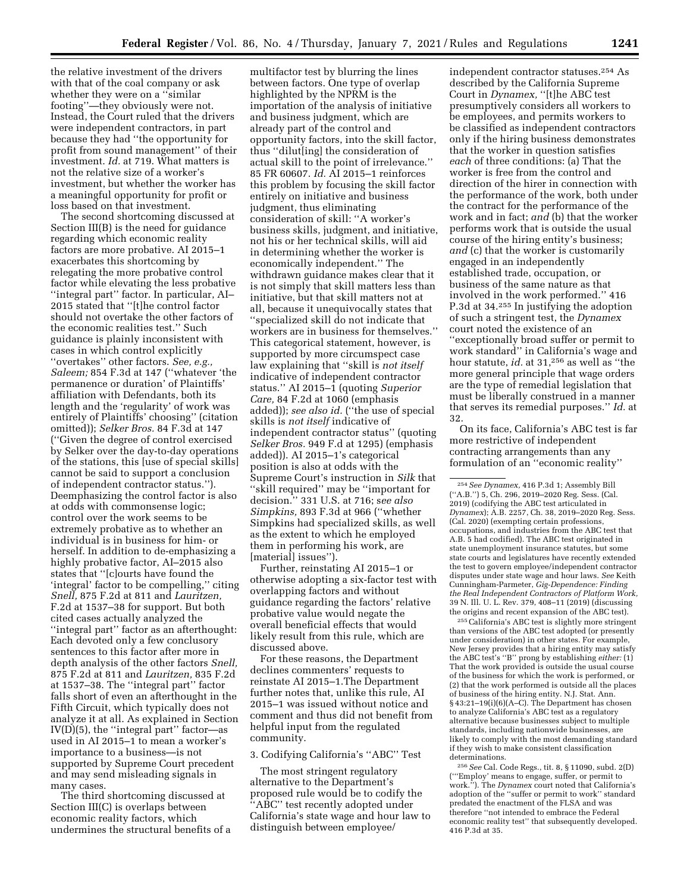the relative investment of the drivers with that of the coal company or ask whether they were on a "similar footing"—they obviously were not. Instead, the Court ruled that the drivers were independent contractors, in part because they had "the opportunity for profit from sound management" of their investment. *Id.* at 719. What matters is not the relative size of a worker's investment, but whether the worker has a meaningful opportunity for profit or loss based on that investment.

The second shortcoming discussed at Section III(B) is the need for guidance regarding which economic reality factors are more probative. AI 2015–1 exacerbates this shortcoming by relegating the more probative control factor while elevating the less probative "integral part" factor. In particular, AI–2015 stated that "[t]he control factor should not overtake the other factors of the economic realities test." Such guidance is plainly inconsistent with cases in which control explicitly "overtakes" other factors. *See, e.g., Saleem;* 854 F.3d at 147 ("whatever 'the permanence or duration' of Plaintiffs' affiliation with Defendants, both its length and the 'regularity' of work was entirely of Plaintiffs' choosing" (citation omitted)); *Selker Bros.* 84 F.3d at 147 ("Given the degree of control exercised by Selker over the day-to-day operations of the stations, this [use of special skills] cannot be said to support a conclusion of independent contractor status."). Deemphasizing the control factor is also at odds with commonsense logic; control over the work seems to be extremely probative as to whether an individual is in business for him- or herself. In addition to de-emphasizing a highly probative factor, AI–2015 also states that "[c]ourts have found the 'integral' factor to be compelling," citing *Snell,* 875 F.2d at 811 and *Lauritzen,* F.2d at 1537–38 for support. But both cited cases actually analyzed the "integral part" factor as an afterthought: Each devoted only a few conclusory sentences to this factor after more in depth analysis of the other factors *Snell,* 875 F.2d at 811 and *Lauritzen,* 835 F.2d at 1537–38. The "integral part" factor falls short of even an afterthought in the Fifth Circuit, which typically does not analyze it at all. As explained in Section IV(D)(5), the "integral part" factor—as used in AI 2015–1 to mean a worker's importance to a business—is not supported by Supreme Court precedent and may send misleading signals in many cases.

The third shortcoming discussed at Section III(C) is overlaps between economic reality factors, which undermines the structural benefits of a multifactor test by blurring the lines between factors. One type of overlap highlighted by the NPRM is the importation of the analysis of initiative and business judgment, which are already part of the control and opportunity factors, into the skill factor, thus "dilut[ing] the consideration of actual skill to the point of irrelevance." 85 FR 60607. *Id.* AI 2015–1 reinforces this problem by focusing the skill factor entirely on initiative and business judgment, thus eliminating consideration of skill: "A worker's business skills, judgment, and initiative, not his or her technical skills, will aid in determining whether the worker is economically independent." The withdrawn guidance makes clear that it is not simply that skill matters less than initiative, but that skill matters not at all, because it unequivocally states that "specialized skill do not indicate that workers are in business for themselves." This categorical statement, however, is supported by more circumspect case law explaining that "skill is *not itself* indicative of independent contractor status." AI 2015–1 (quoting *Superior Care,* 84 F.2d at 1060 (emphasis added)); *see also id.* ("the use of special skills is *not itself* indicative of independent contractor status" (quoting *Selker Bros.* 949 F.d at 1295) (emphasis added)). AI 2015–1's categorical position is also at odds with the Supreme Court's instruction in *Silk* that "skill required" may be "important for decision." 331 U.S. at 716; *see also Simpkins,* 893 F.3d at 966 ("whether Simpkins had specialized skills, as well as the extent to which he employed them in performing his work, are [material] issues").

Further, reinstating AI 2015–1 or otherwise adopting a six-factor test with overlapping factors and without guidance regarding the factors' relative probative value would negate the overall beneficial effects that would likely result from this rule, which are discussed above.

For these reasons, the Department declines commenters' requests to reinstate AI 2015–1.The Department further notes that, unlike this rule, AI 2015–1 was issued without notice and comment and thus did not benefit from helpful input from the regulated community.

### 3. Codifying California's "ABC" Test

The most stringent regulatory alternative to the Department's proposed rule would be to codify the "ABC" test recently adopted under California's state wage and hour law to distinguish between employee/independent contractor statuses.[254] As described by the California Supreme Court in *Dynamex,* "[t]he ABC test presumptively considers all workers to be employees, and permits workers to be classified as independent contractors only if the hiring business demonstrates that the worker in question satisfies *each* of three conditions: (a) That the worker is free from the control and direction of the hirer in connection with the performance of the work, both under the contract for the performance of the work and in fact; *and* (b) that the worker performs work that is outside the usual course of the hiring entity's business; *and* (c) that the worker is customarily engaged in an independently established trade, occupation, or business of the same nature as that involved in the work performed." 416 P.3d at 34.[255] In justifying the adoption of such a stringent test, the *Dynamex* court noted the existence of an "exceptionally broad suffer or permit to work standard" in California's wage and hour statute, *id.* at 31,[256] as well as "the more general principle that wage orders are the type of remedial legislation that must be liberally construed in a manner that serves its remedial purposes." *Id.* at 32.

On its face, California's ABC test is far more restrictive of independent contracting arrangements than any formulation of an "economic reality"

---

[254] *See Dynamex,* 416 P.3d 1; Assembly Bill ("A.B.") 5, Ch. 296, 2019–2020 Reg. Sess. (Cal. 2019) (codifying the ABC test articulated in *Dynamex*); A.B. 2257, Ch. 38, 2019–2020 Reg. Sess. (Cal. 2020) (exempting certain professions, occupations, and industries from the ABC test that A.B. 5 had codified). The ABC test originated in state unemployment insurance statutes, but some state courts and legislatures have recently extended the test to govern employee/independent contractor disputes under state wage and hour laws. *See* Keith Cunningham-Parmeter, *Gig-Dependence: Finding the Real Independent Contractors of Platform Work,* 39 N. Ill. U. L. Rev. 379, 408–11 (2019) (discussing the origins and recent expansion of the ABC test).

[255] California's ABC test is slightly more stringent than versions of the ABC test adopted (or presently under consideration) in other states. For example, New Jersey provides that a hiring entity may satisfy the ABC test's "B" prong by establishing *either:* (1) That the work provided is outside the usual course of the business for which the work is performed, or (2) that the work performed is outside all the places of business of the hiring entity. N.J. Stat. Ann. § 43:21–19(i)(6)(A–C). The Department has chosen to analyze California's ABC test as a regulatory alternative because businesses subject to multiple standards, including nationwide businesses, are likely to comply with the most demanding standard if they wish to make consistent classification determinations.

[256] *See* Cal. Code Regs., tit. 8, § 11090, subd. 2(D) ("'Employ' means to engage, suffer, or permit to work."). The *Dynamex* court noted that California's adoption of the "suffer or permit to work" standard predated the enactment of the FLSA and was therefore "not intended to embrace the Federal economic reality test" that subsequently developed. 416 P.3d at 35.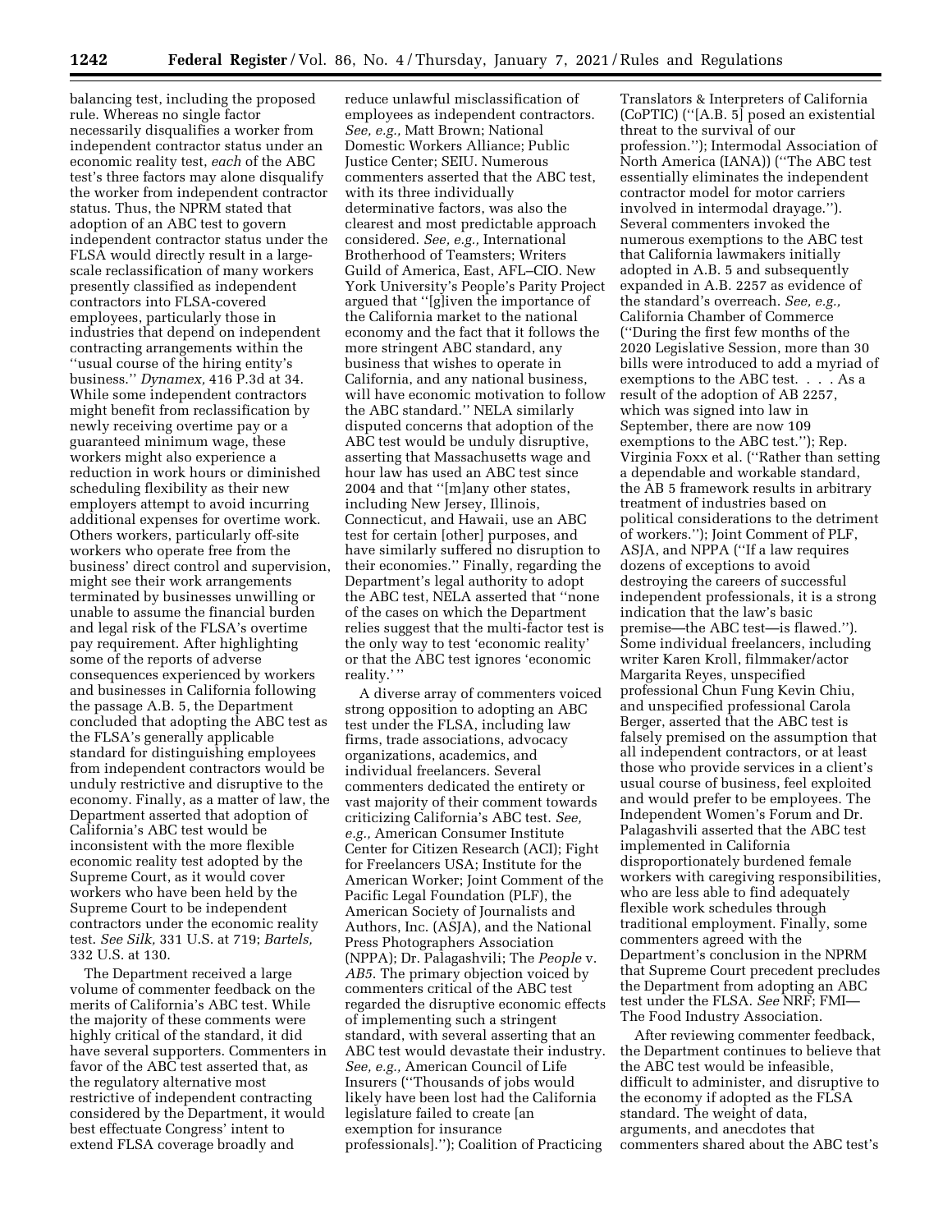balancing test, including the proposed rule. Whereas no single factor necessarily disqualifies a worker from independent contractor status under an economic reality test, *each* of the ABC test's three factors may alone disqualify the worker from independent contractor status. Thus, the NPRM stated that adoption of an ABC test to govern independent contractor status under the FLSA would directly result in a large-scale reclassification of many workers presently classified as independent contractors into FLSA-covered employees, particularly those in industries that depend on independent contracting arrangements within the ''usual course of the hiring entity's business.'' *Dynamex,* 416 P.3d at 34. While some independent contractors might benefit from reclassification by newly receiving overtime pay or a guaranteed minimum wage, these workers might also experience a reduction in work hours or diminished scheduling flexibility as their new employers attempt to avoid incurring additional expenses for overtime work. Others workers, particularly off-site workers who operate free from the business' direct control and supervision, might see their work arrangements terminated by businesses unwilling or unable to assume the financial burden and legal risk of the FLSA's overtime pay requirement. After highlighting some of the reports of adverse consequences experienced by workers and businesses in California following the passage A.B. 5, the Department concluded that adopting the ABC test as the FLSA's generally applicable standard for distinguishing employees from independent contractors would be unduly restrictive and disruptive to the economy. Finally, as a matter of law, the Department asserted that adoption of California's ABC test would be inconsistent with the more flexible economic reality test adopted by the Supreme Court, as it would cover workers who have been held by the Supreme Court to be independent contractors under the economic reality test. *See Silk,* 331 U.S. at 719; *Bartels,* 332 U.S. at 130.

The Department received a large volume of commenter feedback on the merits of California's ABC test. While the majority of these comments were highly critical of the standard, it did have several supporters. Commenters in favor of the ABC test asserted that, as the regulatory alternative most restrictive of independent contracting considered by the Department, it would best effectuate Congress' intent to extend FLSA coverage broadly and reduce unlawful misclassification of employees as independent contractors. *See, e.g.,* Matt Brown; National Domestic Workers Alliance; Public Justice Center; SEIU. Numerous commenters asserted that the ABC test, with its three individually determinative factors, was also the clearest and most predictable approach considered. *See, e.g.,* International Brotherhood of Teamsters; Writers Guild of America, East, AFL–CIO. New York University's People's Parity Project argued that ''[g]iven the importance of the California market to the national economy and the fact that it follows the more stringent ABC standard, any business that wishes to operate in California, and any national business, will have economic motivation to follow the ABC standard.'' NELA similarly disputed concerns that adoption of the ABC test would be unduly disruptive, asserting that Massachusetts wage and hour law has used an ABC test since 2004 and that ''[m]any other states, including New Jersey, Illinois, Connecticut, and Hawaii, use an ABC test for certain [other] purposes, and have similarly suffered no disruption to their economies.'' Finally, regarding the Department's legal authority to adopt the ABC test, NELA asserted that ''none of the cases on which the Department relies suggest that the multi-factor test is the only way to test 'economic reality' or that the ABC test ignores 'economic reality.' ''

A diverse array of commenters voiced strong opposition to adopting an ABC test under the FLSA, including law firms, trade associations, advocacy organizations, academics, and individual freelancers. Several commenters dedicated the entirety or vast majority of their comment towards criticizing California's ABC test. *See, e.g.,* American Consumer Institute Center for Citizen Research (ACI); Fight for Freelancers USA; Institute for the American Worker; Joint Comment of the Pacific Legal Foundation (PLF), the American Society of Journalists and Authors, Inc. (ASJA), and the National Press Photographers Association (NPPA); Dr. Palagashvili; The *People* v. *AB5.* The primary objection voiced by commenters critical of the ABC test regarded the disruptive economic effects of implementing such a stringent standard, with several asserting that an ABC test would devastate their industry. *See, e.g.,* American Council of Life Insurers (''Thousands of jobs would likely have been lost had the California legislature failed to create [an exemption for insurance professionals].''); Coalition of Practicing Translators & Interpreters of California (CoPTIC) (''[A.B. 5] posed an existential threat to the survival of our profession.''); Intermodal Association of North America (IANA)) (''The ABC test essentially eliminates the independent contractor model for motor carriers involved in intermodal drayage.''). Several commenters invoked the numerous exemptions to the ABC test that California lawmakers initially adopted in A.B. 5 and subsequently expanded in A.B. 2257 as evidence of the standard's overreach. *See, e.g.,* California Chamber of Commerce (''During the first few months of the 2020 Legislative Session, more than 30 bills were introduced to add a myriad of exemptions to the ABC test. . . . As a result of the adoption of AB 2257, which was signed into law in September, there are now 109 exemptions to the ABC test.''); Rep. Virginia Foxx et al. (''Rather than setting a dependable and workable standard, the AB 5 framework results in arbitrary treatment of industries based on political considerations to the detriment of workers.''); Joint Comment of PLF, ASJA, and NPPA (''If a law requires dozens of exceptions to avoid destroying the careers of successful independent professionals, it is a strong indication that the law's basic premise—the ABC test—is flawed.''). Some individual freelancers, including writer Karen Kroll, filmmaker/actor Margarita Reyes, unspecified professional Chun Fung Kevin Chiu, and unspecified professional Carola Berger, asserted that the ABC test is falsely premised on the assumption that all independent contractors, or at least those who provide services in a client's usual course of business, feel exploited and would prefer to be employees. The Independent Women's Forum and Dr. Palagashvili asserted that the ABC test implemented in California disproportionately burdened female workers with caregiving responsibilities, who are less able to find adequately flexible work schedules through traditional employment. Finally, some commenters agreed with the Department's conclusion in the NPRM that Supreme Court precedent precludes the Department from adopting an ABC test under the FLSA. *See* NRF; FMI—The Food Industry Association.

After reviewing commenter feedback, the Department continues to believe that the ABC test would be infeasible, difficult to administer, and disruptive to the economy if adopted as the FLSA standard. The weight of data, arguments, and anecdotes that commenters shared about the ABC test's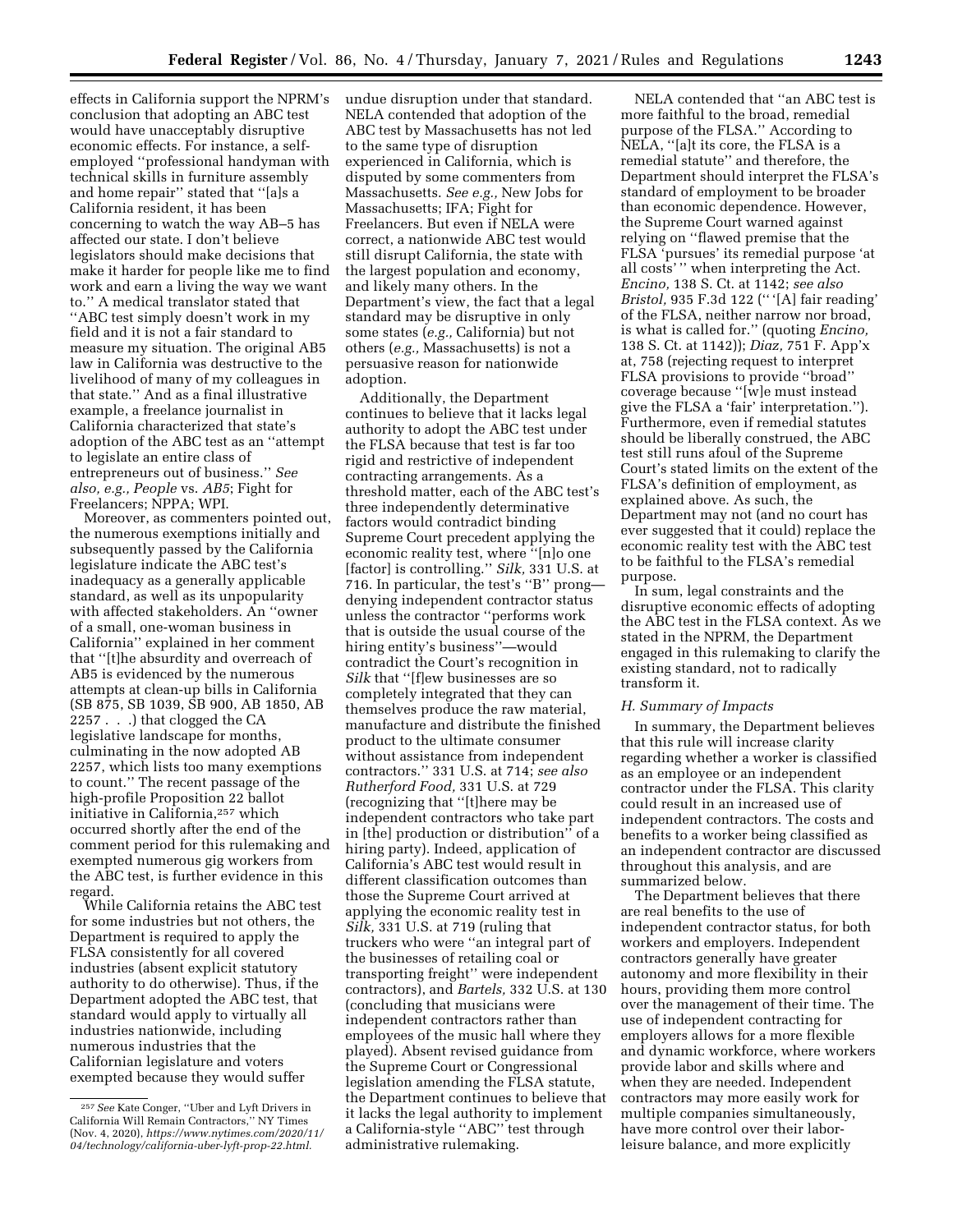effects in California support the NPRM's conclusion that adopting an ABC test would have unacceptably disruptive economic effects. For instance, a self-employed ''professional handyman with technical skills in furniture assembly and home repair'' stated that ''[a]s a California resident, it has been concerning to watch the way AB–5 has affected our state. I don't believe legislators should make decisions that make it harder for people like me to find work and earn a living the way we want to.'' A medical translator stated that ''ABC test simply doesn't work in my field and it is not a fair standard to measure my situation. The original AB5 law in California was destructive to the livelihood of many of my colleagues in that state.'' And as a final illustrative example, a freelance journalist in California characterized that state's adoption of the ABC test as an ''attempt to legislate an entire class of entrepreneurs out of business.'' *See also, e.g., People* vs. *AB5*; Fight for Freelancers; NPPA; WPI.

Moreover, as commenters pointed out, the numerous exemptions initially and subsequently passed by the California legislature indicate the ABC test's inadequacy as a generally applicable standard, as well as its unpopularity with affected stakeholders. An ''owner of a small, one-woman business in California'' explained in her comment that ''[t]he absurdity and overreach of AB5 is evidenced by the numerous attempts at clean-up bills in California (SB 875, SB 1039, SB 900, AB 1850, AB 2257 . . .) that clogged the CA legislative landscape for months, culminating in the now adopted AB 2257, which lists too many exemptions to count.'' The recent passage of the high-profile Proposition 22 ballot initiative in California,[257] which occurred shortly after the end of the comment period for this rulemaking and exempted numerous gig workers from the ABC test, is further evidence in this regard.

While California retains the ABC test for some industries but not others, the Department is required to apply the FLSA consistently for all covered industries (absent explicit statutory authority to do otherwise). Thus, if the Department adopted the ABC test, that standard would apply to virtually all industries nationwide, including numerous industries that the Californian legislature and voters exempted because they would suffer undue disruption under that standard. NELA contended that adoption of the ABC test by Massachusetts has not led to the same type of disruption experienced in California, which is disputed by some commenters from Massachusetts. *See e.g.,* New Jobs for Massachusetts; IFA; Fight for Freelancers. But even if NELA were correct, a nationwide ABC test would still disrupt California, the state with the largest population and economy, and likely many others. In the Department's view, the fact that a legal standard may be disruptive in only some states (*e.g.,* California) but not others (*e.g.,* Massachusetts) is not a persuasive reason for nationwide adoption.

Additionally, the Department continues to believe that it lacks legal authority to adopt the ABC test under the FLSA because that test is far too rigid and restrictive of independent contracting arrangements. As a threshold matter, each of the ABC test's three independently determinative factors would contradict binding Supreme Court precedent applying the economic reality test, where ''[n]o one [factor] is controlling.'' *Silk,* 331 U.S. at 716. In particular, the test's ''B'' prong—denying independent contractor status unless the contractor ''performs work that is outside the usual course of the hiring entity's business''—would contradict the Court's recognition in *Silk* that ''[f]ew businesses are so completely integrated that they can themselves produce the raw material, manufacture and distribute the finished product to the ultimate consumer without assistance from independent contractors.'' 331 U.S. at 714; *see also Rutherford Food,* 331 U.S. at 729 (recognizing that ''[t]here may be independent contractors who take part in [the] production or distribution'' of a hiring party). Indeed, application of California's ABC test would result in different classification outcomes than those the Supreme Court arrived at applying the economic reality test in *Silk,* 331 U.S. at 719 (ruling that truckers who were ''an integral part of the businesses of retailing coal or transporting freight'' were independent contractors), and *Bartels,* 332 U.S. at 130 (concluding that musicians were independent contractors rather than employees of the music hall where they played). Absent revised guidance from the Supreme Court or Congressional legislation amending the FLSA statute, the Department continues to believe that it lacks the legal authority to implement a California-style ''ABC'' test through administrative rulemaking.

NELA contended that ''an ABC test is more faithful to the broad, remedial purpose of the FLSA.'' According to NELA, ''[a]t its core, the FLSA is a remedial statute'' and therefore, the Department should interpret the FLSA's standard of employment to be broader than economic dependence. However, the Supreme Court warned against relying on ''flawed premise that the FLSA 'pursues' its remedial purpose 'at all costs' '' when interpreting the Act. *Encino,* 138 S. Ct. at 1142; *see also Bristol,* 935 F.3d 122 (''[A] fair reading' of the FLSA, neither narrow nor broad, is what is called for.'' (quoting *Encino,* 138 S. Ct. at 1142)); *Diaz,* 751 F. App'x at, 758 (rejecting request to interpret FLSA provisions to provide ''broad'' coverage because ''[w]e must instead give the FLSA a 'fair' interpretation.''). Furthermore, even if remedial statutes should be liberally construed, the ABC test still runs afoul of the Supreme Court's stated limits on the extent of the FLSA's definition of employment, as explained above. As such, the Department may not (and no court has ever suggested that it could) replace the economic reality test with the ABC test to be faithful to the FLSA's remedial purpose.

In sum, legal constraints and the disruptive economic effects of adopting the ABC test in the FLSA context. As we stated in the NPRM, the Department engaged in this rulemaking to clarify the existing standard, not to radically transform it.

### *H. Summary of Impacts*

In summary, the Department believes that this rule will increase clarity regarding whether a worker is classified as an employee or an independent contractor under the FLSA. This clarity could result in an increased use of independent contractors. The costs and benefits to a worker being classified as an independent contractor are discussed throughout this analysis, and are summarized below.

The Department believes that there are real benefits to the use of independent contractor status, for both workers and employers. Independent contractors generally have greater autonomy and more flexibility in their hours, providing them more control over the management of their time. The use of independent contracting for employers allows for a more flexible and dynamic workforce, where workers provide labor and skills where and when they are needed. Independent contractors may more easily work for multiple companies simultaneously, have more control over their labor-leisure balance, and more explicitly

[257] *See* Kate Conger, ''Uber and Lyft Drivers in California Will Remain Contractors,'' NY Times (Nov. 4, 2020), *https://www.nytimes.com/2020/11/04/technology/california-uber-lyft-prop-22.html.*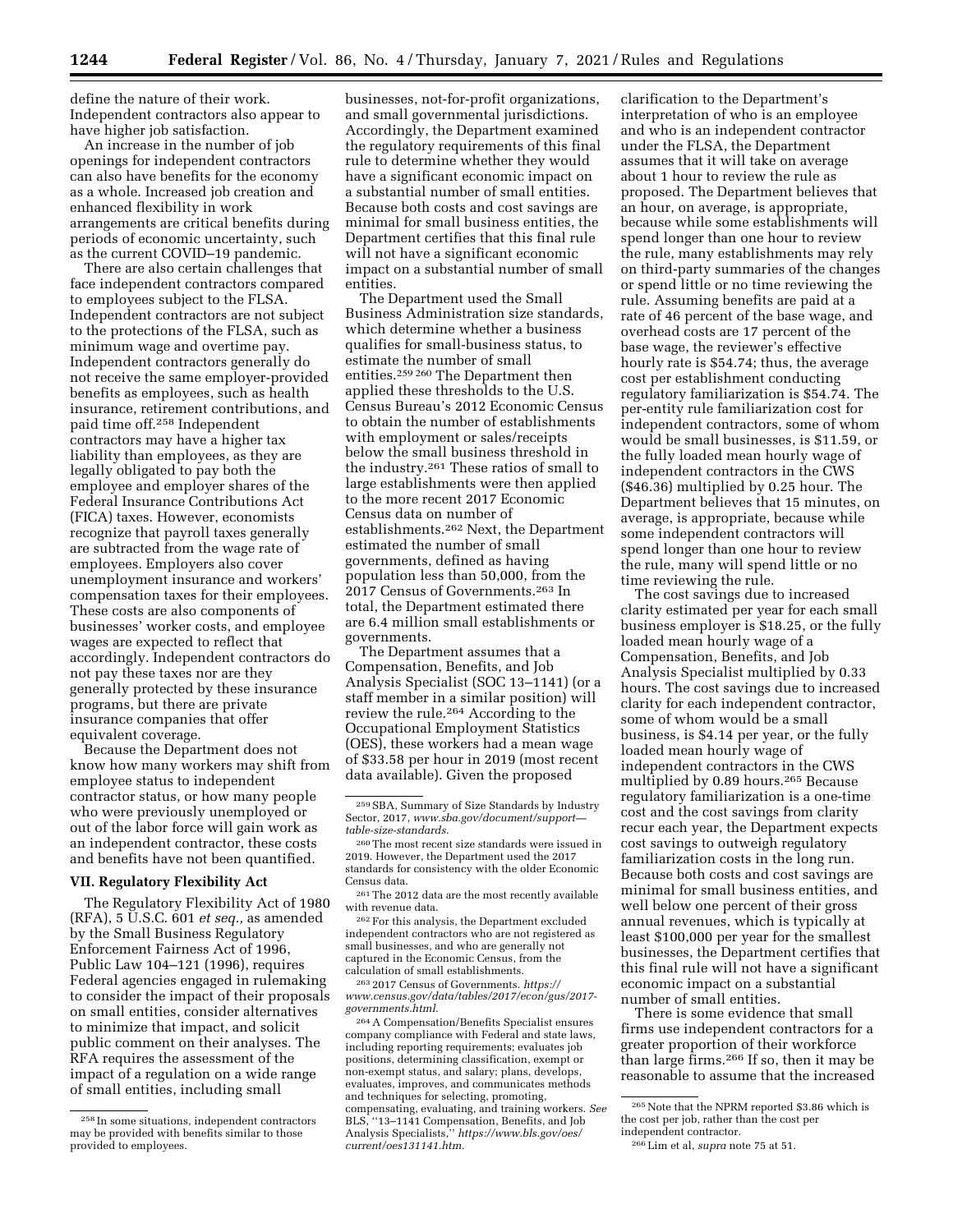define the nature of their work. Independent contractors also appear to have higher job satisfaction.

An increase in the number of job openings for independent contractors can also have benefits for the economy as a whole. Increased job creation and enhanced flexibility in work arrangements are critical benefits during periods of economic uncertainty, such as the current COVID–19 pandemic.

There are also certain challenges that face independent contractors compared to employees subject to the FLSA. Independent contractors are not subject to the protections of the FLSA, such as minimum wage and overtime pay. Independent contractors generally do not receive the same employer-provided benefits as employees, such as health insurance, retirement contributions, and paid time off.[258] Independent contractors may have a higher tax liability than employees, as they are legally obligated to pay both the employee and employer shares of the Federal Insurance Contributions Act (FICA) taxes. However, economists recognize that payroll taxes generally are subtracted from the wage rate of employees. Employers also cover unemployment insurance and workers' compensation taxes for their employees. These costs are also components of businesses' worker costs, and employee wages are expected to reflect that accordingly. Independent contractors do not pay these taxes nor are they generally protected by these insurance programs, but there are private insurance companies that offer equivalent coverage.

Because the Department does not know how many workers may shift from employee status to independent contractor status, or how many people who were previously unemployed or out of the labor force will gain work as an independent contractor, these costs and benefits have not been quantified.

## VII. Regulatory Flexibility Act

The Regulatory Flexibility Act of 1980 (RFA), 5 U.S.C. 601 *et seq.,* as amended by the Small Business Regulatory Enforcement Fairness Act of 1996, Public Law 104–121 (1996), requires Federal agencies engaged in rulemaking to consider the impact of their proposals on small entities, consider alternatives to minimize that impact, and solicit public comment on their analyses. The RFA requires the assessment of the impact of a regulation on a wide range of small entities, including small businesses, not-for-profit organizations, and small governmental jurisdictions. Accordingly, the Department examined the regulatory requirements of this final rule to determine whether they would have a significant economic impact on a substantial number of small entities. Because both costs and cost savings are minimal for small business entities, the Department certifies that this final rule will not have a significant economic impact on a substantial number of small entities.

The Department used the Small Business Administration size standards, which determine whether a business qualifies for small-business status, to estimate the number of small entities.[259] [260] The Department then applied these thresholds to the U.S. Census Bureau's 2012 Economic Census to obtain the number of establishments with employment or sales/receipts below the small business threshold in the industry.[261] These ratios of small to large establishments were then applied to the more recent 2017 Economic Census data on number of establishments.[262] Next, the Department estimated the number of small governments, defined as having population less than 50,000, from the 2017 Census of Governments.[263] In total, the Department estimated there are 6.4 million small establishments or governments.

The Department assumes that a Compensation, Benefits, and Job Analysis Specialist (SOC 13–1141) (or a staff member in a similar position) will review the rule.[264] According to the Occupational Employment Statistics (OES), these workers had a mean wage of $33.58 per hour in 2019 (most recent data available). Given the proposed clarification to the Department's interpretation of who is an employee and who is an independent contractor under the FLSA, the Department assumes that it will take on average about 1 hour to review the rule as proposed. The Department believes that an hour, on average, is appropriate, because while some establishments will spend longer than one hour to review the rule, many establishments may rely on third-party summaries of the changes or spend little or no time reviewing the rule. Assuming benefits are paid at a rate of 46 percent of the base wage, and overhead costs are 17 percent of the base wage, the reviewer's effective hourly rate is $54.74; thus, the average cost per establishment conducting regulatory familiarization is $54.74. The per-entity rule familiarization cost for independent contractors, some of whom would be small businesses, is $11.59, or the fully loaded mean hourly wage of independent contractors in the CWS ($46.36) multiplied by 0.25 hour. The Department believes that 15 minutes, on average, is appropriate, because while some independent contractors will spend longer than one hour to review the rule, many will spend little or no time reviewing the rule.

The cost savings due to increased clarity estimated per year for each small business employer is $18.25, or the fully loaded mean hourly wage of a Compensation, Benefits, and Job Analysis Specialist multiplied by 0.33 hours. The cost savings due to increased clarity for each independent contractor, some of whom would be a small business, is $4.14 per year, or the fully loaded mean hourly wage of independent contractors in the CWS multiplied by 0.89 hours.[265] Because regulatory familiarization is a one-time cost and the cost savings from clarity recur each year, the Department expects cost savings to outweigh regulatory familiarization costs in the long run. Because both costs and cost savings are minimal for small business entities, and well below one percent of their gross annual revenues, which is typically at least $100,000 per year for the smallest businesses, the Department certifies that this final rule will not have a significant economic impact on a substantial number of small entities.

There is some evidence that small firms use independent contractors for a greater proportion of their workforce than large firms.[266] If so, then it may be reasonable to assume that the increased

---

[258] In some situations, independent contractors may be provided with benefits similar to those provided to employees.

[259] SBA, Summary of Size Standards by Industry Sector, 2017, *www.sba.gov/document/support—table-size-standards.*

[260] The most recent size standards were issued in 2019. However, the Department used the 2017 standards for consistency with the older Economic Census data.

[261] The 2012 data are the most recently available with revenue data.

[262] For this analysis, the Department excluded independent contractors who are not registered as small businesses, and who are generally not captured in the Economic Census, from the calculation of small establishments.

[263] 2017 Census of Governments. *https://www.census.gov/data/tables/2017/econ/gus/2017-governments.html.*

[264] A Compensation/Benefits Specialist ensures company compliance with Federal and state laws, including reporting requirements; evaluates job positions, determining classification, exempt or non-exempt status, and salary; plans, develops, evaluates, improves, and communicates methods and techniques for selecting, promoting, compensating, evaluating, and training workers. *See* BLS, ''13–1141 Compensation, Benefits, and Job Analysis Specialists,'' *https://www.bls.gov/oes/current/oes131141.htm.*

[265] Note that the NPRM reported $3.86 which is the cost per job, rather than the cost per independent contractor.

[266] Lim et al, *supra* note 75 at 51.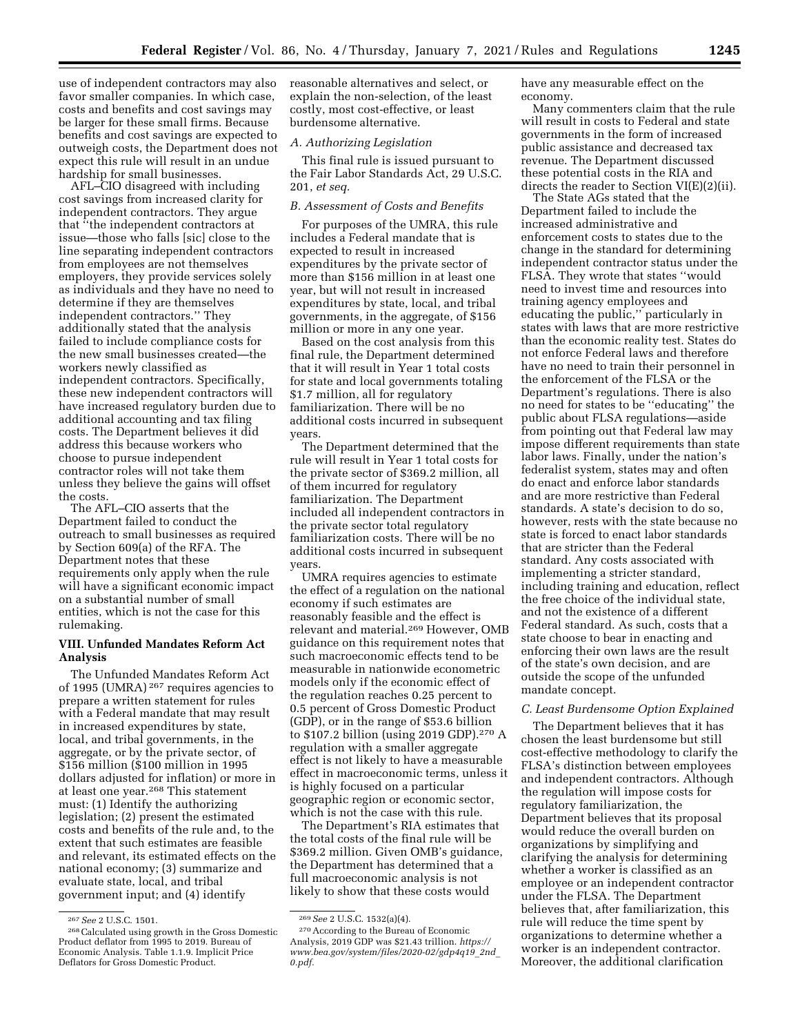use of independent contractors may also favor smaller companies. In which case, costs and benefits and cost savings may be larger for these small firms. Because benefits and cost savings are expected to outweigh costs, the Department does not expect this rule will result in an undue hardship for small businesses.

AFL–CIO disagreed with including cost savings from increased clarity for independent contractors. They argue that ''the independent contractors at issue—those who falls [sic] close to the line separating independent contractors from employees are not themselves employers, they provide services solely as individuals and they have no need to determine if they are themselves independent contractors.'' They additionally stated that the analysis failed to include compliance costs for the new small businesses created—the workers newly classified as independent contractors. Specifically, these new independent contractors will have increased regulatory burden due to additional accounting and tax filing costs. The Department believes it did address this because workers who choose to pursue independent contractor roles will not take them unless they believe the gains will offset the costs.

The AFL–CIO asserts that the Department failed to conduct the outreach to small businesses as required by Section 609(a) of the RFA. The Department notes that these requirements only apply when the rule will have a significant economic impact on a substantial number of small entities, which is not the case for this rulemaking.

## VIII. Unfunded Mandates Reform Act Analysis

The Unfunded Mandates Reform Act of 1995 (UMRA)[267] requires agencies to prepare a written statement for rules with a Federal mandate that may result in increased expenditures by state, local, and tribal governments, in the aggregate, or by the private sector, of $156 million ($100 million in 1995 dollars adjusted for inflation) or more in at least one year.[268] This statement must: (1) Identify the authorizing legislation; (2) present the estimated costs and benefits of the rule and, to the extent that such estimates are feasible and relevant, its estimated effects on the national economy; (3) summarize and evaluate state, local, and tribal government input; and (4) identify reasonable alternatives and select, or explain the non-selection, of the least costly, most cost-effective, or least burdensome alternative.

### A. Authorizing Legislation

This final rule is issued pursuant to the Fair Labor Standards Act, 29 U.S.C. 201, *et seq.*

### B. Assessment of Costs and Benefits

For purposes of the UMRA, this rule includes a Federal mandate that is expected to result in increased expenditures by the private sector of more than $156 million in at least one year, but will not result in increased expenditures by state, local, and tribal governments, in the aggregate, of $156 million or more in any one year.

Based on the cost analysis from this final rule, the Department determined that it will result in Year 1 total costs for state and local governments totaling $1.7 million, all for regulatory familiarization. There will be no additional costs incurred in subsequent years.

The Department determined that the rule will result in Year 1 total costs for the private sector of $369.2 million, all of them incurred for regulatory familiarization. The Department included all independent contractors in the private sector total regulatory familiarization costs. There will be no additional costs incurred in subsequent years.

UMRA requires agencies to estimate the effect of a regulation on the national economy if such estimates are reasonably feasible and the effect is relevant and material.[269] However, OMB guidance on this requirement notes that such macroeconomic effects tend to be measurable in nationwide econometric models only if the economic effect of the regulation reaches 0.25 percent to 0.5 percent of Gross Domestic Product (GDP), or in the range of $53.6 billion to $107.2 billion (using 2019 GDP).[270] A regulation with a smaller aggregate effect is not likely to have a measurable effect in macroeconomic terms, unless it is highly focused on a particular geographic region or economic sector, which is not the case with this rule.

The Department's RIA estimates that the total costs of the final rule will be $369.2 million. Given OMB's guidance, the Department has determined that a full macroeconomic analysis is not likely to show that these costs would have any measurable effect on the economy.

Many commenters claim that the rule will result in costs to Federal and state governments in the form of increased public assistance and decreased tax revenue. The Department discussed these potential costs in the RIA and directs the reader to Section VI(E)(2)(ii).

The State AGs stated that the Department failed to include the increased administrative and enforcement costs to states due to the change in the standard for determining independent contractor status under the FLSA. They wrote that states ''would need to invest time and resources into training agency employees and educating the public,'' particularly in states with laws that are more restrictive than the economic reality test. States do not enforce Federal laws and therefore have no need to train their personnel in the enforcement of the FLSA or the Department's regulations. There is also no need for states to be ''educating'' the public about FLSA regulations—aside from pointing out that Federal law may impose different requirements than state labor laws. Finally, under the nation's federalist system, states may and often do enact and enforce labor standards and are more restrictive than Federal standards. A state's decision to do so, however, rests with the state because no state is forced to enact labor standards that are stricter than the Federal standard. Any costs associated with implementing a stricter standard, including training and education, reflect the free choice of the individual state, and not the existence of a different Federal standard. As such, costs that a state choose to bear in enacting and enforcing their own laws are the result of the state's own decision, and are outside the scope of the unfunded mandate concept.

### C. Least Burdensome Option Explained

The Department believes that it has chosen the least burdensome but still cost-effective methodology to clarify the FLSA's distinction between employees and independent contractors. Although the regulation will impose costs for regulatory familiarization, the Department believes that its proposal would reduce the overall burden on organizations by simplifying and clarifying the analysis for determining whether a worker is classified as an employee or an independent contractor under the FLSA. The Department believes that, after familiarization, this rule will reduce the time spent by organizations to determine whether a worker is an independent contractor. Moreover, the additional clarification

---

[267] *See* 2 U.S.C. 1501.

[268] Calculated using growth in the Gross Domestic Product deflator from 1995 to 2019. Bureau of Economic Analysis. Table 1.1.9. Implicit Price Deflators for Gross Domestic Product.

[269] *See* 2 U.S.C. 1532(a)(4).

[270] According to the Bureau of Economic Analysis, 2019 GDP was $21.43 trillion. *https://www.bea.gov/system/files/2020-02/gdp4q19_2nd_0.pdf.*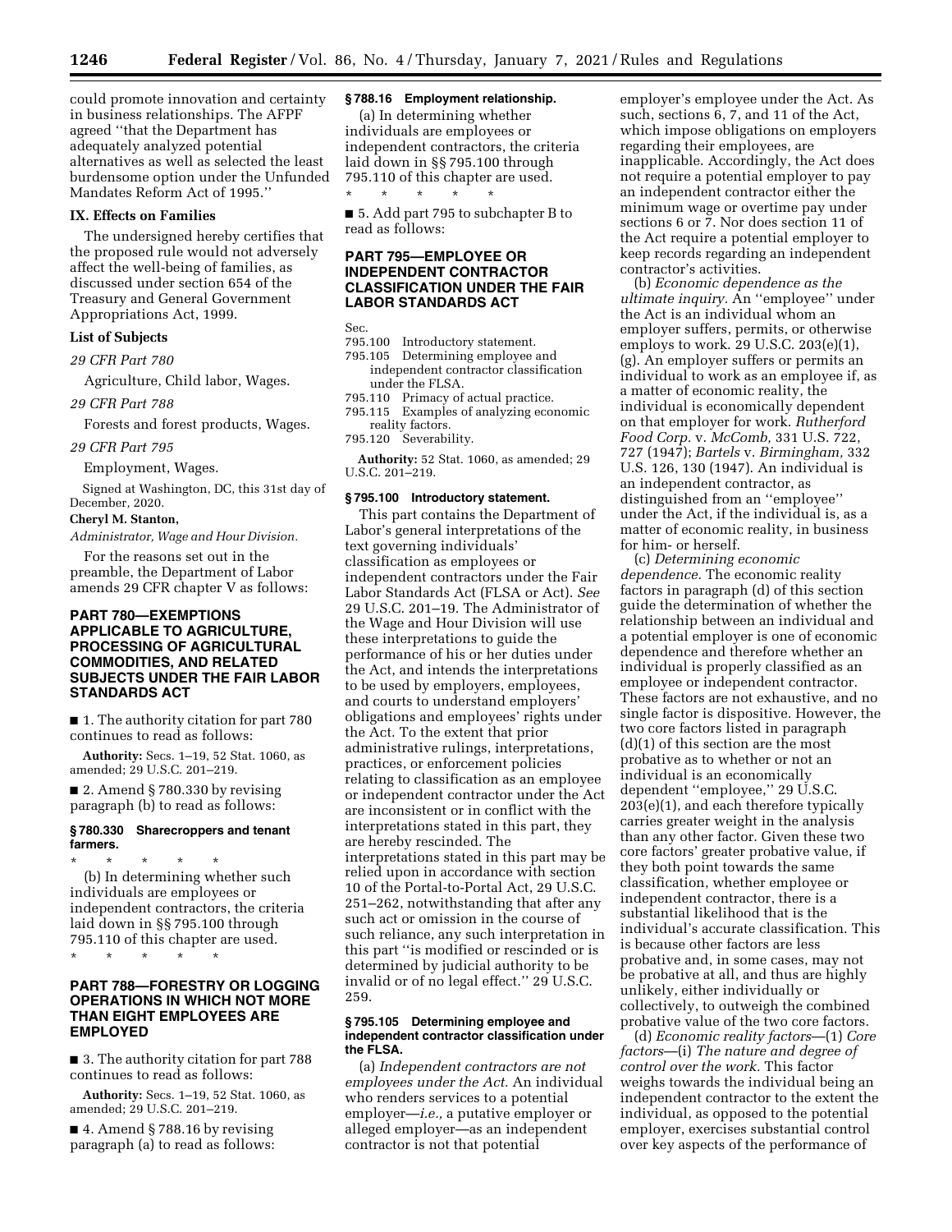could promote innovation and certainty in business relationships. The AFPF agreed ''that the Department has adequately analyzed potential alternatives as well as selected the least burdensome option under the Unfunded Mandates Reform Act of 1995.''

## IX. Effects on Families

The undersigned hereby certifies that the proposed rule would not adversely affect the well-being of families, as discussed under section 654 of the Treasury and General Government Appropriations Act, 1999.

### List of Subjects

*29 CFR Part 780*

Agriculture, Child labor, Wages.

*29 CFR Part 788*

Forests and forest products, Wages.

*29 CFR Part 795*

Employment, Wages.

Signed at Washington, DC, this 31st day of December, 2020.

**Cheryl M. Stanton,**

*Administrator, Wage and Hour Division.*

For the reasons set out in the preamble, the Department of Labor amends 29 CFR chapter V as follows:

## PART 780—EXEMPTIONS APPLICABLE TO AGRICULTURE, PROCESSING OF AGRICULTURAL COMMODITIES, AND RELATED SUBJECTS UNDER THE FAIR LABOR STANDARDS ACT

■ 1. The authority citation for part 780 continues to read as follows:

**Authority:** Secs. 1–19, 52 Stat. 1060, as amended; 29 U.S.C. 201–219.

■ 2. Amend § 780.330 by revising paragraph (b) to read as follows:

### § 780.330 Sharecroppers and tenant farmers.

\* \* \* \* \*

(b) In determining whether such individuals are employees or independent contractors, the criteria laid down in §§ 795.100 through 795.110 of this chapter are used.

\* \* \* \* \*

## PART 788—FORESTRY OR LOGGING OPERATIONS IN WHICH NOT MORE THAN EIGHT EMPLOYEES ARE EMPLOYED

■ 3. The authority citation for part 788 continues to read as follows:

**Authority:** Secs. 1–19, 52 Stat. 1060, as amended; 29 U.S.C. 201–219.

■ 4. Amend § 788.16 by revising paragraph (a) to read as follows:

### § 788.16 Employment relationship.

(a) In determining whether individuals are employees or independent contractors, the criteria laid down in §§ 795.100 through 795.110 of this chapter are used.

\* \* \* \* \*

■ 5. Add part 795 to subchapter B to read as follows:

## PART 795—EMPLOYEE OR INDEPENDENT CONTRACTOR CLASSIFICATION UNDER THE FAIR LABOR STANDARDS ACT

Sec.
795.100 Introductory statement.
795.105 Determining employee and independent contractor classification under the FLSA.
795.110 Primacy of actual practice.
795.115 Examples of analyzing economic reality factors.
795.120 Severability.

**Authority:** 52 Stat. 1060, as amended; 29 U.S.C. 201–219.

### § 795.100 Introductory statement.

This part contains the Department of Labor's general interpretations of the text governing individuals' classification as employees or independent contractors under the Fair Labor Standards Act (FLSA or Act). *See* 29 U.S.C. 201–19. The Administrator of the Wage and Hour Division will use these interpretations to guide the performance of his or her duties under the Act, and intends the interpretations to be used by employers, employees, and courts to understand employers' obligations and employees' rights under the Act. To the extent that prior administrative rulings, interpretations, practices, or enforcement policies relating to classification as an employee or independent contractor under the Act are inconsistent or in conflict with the interpretations stated in this part, they are hereby rescinded. The interpretations stated in this part may be relied upon in accordance with section 10 of the Portal-to-Portal Act, 29 U.S.C. 251–262, notwithstanding that after any such act or omission in the course of such reliance, any such interpretation in this part ''is modified or rescinded or is determined by judicial authority to be invalid or of no legal effect.'' 29 U.S.C. 259.

### § 795.105 Determining employee and independent contractor classification under the FLSA.

(a) *Independent contractors are not employees under the Act.* An individual who renders services to a potential employer—*i.e.,* a putative employer or alleged employer—as an independent contractor is not that potential employer's employee under the Act. As such, sections 6, 7, and 11 of the Act, which impose obligations on employers regarding their employees, are inapplicable. Accordingly, the Act does not require a potential employer to pay an independent contractor either the minimum wage or overtime pay under sections 6 or 7. Nor does section 11 of the Act require a potential employer to keep records regarding an independent contractor's activities.

(b) *Economic dependence as the ultimate inquiry.* An ''employee'' under the Act is an individual whom an employer suffers, permits, or otherwise employs to work. 29 U.S.C. 203(e)(1), (g). An employer suffers or permits an individual to work as an employee if, as a matter of economic reality, the individual is economically dependent on that employer for work. *Rutherford Food Corp.* v. *McComb,* 331 U.S. 722, 727 (1947); *Bartels* v. *Birmingham,* 332 U.S. 126, 130 (1947). An individual is an independent contractor, as distinguished from an ''employee'' under the Act, if the individual is, as a matter of economic reality, in business for him- or herself.

(c) *Determining economic dependence.* The economic reality factors in paragraph (d) of this section guide the determination of whether the relationship between an individual and a potential employer is one of economic dependence and therefore whether an individual is properly classified as an employee or independent contractor. These factors are not exhaustive, and no single factor is dispositive. However, the two core factors listed in paragraph (d)(1) of this section are the most probative as to whether or not an individual is an economically dependent ''employee,'' 29 U.S.C. 203(e)(1), and each therefore typically carries greater weight in the analysis than any other factor. Given these two core factors' greater probative value, if they both point towards the same classification, whether employee or independent contractor, there is a substantial likelihood that is the individual's accurate classification. This is because other factors are less probative and, in some cases, may not be probative at all, and thus are highly unlikely, either individually or collectively, to outweigh the combined probative value of the two core factors.

(d) *Economic reality factors*—(1) *Core factors*—(i) *The nature and degree of control over the work.* This factor weighs towards the individual being an independent contractor to the extent the individual, as opposed to the potential employer, exercises substantial control over key aspects of the performance of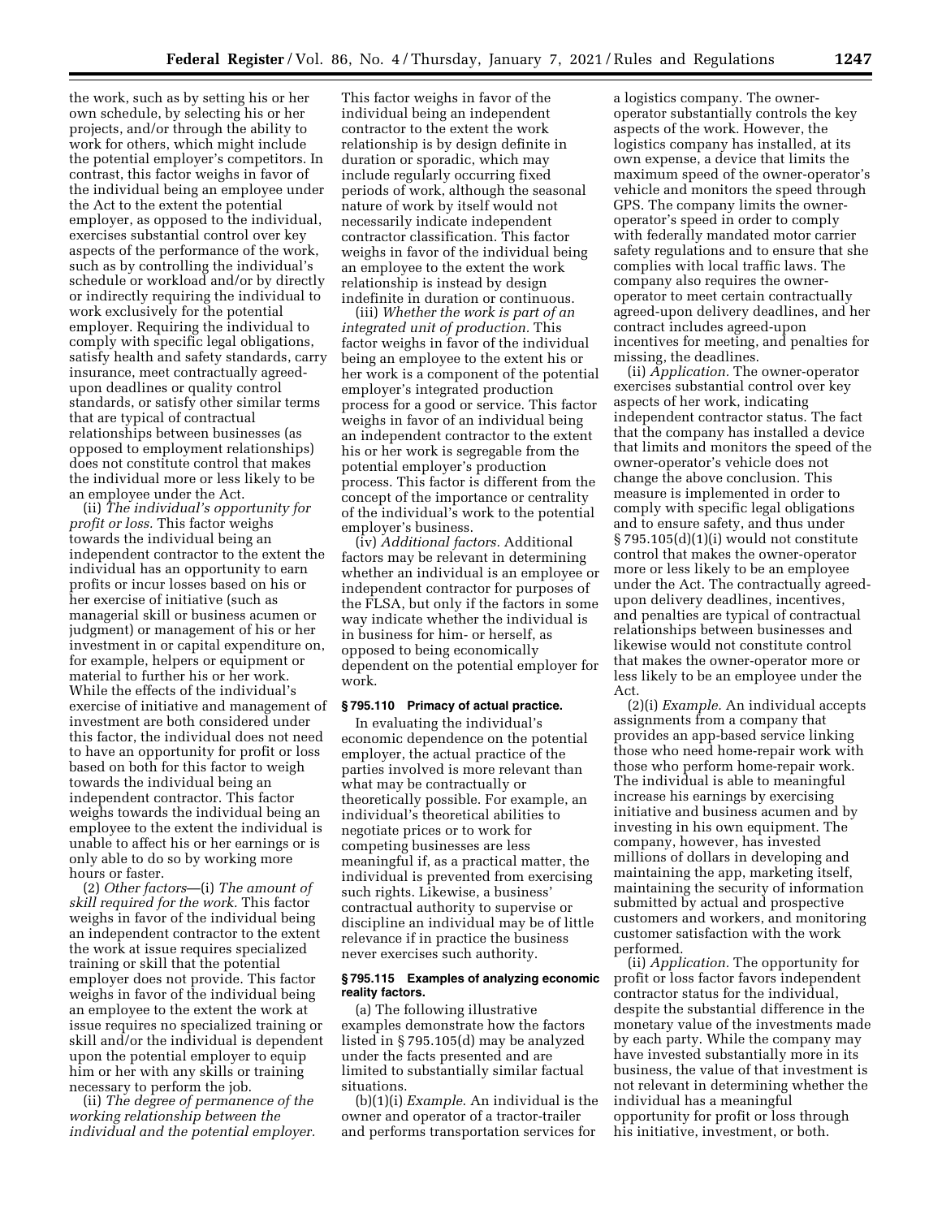the work, such as by setting his or her own schedule, by selecting his or her projects, and/or through the ability to work for others, which might include the potential employer's competitors. In contrast, this factor weighs in favor of the individual being an employee under the Act to the extent the potential employer, as opposed to the individual, exercises substantial control over key aspects of the performance of the work, such as by controlling the individual's schedule or workload and/or by directly or indirectly requiring the individual to work exclusively for the potential employer. Requiring the individual to comply with specific legal obligations, satisfy health and safety standards, carry insurance, meet contractually agreed-upon deadlines or quality control standards, or satisfy other similar terms that are typical of contractual relationships between businesses (as opposed to employment relationships) does not constitute control that makes the individual more or less likely to be an employee under the Act.

(ii) *The individual's opportunity for profit or loss.* This factor weighs towards the individual being an independent contractor to the extent the individual has an opportunity to earn profits or incur losses based on his or her exercise of initiative (such as managerial skill or business acumen or judgment) or management of his or her investment in or capital expenditure on, for example, helpers or equipment or material to further his or her work. While the effects of the individual's exercise of initiative and management of investment are both considered under this factor, the individual does not need to have an opportunity for profit or loss based on both for this factor to weigh towards the individual being an independent contractor. This factor weighs towards the individual being an employee to the extent the individual is unable to affect his or her earnings or is only able to do so by working more hours or faster.

(2) *Other factors*—(i) *The amount of skill required for the work.* This factor weighs in favor of the individual being an independent contractor to the extent the work at issue requires specialized training or skill that the potential employer does not provide. This factor weighs in favor of the individual being an employee to the extent the work at issue requires no specialized training or skill and/or the individual is dependent upon the potential employer to equip him or her with any skills or training necessary to perform the job.

(ii) *The degree of permanence of the working relationship between the individual and the potential employer.* This factor weighs in favor of the individual being an independent contractor to the extent the work relationship is by design definite in duration or sporadic, which may include regularly occurring fixed periods of work, although the seasonal nature of work by itself would not necessarily indicate independent contractor classification. This factor weighs in favor of the individual being an employee to the extent the work relationship is instead by design indefinite in duration or continuous.

(iii) *Whether the work is part of an integrated unit of production.* This factor weighs in favor of the individual being an employee to the extent his or her work is a component of the potential employer's integrated production process for a good or service. This factor weighs in favor of an individual being an independent contractor to the extent his or her work is segregable from the potential employer's production process. This factor is different from the concept of the importance or centrality of the individual's work to the potential employer's business.

(iv) *Additional factors.* Additional factors may be relevant in determining whether an individual is an employee or independent contractor for purposes of the FLSA, but only if the factors in some way indicate whether the individual is in business for him- or herself, as opposed to being economically dependent on the potential employer for work.

## § 795.110 Primacy of actual practice.

In evaluating the individual's economic dependence on the potential employer, the actual practice of the parties involved is more relevant than what may be contractually or theoretically possible. For example, an individual's theoretical abilities to negotiate prices or to work for competing businesses are less meaningful if, as a practical matter, the individual is prevented from exercising such rights. Likewise, a business' contractual authority to supervise or discipline an individual may be of little relevance if in practice the business never exercises such authority.

## § 795.115 Examples of analyzing economic reality factors.

(a) The following illustrative examples demonstrate how the factors listed in § 795.105(d) may be analyzed under the facts presented and are limited to substantially similar factual situations.

(b)(1)(i) *Example.* An individual is the owner and operator of a tractor-trailer and performs transportation services for a logistics company. The owner-operator substantially controls the key aspects of the work. However, the logistics company has installed, at its own expense, a device that limits the maximum speed of the owner-operator's vehicle and monitors the speed through GPS. The company limits the owner-operator's speed in order to comply with federally mandated motor carrier safety regulations and to ensure that she complies with local traffic laws. The company also requires the owner-operator to meet certain contractually agreed-upon delivery deadlines, and her contract includes agreed-upon incentives for meeting, and penalties for missing, the deadlines.

(ii) *Application.* The owner-operator exercises substantial control over key aspects of her work, indicating independent contractor status. The fact that the company has installed a device that limits and monitors the speed of the owner-operator's vehicle does not change the above conclusion. This measure is implemented in order to comply with specific legal obligations and to ensure safety, and thus under § 795.105(d)(1)(i) would not constitute control that makes the owner-operator more or less likely to be an employee under the Act. The contractually agreed-upon delivery deadlines, incentives, and penalties are typical of contractual relationships between businesses and likewise would not constitute control that makes the owner-operator more or less likely to be an employee under the Act.

(2)(i) *Example.* An individual accepts assignments from a company that provides an app-based service linking those who need home-repair work with those who perform home-repair work. The individual is able to meaningful increase his earnings by exercising initiative and business acumen and by investing in his own equipment. The company, however, has invested millions of dollars in developing and maintaining the app, marketing itself, maintaining the security of information submitted by actual and prospective customers and workers, and monitoring customer satisfaction with the work performed.

(ii) *Application.* The opportunity for profit or loss factor favors independent contractor status for the individual, despite the substantial difference in the monetary value of the investments made by each party. While the company may have invested substantially more in its business, the value of that investment is not relevant in determining whether the individual has a meaningful opportunity for profit or loss through his initiative, investment, or both.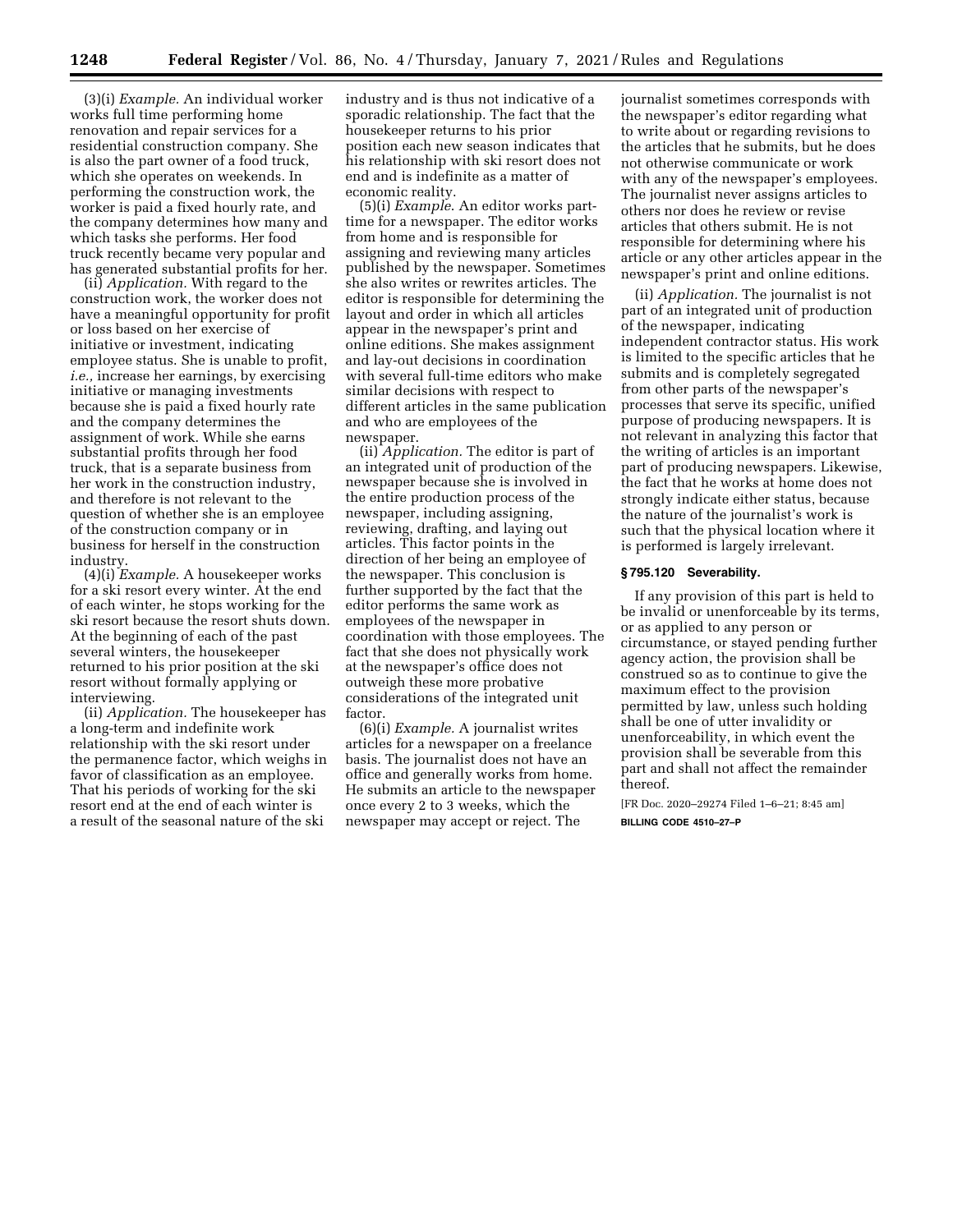(3)(i) *Example.* An individual worker works full time performing home renovation and repair services for a residential construction company. She is also the part owner of a food truck, which she operates on weekends. In performing the construction work, the worker is paid a fixed hourly rate, and the company determines how many and which tasks she performs. Her food truck recently became very popular and has generated substantial profits for her.

(ii) *Application.* With regard to the construction work, the worker does not have a meaningful opportunity for profit or loss based on her exercise of initiative or investment, indicating employee status. She is unable to profit, *i.e.,* increase her earnings, by exercising initiative or managing investments because she is paid a fixed hourly rate and the company determines the assignment of work. While she earns substantial profits through her food truck, that is a separate business from her work in the construction industry, and therefore is not relevant to the question of whether she is an employee of the construction company or in business for herself in the construction industry.

(4)(i) *Example.* A housekeeper works for a ski resort every winter. At the end of each winter, he stops working for the ski resort because the resort shuts down. At the beginning of each of the past several winters, the housekeeper returned to his prior position at the ski resort without formally applying or interviewing.

(ii) *Application.* The housekeeper has a long-term and indefinite work relationship with the ski resort under the permanence factor, which weighs in favor of classification as an employee. That his periods of working for the ski resort end at the end of each winter is a result of the seasonal nature of the ski industry and is thus not indicative of a sporadic relationship. The fact that the housekeeper returns to his prior position each new season indicates that his relationship with ski resort does not end and is indefinite as a matter of economic reality.

(5)(i) *Example.* An editor works part-time for a newspaper. The editor works from home and is responsible for assigning and reviewing many articles published by the newspaper. Sometimes she also writes or rewrites articles. The editor is responsible for determining the layout and order in which all articles appear in the newspaper's print and online editions. She makes assignment and lay-out decisions in coordination with several full-time editors who make similar decisions with respect to different articles in the same publication and who are employees of the newspaper.

(ii) *Application.* The editor is part of an integrated unit of production of the newspaper because she is involved in the entire production process of the newspaper, including assigning, reviewing, drafting, and laying out articles. This factor points in the direction of her being an employee of the newspaper. This conclusion is further supported by the fact that the editor performs the same work as employees of the newspaper in coordination with those employees. The fact that she does not physically work at the newspaper's office does not outweigh these more probative considerations of the integrated unit factor.

(6)(i) *Example.* A journalist writes articles for a newspaper on a freelance basis. The journalist does not have an office and generally works from home. He submits an article to the newspaper once every 2 to 3 weeks, which the newspaper may accept or reject. The journalist sometimes corresponds with the newspaper's editor regarding what to write about or regarding revisions to the articles that he submits, but he does not otherwise communicate or work with any of the newspaper's employees. The journalist never assigns articles to others nor does he review or revise articles that others submit. He is not responsible for determining where his article or any other articles appear in the newspaper's print and online editions.

(ii) *Application.* The journalist is not part of an integrated unit of production of the newspaper, indicating independent contractor status. His work is limited to the specific articles that he submits and is completely segregated from other parts of the newspaper's processes that serve its specific, unified purpose of producing newspapers. It is not relevant in analyzing this factor that the writing of articles is an important part of producing newspapers. Likewise, the fact that he works at home does not strongly indicate either status, because the nature of the journalist's work is such that the physical location where it is performed is largely irrelevant.

### § 795.120 Severability.

If any provision of this part is held to be invalid or unenforceable by its terms, or as applied to any person or circumstance, or stayed pending further agency action, the provision shall be construed so as to continue to give the maximum effect to the provision permitted by law, unless such holding shall be one of utter invalidity or unenforceability, in which event the provision shall be severable from this part and shall not affect the remainder thereof.

[FR Doc. 2020–29274 Filed 1–6–21; 8:45 am]

**BILLING CODE 4510–27–P**